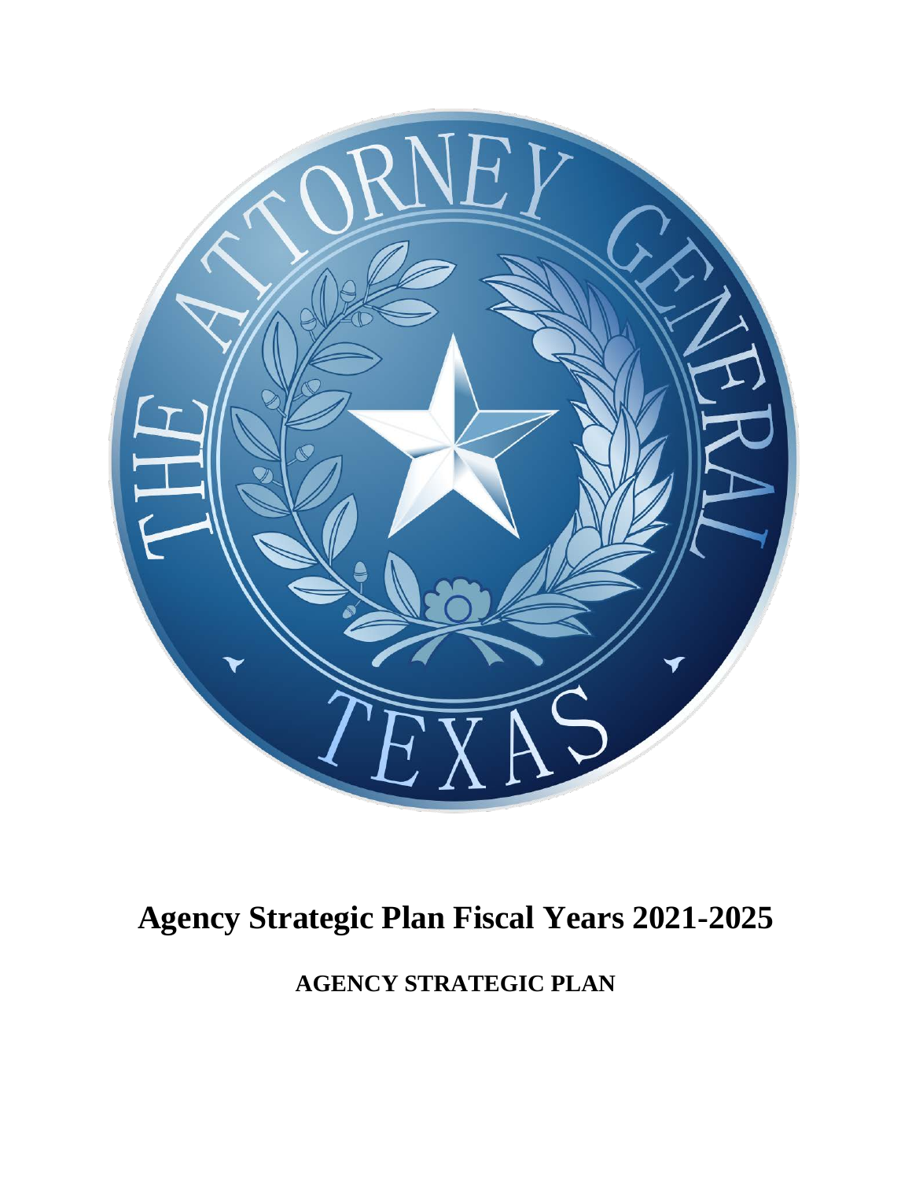# Agency Strategic Plan Fiscal Years 2021-2025

**AGENCY STRATEGIC PLAN**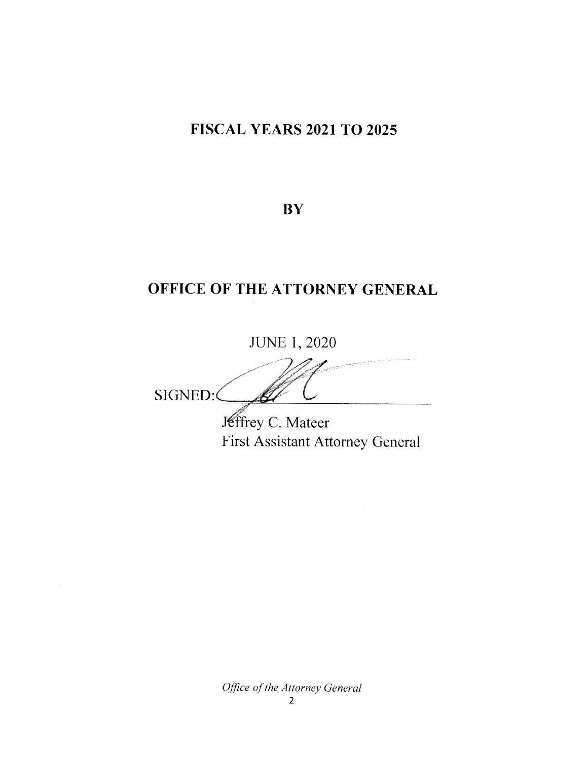# FISCAL YEARS 2021 TO 2025

## BY

# OFFICE OF THE ATTORNEY GENERAL

JUNE 1, 2020

SIGNED: ____________________

Jeffrey C. Mateer
First Assistant Attorney General

*Office of the Attorney General*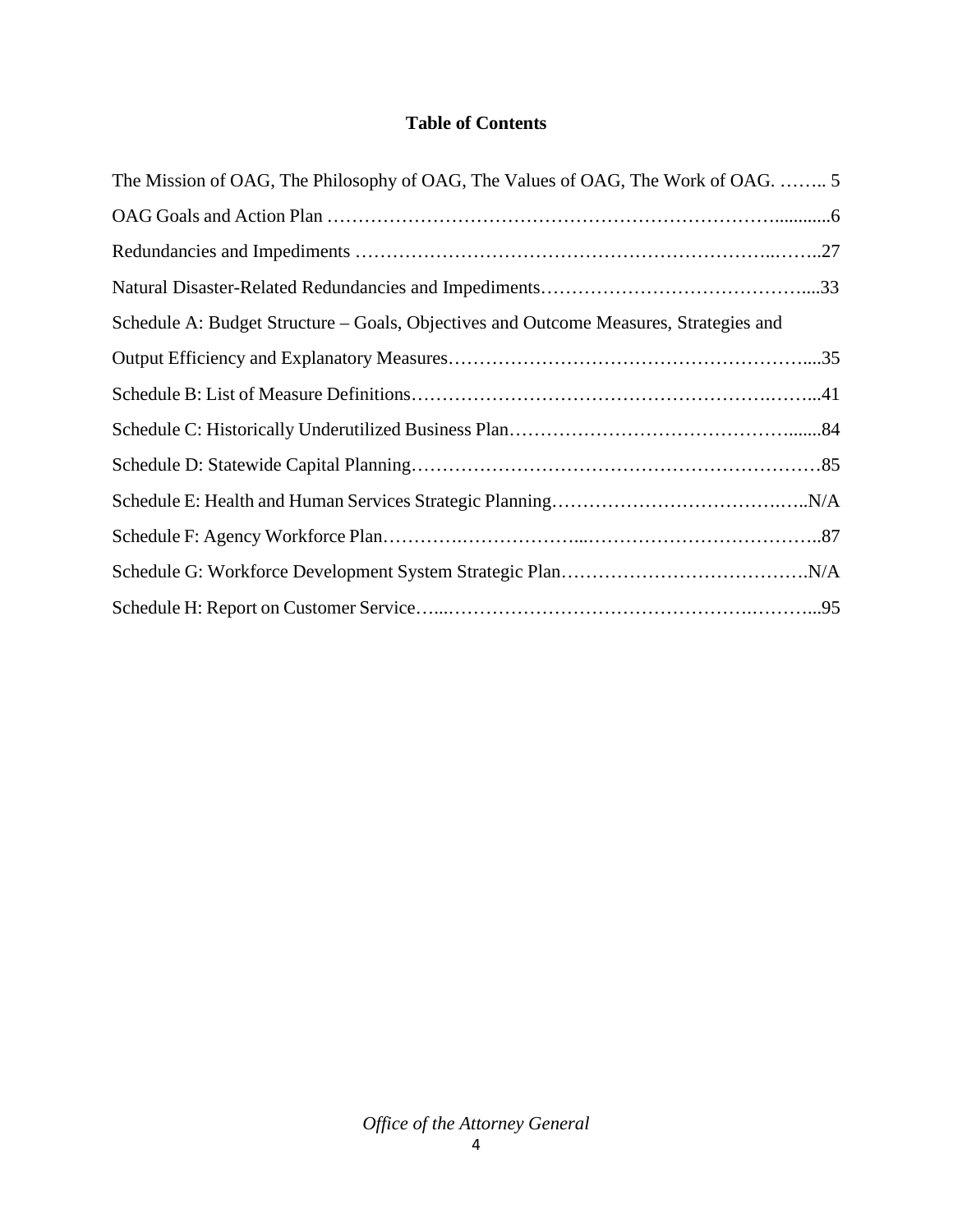## Table of Contents

The Mission of OAG, The Philosophy of OAG, The Values of OAG, The Work of OAG. …….. 5

OAG Goals and Action Plan ……………………………………………………………...........6

Redundancies and Impediments …………………………………………………….……..27

Natural Disaster-Related Redundancies and Impediments…………………………………....33

Schedule A: Budget Structure – Goals, Objectives and Outcome Measures, Strategies and Output Efficiency and Explanatory Measures………………………………………………....35

Schedule B: List of Measure Definitions……………………………………………….……...41

Schedule C: Historically Underutilized Business Plan………………………………….......84

Schedule D: Statewide Capital Planning…………………………………………………………85

Schedule E: Health and Human Services Strategic Planning………………………………….…..N/A

Schedule F: Agency Workforce Plan………….………………...………………………………..87

Schedule G: Workforce Development System Strategic Plan………………………………….N/A

Schedule H: Report on Customer Service…...……………………………………….………...95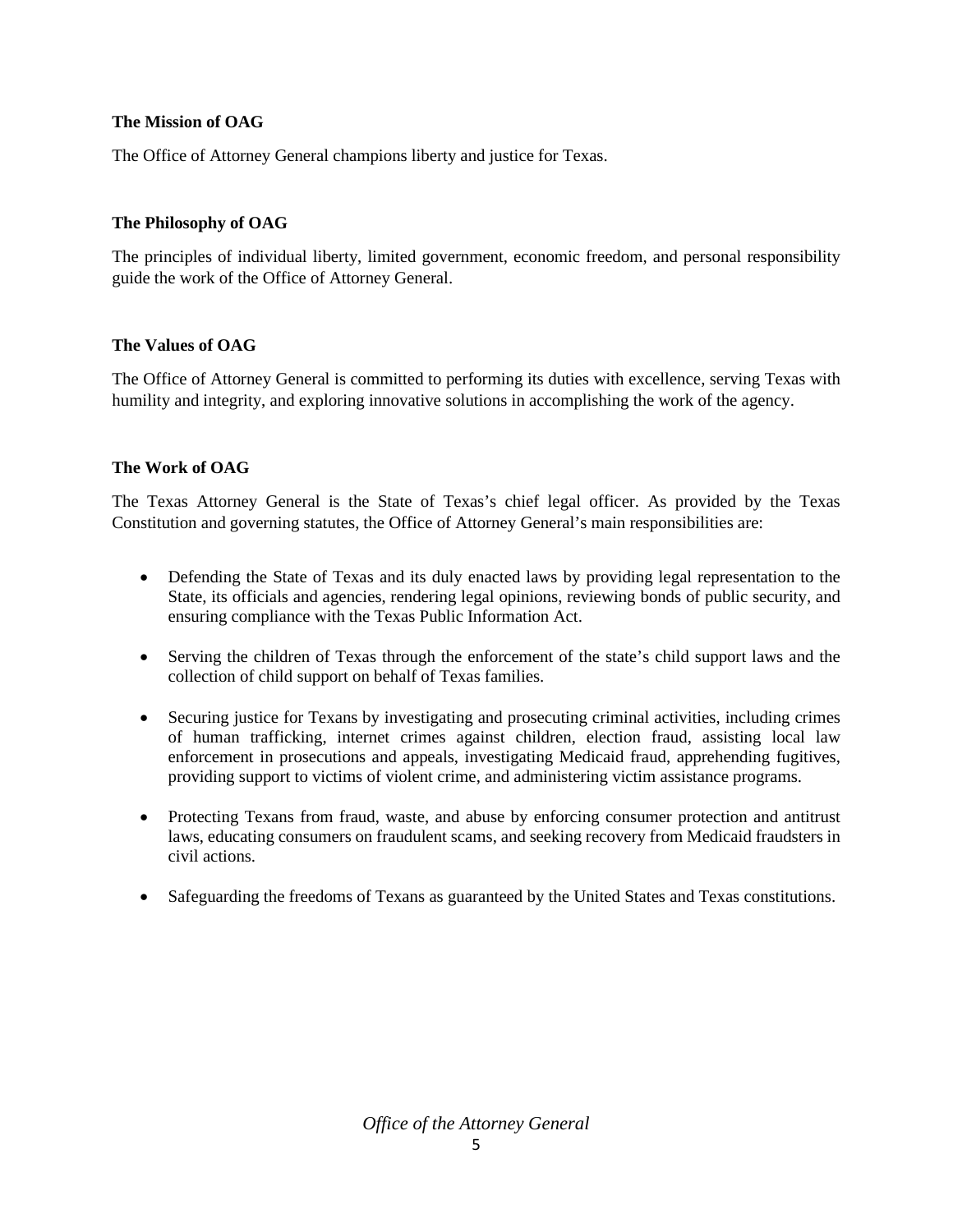## The Mission of OAG

The Office of Attorney General champions liberty and justice for Texas.

## The Philosophy of OAG

The principles of individual liberty, limited government, economic freedom, and personal responsibility guide the work of the Office of Attorney General.

## The Values of OAG

The Office of Attorney General is committed to performing its duties with excellence, serving Texas with humility and integrity, and exploring innovative solutions in accomplishing the work of the agency.

## The Work of OAG

The Texas Attorney General is the State of Texas's chief legal officer. As provided by the Texas Constitution and governing statutes, the Office of Attorney General's main responsibilities are:

- Defending the State of Texas and its duly enacted laws by providing legal representation to the State, its officials and agencies, rendering legal opinions, reviewing bonds of public security, and ensuring compliance with the Texas Public Information Act.
- Serving the children of Texas through the enforcement of the state's child support laws and the collection of child support on behalf of Texas families.
- Securing justice for Texans by investigating and prosecuting criminal activities, including crimes of human trafficking, internet crimes against children, election fraud, assisting local law enforcement in prosecutions and appeals, investigating Medicaid fraud, apprehending fugitives, providing support to victims of violent crime, and administering victim assistance programs.
- Protecting Texans from fraud, waste, and abuse by enforcing consumer protection and antitrust laws, educating consumers on fraudulent scams, and seeking recovery from Medicaid fraudsters in civil actions.
- Safeguarding the freedoms of Texans as guaranteed by the United States and Texas constitutions.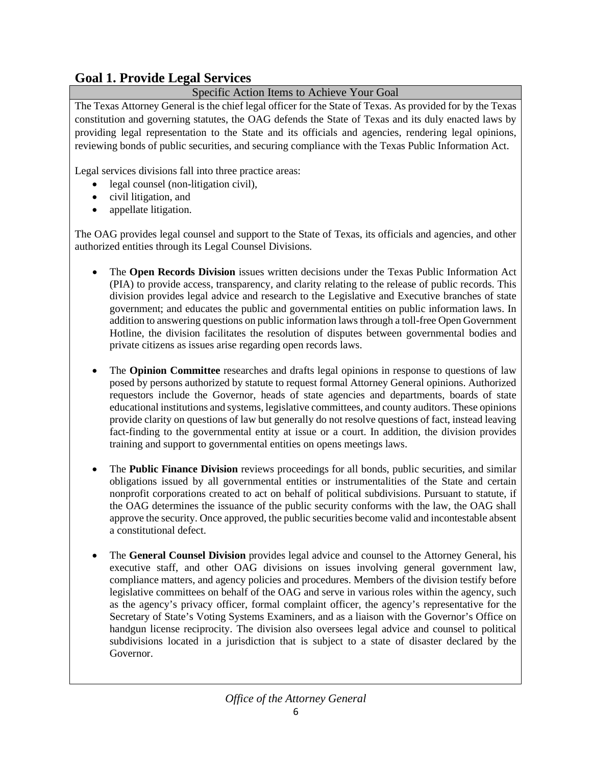## Goal 1. Provide Legal Services

| Specific Action Items to Achieve Your Goal |
|---|

The Texas Attorney General is the chief legal officer for the State of Texas. As provided for by the Texas constitution and governing statutes, the OAG defends the State of Texas and its duly enacted laws by providing legal representation to the State and its officials and agencies, rendering legal opinions, reviewing bonds of public securities, and securing compliance with the Texas Public Information Act.

Legal services divisions fall into three practice areas:

- legal counsel (non-litigation civil),
- civil litigation, and
- appellate litigation.

The OAG provides legal counsel and support to the State of Texas, its officials and agencies, and other authorized entities through its Legal Counsel Divisions.

- The **Open Records Division** issues written decisions under the Texas Public Information Act (PIA) to provide access, transparency, and clarity relating to the release of public records. This division provides legal advice and research to the Legislative and Executive branches of state government; and educates the public and governmental entities on public information laws. In addition to answering questions on public information laws through a toll-free Open Government Hotline, the division facilitates the resolution of disputes between governmental bodies and private citizens as issues arise regarding open records laws.

- The **Opinion Committee** researches and drafts legal opinions in response to questions of law posed by persons authorized by statute to request formal Attorney General opinions. Authorized requestors include the Governor, heads of state agencies and departments, boards of state educational institutions and systems, legislative committees, and county auditors. These opinions provide clarity on questions of law but generally do not resolve questions of fact, instead leaving fact-finding to the governmental entity at issue or a court. In addition, the division provides training and support to governmental entities on opens meetings laws.

- The **Public Finance Division** reviews proceedings for all bonds, public securities, and similar obligations issued by all governmental entities or instrumentalities of the State and certain nonprofit corporations created to act on behalf of political subdivisions. Pursuant to statute, if the OAG determines the issuance of the public security conforms with the law, the OAG shall approve the security. Once approved, the public securities become valid and incontestable absent a constitutional defect.

- The **General Counsel Division** provides legal advice and counsel to the Attorney General, his executive staff, and other OAG divisions on issues involving general government law, compliance matters, and agency policies and procedures. Members of the division testify before legislative committees on behalf of the OAG and serve in various roles within the agency, such as the agency's privacy officer, formal complaint officer, the agency's representative for the Secretary of State's Voting Systems Examiners, and as a liaison with the Governor's Office on handgun license reciprocity. The division also oversees legal advice and counsel to political subdivisions located in a jurisdiction that is subject to a state of disaster declared by the Governor.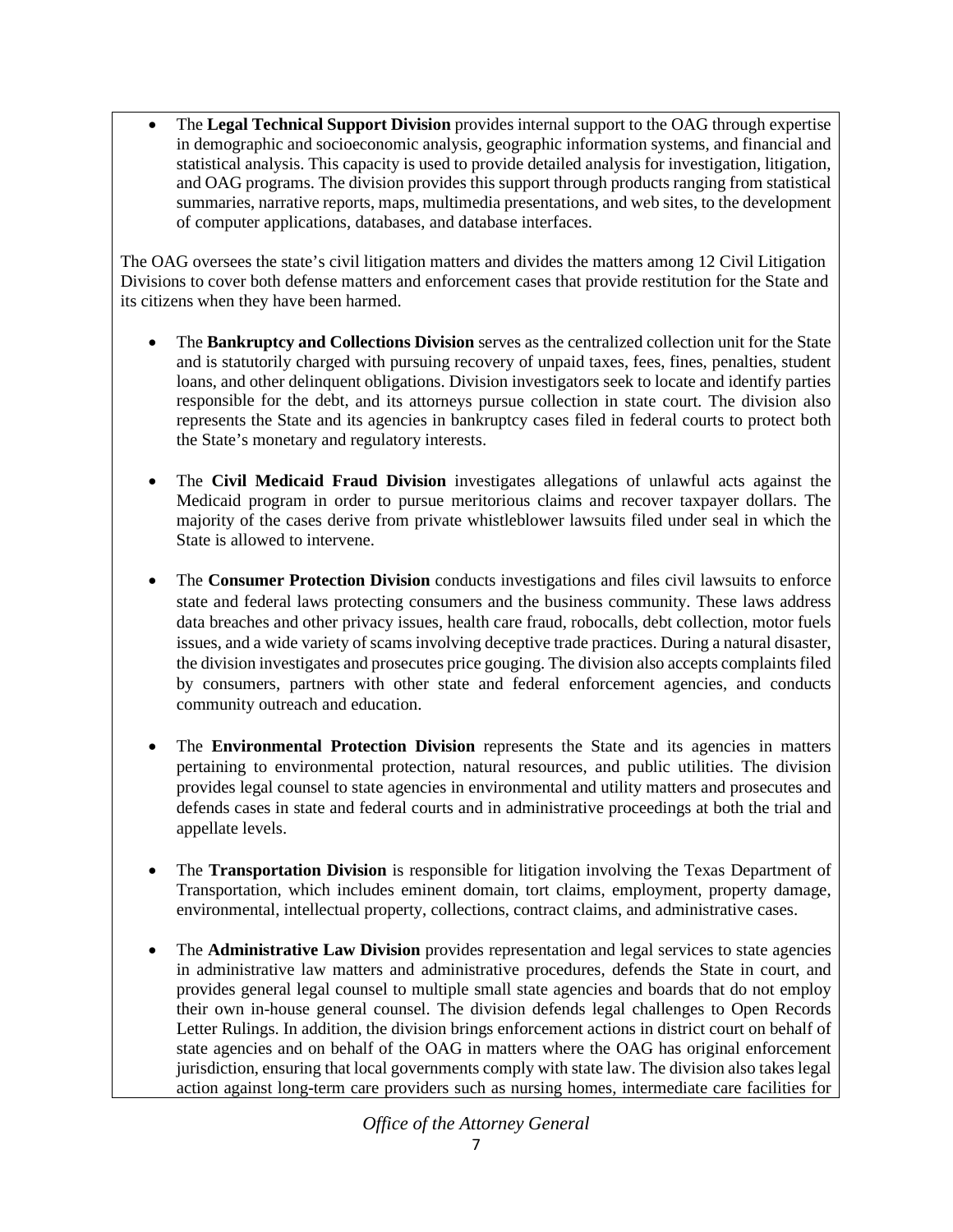- The **Legal Technical Support Division** provides internal support to the OAG through expertise in demographic and socioeconomic analysis, geographic information systems, and financial and statistical analysis. This capacity is used to provide detailed analysis for investigation, litigation, and OAG programs. The division provides this support through products ranging from statistical summaries, narrative reports, maps, multimedia presentations, and web sites, to the development of computer applications, databases, and database interfaces.

The OAG oversees the state's civil litigation matters and divides the matters among 12 Civil Litigation Divisions to cover both defense matters and enforcement cases that provide restitution for the State and its citizens when they have been harmed.

- The **Bankruptcy and Collections Division** serves as the centralized collection unit for the State and is statutorily charged with pursuing recovery of unpaid taxes, fees, fines, penalties, student loans, and other delinquent obligations. Division investigators seek to locate and identify parties responsible for the debt, and its attorneys pursue collection in state court. The division also represents the State and its agencies in bankruptcy cases filed in federal courts to protect both the State's monetary and regulatory interests.

- The **Civil Medicaid Fraud Division** investigates allegations of unlawful acts against the Medicaid program in order to pursue meritorious claims and recover taxpayer dollars. The majority of the cases derive from private whistleblower lawsuits filed under seal in which the State is allowed to intervene.

- The **Consumer Protection Division** conducts investigations and files civil lawsuits to enforce state and federal laws protecting consumers and the business community. These laws address data breaches and other privacy issues, health care fraud, robocalls, debt collection, motor fuels issues, and a wide variety of scams involving deceptive trade practices. During a natural disaster, the division investigates and prosecutes price gouging. The division also accepts complaints filed by consumers, partners with other state and federal enforcement agencies, and conducts community outreach and education.

- The **Environmental Protection Division** represents the State and its agencies in matters pertaining to environmental protection, natural resources, and public utilities. The division provides legal counsel to state agencies in environmental and utility matters and prosecutes and defends cases in state and federal courts and in administrative proceedings at both the trial and appellate levels.

- The **Transportation Division** is responsible for litigation involving the Texas Department of Transportation, which includes eminent domain, tort claims, employment, property damage, environmental, intellectual property, collections, contract claims, and administrative cases.

- The **Administrative Law Division** provides representation and legal services to state agencies in administrative law matters and administrative procedures, defends the State in court, and provides general legal counsel to multiple small state agencies and boards that do not employ their own in-house general counsel. The division defends legal challenges to Open Records Letter Rulings. In addition, the division brings enforcement actions in district court on behalf of state agencies and on behalf of the OAG in matters where the OAG has original enforcement jurisdiction, ensuring that local governments comply with state law. The division also takes legal action against long-term care providers such as nursing homes, intermediate care facilities for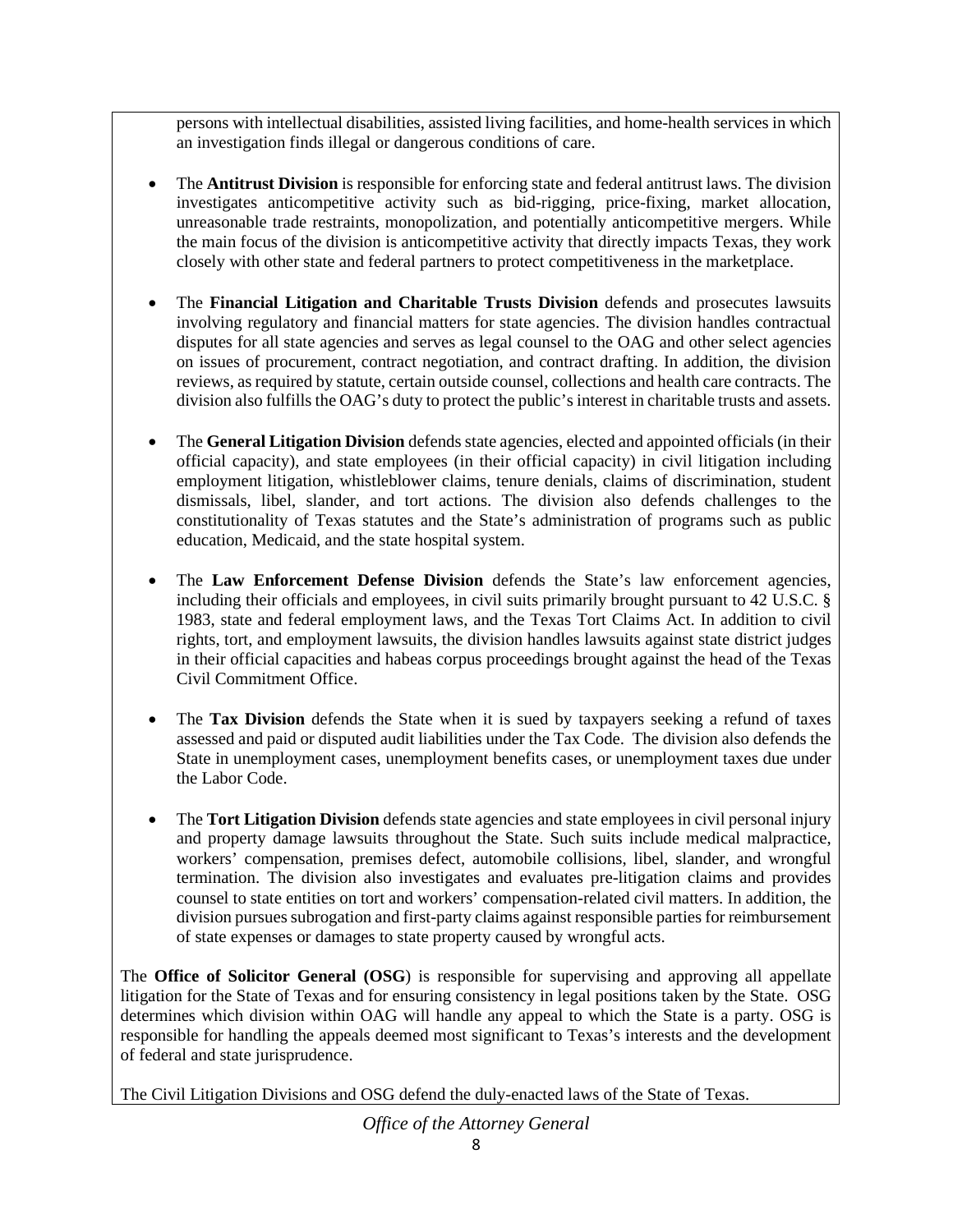persons with intellectual disabilities, assisted living facilities, and home-health services in which an investigation finds illegal or dangerous conditions of care.

- The **Antitrust Division** is responsible for enforcing state and federal antitrust laws. The division investigates anticompetitive activity such as bid-rigging, price-fixing, market allocation, unreasonable trade restraints, monopolization, and potentially anticompetitive mergers. While the main focus of the division is anticompetitive activity that directly impacts Texas, they work closely with other state and federal partners to protect competitiveness in the marketplace.

- The **Financial Litigation and Charitable Trusts Division** defends and prosecutes lawsuits involving regulatory and financial matters for state agencies. The division handles contractual disputes for all state agencies and serves as legal counsel to the OAG and other select agencies on issues of procurement, contract negotiation, and contract drafting. In addition, the division reviews, as required by statute, certain outside counsel, collections and health care contracts. The division also fulfills the OAG's duty to protect the public's interest in charitable trusts and assets.

- The **General Litigation Division** defends state agencies, elected and appointed officials (in their official capacity), and state employees (in their official capacity) in civil litigation including employment litigation, whistleblower claims, tenure denials, claims of discrimination, student dismissals, libel, slander, and tort actions. The division also defends challenges to the constitutionality of Texas statutes and the State's administration of programs such as public education, Medicaid, and the state hospital system.

- The **Law Enforcement Defense Division** defends the State's law enforcement agencies, including their officials and employees, in civil suits primarily brought pursuant to 42 U.S.C. § 1983, state and federal employment laws, and the Texas Tort Claims Act. In addition to civil rights, tort, and employment lawsuits, the division handles lawsuits against state district judges in their official capacities and habeas corpus proceedings brought against the head of the Texas Civil Commitment Office.

- The **Tax Division** defends the State when it is sued by taxpayers seeking a refund of taxes assessed and paid or disputed audit liabilities under the Tax Code. The division also defends the State in unemployment cases, unemployment benefits cases, or unemployment taxes due under the Labor Code.

- The **Tort Litigation Division** defends state agencies and state employees in civil personal injury and property damage lawsuits throughout the State. Such suits include medical malpractice, workers' compensation, premises defect, automobile collisions, libel, slander, and wrongful termination. The division also investigates and evaluates pre-litigation claims and provides counsel to state entities on tort and workers' compensation-related civil matters. In addition, the division pursues subrogation and first-party claims against responsible parties for reimbursement of state expenses or damages to state property caused by wrongful acts.

The **Office of Solicitor General (OSG**) is responsible for supervising and approving all appellate litigation for the State of Texas and for ensuring consistency in legal positions taken by the State. OSG determines which division within OAG will handle any appeal to which the State is a party. OSG is responsible for handling the appeals deemed most significant to Texas's interests and the development of federal and state jurisprudence.

The Civil Litigation Divisions and OSG defend the duly-enacted laws of the State of Texas.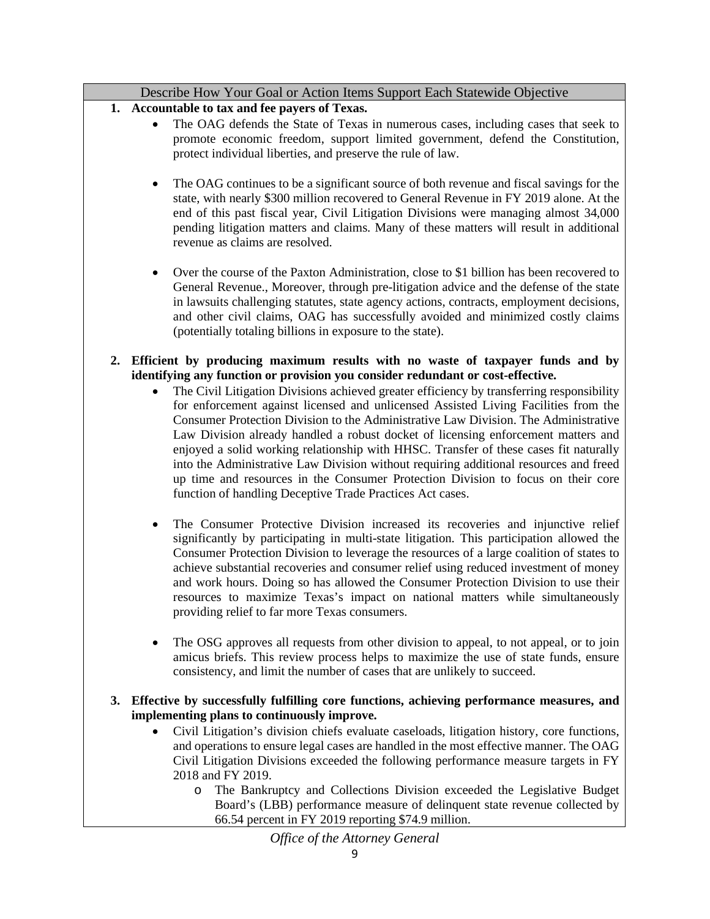## Describe How Your Goal or Action Items Support Each Statewide Objective

1. **Accountable to tax and fee payers of Texas.**
   - The OAG defends the State of Texas in numerous cases, including cases that seek to promote economic freedom, support limited government, defend the Constitution, protect individual liberties, and preserve the rule of law.
   - The OAG continues to be a significant source of both revenue and fiscal savings for the state, with nearly $300 million recovered to General Revenue in FY 2019 alone. At the end of this past fiscal year, Civil Litigation Divisions were managing almost 34,000 pending litigation matters and claims. Many of these matters will result in additional revenue as claims are resolved.
   - Over the course of the Paxton Administration, close to $1 billion has been recovered to General Revenue., Moreover, through pre-litigation advice and the defense of the state in lawsuits challenging statutes, state agency actions, contracts, employment decisions, and other civil claims, OAG has successfully avoided and minimized costly claims (potentially totaling billions in exposure to the state).

2. **Efficient by producing maximum results with no waste of taxpayer funds and by identifying any function or provision you consider redundant or cost-effective.**
   - The Civil Litigation Divisions achieved greater efficiency by transferring responsibility for enforcement against licensed and unlicensed Assisted Living Facilities from the Consumer Protection Division to the Administrative Law Division. The Administrative Law Division already handled a robust docket of licensing enforcement matters and enjoyed a solid working relationship with HHSC. Transfer of these cases fit naturally into the Administrative Law Division without requiring additional resources and freed up time and resources in the Consumer Protection Division to focus on their core function of handling Deceptive Trade Practices Act cases.
   - The Consumer Protective Division increased its recoveries and injunctive relief significantly by participating in multi-state litigation. This participation allowed the Consumer Protection Division to leverage the resources of a large coalition of states to achieve substantial recoveries and consumer relief using reduced investment of money and work hours. Doing so has allowed the Consumer Protection Division to use their resources to maximize Texas's impact on national matters while simultaneously providing relief to far more Texas consumers.
   - The OSG approves all requests from other division to appeal, to not appeal, or to join amicus briefs. This review process helps to maximize the use of state funds, ensure consistency, and limit the number of cases that are unlikely to succeed.

3. **Effective by successfully fulfilling core functions, achieving performance measures, and implementing plans to continuously improve.**
   - Civil Litigation's division chiefs evaluate caseloads, litigation history, core functions, and operations to ensure legal cases are handled in the most effective manner. The OAG Civil Litigation Divisions exceeded the following performance measure targets in FY 2018 and FY 2019.
     - The Bankruptcy and Collections Division exceeded the Legislative Budget Board's (LBB) performance measure of delinquent state revenue collected by 66.54 percent in FY 2019 reporting $74.9 million.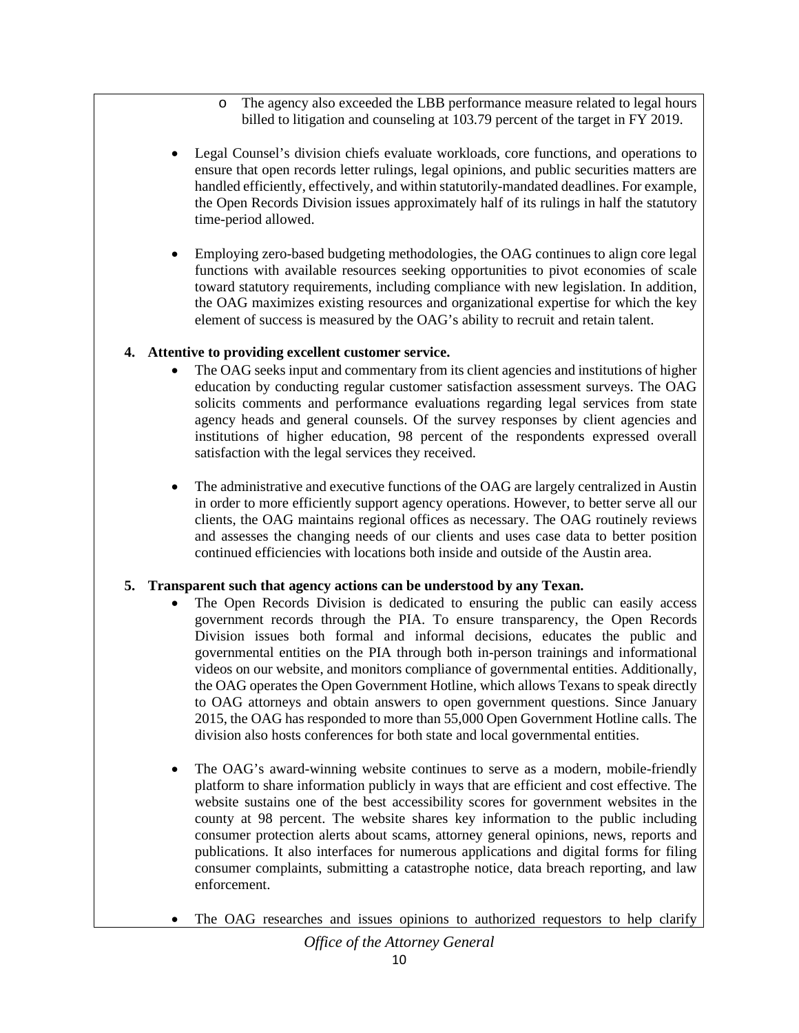- The agency also exceeded the LBB performance measure related to legal hours billed to litigation and counseling at 103.79 percent of the target in FY 2019.

- Legal Counsel's division chiefs evaluate workloads, core functions, and operations to ensure that open records letter rulings, legal opinions, and public securities matters are handled efficiently, effectively, and within statutorily-mandated deadlines. For example, the Open Records Division issues approximately half of its rulings in half the statutory time-period allowed.

- Employing zero-based budgeting methodologies, the OAG continues to align core legal functions with available resources seeking opportunities to pivot economies of scale toward statutory requirements, including compliance with new legislation. In addition, the OAG maximizes existing resources and organizational expertise for which the key element of success is measured by the OAG's ability to recruit and retain talent.

**4. Attentive to providing excellent customer service.**

- The OAG seeks input and commentary from its client agencies and institutions of higher education by conducting regular customer satisfaction assessment surveys. The OAG solicits comments and performance evaluations regarding legal services from state agency heads and general counsels. Of the survey responses by client agencies and institutions of higher education, 98 percent of the respondents expressed overall satisfaction with the legal services they received.

- The administrative and executive functions of the OAG are largely centralized in Austin in order to more efficiently support agency operations. However, to better serve all our clients, the OAG maintains regional offices as necessary. The OAG routinely reviews and assesses the changing needs of our clients and uses case data to better position continued efficiencies with locations both inside and outside of the Austin area.

**5. Transparent such that agency actions can be understood by any Texan.**

- The Open Records Division is dedicated to ensuring the public can easily access government records through the PIA. To ensure transparency, the Open Records Division issues both formal and informal decisions, educates the public and governmental entities on the PIA through both in-person trainings and informational videos on our website, and monitors compliance of governmental entities. Additionally, the OAG operates the Open Government Hotline, which allows Texans to speak directly to OAG attorneys and obtain answers to open government questions. Since January 2015, the OAG has responded to more than 55,000 Open Government Hotline calls. The division also hosts conferences for both state and local governmental entities.

- The OAG's award-winning website continues to serve as a modern, mobile-friendly platform to share information publicly in ways that are efficient and cost effective. The website sustains one of the best accessibility scores for government websites in the county at 98 percent. The website shares key information to the public including consumer protection alerts about scams, attorney general opinions, news, reports and publications. It also interfaces for numerous applications and digital forms for filing consumer complaints, submitting a catastrophe notice, data breach reporting, and law enforcement.

- The OAG researches and issues opinions to authorized requestors to help clarify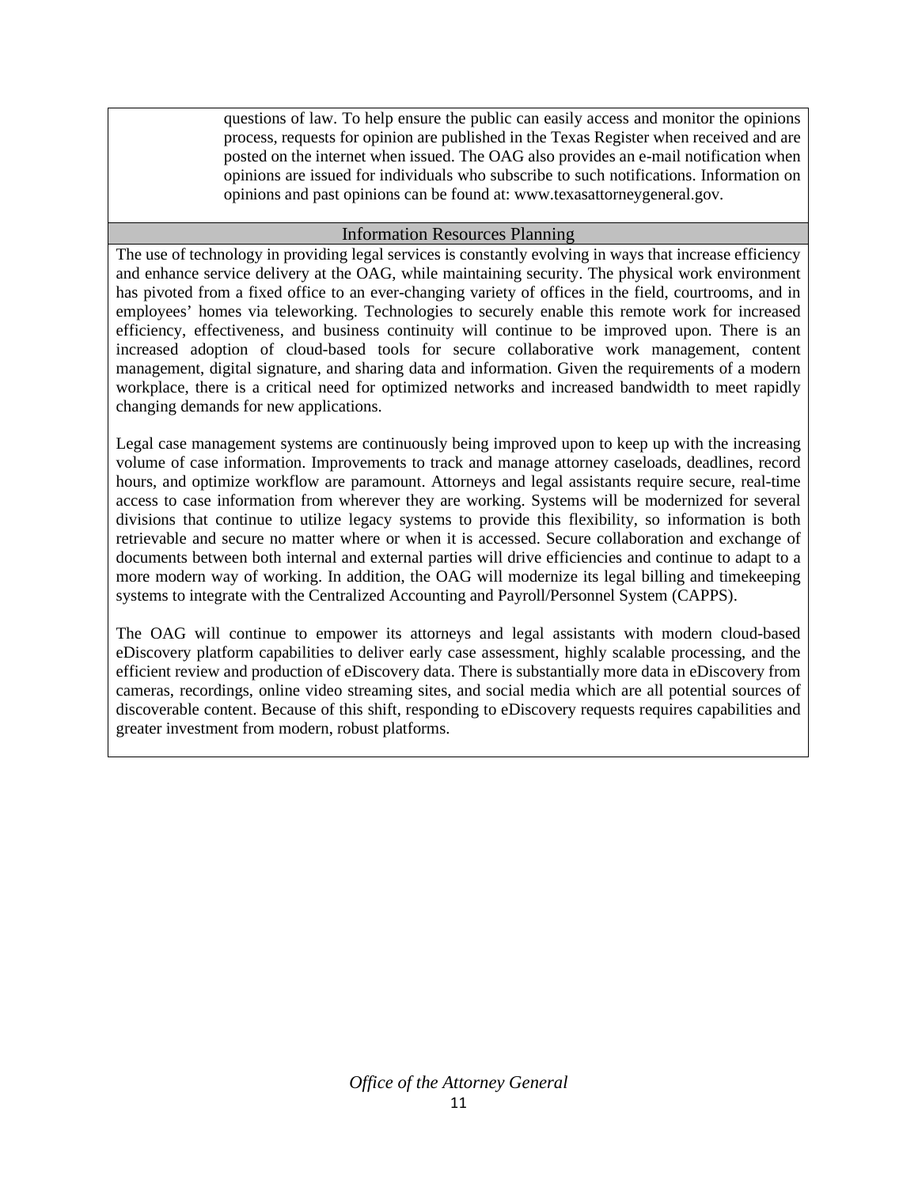questions of law. To help ensure the public can easily access and monitor the opinions process, requests for opinion are published in the Texas Register when received and are posted on the internet when issued. The OAG also provides an e-mail notification when opinions are issued for individuals who subscribe to such notifications. Information on opinions and past opinions can be found at: www.texasattorneygeneral.gov.

## Information Resources Planning

The use of technology in providing legal services is constantly evolving in ways that increase efficiency and enhance service delivery at the OAG, while maintaining security. The physical work environment has pivoted from a fixed office to an ever-changing variety of offices in the field, courtrooms, and in employees' homes via teleworking. Technologies to securely enable this remote work for increased efficiency, effectiveness, and business continuity will continue to be improved upon. There is an increased adoption of cloud-based tools for secure collaborative work management, content management, digital signature, and sharing data and information. Given the requirements of a modern workplace, there is a critical need for optimized networks and increased bandwidth to meet rapidly changing demands for new applications.

Legal case management systems are continuously being improved upon to keep up with the increasing volume of case information. Improvements to track and manage attorney caseloads, deadlines, record hours, and optimize workflow are paramount. Attorneys and legal assistants require secure, real-time access to case information from wherever they are working. Systems will be modernized for several divisions that continue to utilize legacy systems to provide this flexibility, so information is both retrievable and secure no matter where or when it is accessed. Secure collaboration and exchange of documents between both internal and external parties will drive efficiencies and continue to adapt to a more modern way of working. In addition, the OAG will modernize its legal billing and timekeeping systems to integrate with the Centralized Accounting and Payroll/Personnel System (CAPPS).

The OAG will continue to empower its attorneys and legal assistants with modern cloud-based eDiscovery platform capabilities to deliver early case assessment, highly scalable processing, and the efficient review and production of eDiscovery data. There is substantially more data in eDiscovery from cameras, recordings, online video streaming sites, and social media which are all potential sources of discoverable content. Because of this shift, responding to eDiscovery requests requires capabilities and greater investment from modern, robust platforms.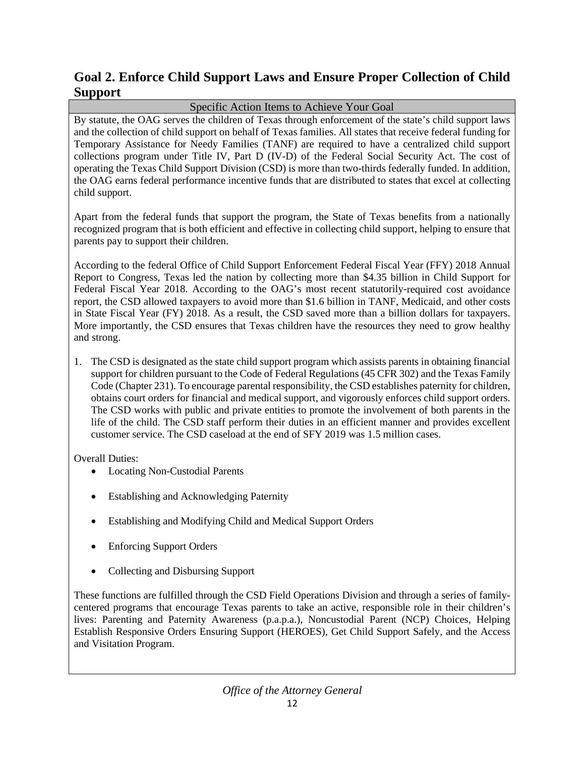## Goal 2. Enforce Child Support Laws and Ensure Proper Collection of Child Support

**Specific Action Items to Achieve Your Goal**

By statute, the OAG serves the children of Texas through enforcement of the state's child support laws and the collection of child support on behalf of Texas families. All states that receive federal funding for Temporary Assistance for Needy Families (TANF) are required to have a centralized child support collections program under Title IV, Part D (IV-D) of the Federal Social Security Act. The cost of operating the Texas Child Support Division (CSD) is more than two-thirds federally funded. In addition, the OAG earns federal performance incentive funds that are distributed to states that excel at collecting child support.

Apart from the federal funds that support the program, the State of Texas benefits from a nationally recognized program that is both efficient and effective in collecting child support, helping to ensure that parents pay to support their children.

According to the federal Office of Child Support Enforcement Federal Fiscal Year (FFY) 2018 Annual Report to Congress, Texas led the nation by collecting more than $4.35 billion in Child Support for Federal Fiscal Year 2018. According to the OAG's most recent statutorily-required cost avoidance report, the CSD allowed taxpayers to avoid more than $1.6 billion in TANF, Medicaid, and other costs in State Fiscal Year (FY) 2018. As a result, the CSD saved more than a billion dollars for taxpayers. More importantly, the CSD ensures that Texas children have the resources they need to grow healthy and strong.

1. The CSD is designated as the state child support program which assists parents in obtaining financial support for children pursuant to the Code of Federal Regulations (45 CFR 302) and the Texas Family Code (Chapter 231). To encourage parental responsibility, the CSD establishes paternity for children, obtains court orders for financial and medical support, and vigorously enforces child support orders. The CSD works with public and private entities to promote the involvement of both parents in the life of the child. The CSD staff perform their duties in an efficient manner and provides excellent customer service. The CSD caseload at the end of SFY 2019 was 1.5 million cases.

Overall Duties:

- Locating Non-Custodial Parents
- Establishing and Acknowledging Paternity
- Establishing and Modifying Child and Medical Support Orders
- Enforcing Support Orders
- Collecting and Disbursing Support

These functions are fulfilled through the CSD Field Operations Division and through a series of family-centered programs that encourage Texas parents to take an active, responsible role in their children's lives: Parenting and Paternity Awareness (p.a.p.a.), Noncustodial Parent (NCP) Choices, Helping Establish Responsive Orders Ensuring Support (HEROES), Get Child Support Safely, and the Access and Visitation Program.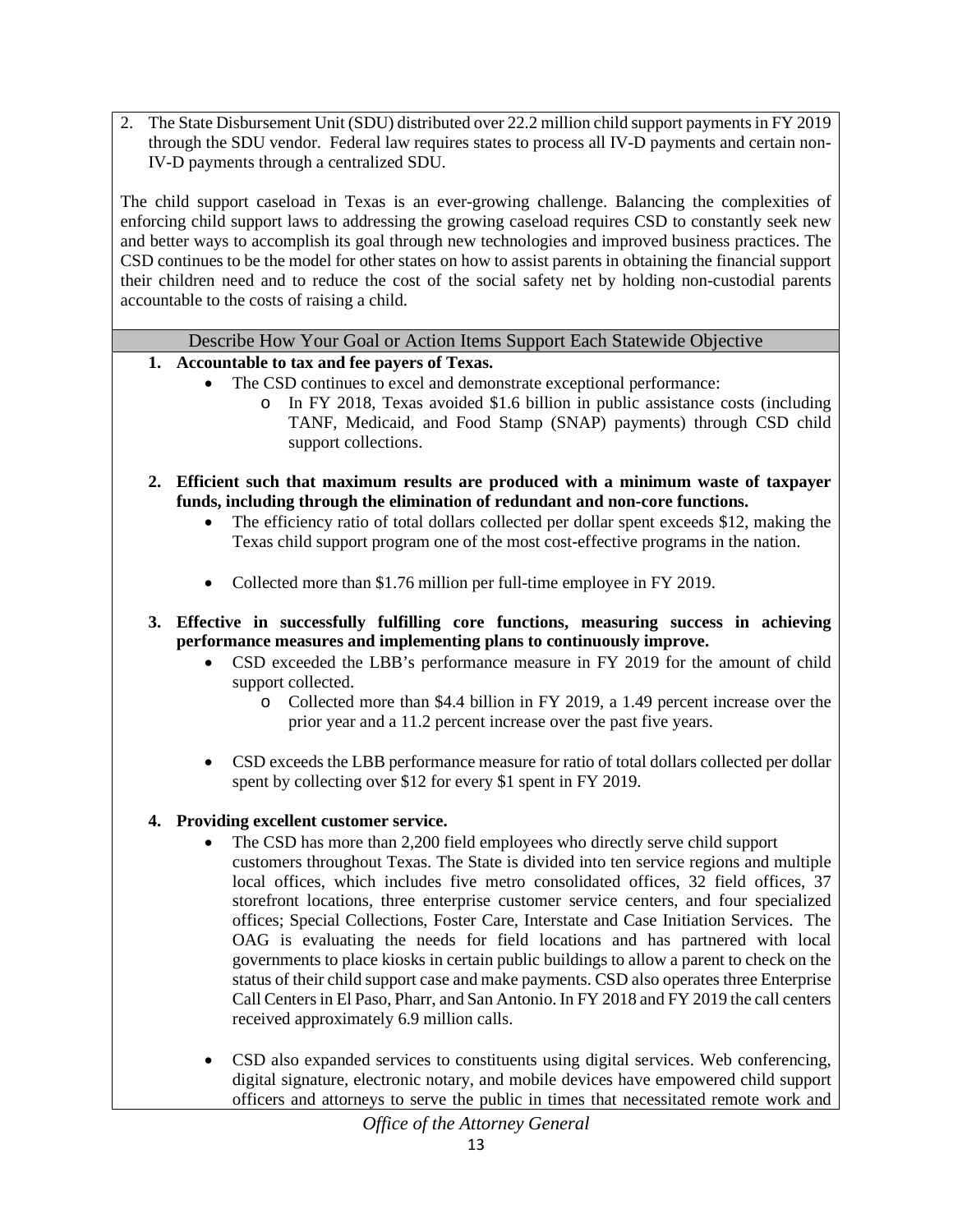2. The State Disbursement Unit (SDU) distributed over 22.2 million child support payments in FY 2019 through the SDU vendor. Federal law requires states to process all IV-D payments and certain non-IV-D payments through a centralized SDU.

The child support caseload in Texas is an ever-growing challenge. Balancing the complexities of enforcing child support laws to addressing the growing caseload requires CSD to constantly seek new and better ways to accomplish its goal through new technologies and improved business practices. The CSD continues to be the model for other states on how to assist parents in obtaining the financial support their children need and to reduce the cost of the social safety net by holding non-custodial parents accountable to the costs of raising a child.

## Describe How Your Goal or Action Items Support Each Statewide Objective

1. **Accountable to tax and fee payers of Texas.**
   - The CSD continues to excel and demonstrate exceptional performance:
     - In FY 2018, Texas avoided $1.6 billion in public assistance costs (including TANF, Medicaid, and Food Stamp (SNAP) payments) through CSD child support collections.

2. **Efficient such that maximum results are produced with a minimum waste of taxpayer funds, including through the elimination of redundant and non-core functions.**
   - The efficiency ratio of total dollars collected per dollar spent exceeds $12, making the Texas child support program one of the most cost-effective programs in the nation.
   - Collected more than $1.76 million per full-time employee in FY 2019.

3. **Effective in successfully fulfilling core functions, measuring success in achieving performance measures and implementing plans to continuously improve.**
   - CSD exceeded the LBB's performance measure in FY 2019 for the amount of child support collected.
     - Collected more than $4.4 billion in FY 2019, a 1.49 percent increase over the prior year and a 11.2 percent increase over the past five years.
   - CSD exceeds the LBB performance measure for ratio of total dollars collected per dollar spent by collecting over $12 for every $1 spent in FY 2019.

4. **Providing excellent customer service.**
   - The CSD has more than 2,200 field employees who directly serve child support customers throughout Texas. The State is divided into ten service regions and multiple local offices, which includes five metro consolidated offices, 32 field offices, 37 storefront locations, three enterprise customer service centers, and four specialized offices; Special Collections, Foster Care, Interstate and Case Initiation Services. The OAG is evaluating the needs for field locations and has partnered with local governments to place kiosks in certain public buildings to allow a parent to check on the status of their child support case and make payments. CSD also operates three Enterprise Call Centers in El Paso, Pharr, and San Antonio. In FY 2018 and FY 2019 the call centers received approximately 6.9 million calls.
   - CSD also expanded services to constituents using digital services. Web conferencing, digital signature, electronic notary, and mobile devices have empowered child support officers and attorneys to serve the public in times that necessitated remote work and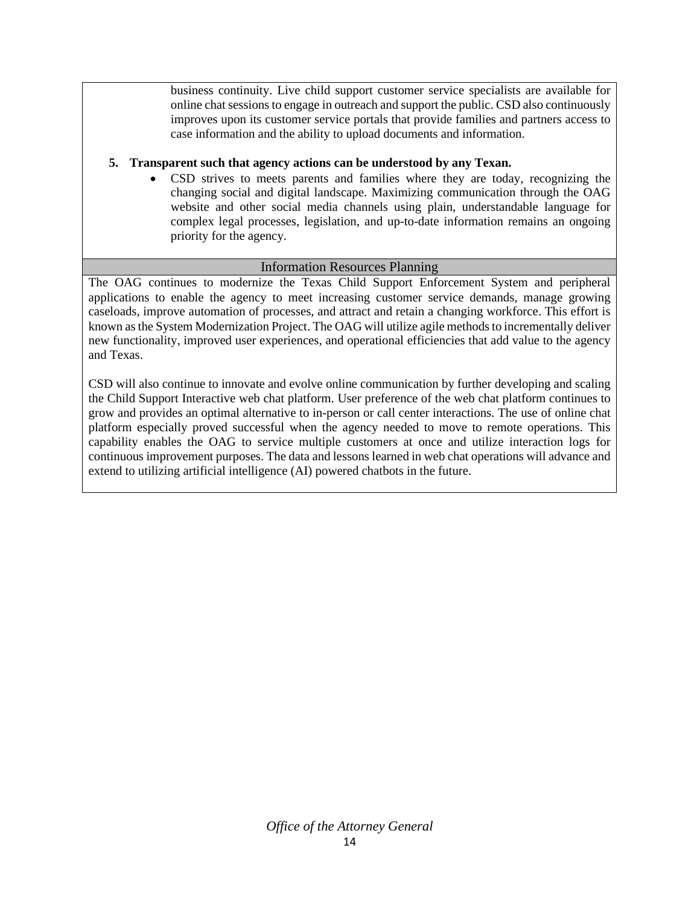business continuity. Live child support customer service specialists are available for online chat sessions to engage in outreach and support the public. CSD also continuously improves upon its customer service portals that provide families and partners access to case information and the ability to upload documents and information.

5. **Transparent such that agency actions can be understood by any Texan.**
   - CSD strives to meets parents and families where they are today, recognizing the changing social and digital landscape. Maximizing communication through the OAG website and other social media channels using plain, understandable language for complex legal processes, legislation, and up-to-date information remains an ongoing priority for the agency.

## Information Resources Planning

The OAG continues to modernize the Texas Child Support Enforcement System and peripheral applications to enable the agency to meet increasing customer service demands, manage growing caseloads, improve automation of processes, and attract and retain a changing workforce. This effort is known as the System Modernization Project. The OAG will utilize agile methods to incrementally deliver new functionality, improved user experiences, and operational efficiencies that add value to the agency and Texas.

CSD will also continue to innovate and evolve online communication by further developing and scaling the Child Support Interactive web chat platform. User preference of the web chat platform continues to grow and provides an optimal alternative to in-person or call center interactions. The use of online chat platform especially proved successful when the agency needed to move to remote operations. This capability enables the OAG to service multiple customers at once and utilize interaction logs for continuous improvement purposes. The data and lessons learned in web chat operations will advance and extend to utilizing artificial intelligence (AI) powered chatbots in the future.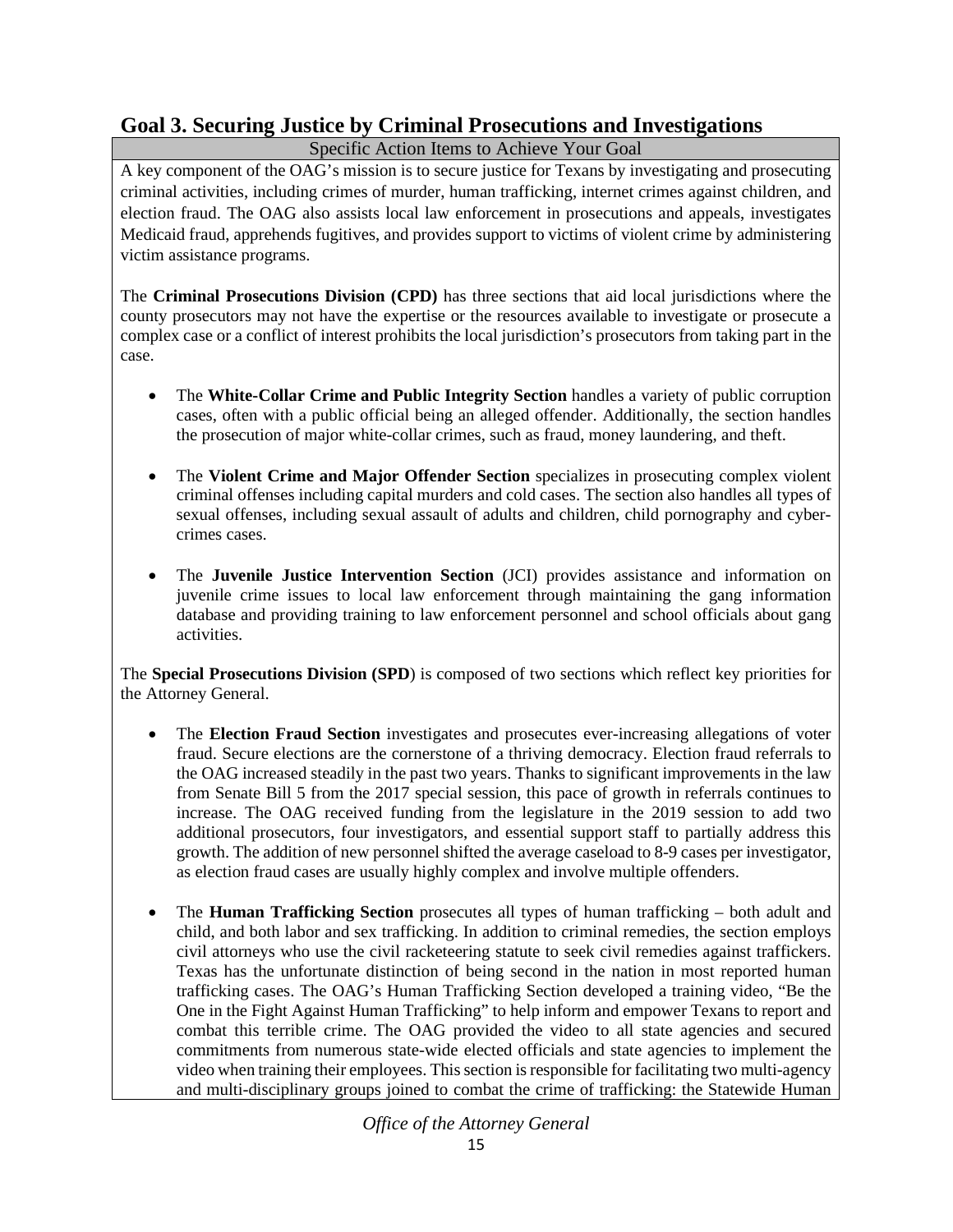## Goal 3. Securing Justice by Criminal Prosecutions and Investigations

Specific Action Items to Achieve Your Goal

A key component of the OAG's mission is to secure justice for Texans by investigating and prosecuting criminal activities, including crimes of murder, human trafficking, internet crimes against children, and election fraud. The OAG also assists local law enforcement in prosecutions and appeals, investigates Medicaid fraud, apprehends fugitives, and provides support to victims of violent crime by administering victim assistance programs.

The **Criminal Prosecutions Division (CPD)** has three sections that aid local jurisdictions where the county prosecutors may not have the expertise or the resources available to investigate or prosecute a complex case or a conflict of interest prohibits the local jurisdiction's prosecutors from taking part in the case.

- The **White-Collar Crime and Public Integrity Section** handles a variety of public corruption cases, often with a public official being an alleged offender. Additionally, the section handles the prosecution of major white-collar crimes, such as fraud, money laundering, and theft.

- The **Violent Crime and Major Offender Section** specializes in prosecuting complex violent criminal offenses including capital murders and cold cases. The section also handles all types of sexual offenses, including sexual assault of adults and children, child pornography and cyber-crimes cases.

- The **Juvenile Justice Intervention Section** (JCI) provides assistance and information on juvenile crime issues to local law enforcement through maintaining the gang information database and providing training to law enforcement personnel and school officials about gang activities.

The **Special Prosecutions Division (SPD**) is composed of two sections which reflect key priorities for the Attorney General.

- The **Election Fraud Section** investigates and prosecutes ever-increasing allegations of voter fraud. Secure elections are the cornerstone of a thriving democracy. Election fraud referrals to the OAG increased steadily in the past two years. Thanks to significant improvements in the law from Senate Bill 5 from the 2017 special session, this pace of growth in referrals continues to increase. The OAG received funding from the legislature in the 2019 session to add two additional prosecutors, four investigators, and essential support staff to partially address this growth. The addition of new personnel shifted the average caseload to 8-9 cases per investigator, as election fraud cases are usually highly complex and involve multiple offenders.

- The **Human Trafficking Section** prosecutes all types of human trafficking – both adult and child, and both labor and sex trafficking. In addition to criminal remedies, the section employs civil attorneys who use the civil racketeering statute to seek civil remedies against traffickers. Texas has the unfortunate distinction of being second in the nation in most reported human trafficking cases. The OAG's Human Trafficking Section developed a training video, "Be the One in the Fight Against Human Trafficking" to help inform and empower Texans to report and combat this terrible crime. The OAG provided the video to all state agencies and secured commitments from numerous state-wide elected officials and state agencies to implement the video when training their employees. This section is responsible for facilitating two multi-agency and multi-disciplinary groups joined to combat the crime of trafficking: the Statewide Human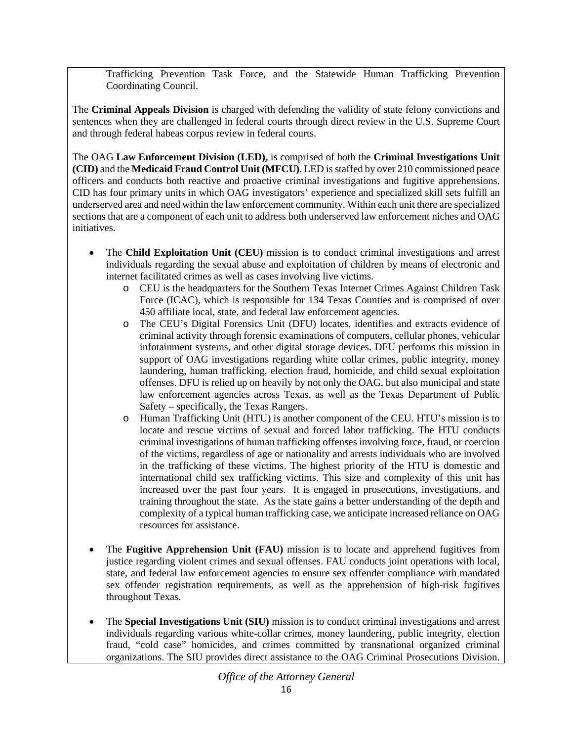Trafficking Prevention Task Force, and the Statewide Human Trafficking Prevention Coordinating Council.

The **Criminal Appeals Division** is charged with defending the validity of state felony convictions and sentences when they are challenged in federal courts through direct review in the U.S. Supreme Court and through federal habeas corpus review in federal courts.

The OAG **Law Enforcement Division (LED),** is comprised of both the **Criminal Investigations Unit (CID)** and the **Medicaid Fraud Control Unit (MFCU)**. LED is staffed by over 210 commissioned peace officers and conducts both reactive and proactive criminal investigations and fugitive apprehensions. CID has four primary units in which OAG investigators' experience and specialized skill sets fulfill an underserved area and need within the law enforcement community. Within each unit there are specialized sections that are a component of each unit to address both underserved law enforcement niches and OAG initiatives.

- The **Child Exploitation Unit (CEU)** mission is to conduct criminal investigations and arrest individuals regarding the sexual abuse and exploitation of children by means of electronic and internet facilitated crimes as well as cases involving live victims.
  - CEU is the headquarters for the Southern Texas Internet Crimes Against Children Task Force (ICAC), which is responsible for 134 Texas Counties and is comprised of over 450 affiliate local, state, and federal law enforcement agencies.
  - The CEU's Digital Forensics Unit (DFU) locates, identifies and extracts evidence of criminal activity through forensic examinations of computers, cellular phones, vehicular infotainment systems, and other digital storage devices. DFU performs this mission in support of OAG investigations regarding white collar crimes, public integrity, money laundering, human trafficking, election fraud, homicide, and child sexual exploitation offenses. DFU is relied up on heavily by not only the OAG, but also municipal and state law enforcement agencies across Texas, as well as the Texas Department of Public Safety – specifically, the Texas Rangers.
  - Human Trafficking Unit (HTU) is another component of the CEU. HTU's mission is to locate and rescue victims of sexual and forced labor trafficking. The HTU conducts criminal investigations of human trafficking offenses involving force, fraud, or coercion of the victims, regardless of age or nationality and arrests individuals who are involved in the trafficking of these victims. The highest priority of the HTU is domestic and international child sex trafficking victims. This size and complexity of this unit has increased over the past four years. It is engaged in prosecutions, investigations, and training throughout the state. As the state gains a better understanding of the depth and complexity of a typical human trafficking case, we anticipate increased reliance on OAG resources for assistance.

- The **Fugitive Apprehension Unit (FAU)** mission is to locate and apprehend fugitives from justice regarding violent crimes and sexual offenses. FAU conducts joint operations with local, state, and federal law enforcement agencies to ensure sex offender compliance with mandated sex offender registration requirements, as well as the apprehension of high-risk fugitives throughout Texas.

- The **Special Investigations Unit (SIU)** mission is to conduct criminal investigations and arrest individuals regarding various white-collar crimes, money laundering, public integrity, election fraud, "cold case" homicides, and crimes committed by transnational organized criminal organizations. The SIU provides direct assistance to the OAG Criminal Prosecutions Division.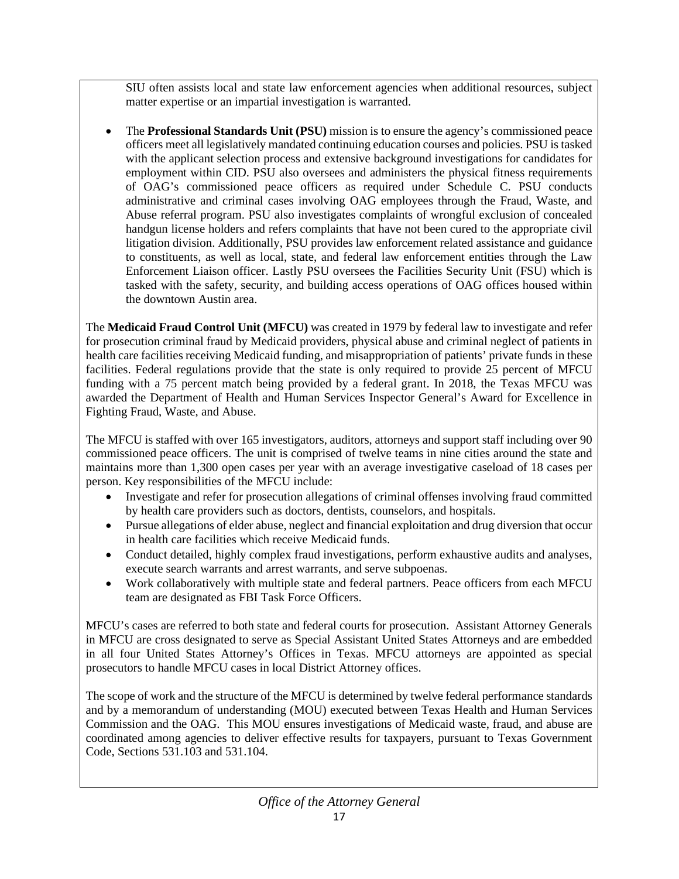SIU often assists local and state law enforcement agencies when additional resources, subject matter expertise or an impartial investigation is warranted.

- The **Professional Standards Unit (PSU)** mission is to ensure the agency's commissioned peace officers meet all legislatively mandated continuing education courses and policies. PSU is tasked with the applicant selection process and extensive background investigations for candidates for employment within CID. PSU also oversees and administers the physical fitness requirements of OAG's commissioned peace officers as required under Schedule C. PSU conducts administrative and criminal cases involving OAG employees through the Fraud, Waste, and Abuse referral program. PSU also investigates complaints of wrongful exclusion of concealed handgun license holders and refers complaints that have not been cured to the appropriate civil litigation division. Additionally, PSU provides law enforcement related assistance and guidance to constituents, as well as local, state, and federal law enforcement entities through the Law Enforcement Liaison officer. Lastly PSU oversees the Facilities Security Unit (FSU) which is tasked with the safety, security, and building access operations of OAG offices housed within the downtown Austin area.

The **Medicaid Fraud Control Unit (MFCU)** was created in 1979 by federal law to investigate and refer for prosecution criminal fraud by Medicaid providers, physical abuse and criminal neglect of patients in health care facilities receiving Medicaid funding, and misappropriation of patients' private funds in these facilities. Federal regulations provide that the state is only required to provide 25 percent of MFCU funding with a 75 percent match being provided by a federal grant. In 2018, the Texas MFCU was awarded the Department of Health and Human Services Inspector General's Award for Excellence in Fighting Fraud, Waste, and Abuse.

The MFCU is staffed with over 165 investigators, auditors, attorneys and support staff including over 90 commissioned peace officers. The unit is comprised of twelve teams in nine cities around the state and maintains more than 1,300 open cases per year with an average investigative caseload of 18 cases per person. Key responsibilities of the MFCU include:

- Investigate and refer for prosecution allegations of criminal offenses involving fraud committed by health care providers such as doctors, dentists, counselors, and hospitals.
- Pursue allegations of elder abuse, neglect and financial exploitation and drug diversion that occur in health care facilities which receive Medicaid funds.
- Conduct detailed, highly complex fraud investigations, perform exhaustive audits and analyses, execute search warrants and arrest warrants, and serve subpoenas.
- Work collaboratively with multiple state and federal partners. Peace officers from each MFCU team are designated as FBI Task Force Officers.

MFCU's cases are referred to both state and federal courts for prosecution. Assistant Attorney Generals in MFCU are cross designated to serve as Special Assistant United States Attorneys and are embedded in all four United States Attorney's Offices in Texas. MFCU attorneys are appointed as special prosecutors to handle MFCU cases in local District Attorney offices.

The scope of work and the structure of the MFCU is determined by twelve federal performance standards and by a memorandum of understanding (MOU) executed between Texas Health and Human Services Commission and the OAG. This MOU ensures investigations of Medicaid waste, fraud, and abuse are coordinated among agencies to deliver effective results for taxpayers, pursuant to Texas Government Code, Sections 531.103 and 531.104.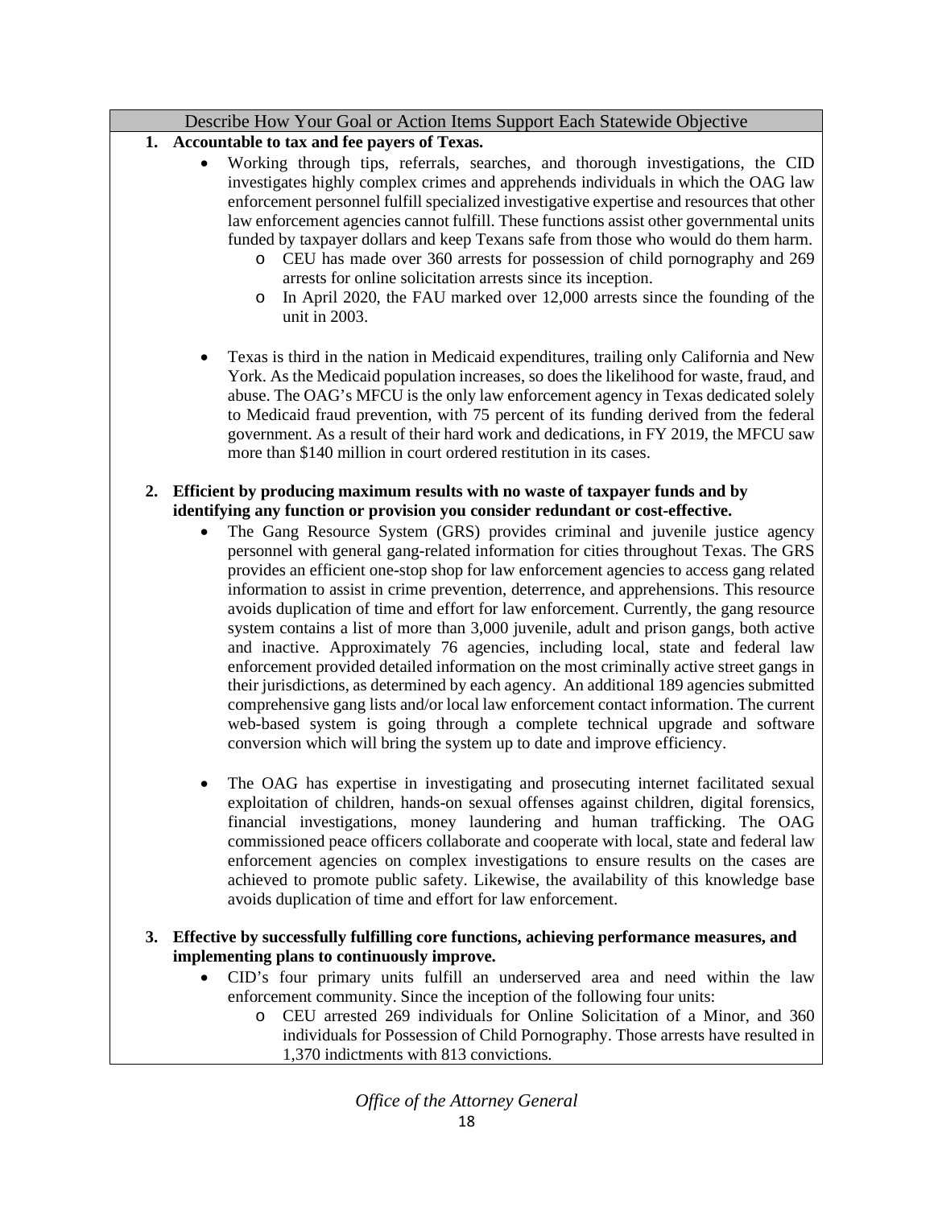### Describe How Your Goal or Action Items Support Each Statewide Objective

1. **Accountable to tax and fee payers of Texas.**
   - Working through tips, referrals, searches, and thorough investigations, the CID investigates highly complex crimes and apprehends individuals in which the OAG law enforcement personnel fulfill specialized investigative expertise and resources that other law enforcement agencies cannot fulfill. These functions assist other governmental units funded by taxpayer dollars and keep Texans safe from those who would do them harm.
     - CEU has made over 360 arrests for possession of child pornography and 269 arrests for online solicitation arrests since its inception.
     - In April 2020, the FAU marked over 12,000 arrests since the founding of the unit in 2003.
   - Texas is third in the nation in Medicaid expenditures, trailing only California and New York. As the Medicaid population increases, so does the likelihood for waste, fraud, and abuse. The OAG's MFCU is the only law enforcement agency in Texas dedicated solely to Medicaid fraud prevention, with 75 percent of its funding derived from the federal government. As a result of their hard work and dedications, in FY 2019, the MFCU saw more than $140 million in court ordered restitution in its cases.

2. **Efficient by producing maximum results with no waste of taxpayer funds and by identifying any function or provision you consider redundant or cost-effective.**
   - The Gang Resource System (GRS) provides criminal and juvenile justice agency personnel with general gang-related information for cities throughout Texas. The GRS provides an efficient one-stop shop for law enforcement agencies to access gang related information to assist in crime prevention, deterrence, and apprehensions. This resource avoids duplication of time and effort for law enforcement. Currently, the gang resource system contains a list of more than 3,000 juvenile, adult and prison gangs, both active and inactive. Approximately 76 agencies, including local, state and federal law enforcement provided detailed information on the most criminally active street gangs in their jurisdictions, as determined by each agency. An additional 189 agencies submitted comprehensive gang lists and/or local law enforcement contact information. The current web-based system is going through a complete technical upgrade and software conversion which will bring the system up to date and improve efficiency.
   - The OAG has expertise in investigating and prosecuting internet facilitated sexual exploitation of children, hands-on sexual offenses against children, digital forensics, financial investigations, money laundering and human trafficking. The OAG commissioned peace officers collaborate and cooperate with local, state and federal law enforcement agencies on complex investigations to ensure results on the cases are achieved to promote public safety. Likewise, the availability of this knowledge base avoids duplication of time and effort for law enforcement.

3. **Effective by successfully fulfilling core functions, achieving performance measures, and implementing plans to continuously improve.**
   - CID's four primary units fulfill an underserved area and need within the law enforcement community. Since the inception of the following four units:
     - CEU arrested 269 individuals for Online Solicitation of a Minor, and 360 individuals for Possession of Child Pornography. Those arrests have resulted in 1,370 indictments with 813 convictions.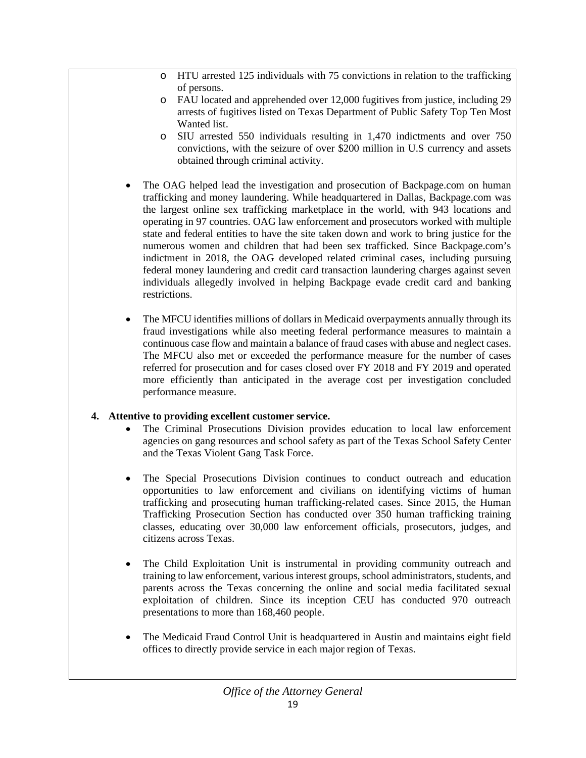- HTU arrested 125 individuals with 75 convictions in relation to the trafficking of persons.
- FAU located and apprehended over 12,000 fugitives from justice, including 29 arrests of fugitives listed on Texas Department of Public Safety Top Ten Most Wanted list.
- SIU arrested 550 individuals resulting in 1,470 indictments and over 750 convictions, with the seizure of over $200 million in U.S currency and assets obtained through criminal activity.

- The OAG helped lead the investigation and prosecution of Backpage.com on human trafficking and money laundering. While headquartered in Dallas, Backpage.com was the largest online sex trafficking marketplace in the world, with 943 locations and operating in 97 countries. OAG law enforcement and prosecutors worked with multiple state and federal entities to have the site taken down and work to bring justice for the numerous women and children that had been sex trafficked. Since Backpage.com's indictment in 2018, the OAG developed related criminal cases, including pursuing federal money laundering and credit card transaction laundering charges against seven individuals allegedly involved in helping Backpage evade credit card and banking restrictions.

- The MFCU identifies millions of dollars in Medicaid overpayments annually through its fraud investigations while also meeting federal performance measures to maintain a continuous case flow and maintain a balance of fraud cases with abuse and neglect cases. The MFCU also met or exceeded the performance measure for the number of cases referred for prosecution and for cases closed over FY 2018 and FY 2019 and operated more efficiently than anticipated in the average cost per investigation concluded performance measure.

**4. Attentive to providing excellent customer service.**

- The Criminal Prosecutions Division provides education to local law enforcement agencies on gang resources and school safety as part of the Texas School Safety Center and the Texas Violent Gang Task Force.

- The Special Prosecutions Division continues to conduct outreach and education opportunities to law enforcement and civilians on identifying victims of human trafficking and prosecuting human trafficking-related cases. Since 2015, the Human Trafficking Prosecution Section has conducted over 350 human trafficking training classes, educating over 30,000 law enforcement officials, prosecutors, judges, and citizens across Texas.

- The Child Exploitation Unit is instrumental in providing community outreach and training to law enforcement, various interest groups, school administrators, students, and parents across the Texas concerning the online and social media facilitated sexual exploitation of children. Since its inception CEU has conducted 970 outreach presentations to more than 168,460 people.

- The Medicaid Fraud Control Unit is headquartered in Austin and maintains eight field offices to directly provide service in each major region of Texas.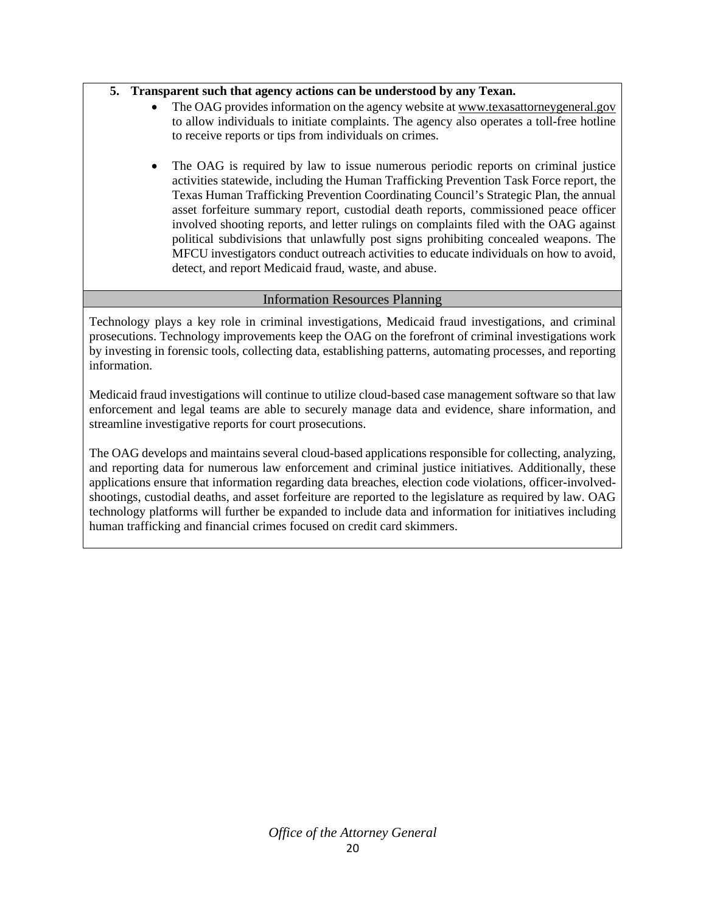5. **Transparent such that agency actions can be understood by any Texan.**
    - The OAG provides information on the agency website at www.texasattorneygeneral.gov to allow individuals to initiate complaints. The agency also operates a toll-free hotline to receive reports or tips from individuals on crimes.

    - The OAG is required by law to issue numerous periodic reports on criminal justice activities statewide, including the Human Trafficking Prevention Task Force report, the Texas Human Trafficking Prevention Coordinating Council's Strategic Plan, the annual asset forfeiture summary report, custodial death reports, commissioned peace officer involved shooting reports, and letter rulings on complaints filed with the OAG against political subdivisions that unlawfully post signs prohibiting concealed weapons. The MFCU investigators conduct outreach activities to educate individuals on how to avoid, detect, and report Medicaid fraud, waste, and abuse.

## Information Resources Planning

Technology plays a key role in criminal investigations, Medicaid fraud investigations, and criminal prosecutions. Technology improvements keep the OAG on the forefront of criminal investigations work by investing in forensic tools, collecting data, establishing patterns, automating processes, and reporting information.

Medicaid fraud investigations will continue to utilize cloud-based case management software so that law enforcement and legal teams are able to securely manage data and evidence, share information, and streamline investigative reports for court prosecutions.

The OAG develops and maintains several cloud-based applications responsible for collecting, analyzing, and reporting data for numerous law enforcement and criminal justice initiatives. Additionally, these applications ensure that information regarding data breaches, election code violations, officer-involved-shootings, custodial deaths, and asset forfeiture are reported to the legislature as required by law. OAG technology platforms will further be expanded to include data and information for initiatives including human trafficking and financial crimes focused on credit card skimmers.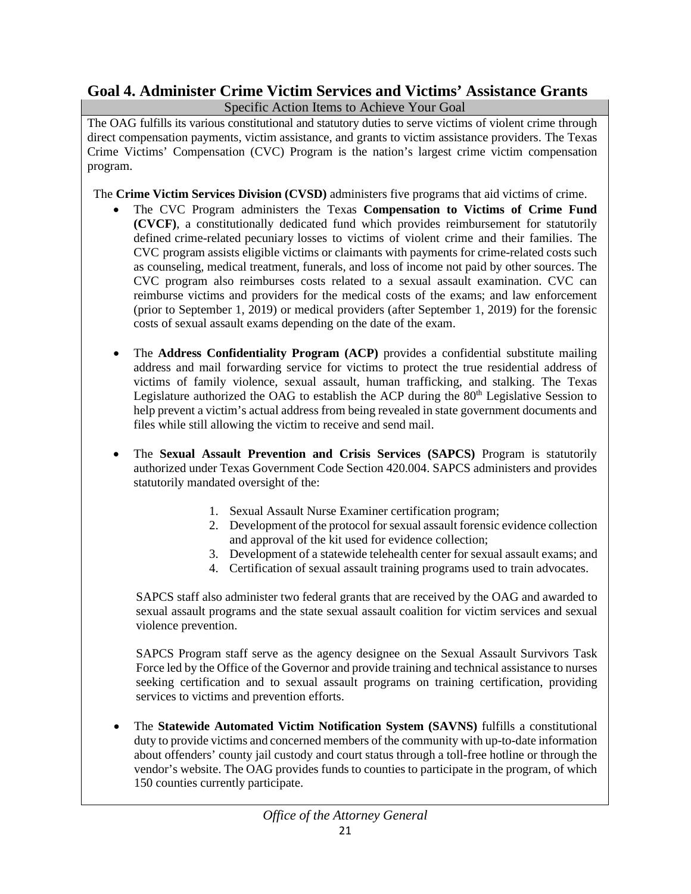## Goal 4. Administer Crime Victim Services and Victims' Assistance Grants

Specific Action Items to Achieve Your Goal

The OAG fulfills its various constitutional and statutory duties to serve victims of violent crime through direct compensation payments, victim assistance, and grants to victim assistance providers. The Texas Crime Victims' Compensation (CVC) Program is the nation's largest crime victim compensation program.

The **Crime Victim Services Division (CVSD)** administers five programs that aid victims of crime.

- The CVC Program administers the Texas **Compensation to Victims of Crime Fund (CVCF)**, a constitutionally dedicated fund which provides reimbursement for statutorily defined crime-related pecuniary losses to victims of violent crime and their families. The CVC program assists eligible victims or claimants with payments for crime-related costs such as counseling, medical treatment, funerals, and loss of income not paid by other sources. The CVC program also reimburses costs related to a sexual assault examination. CVC can reimburse victims and providers for the medical costs of the exams; and law enforcement (prior to September 1, 2019) or medical providers (after September 1, 2019) for the forensic costs of sexual assault exams depending on the date of the exam.

- The **Address Confidentiality Program (ACP)** provides a confidential substitute mailing address and mail forwarding service for victims to protect the true residential address of victims of family violence, sexual assault, human trafficking, and stalking. The Texas Legislature authorized the OAG to establish the ACP during the 80th Legislative Session to help prevent a victim's actual address from being revealed in state government documents and files while still allowing the victim to receive and send mail.

- The **Sexual Assault Prevention and Crisis Services (SAPCS)** Program is statutorily authorized under Texas Government Code Section 420.004. SAPCS administers and provides statutorily mandated oversight of the:

  1. Sexual Assault Nurse Examiner certification program;
  2. Development of the protocol for sexual assault forensic evidence collection and approval of the kit used for evidence collection;
  3. Development of a statewide telehealth center for sexual assault exams; and
  4. Certification of sexual assault training programs used to train advocates.

  SAPCS staff also administer two federal grants that are received by the OAG and awarded to sexual assault programs and the state sexual assault coalition for victim services and sexual violence prevention.

  SAPCS Program staff serve as the agency designee on the Sexual Assault Survivors Task Force led by the Office of the Governor and provide training and technical assistance to nurses seeking certification and to sexual assault programs on training certification, providing services to victims and prevention efforts.

- The **Statewide Automated Victim Notification System (SAVNS)** fulfills a constitutional duty to provide victims and concerned members of the community with up-to-date information about offenders' county jail custody and court status through a toll-free hotline or through the vendor's website. The OAG provides funds to counties to participate in the program, of which 150 counties currently participate.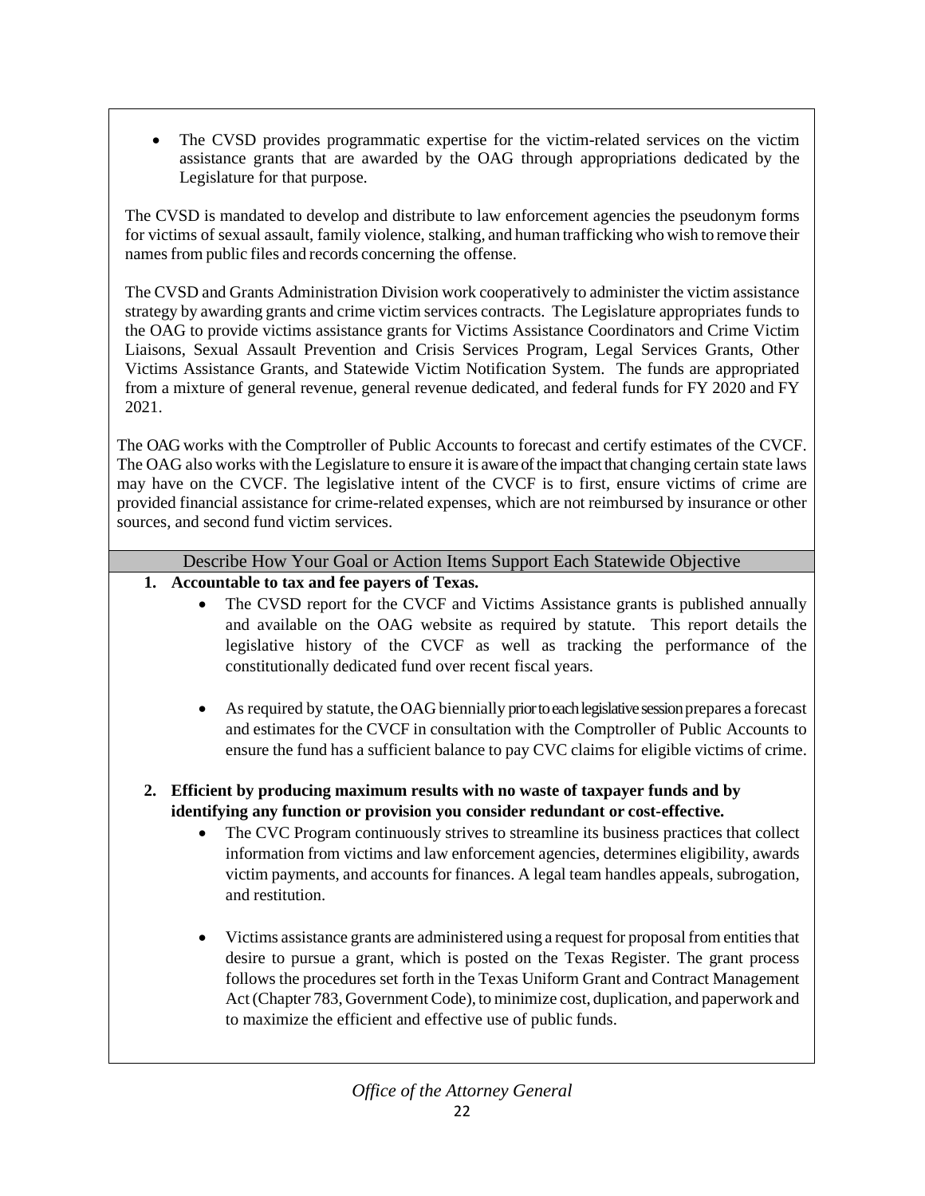- The CVSD provides programmatic expertise for the victim-related services on the victim assistance grants that are awarded by the OAG through appropriations dedicated by the Legislature for that purpose.

The CVSD is mandated to develop and distribute to law enforcement agencies the pseudonym forms for victims of sexual assault, family violence, stalking, and human trafficking who wish to remove their names from public files and records concerning the offense.

The CVSD and Grants Administration Division work cooperatively to administer the victim assistance strategy by awarding grants and crime victim services contracts. The Legislature appropriates funds to the OAG to provide victims assistance grants for Victims Assistance Coordinators and Crime Victim Liaisons, Sexual Assault Prevention and Crisis Services Program, Legal Services Grants, Other Victims Assistance Grants, and Statewide Victim Notification System. The funds are appropriated from a mixture of general revenue, general revenue dedicated, and federal funds for FY 2020 and FY 2021.

The OAG works with the Comptroller of Public Accounts to forecast and certify estimates of the CVCF. The OAG also works with the Legislature to ensure it is aware of the impact that changing certain state laws may have on the CVCF. The legislative intent of the CVCF is to first, ensure victims of crime are provided financial assistance for crime-related expenses, which are not reimbursed by insurance or other sources, and second fund victim services.

## Describe How Your Goal or Action Items Support Each Statewide Objective

1. **Accountable to tax and fee payers of Texas.**
    - The CVSD report for the CVCF and Victims Assistance grants is published annually and available on the OAG website as required by statute. This report details the legislative history of the CVCF as well as tracking the performance of the constitutionally dedicated fund over recent fiscal years.
    - As required by statute, the OAG biennially prior to each legislative session prepares a forecast and estimates for the CVCF in consultation with the Comptroller of Public Accounts to ensure the fund has a sufficient balance to pay CVC claims for eligible victims of crime.

2. **Efficient by producing maximum results with no waste of taxpayer funds and by identifying any function or provision you consider redundant or cost-effective.**
    - The CVC Program continuously strives to streamline its business practices that collect information from victims and law enforcement agencies, determines eligibility, awards victim payments, and accounts for finances. A legal team handles appeals, subrogation, and restitution.
    - Victims assistance grants are administered using a request for proposal from entities that desire to pursue a grant, which is posted on the Texas Register. The grant process follows the procedures set forth in the Texas Uniform Grant and Contract Management Act (Chapter 783, Government Code), to minimize cost, duplication, and paperwork and to maximize the efficient and effective use of public funds.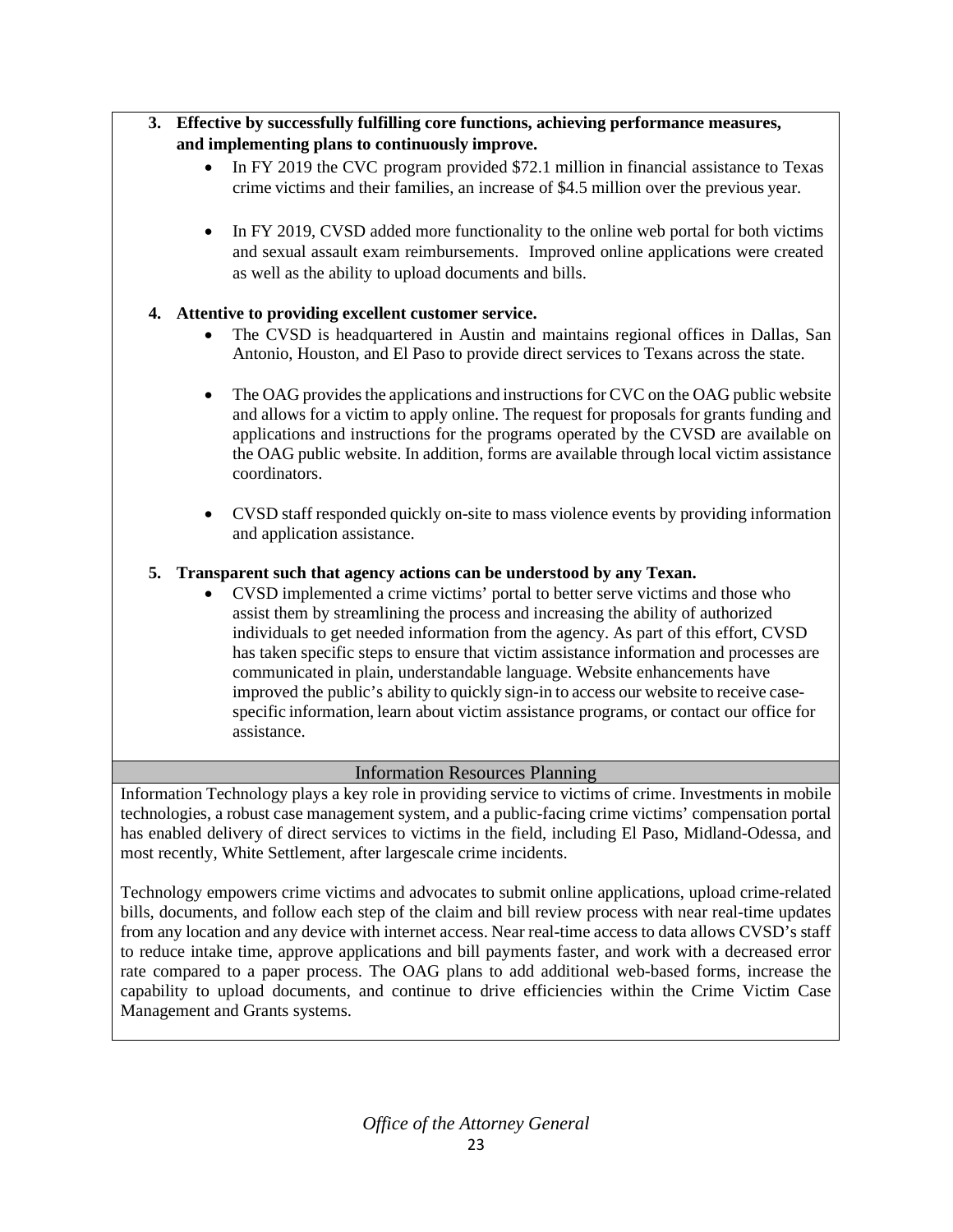3. **Effective by successfully fulfilling core functions, achieving performance measures, and implementing plans to continuously improve.**
   - In FY 2019 the CVC program provided $72.1 million in financial assistance to Texas crime victims and their families, an increase of $4.5 million over the previous year.
   - In FY 2019, CVSD added more functionality to the online web portal for both victims and sexual assault exam reimbursements. Improved online applications were created as well as the ability to upload documents and bills.

4. **Attentive to providing excellent customer service.**
   - The CVSD is headquartered in Austin and maintains regional offices in Dallas, San Antonio, Houston, and El Paso to provide direct services to Texans across the state.
   - The OAG provides the applications and instructions for CVC on the OAG public website and allows for a victim to apply online. The request for proposals for grants funding and applications and instructions for the programs operated by the CVSD are available on the OAG public website. In addition, forms are available through local victim assistance coordinators.
   - CVSD staff responded quickly on-site to mass violence events by providing information and application assistance.

5. **Transparent such that agency actions can be understood by any Texan.**
   - CVSD implemented a crime victims' portal to better serve victims and those who assist them by streamlining the process and increasing the ability of authorized individuals to get needed information from the agency. As part of this effort, CVSD has taken specific steps to ensure that victim assistance information and processes are communicated in plain, understandable language. Website enhancements have improved the public's ability to quickly sign-in to access our website to receive case-specific information, learn about victim assistance programs, or contact our office for assistance.

## Information Resources Planning

Information Technology plays a key role in providing service to victims of crime. Investments in mobile technologies, a robust case management system, and a public-facing crime victims' compensation portal has enabled delivery of direct services to victims in the field, including El Paso, Midland-Odessa, and most recently, White Settlement, after largescale crime incidents.

Technology empowers crime victims and advocates to submit online applications, upload crime-related bills, documents, and follow each step of the claim and bill review process with near real-time updates from any location and any device with internet access. Near real-time access to data allows CVSD's staff to reduce intake time, approve applications and bill payments faster, and work with a decreased error rate compared to a paper process. The OAG plans to add additional web-based forms, increase the capability to upload documents, and continue to drive efficiencies within the Crime Victim Case Management and Grants systems.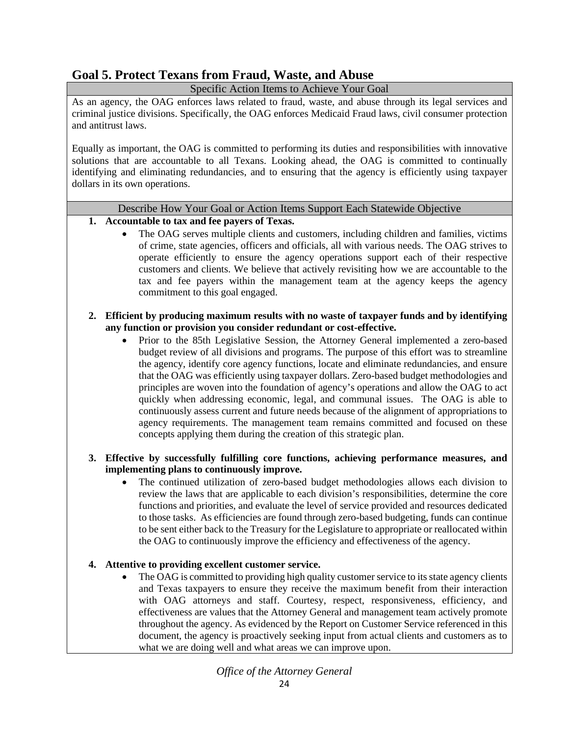## Goal 5. Protect Texans from Fraud, Waste, and Abuse

**Specific Action Items to Achieve Your Goal**

As an agency, the OAG enforces laws related to fraud, waste, and abuse through its legal services and criminal justice divisions. Specifically, the OAG enforces Medicaid Fraud laws, civil consumer protection and antitrust laws.

Equally as important, the OAG is committed to performing its duties and responsibilities with innovative solutions that are accountable to all Texans. Looking ahead, the OAG is committed to continually identifying and eliminating redundancies, and to ensuring that the agency is efficiently using taxpayer dollars in its own operations.

**Describe How Your Goal or Action Items Support Each Statewide Objective**

1. **Accountable to tax and fee payers of Texas.**
   - The OAG serves multiple clients and customers, including children and families, victims of crime, state agencies, officers and officials, all with various needs. The OAG strives to operate efficiently to ensure the agency operations support each of their respective customers and clients. We believe that actively revisiting how we are accountable to the tax and fee payers within the management team at the agency keeps the agency commitment to this goal engaged.

2. **Efficient by producing maximum results with no waste of taxpayer funds and by identifying any function or provision you consider redundant or cost-effective.**
   - Prior to the 85th Legislative Session, the Attorney General implemented a zero-based budget review of all divisions and programs. The purpose of this effort was to streamline the agency, identify core agency functions, locate and eliminate redundancies, and ensure that the OAG was efficiently using taxpayer dollars. Zero-based budget methodologies and principles are woven into the foundation of agency's operations and allow the OAG to act quickly when addressing economic, legal, and communal issues. The OAG is able to continuously assess current and future needs because of the alignment of appropriations to agency requirements. The management team remains committed and focused on these concepts applying them during the creation of this strategic plan.

3. **Effective by successfully fulfilling core functions, achieving performance measures, and implementing plans to continuously improve.**
   - The continued utilization of zero-based budget methodologies allows each division to review the laws that are applicable to each division's responsibilities, determine the core functions and priorities, and evaluate the level of service provided and resources dedicated to those tasks. As efficiencies are found through zero-based budgeting, funds can continue to be sent either back to the Treasury for the Legislature to appropriate or reallocated within the OAG to continuously improve the efficiency and effectiveness of the agency.

4. **Attentive to providing excellent customer service.**
   - The OAG is committed to providing high quality customer service to its state agency clients and Texas taxpayers to ensure they receive the maximum benefit from their interaction with OAG attorneys and staff. Courtesy, respect, responsiveness, efficiency, and effectiveness are values that the Attorney General and management team actively promote throughout the agency. As evidenced by the Report on Customer Service referenced in this document, the agency is proactively seeking input from actual clients and customers as to what we are doing well and what areas we can improve upon.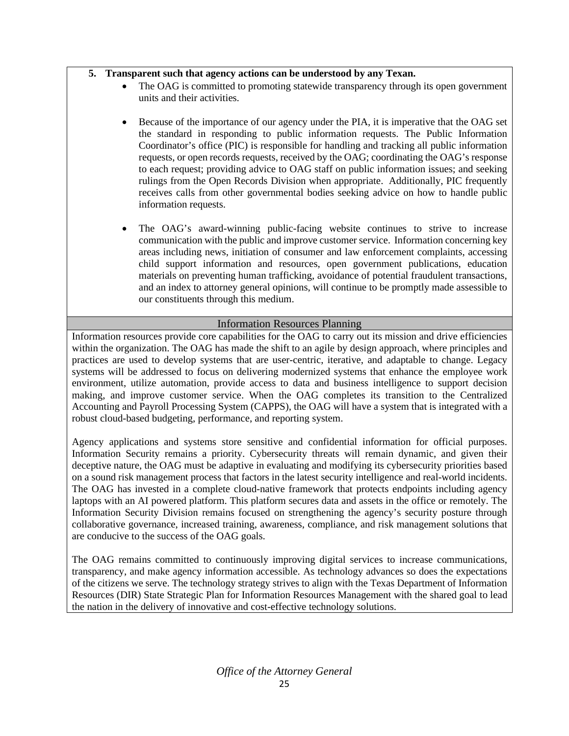5. **Transparent such that agency actions can be understood by any Texan.**
   - The OAG is committed to promoting statewide transparency through its open government units and their activities.

   - Because of the importance of our agency under the PIA, it is imperative that the OAG set the standard in responding to public information requests. The Public Information Coordinator's office (PIC) is responsible for handling and tracking all public information requests, or open records requests, received by the OAG; coordinating the OAG's response to each request; providing advice to OAG staff on public information issues; and seeking rulings from the Open Records Division when appropriate. Additionally, PIC frequently receives calls from other governmental bodies seeking advice on how to handle public information requests.

   - The OAG's award-winning public-facing website continues to strive to increase communication with the public and improve customer service. Information concerning key areas including news, initiation of consumer and law enforcement complaints, accessing child support information and resources, open government publications, education materials on preventing human trafficking, avoidance of potential fraudulent transactions, and an index to attorney general opinions, will continue to be promptly made assessible to our constituents through this medium.

## Information Resources Planning

Information resources provide core capabilities for the OAG to carry out its mission and drive efficiencies within the organization. The OAG has made the shift to an agile by design approach, where principles and practices are used to develop systems that are user-centric, iterative, and adaptable to change. Legacy systems will be addressed to focus on delivering modernized systems that enhance the employee work environment, utilize automation, provide access to data and business intelligence to support decision making, and improve customer service. When the OAG completes its transition to the Centralized Accounting and Payroll Processing System (CAPPS), the OAG will have a system that is integrated with a robust cloud-based budgeting, performance, and reporting system.

Agency applications and systems store sensitive and confidential information for official purposes. Information Security remains a priority. Cybersecurity threats will remain dynamic, and given their deceptive nature, the OAG must be adaptive in evaluating and modifying its cybersecurity priorities based on a sound risk management process that factors in the latest security intelligence and real-world incidents. The OAG has invested in a complete cloud-native framework that protects endpoints including agency laptops with an AI powered platform. This platform secures data and assets in the office or remotely. The Information Security Division remains focused on strengthening the agency's security posture through collaborative governance, increased training, awareness, compliance, and risk management solutions that are conducive to the success of the OAG goals.

The OAG remains committed to continuously improving digital services to increase communications, transparency, and make agency information accessible. As technology advances so does the expectations of the citizens we serve. The technology strategy strives to align with the Texas Department of Information Resources (DIR) State Strategic Plan for Information Resources Management with the shared goal to lead the nation in the delivery of innovative and cost-effective technology solutions.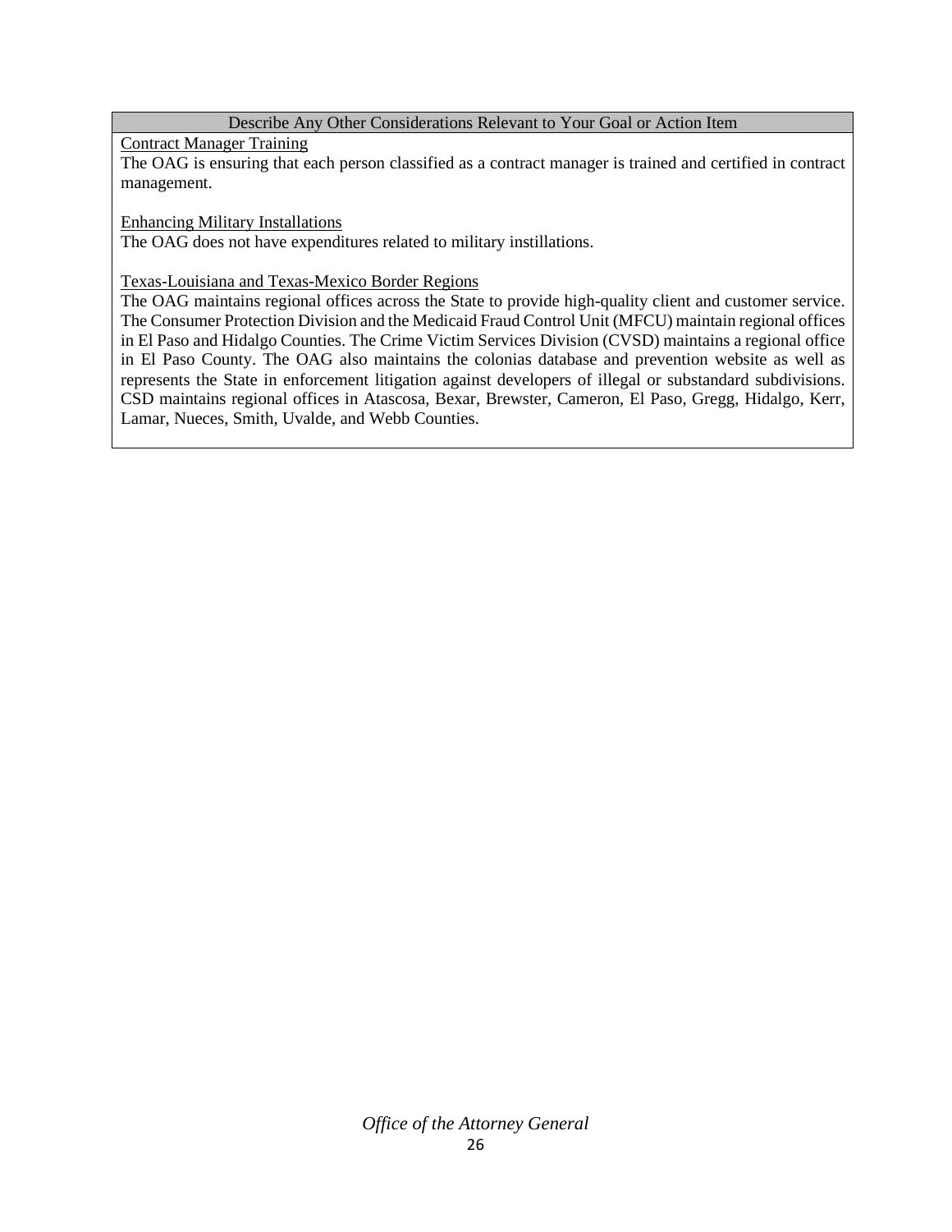| Describe Any Other Considerations Relevant to Your Goal or Action Item |
| --- |
| Contract Manager Training<br>The OAG is ensuring that each person classified as a contract manager is trained and certified in contract management.<br><br>Enhancing Military Installations<br>The OAG does not have expenditures related to military instillations.<br><br>Texas-Louisiana and Texas-Mexico Border Regions<br>The OAG maintains regional offices across the State to provide high-quality client and customer service. The Consumer Protection Division and the Medicaid Fraud Control Unit (MFCU) maintain regional offices in El Paso and Hidalgo Counties. The Crime Victim Services Division (CVSD) maintains a regional office in El Paso County. The OAG also maintains the colonias database and prevention website as well as represents the State in enforcement litigation against developers of illegal or substandard subdivisions. CSD maintains regional offices in Atascosa, Bexar, Brewster, Cameron, El Paso, Gregg, Hidalgo, Kerr, Lamar, Nueces, Smith, Uvalde, and Webb Counties. |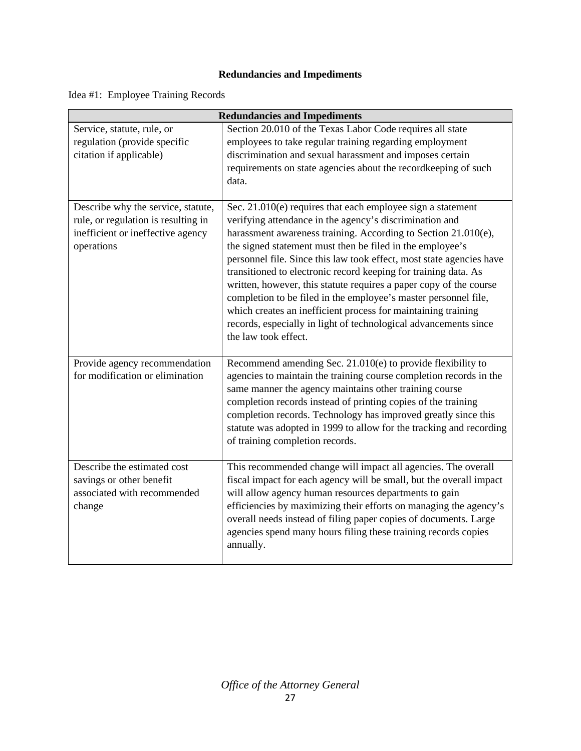## Redundancies and Impediments

Idea #1: Employee Training Records

| Redundancies and Impediments | |
|---|---|
| Service, statute, rule, or regulation (provide specific citation if applicable) | Section 20.010 of the Texas Labor Code requires all state employees to take regular training regarding employment discrimination and sexual harassment and imposes certain requirements on state agencies about the recordkeeping of such data. |
| Describe why the service, statute, rule, or regulation is resulting in inefficient or ineffective agency operations | Sec. 21.010(e) requires that each employee sign a statement verifying attendance in the agency's discrimination and harassment awareness training. According to Section 21.010(e), the signed statement must then be filed in the employee's personnel file. Since this law took effect, most state agencies have transitioned to electronic record keeping for training data. As written, however, this statute requires a paper copy of the course completion to be filed in the employee's master personnel file, which creates an inefficient process for maintaining training records, especially in light of technological advancements since the law took effect. |
| Provide agency recommendation for modification or elimination | Recommend amending Sec. 21.010(e) to provide flexibility to agencies to maintain the training course completion records in the same manner the agency maintains other training course completion records instead of printing copies of the training completion records. Technology has improved greatly since this statute was adopted in 1999 to allow for the tracking and recording of training completion records. |
| Describe the estimated cost savings or other benefit associated with recommended change | This recommended change will impact all agencies. The overall fiscal impact for each agency will be small, but the overall impact will allow agency human resources departments to gain efficiencies by maximizing their efforts on managing the agency's overall needs instead of filing paper copies of documents. Large agencies spend many hours filing these training records copies annually. |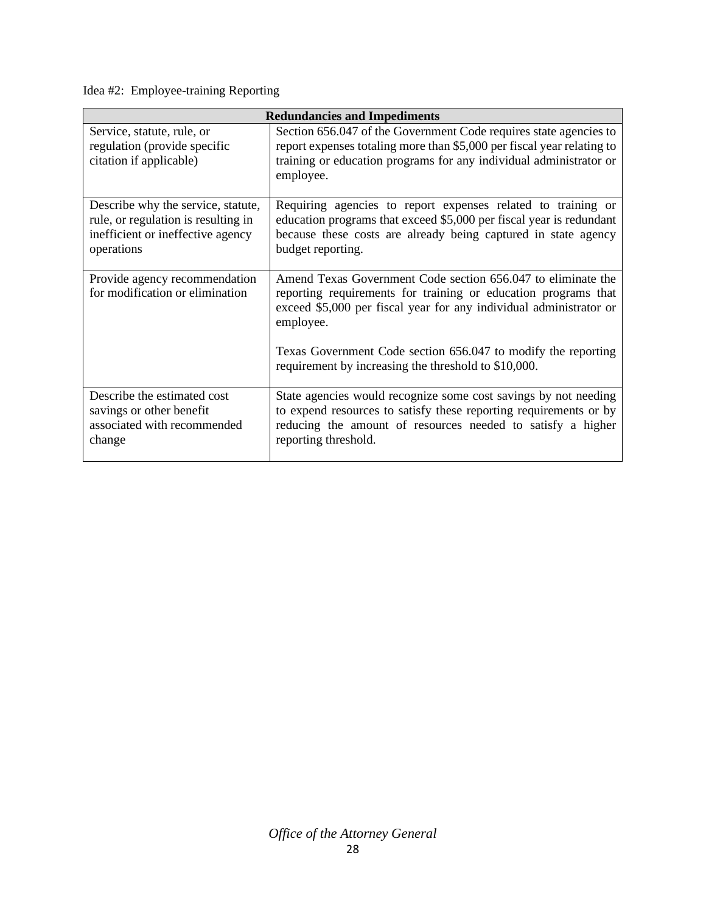Idea #2: Employee-training Reporting

| Redundancies and Impediments | |
|---|---|
| Service, statute, rule, or regulation (provide specific citation if applicable) | Section 656.047 of the Government Code requires state agencies to report expenses totaling more than $5,000 per fiscal year relating to training or education programs for any individual administrator or employee. |
| Describe why the service, statute, rule, or regulation is resulting in inefficient or ineffective agency operations | Requiring agencies to report expenses related to training or education programs that exceed $5,000 per fiscal year is redundant because these costs are already being captured in state agency budget reporting. |
| Provide agency recommendation for modification or elimination | Amend Texas Government Code section 656.047 to eliminate the reporting requirements for training or education programs that exceed $5,000 per fiscal year for any individual administrator or employee.<br><br>Texas Government Code section 656.047 to modify the reporting requirement by increasing the threshold to $10,000. |
| Describe the estimated cost savings or other benefit associated with recommended change | State agencies would recognize some cost savings by not needing to expend resources to satisfy these reporting requirements or by reducing the amount of resources needed to satisfy a higher reporting threshold. |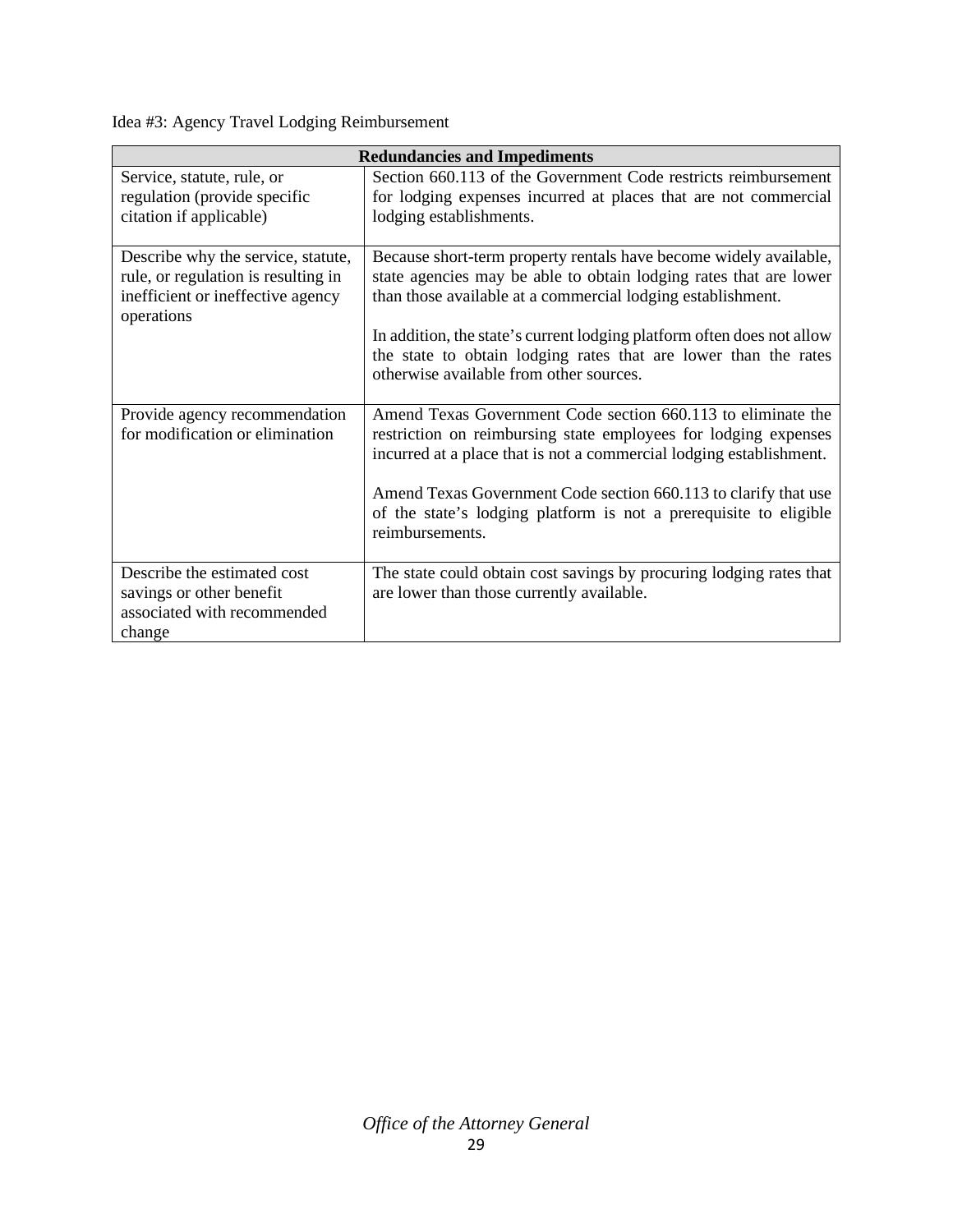Idea #3: Agency Travel Lodging Reimbursement

| Redundancies and Impediments | |
|---|---|
| Service, statute, rule, or regulation (provide specific citation if applicable) | Section 660.113 of the Government Code restricts reimbursement for lodging expenses incurred at places that are not commercial lodging establishments. |
| Describe why the service, statute, rule, or regulation is resulting in inefficient or ineffective agency operations | Because short-term property rentals have become widely available, state agencies may be able to obtain lodging rates that are lower than those available at a commercial lodging establishment.<br><br>In addition, the state's current lodging platform often does not allow the state to obtain lodging rates that are lower than the rates otherwise available from other sources. |
| Provide agency recommendation for modification or elimination | Amend Texas Government Code section 660.113 to eliminate the restriction on reimbursing state employees for lodging expenses incurred at a place that is not a commercial lodging establishment.<br><br>Amend Texas Government Code section 660.113 to clarify that use of the state's lodging platform is not a prerequisite to eligible reimbursements. |
| Describe the estimated cost savings or other benefit associated with recommended change | The state could obtain cost savings by procuring lodging rates that are lower than those currently available. |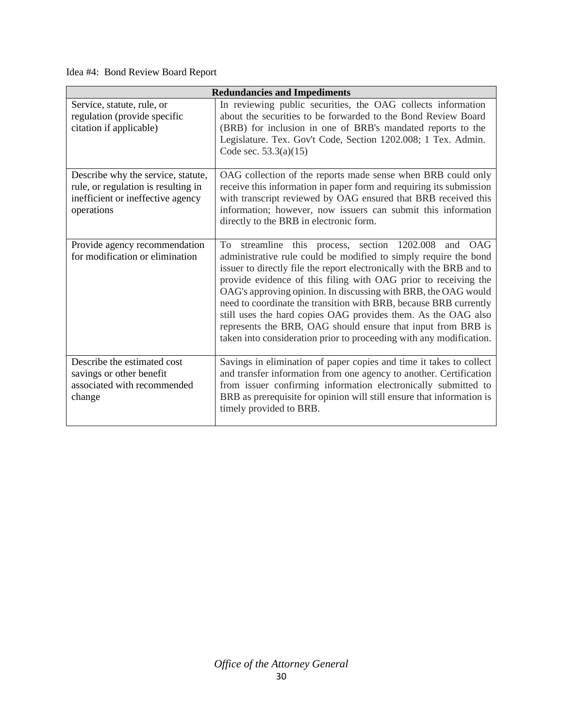Idea #4: Bond Review Board Report

| Redundancies and Impediments | |
|---|---|
| Service, statute, rule, or regulation (provide specific citation if applicable) | In reviewing public securities, the OAG collects information about the securities to be forwarded to the Bond Review Board (BRB) for inclusion in one of BRB's mandated reports to the Legislature. Tex. Gov't Code, Section 1202.008; 1 Tex. Admin. Code sec. 53.3(a)(15) |
| Describe why the service, statute, rule, or regulation is resulting in inefficient or ineffective agency operations | OAG collection of the reports made sense when BRB could only receive this information in paper form and requiring its submission with transcript reviewed by OAG ensured that BRB received this information; however, now issuers can submit this information directly to the BRB in electronic form. |
| Provide agency recommendation for modification or elimination | To streamline this process, section 1202.008 and OAG administrative rule could be modified to simply require the bond issuer to directly file the report electronically with the BRB and to provide evidence of this filing with OAG prior to receiving the OAG's approving opinion. In discussing with BRB, the OAG would need to coordinate the transition with BRB, because BRB currently still uses the hard copies OAG provides them. As the OAG also represents the BRB, OAG should ensure that input from BRB is taken into consideration prior to proceeding with any modification. |
| Describe the estimated cost savings or other benefit associated with recommended change | Savings in elimination of paper copies and time it takes to collect and transfer information from one agency to another. Certification from issuer confirming information electronically submitted to BRB as prerequisite for opinion will still ensure that information is timely provided to BRB. |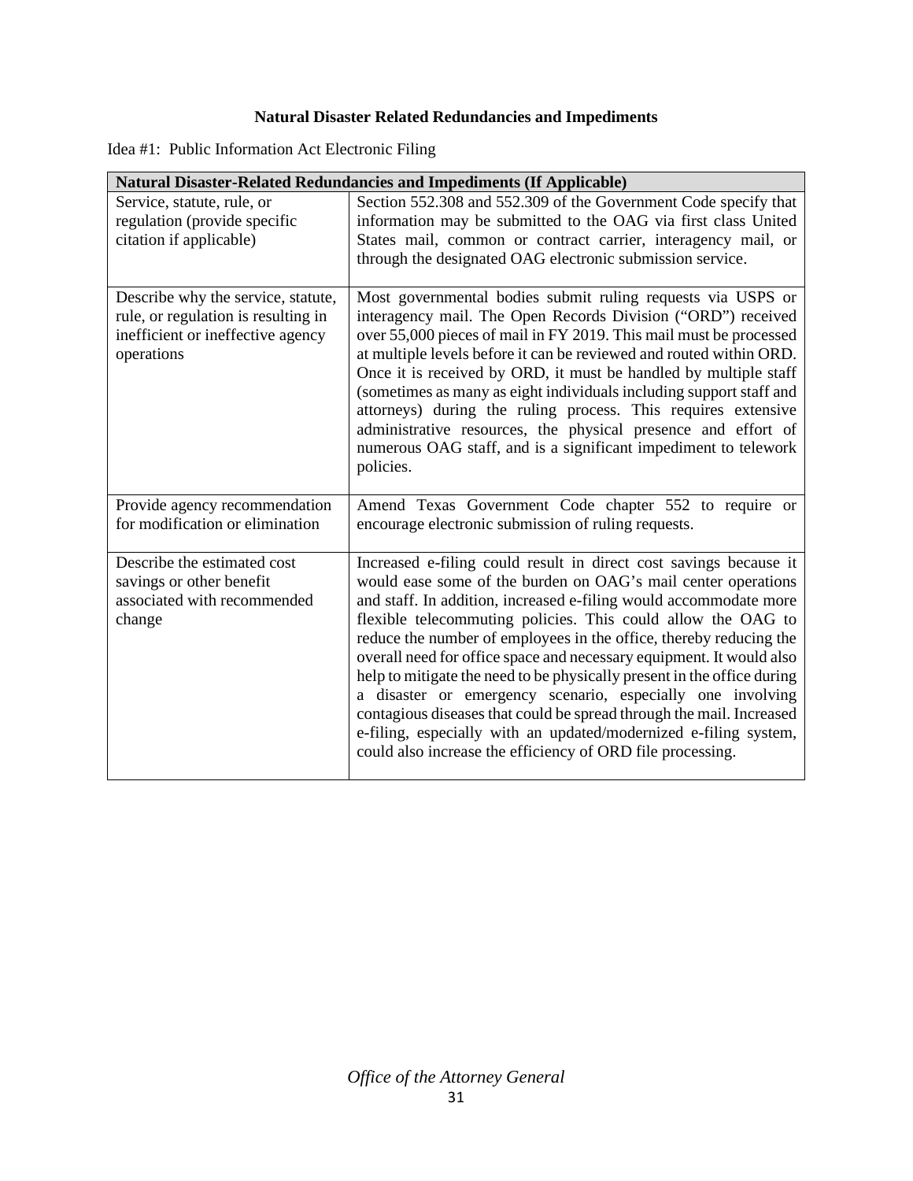## Natural Disaster Related Redundancies and Impediments

Idea #1: Public Information Act Electronic Filing

| Natural Disaster-Related Redundancies and Impediments (If Applicable) | |
|---|---|
| Service, statute, rule, or regulation (provide specific citation if applicable) | Section 552.308 and 552.309 of the Government Code specify that information may be submitted to the OAG via first class United States mail, common or contract carrier, interagency mail, or through the designated OAG electronic submission service. |
| Describe why the service, statute, rule, or regulation is resulting in inefficient or ineffective agency operations | Most governmental bodies submit ruling requests via USPS or interagency mail. The Open Records Division ("ORD") received over 55,000 pieces of mail in FY 2019. This mail must be processed at multiple levels before it can be reviewed and routed within ORD. Once it is received by ORD, it must be handled by multiple staff (sometimes as many as eight individuals including support staff and attorneys) during the ruling process. This requires extensive administrative resources, the physical presence and effort of numerous OAG staff, and is a significant impediment to telework policies. |
| Provide agency recommendation for modification or elimination | Amend Texas Government Code chapter 552 to require or encourage electronic submission of ruling requests. |
| Describe the estimated cost savings or other benefit associated with recommended change | Increased e-filing could result in direct cost savings because it would ease some of the burden on OAG's mail center operations and staff. In addition, increased e-filing would accommodate more flexible telecommuting policies. This could allow the OAG to reduce the number of employees in the office, thereby reducing the overall need for office space and necessary equipment. It would also help to mitigate the need to be physically present in the office during a disaster or emergency scenario, especially one involving contagious diseases that could be spread through the mail. Increased e-filing, especially with an updated/modernized e-filing system, could also increase the efficiency of ORD file processing. |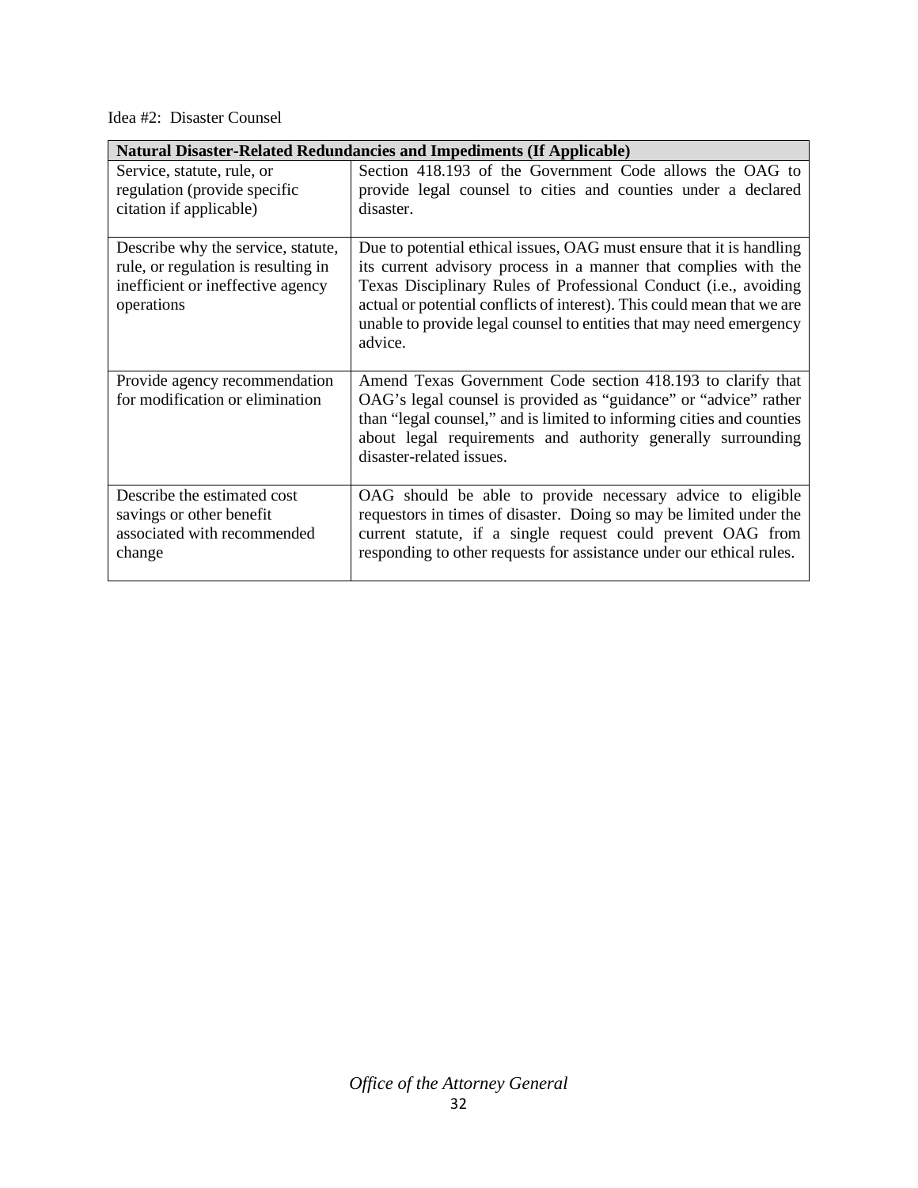Idea #2: Disaster Counsel

| Natural Disaster-Related Redundancies and Impediments (If Applicable) | |
|---|---|
| Service, statute, rule, or regulation (provide specific citation if applicable) | Section 418.193 of the Government Code allows the OAG to provide legal counsel to cities and counties under a declared disaster. |
| Describe why the service, statute, rule, or regulation is resulting in inefficient or ineffective agency operations | Due to potential ethical issues, OAG must ensure that it is handling its current advisory process in a manner that complies with the Texas Disciplinary Rules of Professional Conduct (i.e., avoiding actual or potential conflicts of interest). This could mean that we are unable to provide legal counsel to entities that may need emergency advice. |
| Provide agency recommendation for modification or elimination | Amend Texas Government Code section 418.193 to clarify that OAG's legal counsel is provided as "guidance" or "advice" rather than "legal counsel," and is limited to informing cities and counties about legal requirements and authority generally surrounding disaster-related issues. |
| Describe the estimated cost savings or other benefit associated with recommended change | OAG should be able to provide necessary advice to eligible requestors in times of disaster. Doing so may be limited under the current statute, if a single request could prevent OAG from responding to other requests for assistance under our ethical rules. |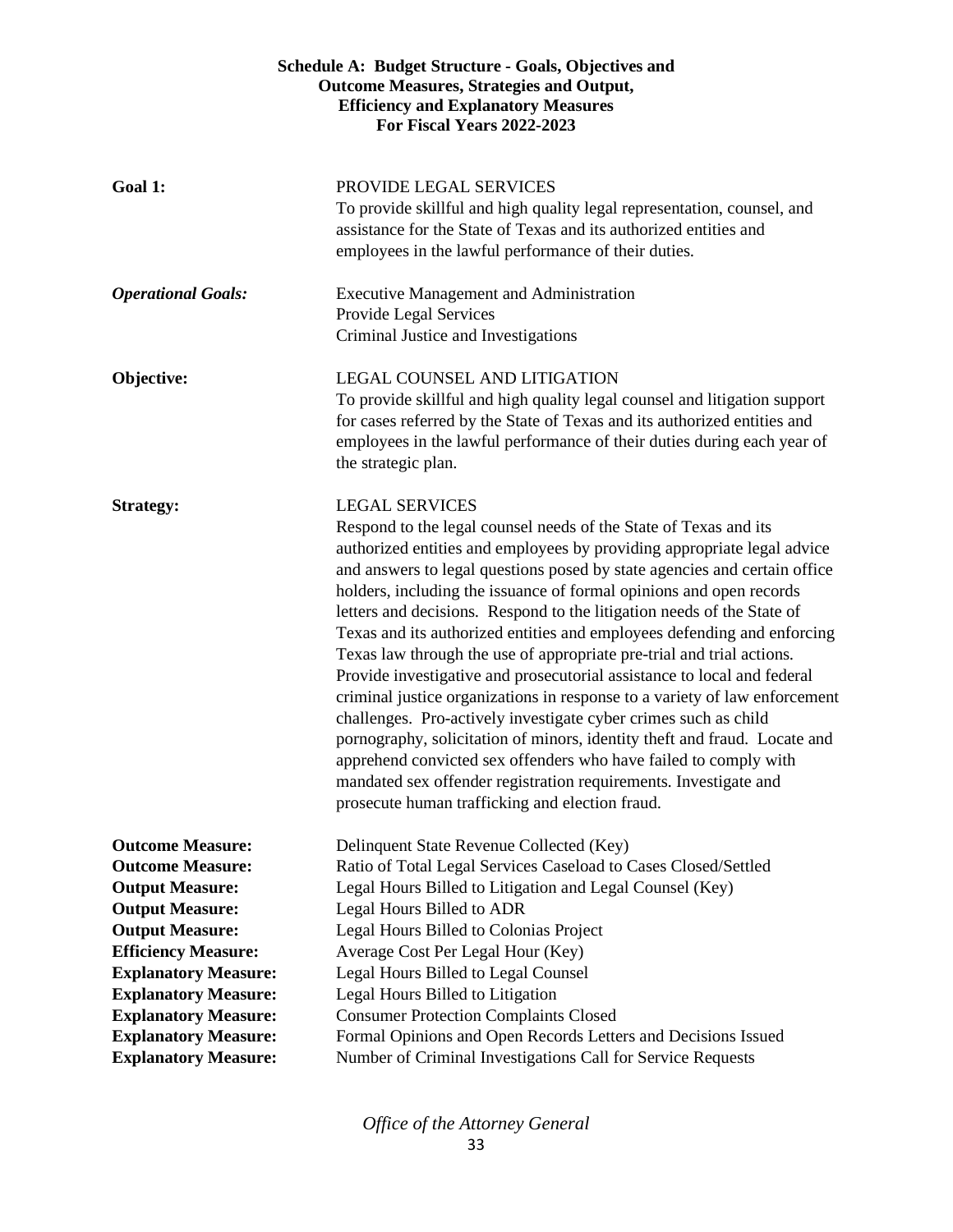**Schedule A: Budget Structure - Goals, Objectives and Outcome Measures, Strategies and Output, Efficiency and Explanatory Measures For Fiscal Years 2022-2023**

**Goal 1:** PROVIDE LEGAL SERVICES
To provide skillful and high quality legal representation, counsel, and assistance for the State of Texas and its authorized entities and employees in the lawful performance of their duties.

***Operational Goals:***
Executive Management and Administration
Provide Legal Services
Criminal Justice and Investigations

**Objective:** LEGAL COUNSEL AND LITIGATION
To provide skillful and high quality legal counsel and litigation support for cases referred by the State of Texas and its authorized entities and employees in the lawful performance of their duties during each year of the strategic plan.

**Strategy:** LEGAL SERVICES
Respond to the legal counsel needs of the State of Texas and its authorized entities and employees by providing appropriate legal advice and answers to legal questions posed by state agencies and certain office holders, including the issuance of formal opinions and open records letters and decisions. Respond to the litigation needs of the State of Texas and its authorized entities and employees defending and enforcing Texas law through the use of appropriate pre-trial and trial actions. Provide investigative and prosecutorial assistance to local and federal criminal justice organizations in response to a variety of law enforcement challenges. Pro-actively investigate cyber crimes such as child pornography, solicitation of minors, identity theft and fraud. Locate and apprehend convicted sex offenders who have failed to comply with mandated sex offender registration requirements. Investigate and prosecute human trafficking and election fraud.

**Outcome Measure:** Delinquent State Revenue Collected (Key)
**Outcome Measure:** Ratio of Total Legal Services Caseload to Cases Closed/Settled
**Output Measure:** Legal Hours Billed to Litigation and Legal Counsel (Key)
**Output Measure:** Legal Hours Billed to ADR
**Output Measure:** Legal Hours Billed to Colonias Project
**Efficiency Measure:** Average Cost Per Legal Hour (Key)
**Explanatory Measure:** Legal Hours Billed to Legal Counsel
**Explanatory Measure:** Legal Hours Billed to Litigation
**Explanatory Measure:** Consumer Protection Complaints Closed
**Explanatory Measure:** Formal Opinions and Open Records Letters and Decisions Issued
**Explanatory Measure:** Number of Criminal Investigations Call for Service Requests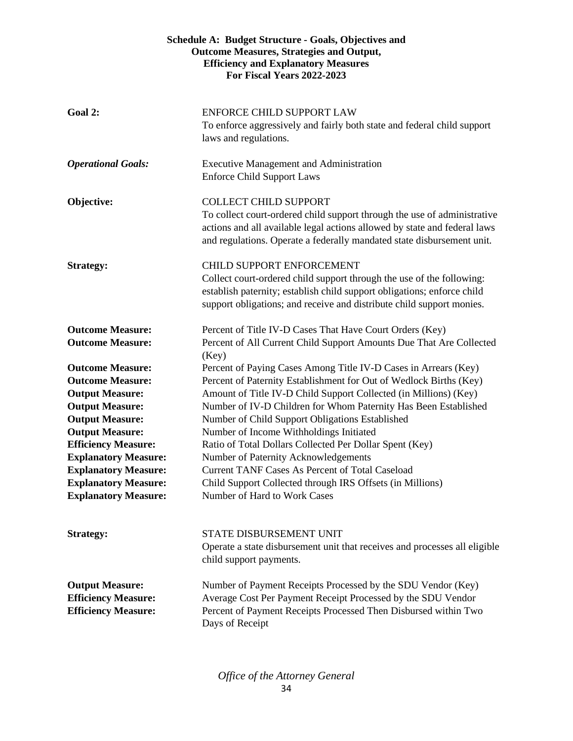**Schedule A: Budget Structure - Goals, Objectives and Outcome Measures, Strategies and Output, Efficiency and Explanatory Measures For Fiscal Years 2022-2023**

**Goal 2:** ENFORCE CHILD SUPPORT LAW
To enforce aggressively and fairly both state and federal child support laws and regulations.

***Operational Goals:*** Executive Management and Administration
Enforce Child Support Laws

**Objective:** COLLECT CHILD SUPPORT
To collect court-ordered child support through the use of administrative actions and all available legal actions allowed by state and federal laws and regulations. Operate a federally mandated state disbursement unit.

**Strategy:** CHILD SUPPORT ENFORCEMENT
Collect court-ordered child support through the use of the following: establish paternity; establish child support obligations; enforce child support obligations; and receive and distribute child support monies.

**Outcome Measure:** Percent of Title IV-D Cases That Have Court Orders (Key)
**Outcome Measure:** Percent of All Current Child Support Amounts Due That Are Collected (Key)
**Outcome Measure:** Percent of Paying Cases Among Title IV-D Cases in Arrears (Key)
**Outcome Measure:** Percent of Paternity Establishment for Out of Wedlock Births (Key)
**Output Measure:** Amount of Title IV-D Child Support Collected (in Millions) (Key)
**Output Measure:** Number of IV-D Children for Whom Paternity Has Been Established
**Output Measure:** Number of Child Support Obligations Established
**Output Measure:** Number of Income Withholdings Initiated
**Efficiency Measure:** Ratio of Total Dollars Collected Per Dollar Spent (Key)
**Explanatory Measure:** Number of Paternity Acknowledgements
**Explanatory Measure:** Current TANF Cases As Percent of Total Caseload
**Explanatory Measure:** Child Support Collected through IRS Offsets (in Millions)
**Explanatory Measure:** Number of Hard to Work Cases

**Strategy:** STATE DISBURSEMENT UNIT
Operate a state disbursement unit that receives and processes all eligible child support payments.

**Output Measure:** Number of Payment Receipts Processed by the SDU Vendor (Key)
**Efficiency Measure:** Average Cost Per Payment Receipt Processed by the SDU Vendor
**Efficiency Measure:** Percent of Payment Receipts Processed Then Disbursed within Two Days of Receipt

*Office of the Attorney General*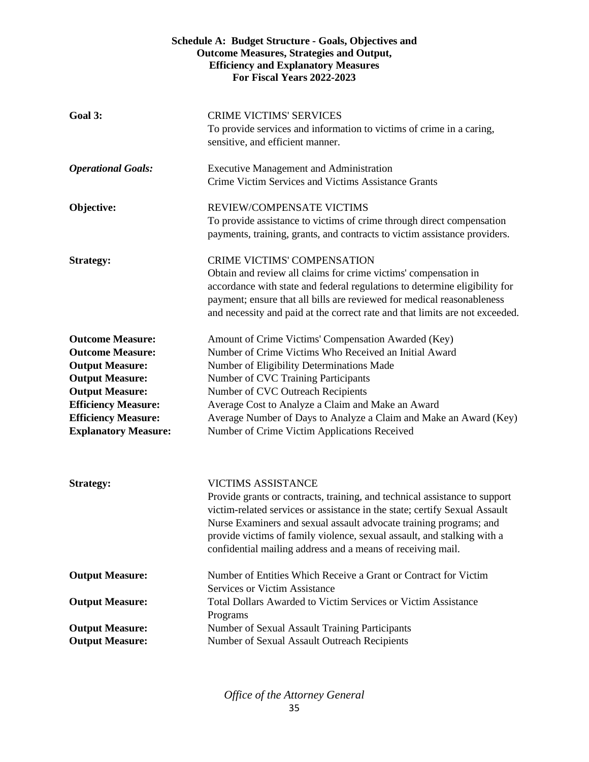**Schedule A: Budget Structure - Goals, Objectives and Outcome Measures, Strategies and Output, Efficiency and Explanatory Measures For Fiscal Years 2022-2023**

**Goal 3:** CRIME VICTIMS' SERVICES
To provide services and information to victims of crime in a caring, sensitive, and efficient manner.

***Operational Goals:*** Executive Management and Administration
Crime Victim Services and Victims Assistance Grants

**Objective:** REVIEW/COMPENSATE VICTIMS
To provide assistance to victims of crime through direct compensation payments, training, grants, and contracts to victim assistance providers.

**Strategy:** CRIME VICTIMS' COMPENSATION
Obtain and review all claims for crime victims' compensation in accordance with state and federal regulations to determine eligibility for payment; ensure that all bills are reviewed for medical reasonableness and necessity and paid at the correct rate and that limits are not exceeded.

**Outcome Measure:** Amount of Crime Victims' Compensation Awarded (Key)
**Outcome Measure:** Number of Crime Victims Who Received an Initial Award
**Output Measure:** Number of Eligibility Determinations Made
**Output Measure:** Number of CVC Training Participants
**Output Measure:** Number of CVC Outreach Recipients
**Efficiency Measure:** Average Cost to Analyze a Claim and Make an Award
**Efficiency Measure:** Average Number of Days to Analyze a Claim and Make an Award (Key)
**Explanatory Measure:** Number of Crime Victim Applications Received

**Strategy:** VICTIMS ASSISTANCE
Provide grants or contracts, training, and technical assistance to support victim-related services or assistance in the state; certify Sexual Assault Nurse Examiners and sexual assault advocate training programs; and provide victims of family violence, sexual assault, and stalking with a confidential mailing address and a means of receiving mail.

**Output Measure:** Number of Entities Which Receive a Grant or Contract for Victim Services or Victim Assistance
**Output Measure:** Total Dollars Awarded to Victim Services or Victim Assistance Programs
**Output Measure:** Number of Sexual Assault Training Participants
**Output Measure:** Number of Sexual Assault Outreach Recipients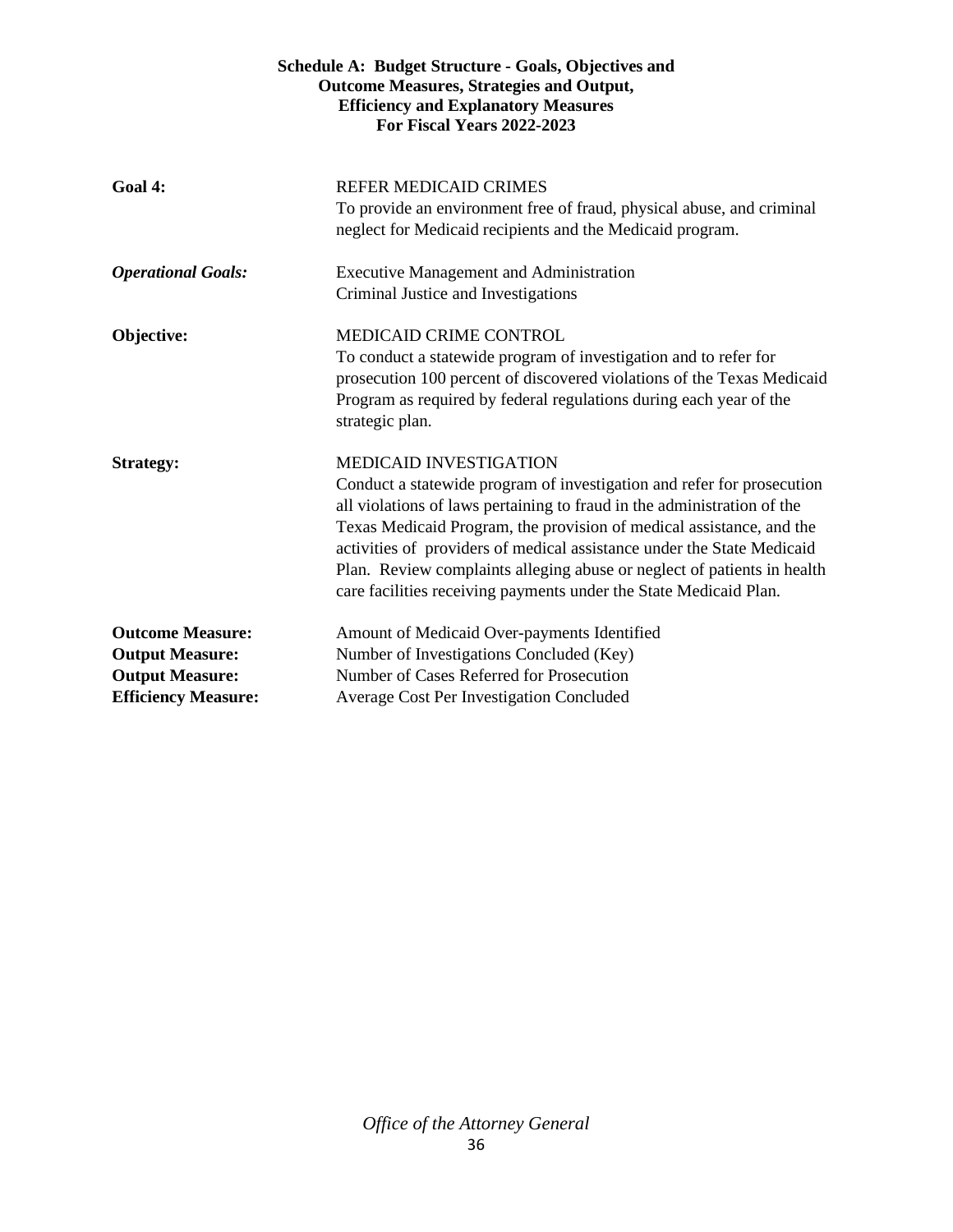**Schedule A: Budget Structure - Goals, Objectives and Outcome Measures, Strategies and Output, Efficiency and Explanatory Measures For Fiscal Years 2022-2023**

**Goal 4:** REFER MEDICAID CRIMES
To provide an environment free of fraud, physical abuse, and criminal neglect for Medicaid recipients and the Medicaid program.

***Operational Goals:*** Executive Management and Administration
Criminal Justice and Investigations

**Objective:** MEDICAID CRIME CONTROL
To conduct a statewide program of investigation and to refer for prosecution 100 percent of discovered violations of the Texas Medicaid Program as required by federal regulations during each year of the strategic plan.

**Strategy:** MEDICAID INVESTIGATION
Conduct a statewide program of investigation and refer for prosecution all violations of laws pertaining to fraud in the administration of the Texas Medicaid Program, the provision of medical assistance, and the activities of providers of medical assistance under the State Medicaid Plan. Review complaints alleging abuse or neglect of patients in health care facilities receiving payments under the State Medicaid Plan.

**Outcome Measure:** Amount of Medicaid Over-payments Identified
**Output Measure:** Number of Investigations Concluded (Key)
**Output Measure:** Number of Cases Referred for Prosecution
**Efficiency Measure:** Average Cost Per Investigation Concluded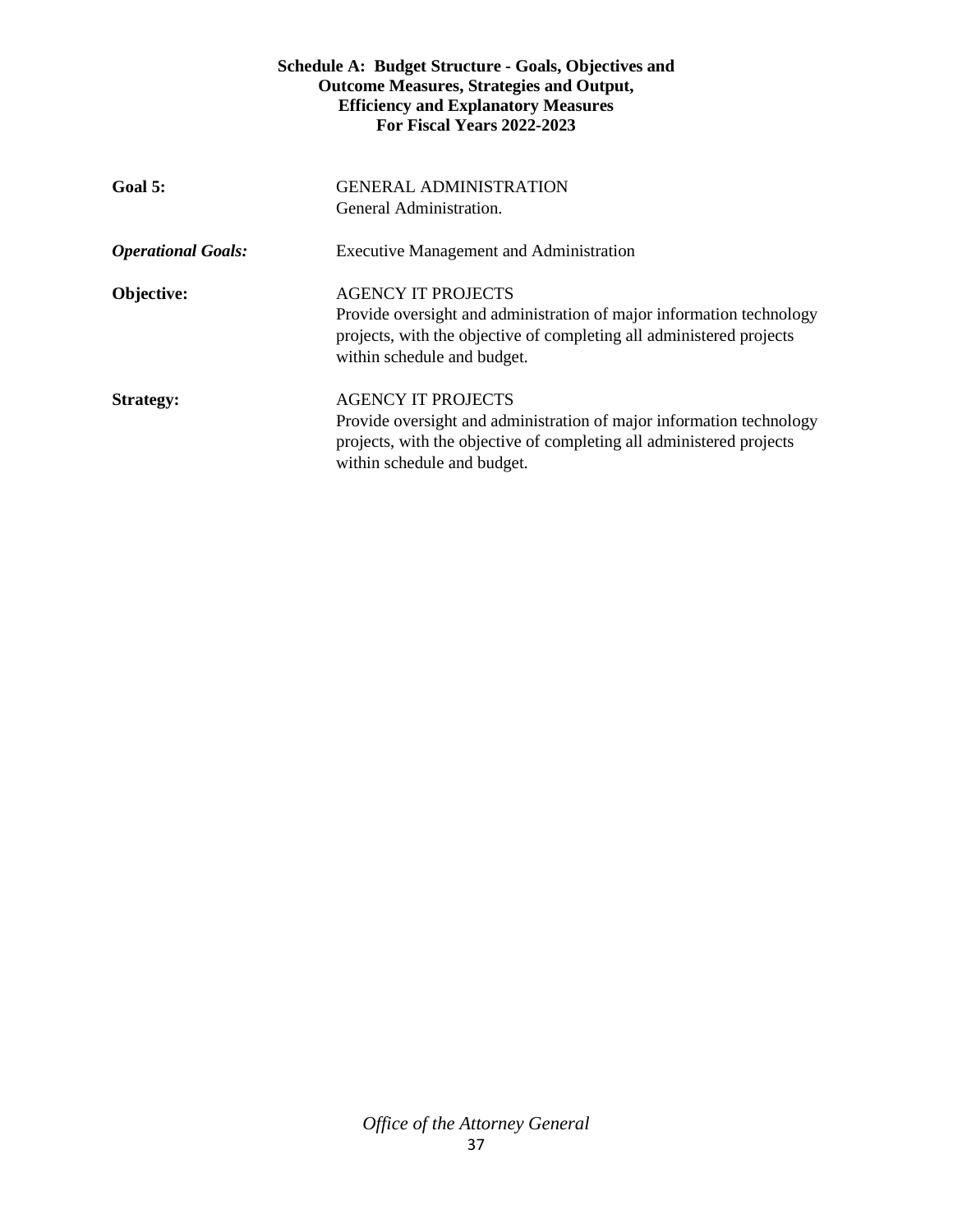**Schedule A: Budget Structure - Goals, Objectives and Outcome Measures, Strategies and Output, Efficiency and Explanatory Measures For Fiscal Years 2022-2023**

**Goal 5:** GENERAL ADMINISTRATION
General Administration.

***Operational Goals:*** Executive Management and Administration

**Objective:** AGENCY IT PROJECTS
Provide oversight and administration of major information technology projects, with the objective of completing all administered projects within schedule and budget.

**Strategy:** AGENCY IT PROJECTS
Provide oversight and administration of major information technology projects, with the objective of completing all administered projects within schedule and budget.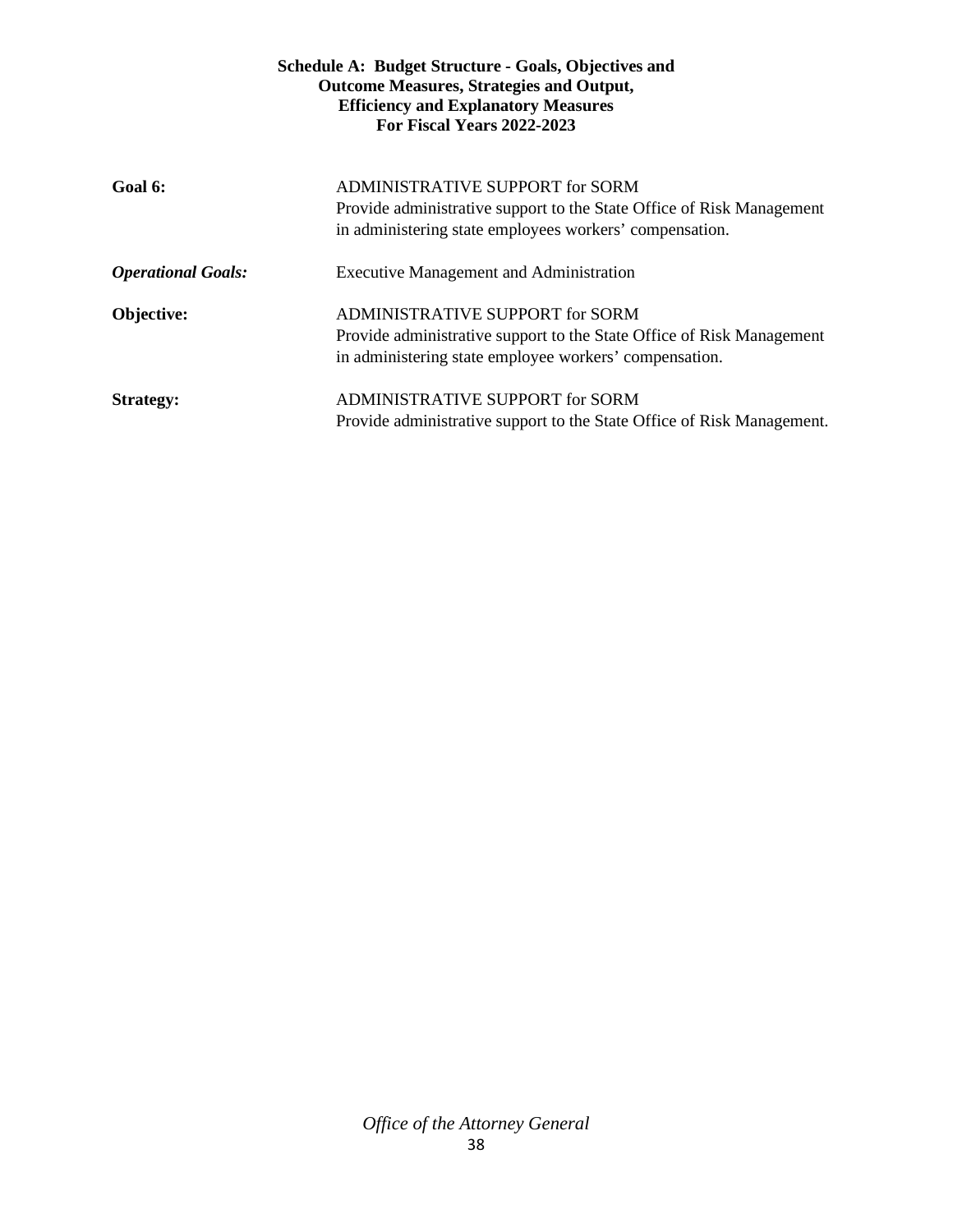**Schedule A: Budget Structure - Goals, Objectives and Outcome Measures, Strategies and Output, Efficiency and Explanatory Measures For Fiscal Years 2022-2023**

**Goal 6:** ADMINISTRATIVE SUPPORT for SORM
Provide administrative support to the State Office of Risk Management in administering state employees workers' compensation.

***Operational Goals:*** Executive Management and Administration

**Objective:** ADMINISTRATIVE SUPPORT for SORM
Provide administrative support to the State Office of Risk Management in administering state employee workers' compensation.

**Strategy:** ADMINISTRATIVE SUPPORT for SORM
Provide administrative support to the State Office of Risk Management.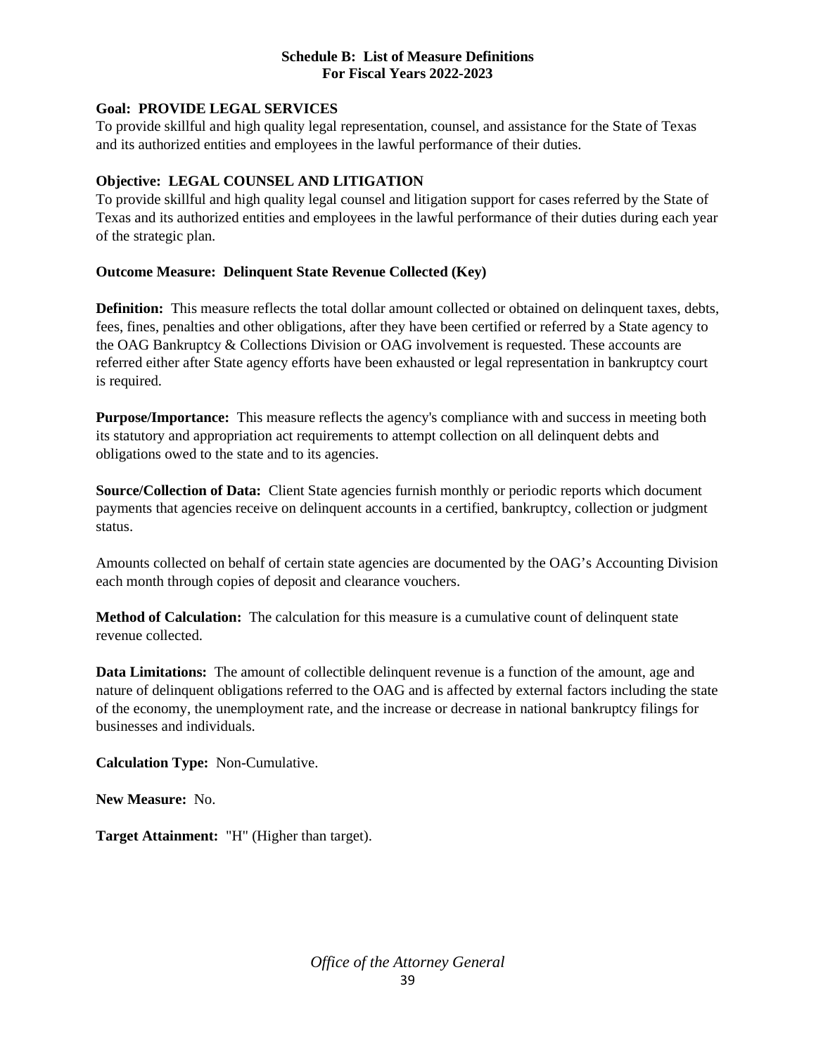# Schedule B: List of Measure Definitions
# For Fiscal Years 2022-2023

**Goal: PROVIDE LEGAL SERVICES**
To provide skillful and high quality legal representation, counsel, and assistance for the State of Texas and its authorized entities and employees in the lawful performance of their duties.

**Objective: LEGAL COUNSEL AND LITIGATION**
To provide skillful and high quality legal counsel and litigation support for cases referred by the State of Texas and its authorized entities and employees in the lawful performance of their duties during each year of the strategic plan.

**Outcome Measure: Delinquent State Revenue Collected (Key)**

**Definition:** This measure reflects the total dollar amount collected or obtained on delinquent taxes, debts, fees, fines, penalties and other obligations, after they have been certified or referred by a State agency to the OAG Bankruptcy & Collections Division or OAG involvement is requested. These accounts are referred either after State agency efforts have been exhausted or legal representation in bankruptcy court is required.

**Purpose/Importance:** This measure reflects the agency's compliance with and success in meeting both its statutory and appropriation act requirements to attempt collection on all delinquent debts and obligations owed to the state and to its agencies.

**Source/Collection of Data:** Client State agencies furnish monthly or periodic reports which document payments that agencies receive on delinquent accounts in a certified, bankruptcy, collection or judgment status.

Amounts collected on behalf of certain state agencies are documented by the OAG's Accounting Division each month through copies of deposit and clearance vouchers.

**Method of Calculation:** The calculation for this measure is a cumulative count of delinquent state revenue collected.

**Data Limitations:** The amount of collectible delinquent revenue is a function of the amount, age and nature of delinquent obligations referred to the OAG and is affected by external factors including the state of the economy, the unemployment rate, and the increase or decrease in national bankruptcy filings for businesses and individuals.

**Calculation Type:** Non-Cumulative.

**New Measure:** No.

**Target Attainment:** "H" (Higher than target).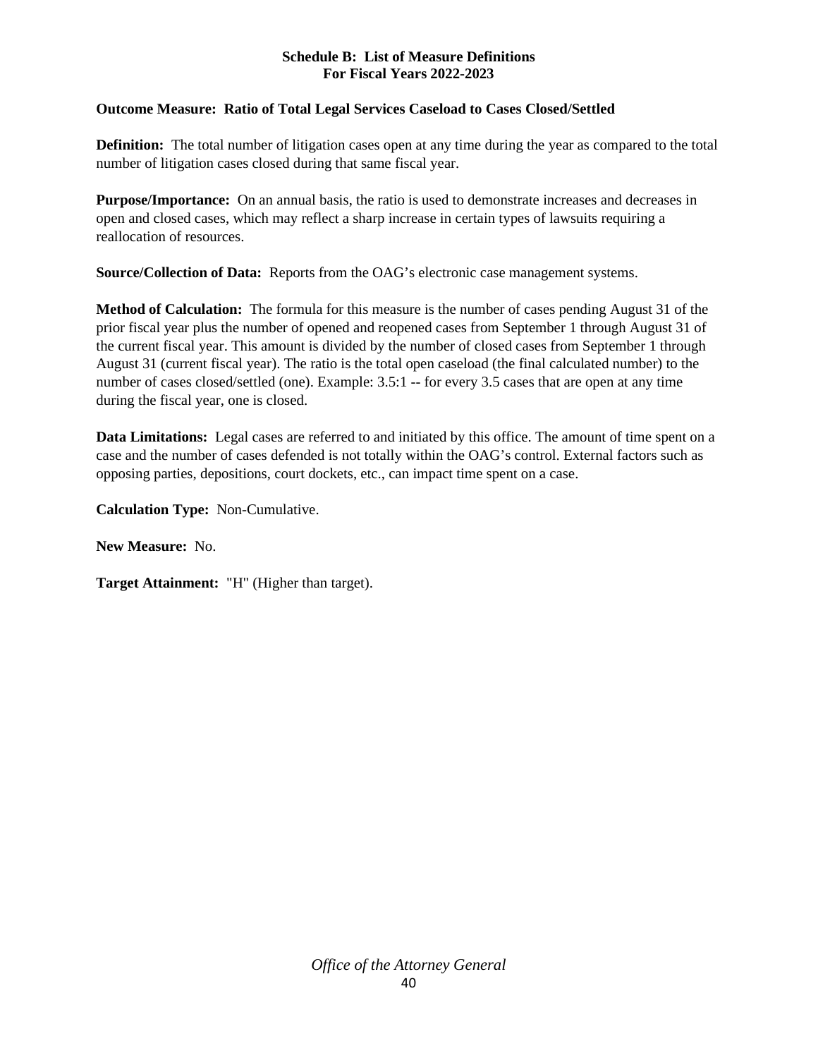**Schedule B: List of Measure Definitions**
**For Fiscal Years 2022-2023**

**Outcome Measure: Ratio of Total Legal Services Caseload to Cases Closed/Settled**

**Definition:** The total number of litigation cases open at any time during the year as compared to the total number of litigation cases closed during that same fiscal year.

**Purpose/Importance:** On an annual basis, the ratio is used to demonstrate increases and decreases in open and closed cases, which may reflect a sharp increase in certain types of lawsuits requiring a reallocation of resources.

**Source/Collection of Data:** Reports from the OAG's electronic case management systems.

**Method of Calculation:** The formula for this measure is the number of cases pending August 31 of the prior fiscal year plus the number of opened and reopened cases from September 1 through August 31 of the current fiscal year. This amount is divided by the number of closed cases from September 1 through August 31 (current fiscal year). The ratio is the total open caseload (the final calculated number) to the number of cases closed/settled (one). Example: 3.5:1 -- for every 3.5 cases that are open at any time during the fiscal year, one is closed.

**Data Limitations:** Legal cases are referred to and initiated by this office. The amount of time spent on a case and the number of cases defended is not totally within the OAG's control. External factors such as opposing parties, depositions, court dockets, etc., can impact time spent on a case.

**Calculation Type:** Non-Cumulative.

**New Measure:** No.

**Target Attainment:** "H" (Higher than target).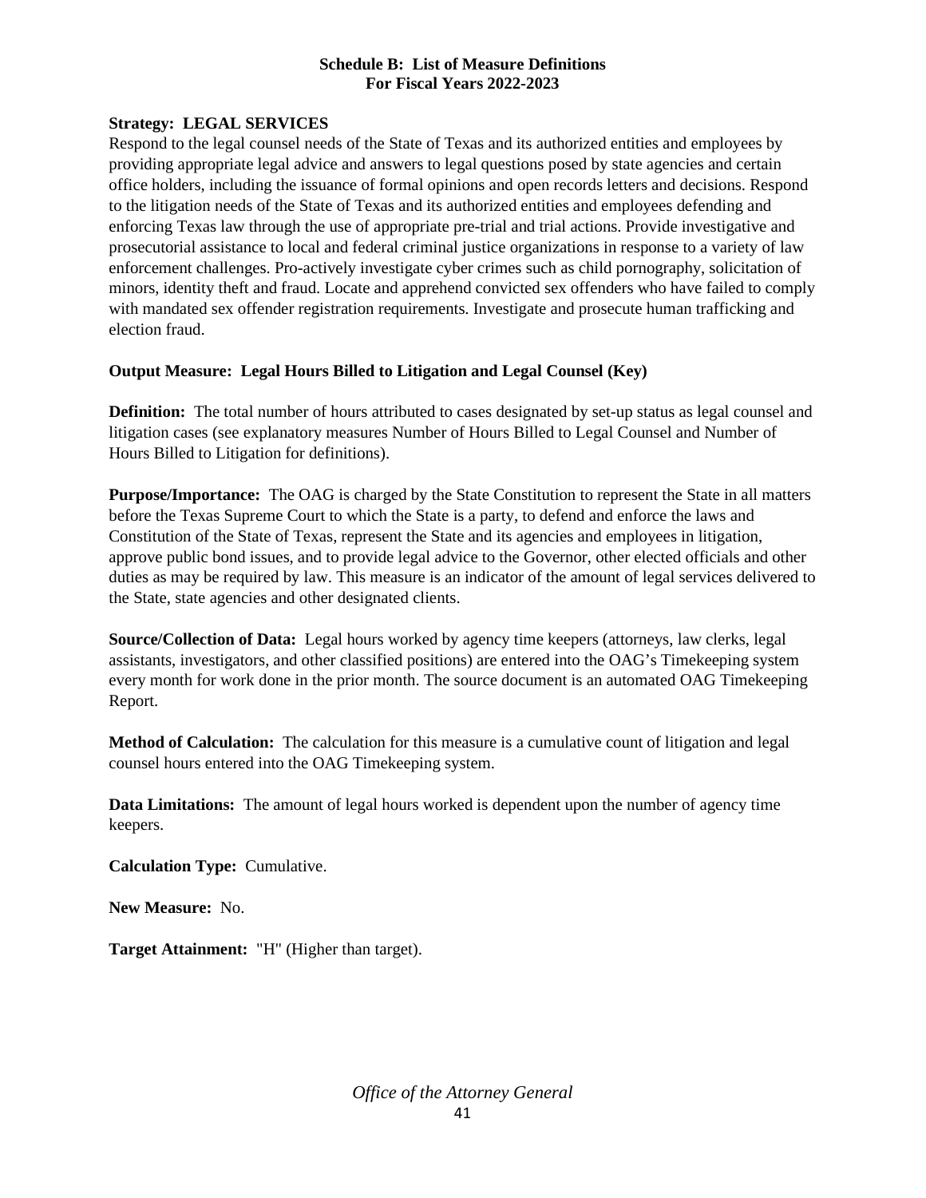## Schedule B: List of Measure Definitions
## For Fiscal Years 2022-2023

**Strategy: LEGAL SERVICES**

Respond to the legal counsel needs of the State of Texas and its authorized entities and employees by providing appropriate legal advice and answers to legal questions posed by state agencies and certain office holders, including the issuance of formal opinions and open records letters and decisions. Respond to the litigation needs of the State of Texas and its authorized entities and employees defending and enforcing Texas law through the use of appropriate pre-trial and trial actions. Provide investigative and prosecutorial assistance to local and federal criminal justice organizations in response to a variety of law enforcement challenges. Pro-actively investigate cyber crimes such as child pornography, solicitation of minors, identity theft and fraud. Locate and apprehend convicted sex offenders who have failed to comply with mandated sex offender registration requirements. Investigate and prosecute human trafficking and election fraud.

**Output Measure: Legal Hours Billed to Litigation and Legal Counsel (Key)**

**Definition:** The total number of hours attributed to cases designated by set-up status as legal counsel and litigation cases (see explanatory measures Number of Hours Billed to Legal Counsel and Number of Hours Billed to Litigation for definitions).

**Purpose/Importance:** The OAG is charged by the State Constitution to represent the State in all matters before the Texas Supreme Court to which the State is a party, to defend and enforce the laws and Constitution of the State of Texas, represent the State and its agencies and employees in litigation, approve public bond issues, and to provide legal advice to the Governor, other elected officials and other duties as may be required by law. This measure is an indicator of the amount of legal services delivered to the State, state agencies and other designated clients.

**Source/Collection of Data:** Legal hours worked by agency time keepers (attorneys, law clerks, legal assistants, investigators, and other classified positions) are entered into the OAG's Timekeeping system every month for work done in the prior month. The source document is an automated OAG Timekeeping Report.

**Method of Calculation:** The calculation for this measure is a cumulative count of litigation and legal counsel hours entered into the OAG Timekeeping system.

**Data Limitations:** The amount of legal hours worked is dependent upon the number of agency time keepers.

**Calculation Type:** Cumulative.

**New Measure:** No.

**Target Attainment:** "H" (Higher than target).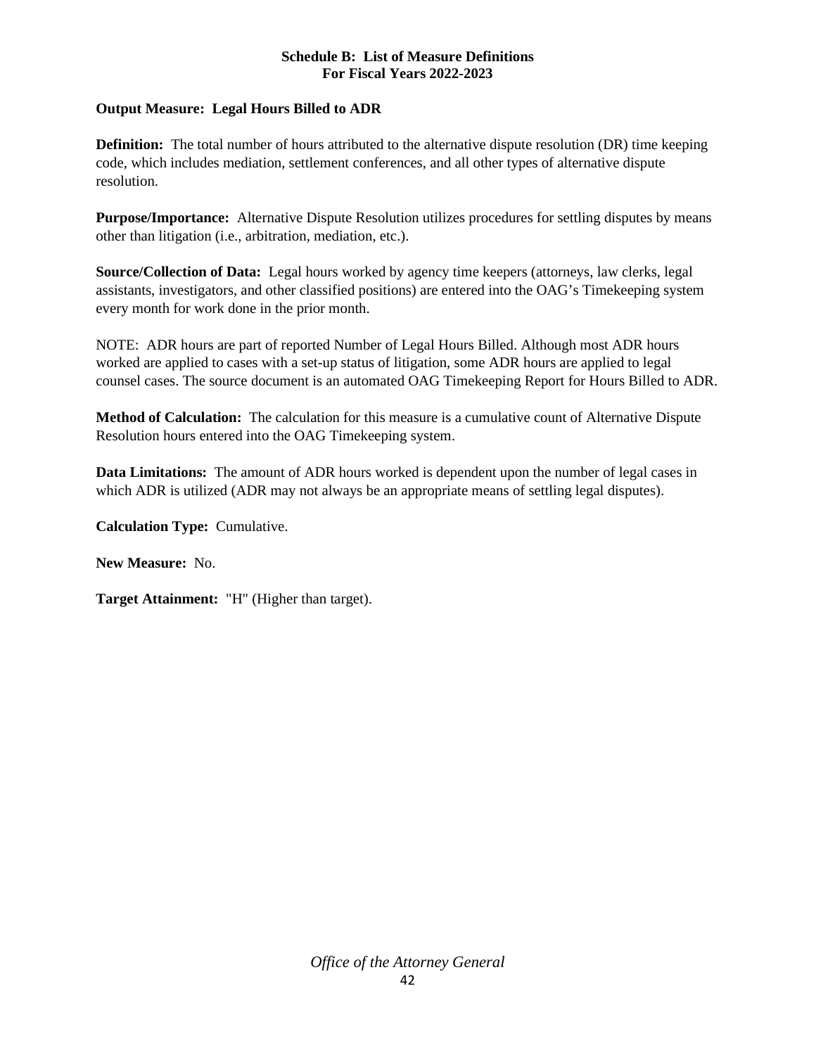**Schedule B: List of Measure Definitions**
**For Fiscal Years 2022-2023**

**Output Measure: Legal Hours Billed to ADR**

**Definition:** The total number of hours attributed to the alternative dispute resolution (DR) time keeping code, which includes mediation, settlement conferences, and all other types of alternative dispute resolution.

**Purpose/Importance:** Alternative Dispute Resolution utilizes procedures for settling disputes by means other than litigation (i.e., arbitration, mediation, etc.).

**Source/Collection of Data:** Legal hours worked by agency time keepers (attorneys, law clerks, legal assistants, investigators, and other classified positions) are entered into the OAG's Timekeeping system every month for work done in the prior month.

NOTE: ADR hours are part of reported Number of Legal Hours Billed. Although most ADR hours worked are applied to cases with a set-up status of litigation, some ADR hours are applied to legal counsel cases. The source document is an automated OAG Timekeeping Report for Hours Billed to ADR.

**Method of Calculation:** The calculation for this measure is a cumulative count of Alternative Dispute Resolution hours entered into the OAG Timekeeping system.

**Data Limitations:** The amount of ADR hours worked is dependent upon the number of legal cases in which ADR is utilized (ADR may not always be an appropriate means of settling legal disputes).

**Calculation Type:** Cumulative.

**New Measure:** No.

**Target Attainment:** "H" (Higher than target).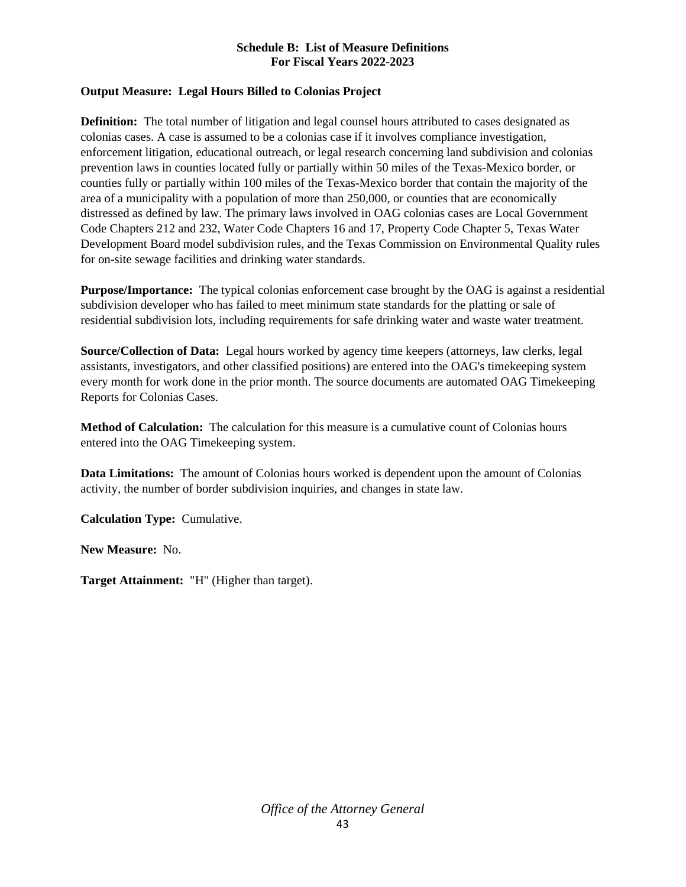**Schedule B: List of Measure Definitions**
**For Fiscal Years 2022-2023**

**Output Measure: Legal Hours Billed to Colonias Project**

**Definition:** The total number of litigation and legal counsel hours attributed to cases designated as colonias cases. A case is assumed to be a colonias case if it involves compliance investigation, enforcement litigation, educational outreach, or legal research concerning land subdivision and colonias prevention laws in counties located fully or partially within 50 miles of the Texas-Mexico border, or counties fully or partially within 100 miles of the Texas-Mexico border that contain the majority of the area of a municipality with a population of more than 250,000, or counties that are economically distressed as defined by law. The primary laws involved in OAG colonias cases are Local Government Code Chapters 212 and 232, Water Code Chapters 16 and 17, Property Code Chapter 5, Texas Water Development Board model subdivision rules, and the Texas Commission on Environmental Quality rules for on-site sewage facilities and drinking water standards.

**Purpose/Importance:** The typical colonias enforcement case brought by the OAG is against a residential subdivision developer who has failed to meet minimum state standards for the platting or sale of residential subdivision lots, including requirements for safe drinking water and waste water treatment.

**Source/Collection of Data:** Legal hours worked by agency time keepers (attorneys, law clerks, legal assistants, investigators, and other classified positions) are entered into the OAG's timekeeping system every month for work done in the prior month. The source documents are automated OAG Timekeeping Reports for Colonias Cases.

**Method of Calculation:** The calculation for this measure is a cumulative count of Colonias hours entered into the OAG Timekeeping system.

**Data Limitations:** The amount of Colonias hours worked is dependent upon the amount of Colonias activity, the number of border subdivision inquiries, and changes in state law.

**Calculation Type:** Cumulative.

**New Measure:** No.

**Target Attainment:** "H" (Higher than target).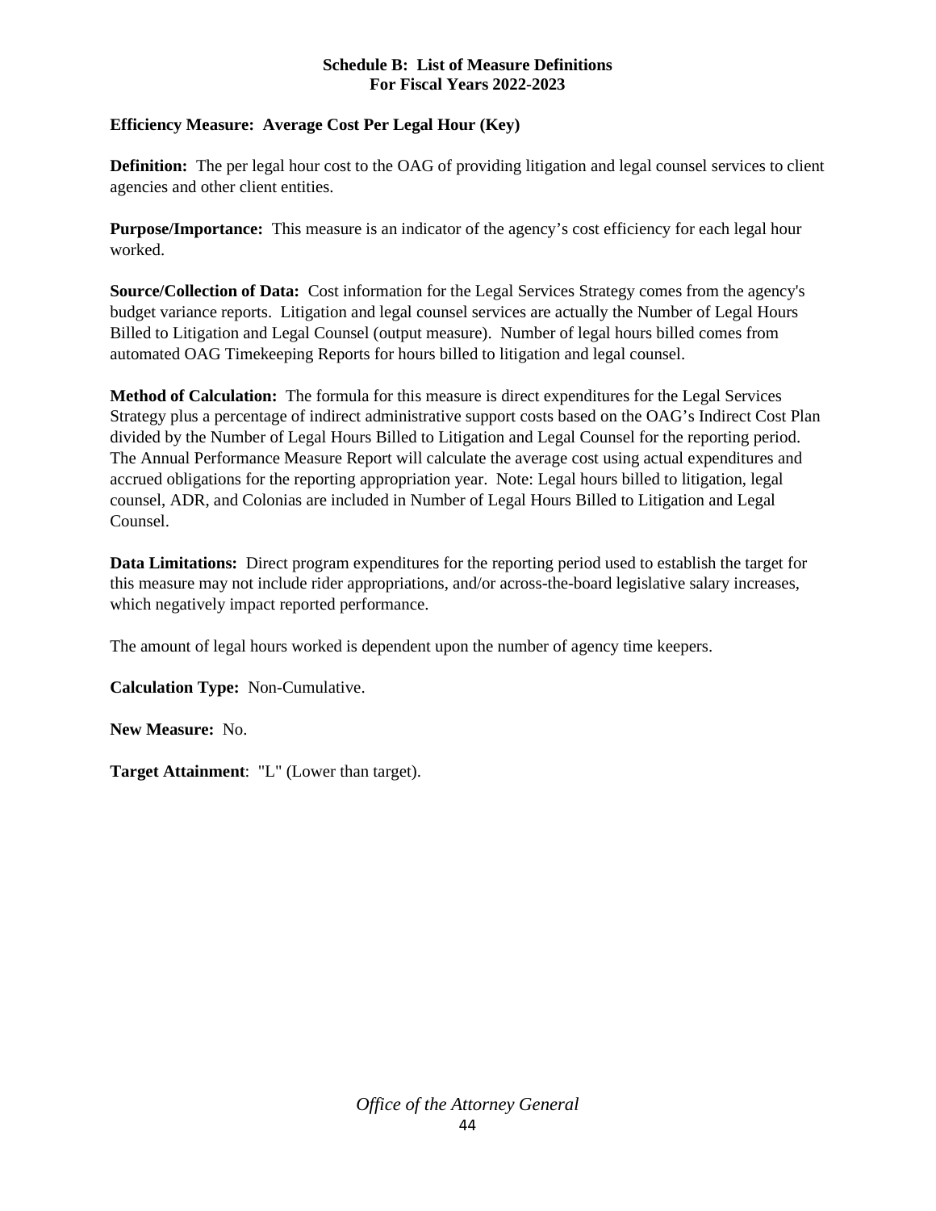**Schedule B: List of Measure Definitions**
**For Fiscal Years 2022-2023**

**Efficiency Measure: Average Cost Per Legal Hour (Key)**

**Definition:** The per legal hour cost to the OAG of providing litigation and legal counsel services to client agencies and other client entities.

**Purpose/Importance:** This measure is an indicator of the agency's cost efficiency for each legal hour worked.

**Source/Collection of Data:** Cost information for the Legal Services Strategy comes from the agency's budget variance reports. Litigation and legal counsel services are actually the Number of Legal Hours Billed to Litigation and Legal Counsel (output measure). Number of legal hours billed comes from automated OAG Timekeeping Reports for hours billed to litigation and legal counsel.

**Method of Calculation:** The formula for this measure is direct expenditures for the Legal Services Strategy plus a percentage of indirect administrative support costs based on the OAG's Indirect Cost Plan divided by the Number of Legal Hours Billed to Litigation and Legal Counsel for the reporting period. The Annual Performance Measure Report will calculate the average cost using actual expenditures and accrued obligations for the reporting appropriation year. Note: Legal hours billed to litigation, legal counsel, ADR, and Colonias are included in Number of Legal Hours Billed to Litigation and Legal Counsel.

**Data Limitations:** Direct program expenditures for the reporting period used to establish the target for this measure may not include rider appropriations, and/or across-the-board legislative salary increases, which negatively impact reported performance.

The amount of legal hours worked is dependent upon the number of agency time keepers.

**Calculation Type:** Non-Cumulative.

**New Measure:** No.

**Target Attainment**: "L" (Lower than target).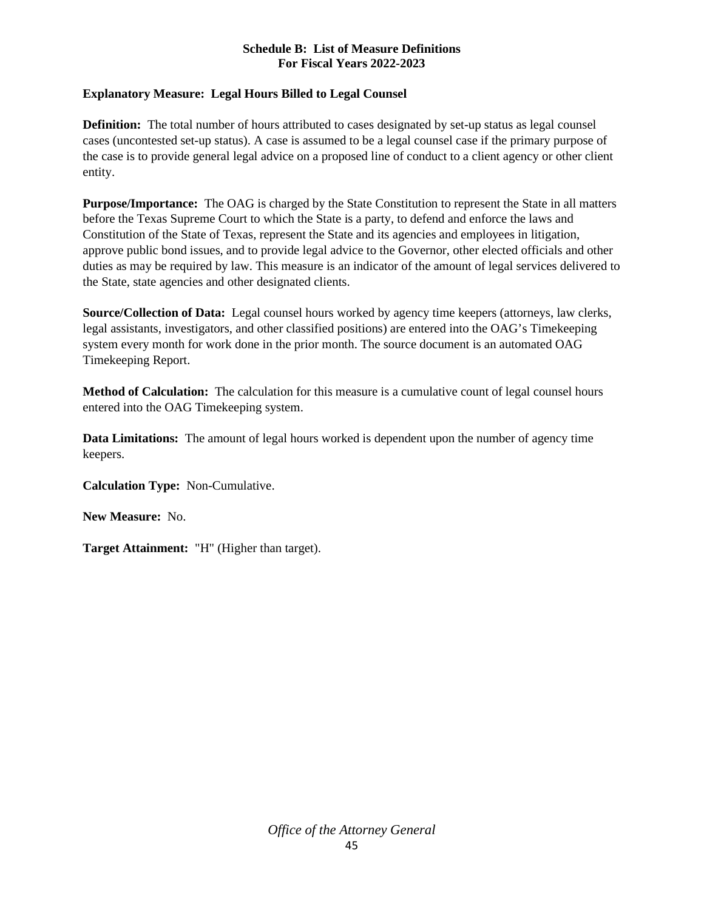**Schedule B: List of Measure Definitions**
**For Fiscal Years 2022-2023**

**Explanatory Measure: Legal Hours Billed to Legal Counsel**

**Definition:** The total number of hours attributed to cases designated by set-up status as legal counsel cases (uncontested set-up status). A case is assumed to be a legal counsel case if the primary purpose of the case is to provide general legal advice on a proposed line of conduct to a client agency or other client entity.

**Purpose/Importance:** The OAG is charged by the State Constitution to represent the State in all matters before the Texas Supreme Court to which the State is a party, to defend and enforce the laws and Constitution of the State of Texas, represent the State and its agencies and employees in litigation, approve public bond issues, and to provide legal advice to the Governor, other elected officials and other duties as may be required by law. This measure is an indicator of the amount of legal services delivered to the State, state agencies and other designated clients.

**Source/Collection of Data:** Legal counsel hours worked by agency time keepers (attorneys, law clerks, legal assistants, investigators, and other classified positions) are entered into the OAG's Timekeeping system every month for work done in the prior month. The source document is an automated OAG Timekeeping Report.

**Method of Calculation:** The calculation for this measure is a cumulative count of legal counsel hours entered into the OAG Timekeeping system.

**Data Limitations:** The amount of legal hours worked is dependent upon the number of agency time keepers.

**Calculation Type:** Non-Cumulative.

**New Measure:** No.

**Target Attainment:** "H" (Higher than target).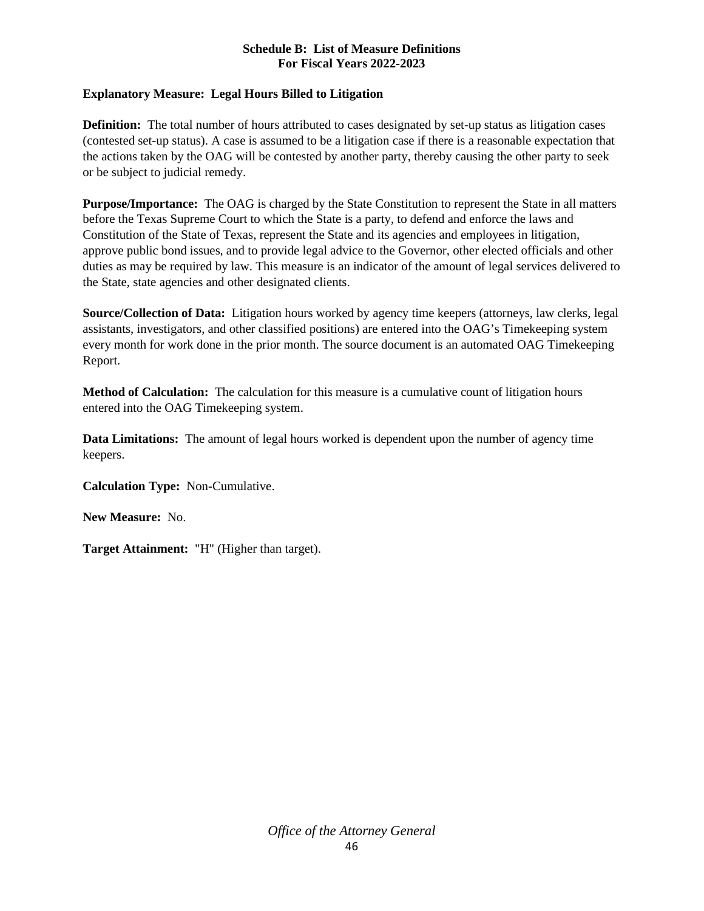**Schedule B: List of Measure Definitions**
**For Fiscal Years 2022-2023**

**Explanatory Measure: Legal Hours Billed to Litigation**

**Definition:** The total number of hours attributed to cases designated by set-up status as litigation cases (contested set-up status). A case is assumed to be a litigation case if there is a reasonable expectation that the actions taken by the OAG will be contested by another party, thereby causing the other party to seek or be subject to judicial remedy.

**Purpose/Importance:** The OAG is charged by the State Constitution to represent the State in all matters before the Texas Supreme Court to which the State is a party, to defend and enforce the laws and Constitution of the State of Texas, represent the State and its agencies and employees in litigation, approve public bond issues, and to provide legal advice to the Governor, other elected officials and other duties as may be required by law. This measure is an indicator of the amount of legal services delivered to the State, state agencies and other designated clients.

**Source/Collection of Data:** Litigation hours worked by agency time keepers (attorneys, law clerks, legal assistants, investigators, and other classified positions) are entered into the OAG's Timekeeping system every month for work done in the prior month. The source document is an automated OAG Timekeeping Report.

**Method of Calculation:** The calculation for this measure is a cumulative count of litigation hours entered into the OAG Timekeeping system.

**Data Limitations:** The amount of legal hours worked is dependent upon the number of agency time keepers.

**Calculation Type:** Non-Cumulative.

**New Measure:** No.

**Target Attainment:** "H" (Higher than target).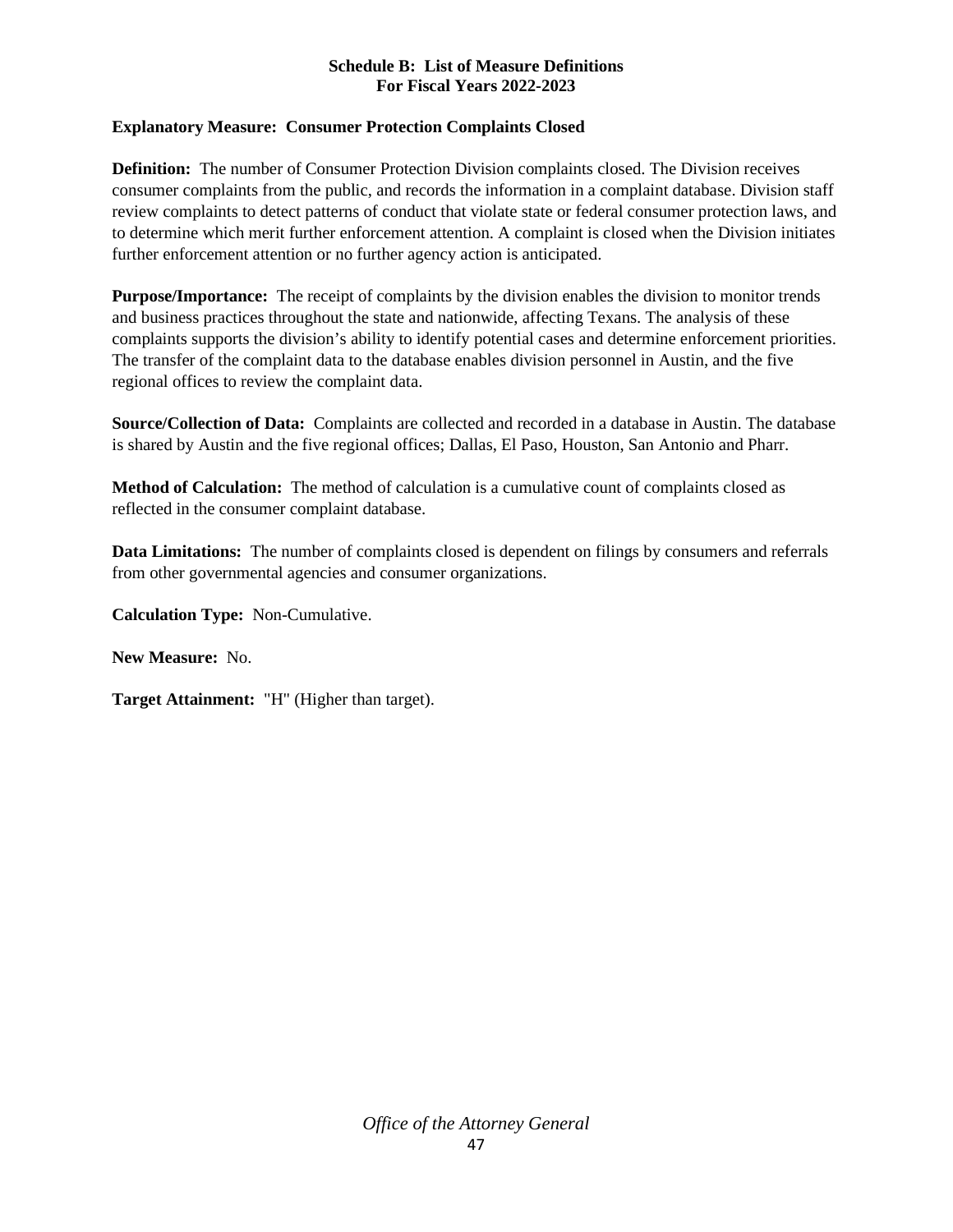**Schedule B: List of Measure Definitions**
**For Fiscal Years 2022-2023**

**Explanatory Measure: Consumer Protection Complaints Closed**

**Definition:** The number of Consumer Protection Division complaints closed. The Division receives consumer complaints from the public, and records the information in a complaint database. Division staff review complaints to detect patterns of conduct that violate state or federal consumer protection laws, and to determine which merit further enforcement attention. A complaint is closed when the Division initiates further enforcement attention or no further agency action is anticipated.

**Purpose/Importance:** The receipt of complaints by the division enables the division to monitor trends and business practices throughout the state and nationwide, affecting Texans. The analysis of these complaints supports the division's ability to identify potential cases and determine enforcement priorities. The transfer of the complaint data to the database enables division personnel in Austin, and the five regional offices to review the complaint data.

**Source/Collection of Data:** Complaints are collected and recorded in a database in Austin. The database is shared by Austin and the five regional offices; Dallas, El Paso, Houston, San Antonio and Pharr.

**Method of Calculation:** The method of calculation is a cumulative count of complaints closed as reflected in the consumer complaint database.

**Data Limitations:** The number of complaints closed is dependent on filings by consumers and referrals from other governmental agencies and consumer organizations.

**Calculation Type:** Non-Cumulative.

**New Measure:** No.

**Target Attainment:** "H" (Higher than target).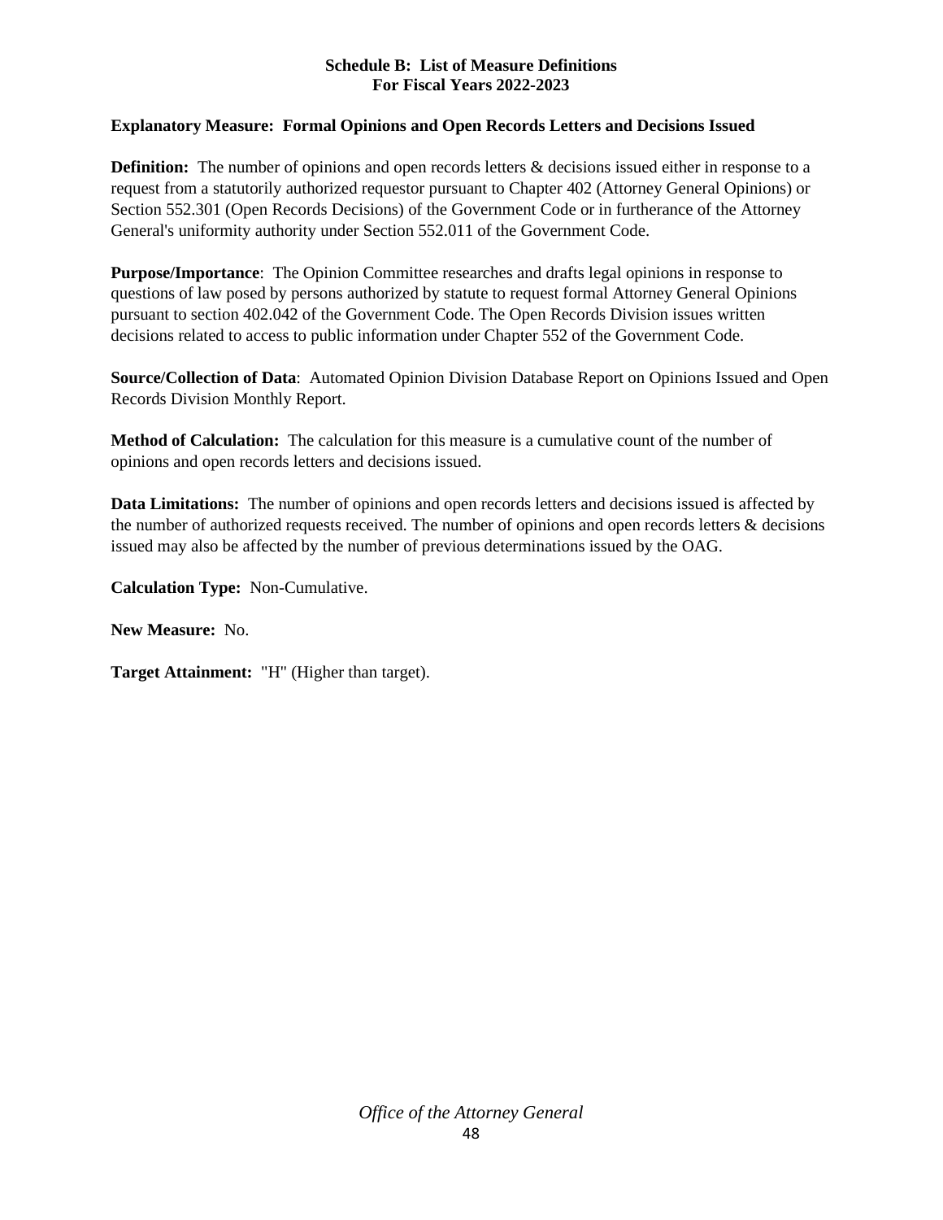**Schedule B: List of Measure Definitions**
**For Fiscal Years 2022-2023**

**Explanatory Measure: Formal Opinions and Open Records Letters and Decisions Issued**

**Definition:** The number of opinions and open records letters & decisions issued either in response to a request from a statutorily authorized requestor pursuant to Chapter 402 (Attorney General Opinions) or Section 552.301 (Open Records Decisions) of the Government Code or in furtherance of the Attorney General's uniformity authority under Section 552.011 of the Government Code.

**Purpose/Importance**: The Opinion Committee researches and drafts legal opinions in response to questions of law posed by persons authorized by statute to request formal Attorney General Opinions pursuant to section 402.042 of the Government Code. The Open Records Division issues written decisions related to access to public information under Chapter 552 of the Government Code.

**Source/Collection of Data**: Automated Opinion Division Database Report on Opinions Issued and Open Records Division Monthly Report.

**Method of Calculation:** The calculation for this measure is a cumulative count of the number of opinions and open records letters and decisions issued.

**Data Limitations:** The number of opinions and open records letters and decisions issued is affected by the number of authorized requests received. The number of opinions and open records letters & decisions issued may also be affected by the number of previous determinations issued by the OAG.

**Calculation Type:** Non-Cumulative.

**New Measure:** No.

**Target Attainment:** "H" (Higher than target).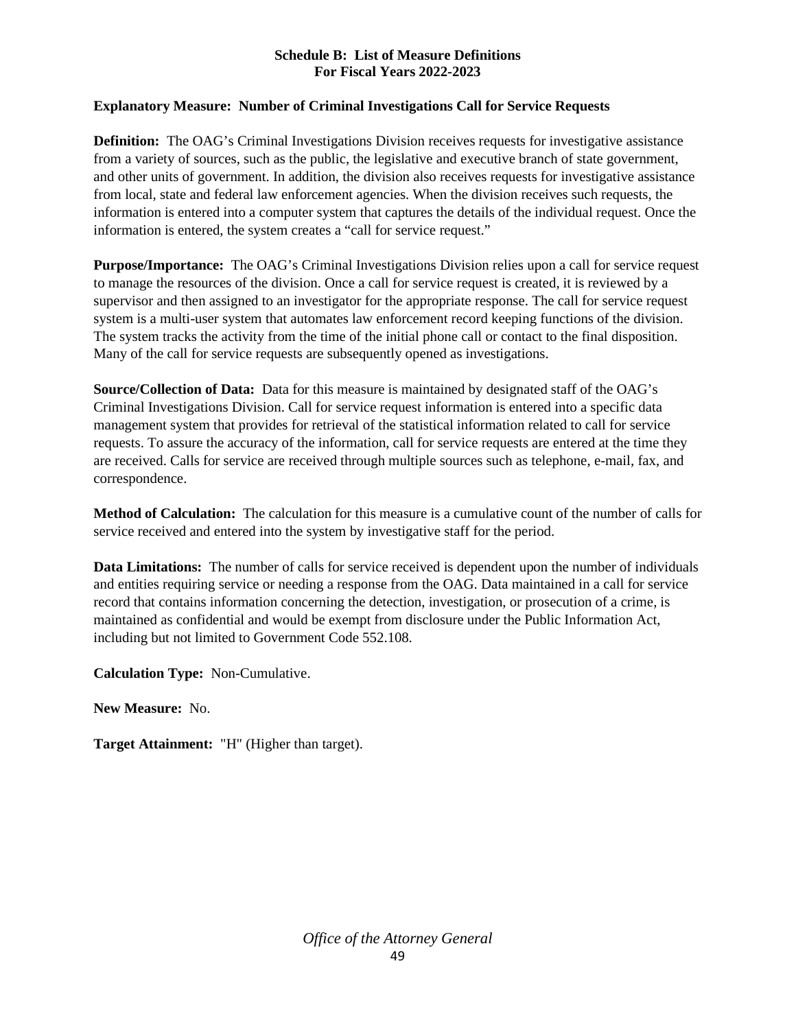**Schedule B: List of Measure Definitions**
**For Fiscal Years 2022-2023**

**Explanatory Measure: Number of Criminal Investigations Call for Service Requests**

**Definition:** The OAG's Criminal Investigations Division receives requests for investigative assistance from a variety of sources, such as the public, the legislative and executive branch of state government, and other units of government. In addition, the division also receives requests for investigative assistance from local, state and federal law enforcement agencies. When the division receives such requests, the information is entered into a computer system that captures the details of the individual request. Once the information is entered, the system creates a "call for service request."

**Purpose/Importance:** The OAG's Criminal Investigations Division relies upon a call for service request to manage the resources of the division. Once a call for service request is created, it is reviewed by a supervisor and then assigned to an investigator for the appropriate response. The call for service request system is a multi-user system that automates law enforcement record keeping functions of the division. The system tracks the activity from the time of the initial phone call or contact to the final disposition. Many of the call for service requests are subsequently opened as investigations.

**Source/Collection of Data:** Data for this measure is maintained by designated staff of the OAG's Criminal Investigations Division. Call for service request information is entered into a specific data management system that provides for retrieval of the statistical information related to call for service requests. To assure the accuracy of the information, call for service requests are entered at the time they are received. Calls for service are received through multiple sources such as telephone, e-mail, fax, and correspondence.

**Method of Calculation:** The calculation for this measure is a cumulative count of the number of calls for service received and entered into the system by investigative staff for the period.

**Data Limitations:** The number of calls for service received is dependent upon the number of individuals and entities requiring service or needing a response from the OAG. Data maintained in a call for service record that contains information concerning the detection, investigation, or prosecution of a crime, is maintained as confidential and would be exempt from disclosure under the Public Information Act, including but not limited to Government Code 552.108.

**Calculation Type:** Non-Cumulative.

**New Measure:** No.

**Target Attainment:** "H" (Higher than target).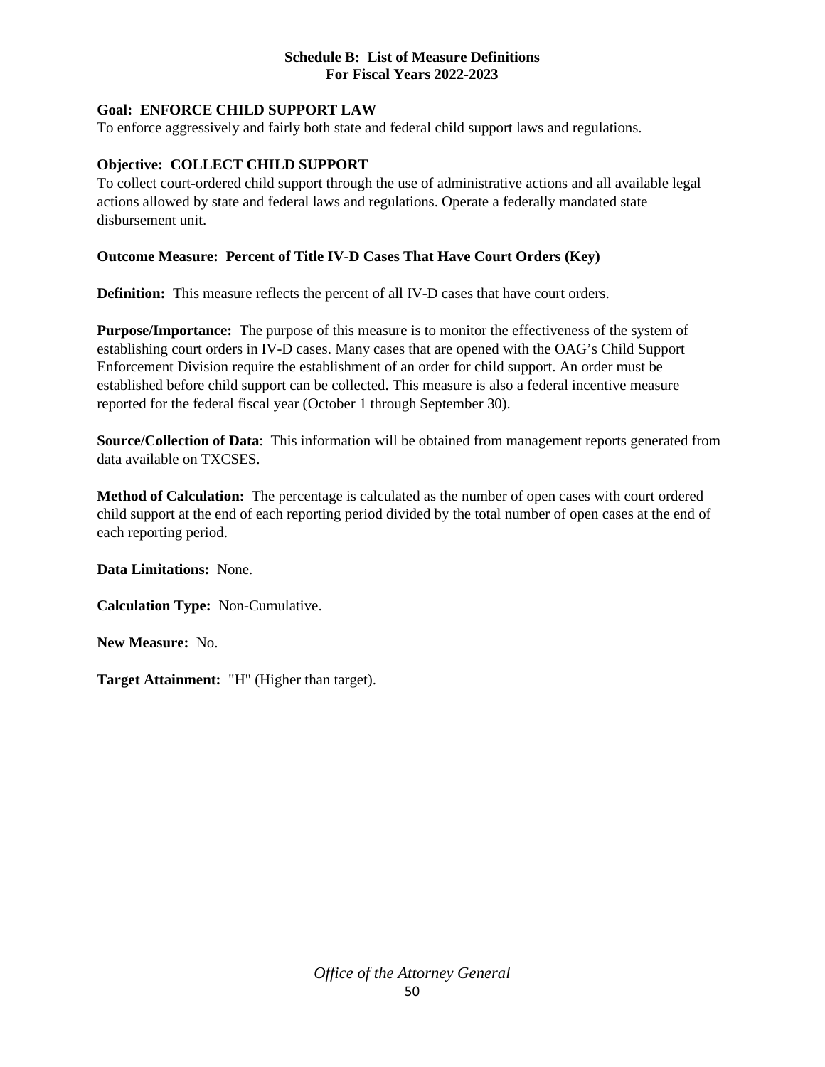# Schedule B: List of Measure Definitions
## For Fiscal Years 2022-2023

**Goal: ENFORCE CHILD SUPPORT LAW**
To enforce aggressively and fairly both state and federal child support laws and regulations.

**Objective: COLLECT CHILD SUPPORT**
To collect court-ordered child support through the use of administrative actions and all available legal actions allowed by state and federal laws and regulations. Operate a federally mandated state disbursement unit.

**Outcome Measure: Percent of Title IV-D Cases That Have Court Orders (Key)**

**Definition:** This measure reflects the percent of all IV-D cases that have court orders.

**Purpose/Importance:** The purpose of this measure is to monitor the effectiveness of the system of establishing court orders in IV-D cases. Many cases that are opened with the OAG's Child Support Enforcement Division require the establishment of an order for child support. An order must be established before child support can be collected. This measure is also a federal incentive measure reported for the federal fiscal year (October 1 through September 30).

**Source/Collection of Data**: This information will be obtained from management reports generated from data available on TXCSES.

**Method of Calculation:** The percentage is calculated as the number of open cases with court ordered child support at the end of each reporting period divided by the total number of open cases at the end of each reporting period.

**Data Limitations:** None.

**Calculation Type:** Non-Cumulative.

**New Measure:** No.

**Target Attainment:** "H" (Higher than target).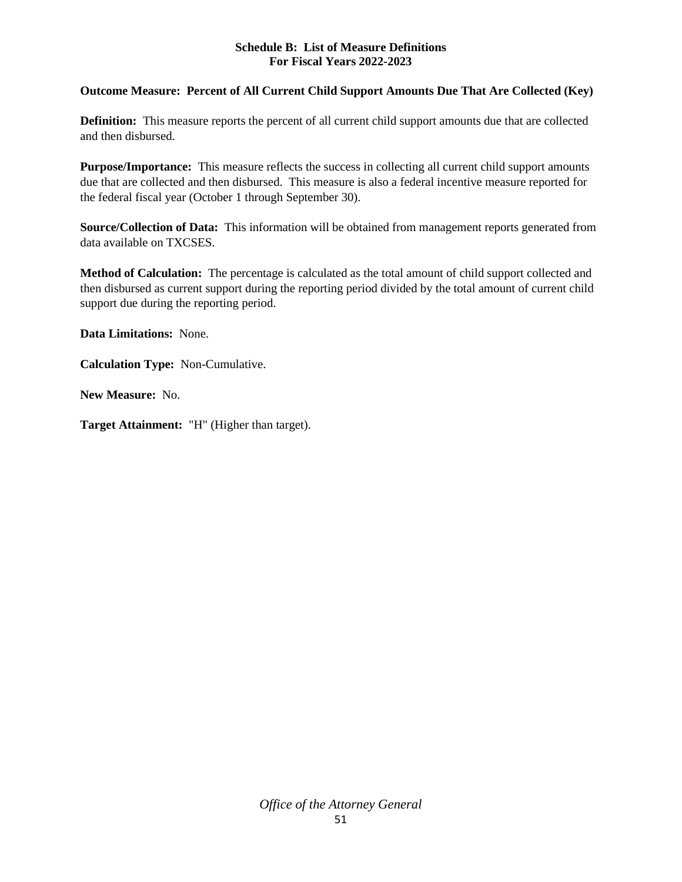## Schedule B: List of Measure Definitions
## For Fiscal Years 2022-2023

**Outcome Measure: Percent of All Current Child Support Amounts Due That Are Collected (Key)**

**Definition:** This measure reports the percent of all current child support amounts due that are collected and then disbursed.

**Purpose/Importance:** This measure reflects the success in collecting all current child support amounts due that are collected and then disbursed. This measure is also a federal incentive measure reported for the federal fiscal year (October 1 through September 30).

**Source/Collection of Data:** This information will be obtained from management reports generated from data available on TXCSES.

**Method of Calculation:** The percentage is calculated as the total amount of child support collected and then disbursed as current support during the reporting period divided by the total amount of current child support due during the reporting period.

**Data Limitations:** None.

**Calculation Type:** Non-Cumulative.

**New Measure:** No.

**Target Attainment:** "H" (Higher than target).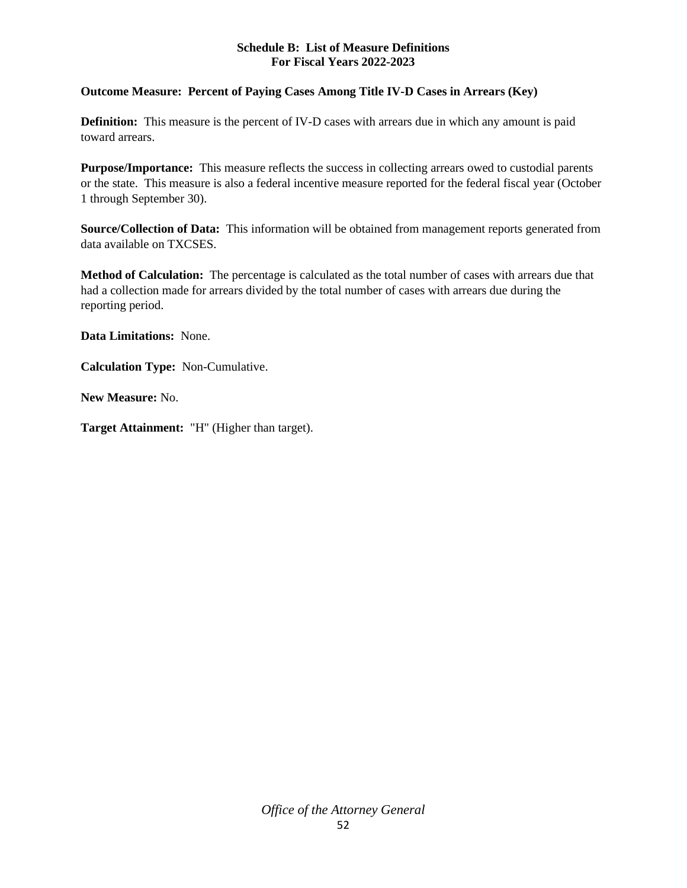**Schedule B: List of Measure Definitions**
**For Fiscal Years 2022-2023**

**Outcome Measure: Percent of Paying Cases Among Title IV-D Cases in Arrears (Key)**

**Definition:** This measure is the percent of IV-D cases with arrears due in which any amount is paid toward arrears.

**Purpose/Importance:** This measure reflects the success in collecting arrears owed to custodial parents or the state. This measure is also a federal incentive measure reported for the federal fiscal year (October 1 through September 30).

**Source/Collection of Data:** This information will be obtained from management reports generated from data available on TXCSES.

**Method of Calculation:** The percentage is calculated as the total number of cases with arrears due that had a collection made for arrears divided by the total number of cases with arrears due during the reporting period.

**Data Limitations:** None.

**Calculation Type:** Non-Cumulative.

**New Measure:** No.

**Target Attainment:** "H" (Higher than target).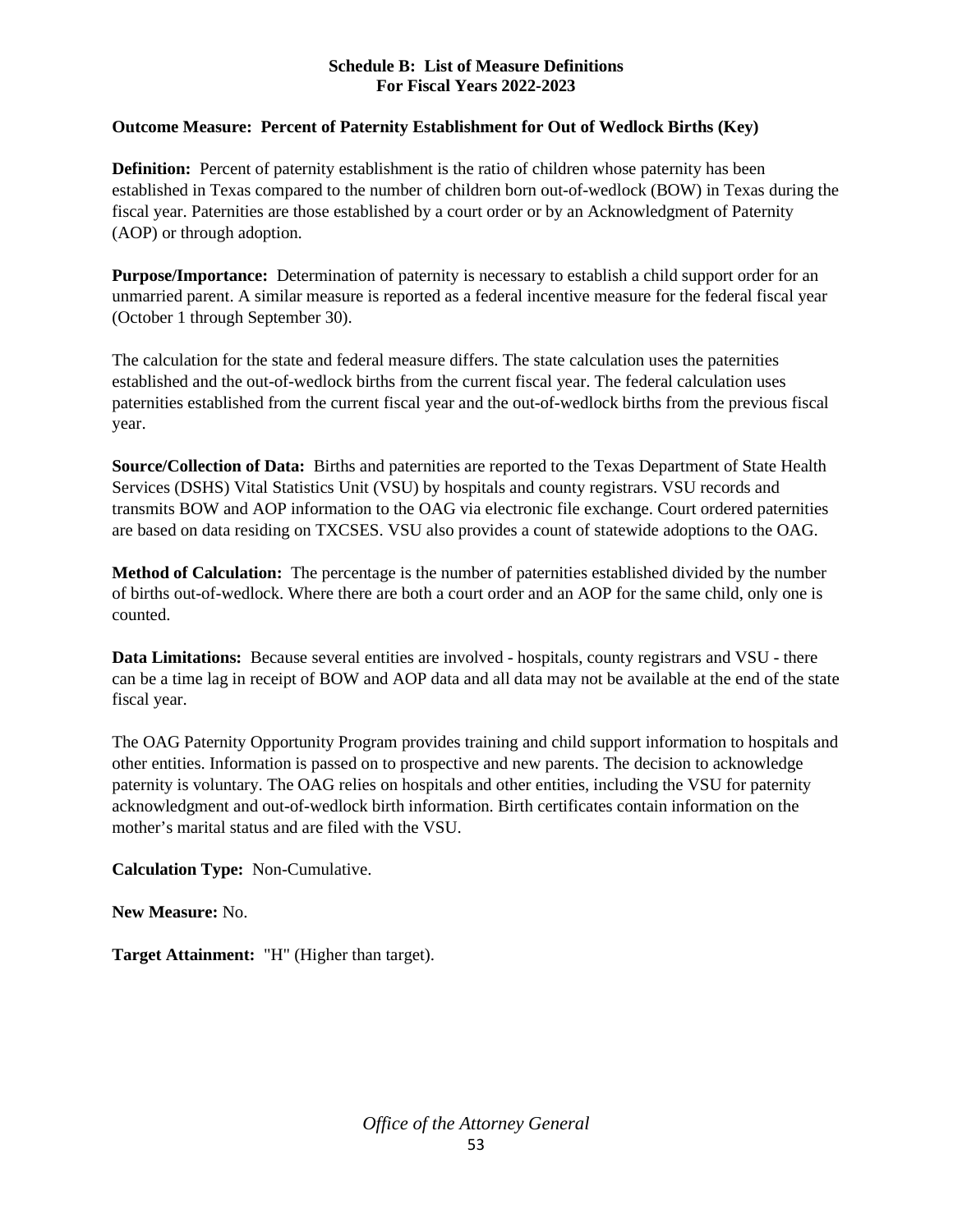## Schedule B: List of Measure Definitions
## For Fiscal Years 2022-2023

### Outcome Measure: Percent of Paternity Establishment for Out of Wedlock Births (Key)

**Definition:** Percent of paternity establishment is the ratio of children whose paternity has been established in Texas compared to the number of children born out-of-wedlock (BOW) in Texas during the fiscal year. Paternities are those established by a court order or by an Acknowledgment of Paternity (AOP) or through adoption.

**Purpose/Importance:** Determination of paternity is necessary to establish a child support order for an unmarried parent. A similar measure is reported as a federal incentive measure for the federal fiscal year (October 1 through September 30).

The calculation for the state and federal measure differs. The state calculation uses the paternities established and the out-of-wedlock births from the current fiscal year. The federal calculation uses paternities established from the current fiscal year and the out-of-wedlock births from the previous fiscal year.

**Source/Collection of Data:** Births and paternities are reported to the Texas Department of State Health Services (DSHS) Vital Statistics Unit (VSU) by hospitals and county registrars. VSU records and transmits BOW and AOP information to the OAG via electronic file exchange. Court ordered paternities are based on data residing on TXCSES. VSU also provides a count of statewide adoptions to the OAG.

**Method of Calculation:** The percentage is the number of paternities established divided by the number of births out-of-wedlock. Where there are both a court order and an AOP for the same child, only one is counted.

**Data Limitations:** Because several entities are involved - hospitals, county registrars and VSU - there can be a time lag in receipt of BOW and AOP data and all data may not be available at the end of the state fiscal year.

The OAG Paternity Opportunity Program provides training and child support information to hospitals and other entities. Information is passed on to prospective and new parents. The decision to acknowledge paternity is voluntary. The OAG relies on hospitals and other entities, including the VSU for paternity acknowledgment and out-of-wedlock birth information. Birth certificates contain information on the mother's marital status and are filed with the VSU.

**Calculation Type:** Non-Cumulative.

**New Measure:** No.

**Target Attainment:** "H" (Higher than target).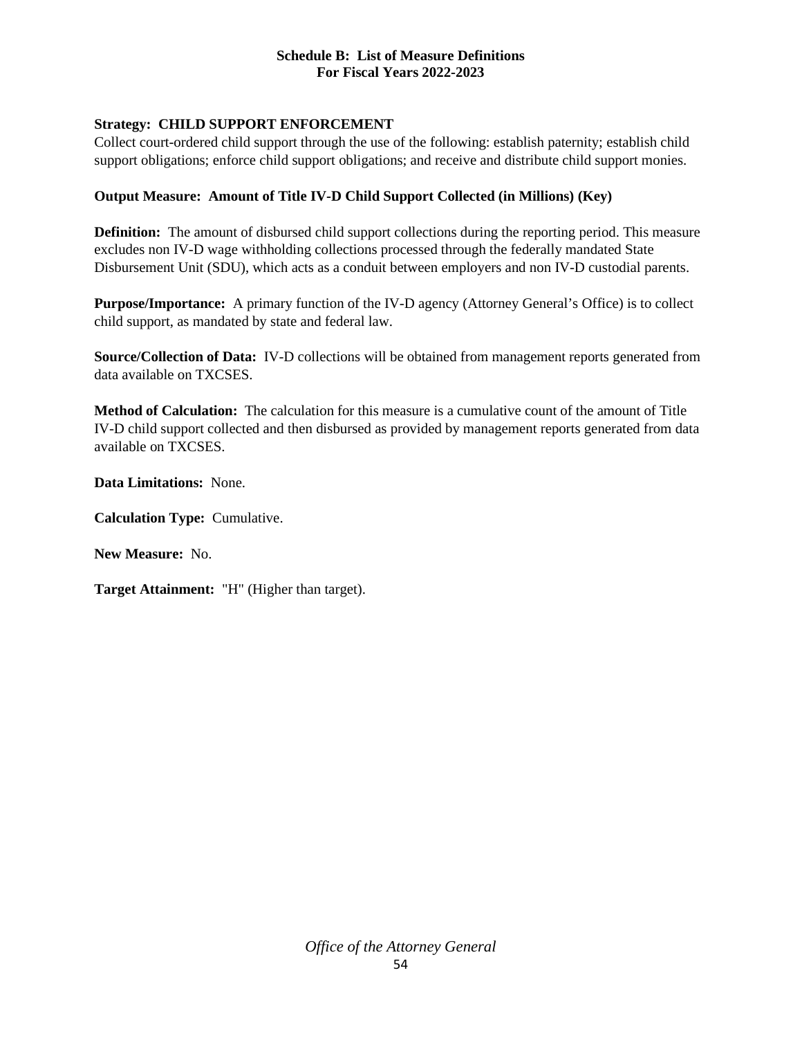**Schedule B: List of Measure Definitions**
**For Fiscal Years 2022-2023**

**Strategy: CHILD SUPPORT ENFORCEMENT**
Collect court-ordered child support through the use of the following: establish paternity; establish child support obligations; enforce child support obligations; and receive and distribute child support monies.

**Output Measure: Amount of Title IV-D Child Support Collected (in Millions) (Key)**

**Definition:** The amount of disbursed child support collections during the reporting period. This measure excludes non IV-D wage withholding collections processed through the federally mandated State Disbursement Unit (SDU), which acts as a conduit between employers and non IV-D custodial parents.

**Purpose/Importance:** A primary function of the IV-D agency (Attorney General's Office) is to collect child support, as mandated by state and federal law.

**Source/Collection of Data:** IV-D collections will be obtained from management reports generated from data available on TXCSES.

**Method of Calculation:** The calculation for this measure is a cumulative count of the amount of Title IV-D child support collected and then disbursed as provided by management reports generated from data available on TXCSES.

**Data Limitations:** None.

**Calculation Type:** Cumulative.

**New Measure:** No.

**Target Attainment:** "H" (Higher than target).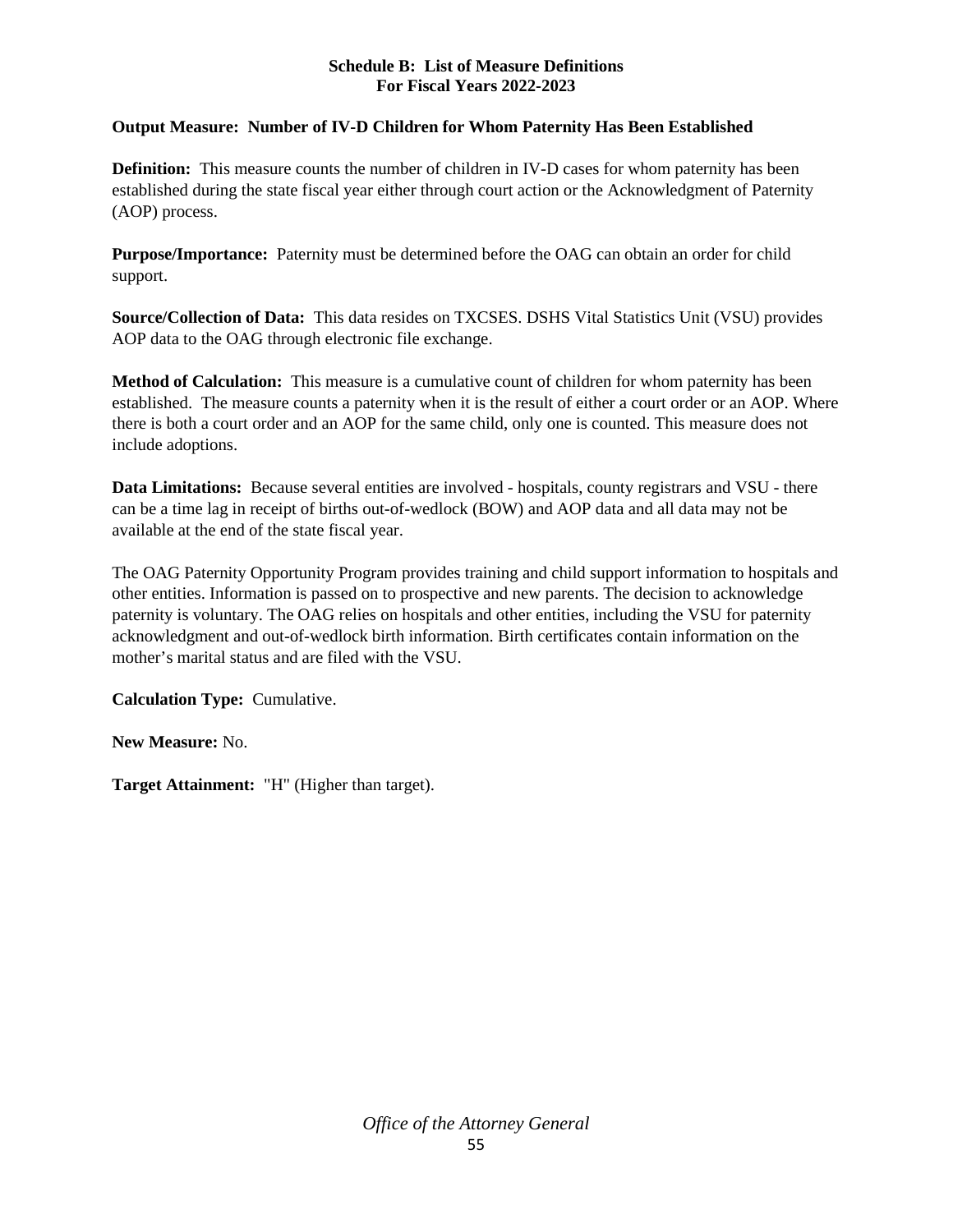**Schedule B: List of Measure Definitions**
**For Fiscal Years 2022-2023**

**Output Measure: Number of IV-D Children for Whom Paternity Has Been Established**

**Definition:** This measure counts the number of children in IV-D cases for whom paternity has been established during the state fiscal year either through court action or the Acknowledgment of Paternity (AOP) process.

**Purpose/Importance:** Paternity must be determined before the OAG can obtain an order for child support.

**Source/Collection of Data:** This data resides on TXCSES. DSHS Vital Statistics Unit (VSU) provides AOP data to the OAG through electronic file exchange.

**Method of Calculation:** This measure is a cumulative count of children for whom paternity has been established. The measure counts a paternity when it is the result of either a court order or an AOP. Where there is both a court order and an AOP for the same child, only one is counted. This measure does not include adoptions.

**Data Limitations:** Because several entities are involved - hospitals, county registrars and VSU - there can be a time lag in receipt of births out-of-wedlock (BOW) and AOP data and all data may not be available at the end of the state fiscal year.

The OAG Paternity Opportunity Program provides training and child support information to hospitals and other entities. Information is passed on to prospective and new parents. The decision to acknowledge paternity is voluntary. The OAG relies on hospitals and other entities, including the VSU for paternity acknowledgment and out-of-wedlock birth information. Birth certificates contain information on the mother's marital status and are filed with the VSU.

**Calculation Type:** Cumulative.

**New Measure:** No.

**Target Attainment:** "H" (Higher than target).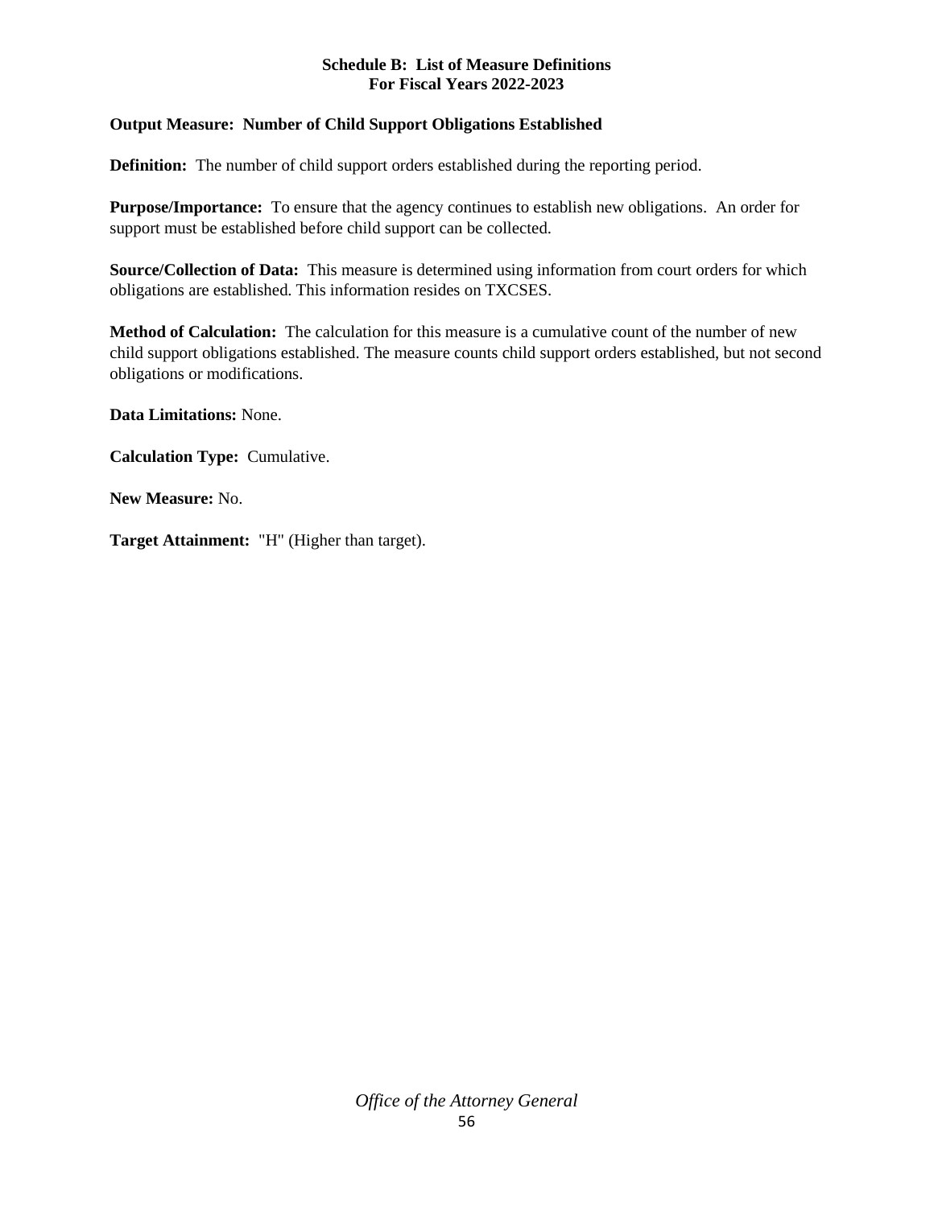**Schedule B: List of Measure Definitions**
**For Fiscal Years 2022-2023**

**Output Measure: Number of Child Support Obligations Established**

**Definition:** The number of child support orders established during the reporting period.

**Purpose/Importance:** To ensure that the agency continues to establish new obligations. An order for support must be established before child support can be collected.

**Source/Collection of Data:** This measure is determined using information from court orders for which obligations are established. This information resides on TXCSES.

**Method of Calculation:** The calculation for this measure is a cumulative count of the number of new child support obligations established. The measure counts child support orders established, but not second obligations or modifications.

**Data Limitations:** None.

**Calculation Type:** Cumulative.

**New Measure:** No.

**Target Attainment:** "H" (Higher than target).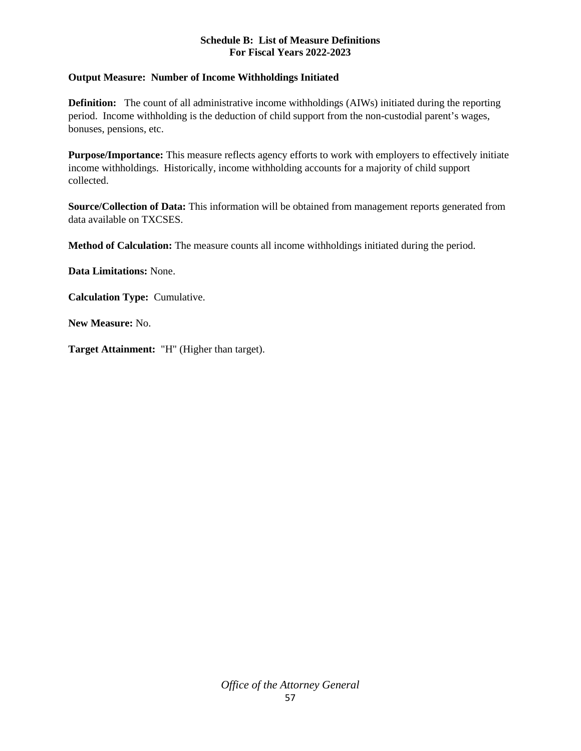**Schedule B: List of Measure Definitions**
**For Fiscal Years 2022-2023**

**Output Measure: Number of Income Withholdings Initiated**

**Definition:** The count of all administrative income withholdings (AIWs) initiated during the reporting period. Income withholding is the deduction of child support from the non-custodial parent's wages, bonuses, pensions, etc.

**Purpose/Importance:** This measure reflects agency efforts to work with employers to effectively initiate income withholdings. Historically, income withholding accounts for a majority of child support collected.

**Source/Collection of Data:** This information will be obtained from management reports generated from data available on TXCSES.

**Method of Calculation:** The measure counts all income withholdings initiated during the period.

**Data Limitations:** None.

**Calculation Type:** Cumulative.

**New Measure:** No.

**Target Attainment:** "H" (Higher than target).

*Office of the Attorney General*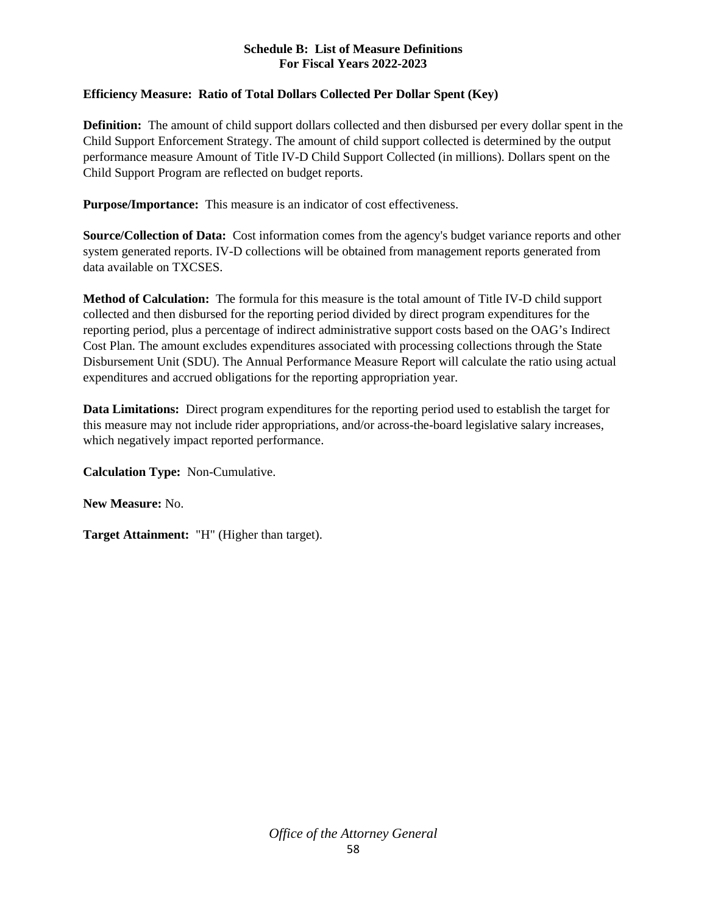**Schedule B: List of Measure Definitions**
**For Fiscal Years 2022-2023**

**Efficiency Measure: Ratio of Total Dollars Collected Per Dollar Spent (Key)**

**Definition:** The amount of child support dollars collected and then disbursed per every dollar spent in the Child Support Enforcement Strategy. The amount of child support collected is determined by the output performance measure Amount of Title IV-D Child Support Collected (in millions). Dollars spent on the Child Support Program are reflected on budget reports.

**Purpose/Importance:** This measure is an indicator of cost effectiveness.

**Source/Collection of Data:** Cost information comes from the agency's budget variance reports and other system generated reports. IV-D collections will be obtained from management reports generated from data available on TXCSES.

**Method of Calculation:** The formula for this measure is the total amount of Title IV-D child support collected and then disbursed for the reporting period divided by direct program expenditures for the reporting period, plus a percentage of indirect administrative support costs based on the OAG's Indirect Cost Plan. The amount excludes expenditures associated with processing collections through the State Disbursement Unit (SDU). The Annual Performance Measure Report will calculate the ratio using actual expenditures and accrued obligations for the reporting appropriation year.

**Data Limitations:** Direct program expenditures for the reporting period used to establish the target for this measure may not include rider appropriations, and/or across-the-board legislative salary increases, which negatively impact reported performance.

**Calculation Type:** Non-Cumulative.

**New Measure:** No.

**Target Attainment:** "H" (Higher than target).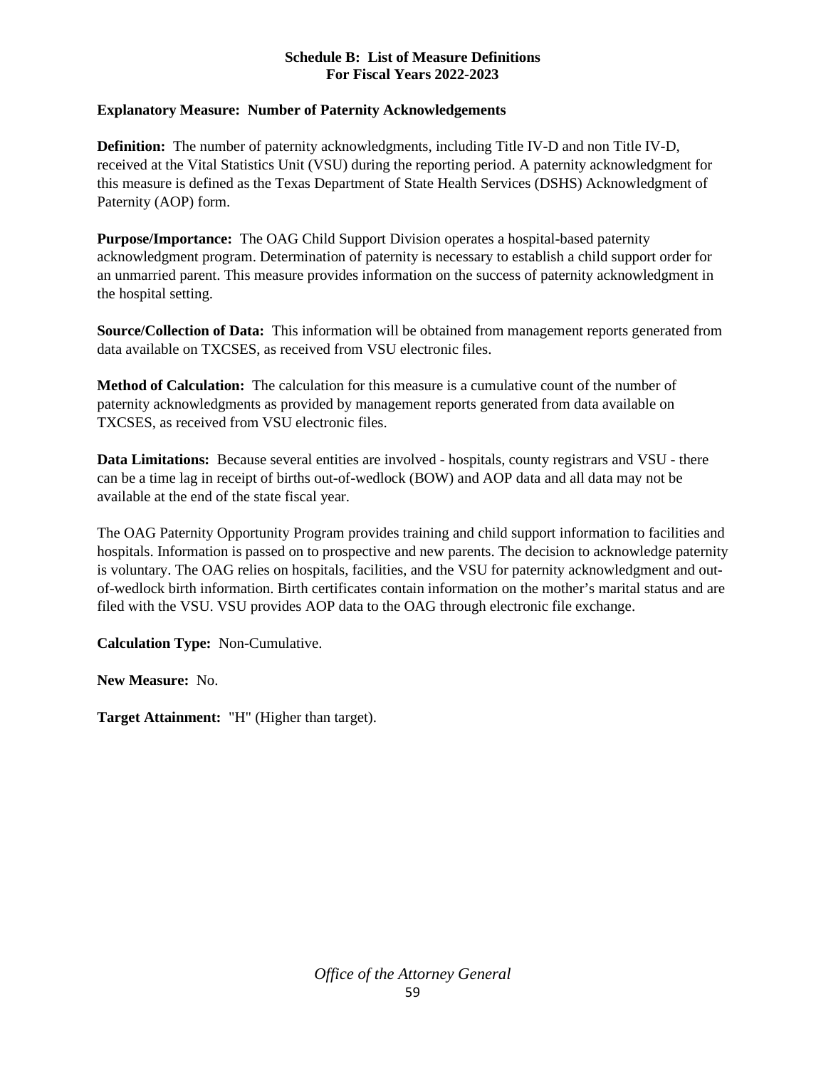**Schedule B: List of Measure Definitions**
**For Fiscal Years 2022-2023**

**Explanatory Measure: Number of Paternity Acknowledgements**

**Definition:** The number of paternity acknowledgments, including Title IV-D and non Title IV-D, received at the Vital Statistics Unit (VSU) during the reporting period. A paternity acknowledgment for this measure is defined as the Texas Department of State Health Services (DSHS) Acknowledgment of Paternity (AOP) form.

**Purpose/Importance:** The OAG Child Support Division operates a hospital-based paternity acknowledgment program. Determination of paternity is necessary to establish a child support order for an unmarried parent. This measure provides information on the success of paternity acknowledgment in the hospital setting.

**Source/Collection of Data:** This information will be obtained from management reports generated from data available on TXCSES, as received from VSU electronic files.

**Method of Calculation:** The calculation for this measure is a cumulative count of the number of paternity acknowledgments as provided by management reports generated from data available on TXCSES, as received from VSU electronic files.

**Data Limitations:** Because several entities are involved - hospitals, county registrars and VSU - there can be a time lag in receipt of births out-of-wedlock (BOW) and AOP data and all data may not be available at the end of the state fiscal year.

The OAG Paternity Opportunity Program provides training and child support information to facilities and hospitals. Information is passed on to prospective and new parents. The decision to acknowledge paternity is voluntary. The OAG relies on hospitals, facilities, and the VSU for paternity acknowledgment and out-of-wedlock birth information. Birth certificates contain information on the mother's marital status and are filed with the VSU. VSU provides AOP data to the OAG through electronic file exchange.

**Calculation Type:** Non-Cumulative.

**New Measure:** No.

**Target Attainment:** "H" (Higher than target).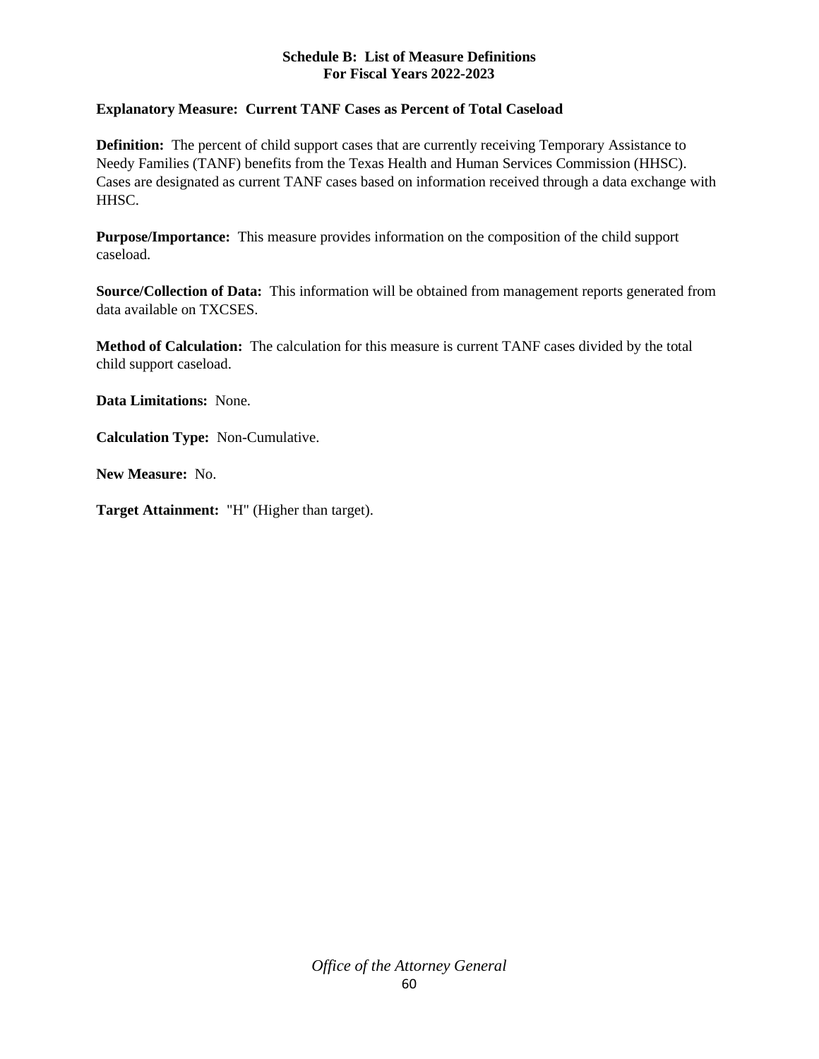**Schedule B: List of Measure Definitions**
**For Fiscal Years 2022-2023**

**Explanatory Measure: Current TANF Cases as Percent of Total Caseload**

**Definition:** The percent of child support cases that are currently receiving Temporary Assistance to Needy Families (TANF) benefits from the Texas Health and Human Services Commission (HHSC). Cases are designated as current TANF cases based on information received through a data exchange with HHSC.

**Purpose/Importance:** This measure provides information on the composition of the child support caseload.

**Source/Collection of Data:** This information will be obtained from management reports generated from data available on TXCSES.

**Method of Calculation:** The calculation for this measure is current TANF cases divided by the total child support caseload.

**Data Limitations:** None.

**Calculation Type:** Non-Cumulative.

**New Measure:** No.

**Target Attainment:** "H" (Higher than target).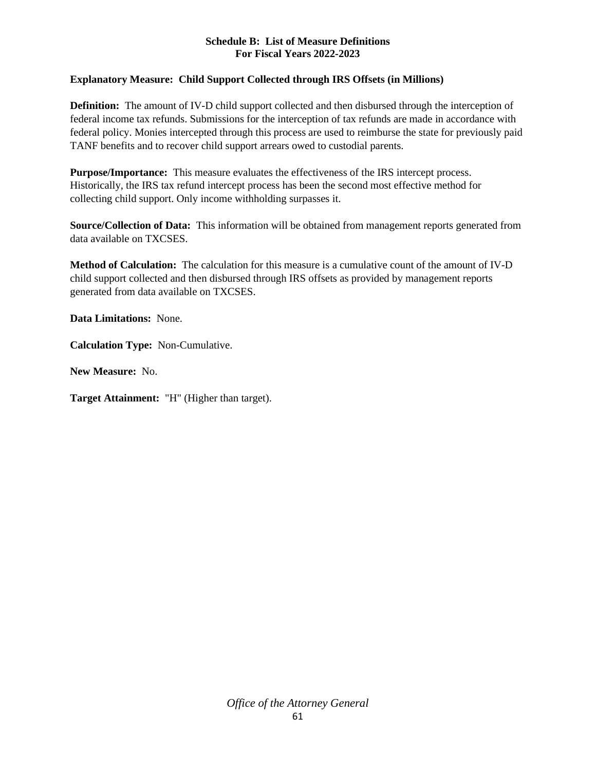**Schedule B: List of Measure Definitions**
**For Fiscal Years 2022-2023**

**Explanatory Measure: Child Support Collected through IRS Offsets (in Millions)**

**Definition:** The amount of IV-D child support collected and then disbursed through the interception of federal income tax refunds. Submissions for the interception of tax refunds are made in accordance with federal policy. Monies intercepted through this process are used to reimburse the state for previously paid TANF benefits and to recover child support arrears owed to custodial parents.

**Purpose/Importance:** This measure evaluates the effectiveness of the IRS intercept process. Historically, the IRS tax refund intercept process has been the second most effective method for collecting child support. Only income withholding surpasses it.

**Source/Collection of Data:** This information will be obtained from management reports generated from data available on TXCSES.

**Method of Calculation:** The calculation for this measure is a cumulative count of the amount of IV-D child support collected and then disbursed through IRS offsets as provided by management reports generated from data available on TXCSES.

**Data Limitations:** None.

**Calculation Type:** Non-Cumulative.

**New Measure:** No.

**Target Attainment:** "H" (Higher than target).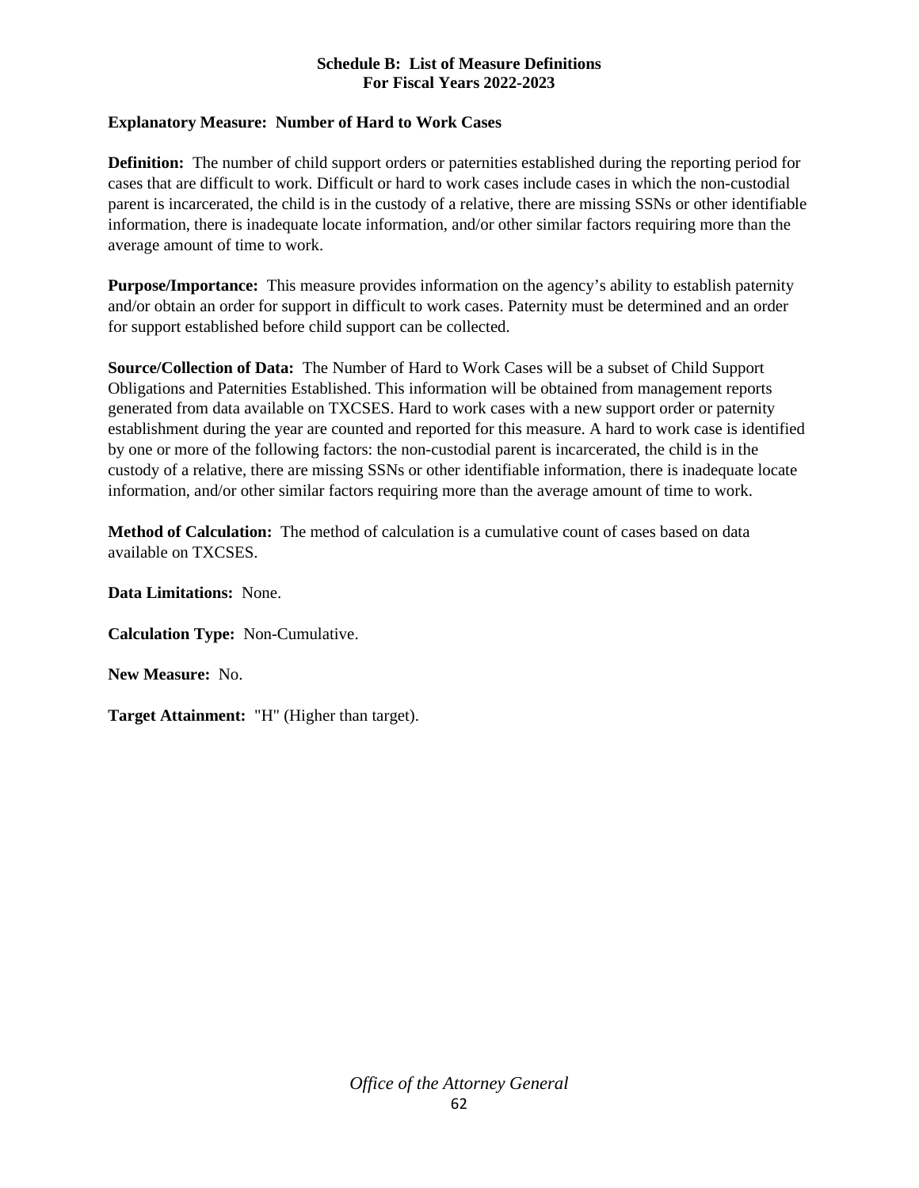**Schedule B: List of Measure Definitions**
**For Fiscal Years 2022-2023**

**Explanatory Measure: Number of Hard to Work Cases**

**Definition:** The number of child support orders or paternities established during the reporting period for cases that are difficult to work. Difficult or hard to work cases include cases in which the non-custodial parent is incarcerated, the child is in the custody of a relative, there are missing SSNs or other identifiable information, there is inadequate locate information, and/or other similar factors requiring more than the average amount of time to work.

**Purpose/Importance:** This measure provides information on the agency's ability to establish paternity and/or obtain an order for support in difficult to work cases. Paternity must be determined and an order for support established before child support can be collected.

**Source/Collection of Data:** The Number of Hard to Work Cases will be a subset of Child Support Obligations and Paternities Established. This information will be obtained from management reports generated from data available on TXCSES. Hard to work cases with a new support order or paternity establishment during the year are counted and reported for this measure. A hard to work case is identified by one or more of the following factors: the non-custodial parent is incarcerated, the child is in the custody of a relative, there are missing SSNs or other identifiable information, there is inadequate locate information, and/or other similar factors requiring more than the average amount of time to work.

**Method of Calculation:** The method of calculation is a cumulative count of cases based on data available on TXCSES.

**Data Limitations:** None.

**Calculation Type:** Non-Cumulative.

**New Measure:** No.

**Target Attainment:** "H" (Higher than target).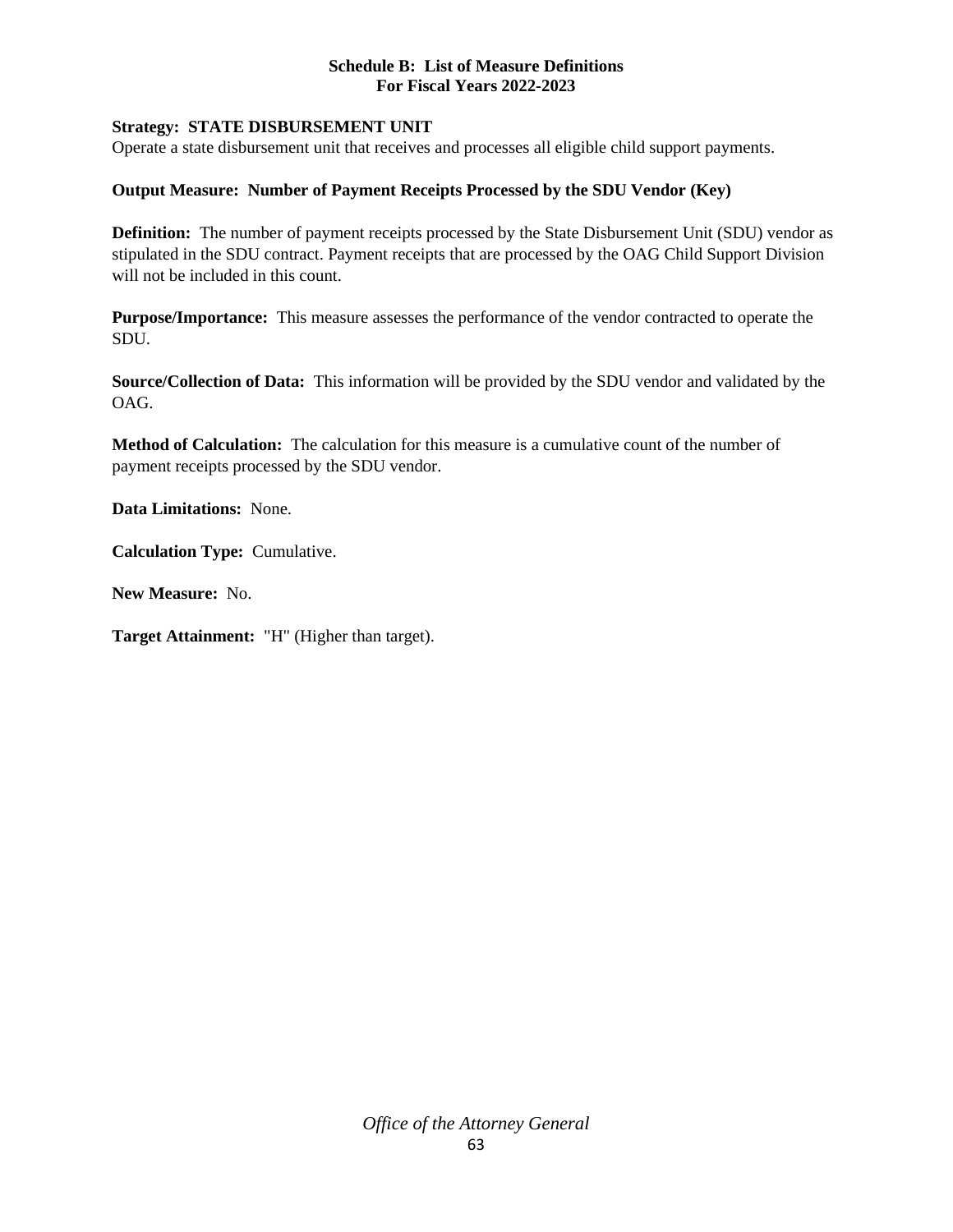**Schedule B: List of Measure Definitions**
**For Fiscal Years 2022-2023**

**Strategy: STATE DISBURSEMENT UNIT**
Operate a state disbursement unit that receives and processes all eligible child support payments.

**Output Measure: Number of Payment Receipts Processed by the SDU Vendor (Key)**

**Definition:** The number of payment receipts processed by the State Disbursement Unit (SDU) vendor as stipulated in the SDU contract. Payment receipts that are processed by the OAG Child Support Division will not be included in this count.

**Purpose/Importance:** This measure assesses the performance of the vendor contracted to operate the SDU.

**Source/Collection of Data:** This information will be provided by the SDU vendor and validated by the OAG.

**Method of Calculation:** The calculation for this measure is a cumulative count of the number of payment receipts processed by the SDU vendor.

**Data Limitations:** None.

**Calculation Type:** Cumulative.

**New Measure:** No.

**Target Attainment:** "H" (Higher than target).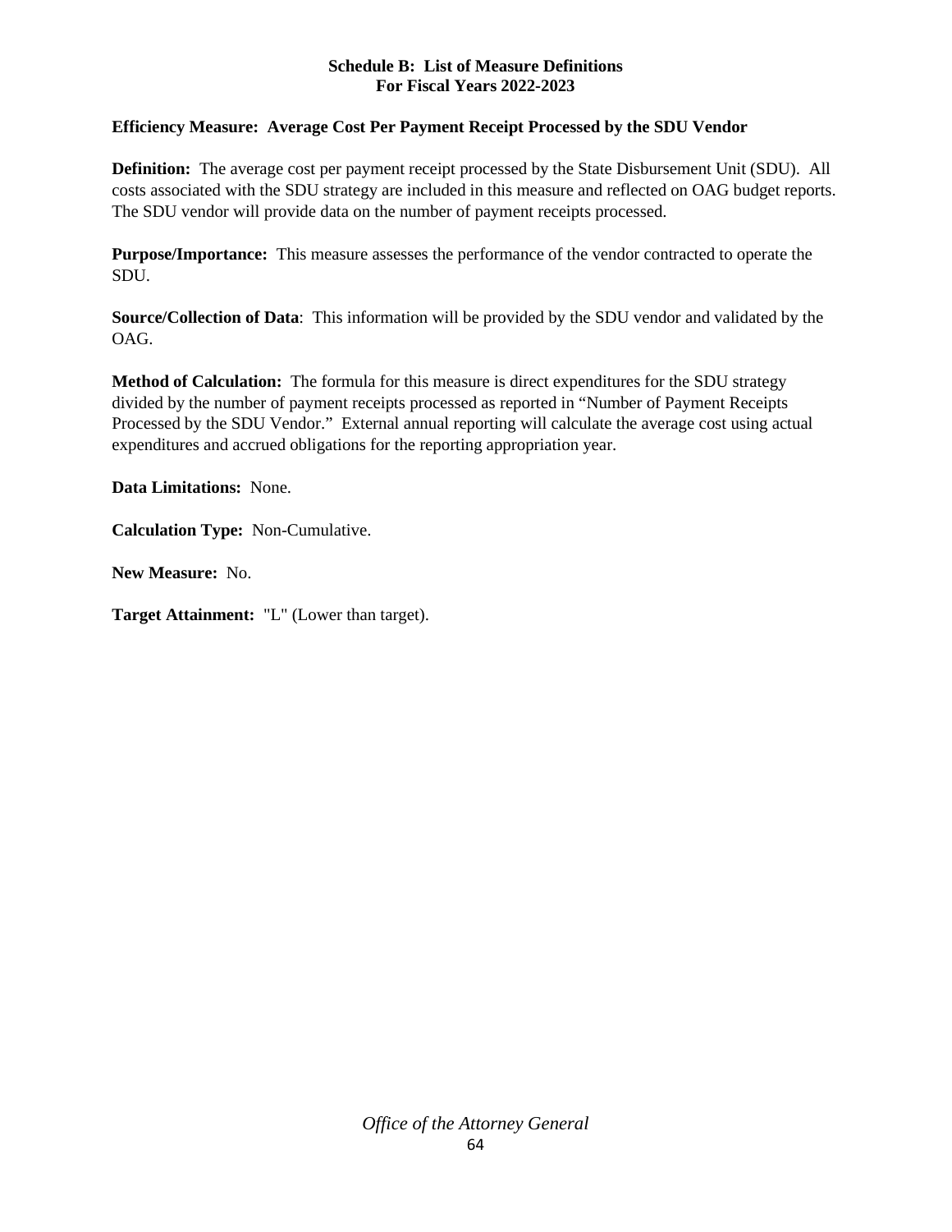**Schedule B: List of Measure Definitions**
**For Fiscal Years 2022-2023**

**Efficiency Measure: Average Cost Per Payment Receipt Processed by the SDU Vendor**

**Definition:** The average cost per payment receipt processed by the State Disbursement Unit (SDU). All costs associated with the SDU strategy are included in this measure and reflected on OAG budget reports. The SDU vendor will provide data on the number of payment receipts processed.

**Purpose/Importance:** This measure assesses the performance of the vendor contracted to operate the SDU.

**Source/Collection of Data**: This information will be provided by the SDU vendor and validated by the OAG.

**Method of Calculation:** The formula for this measure is direct expenditures for the SDU strategy divided by the number of payment receipts processed as reported in "Number of Payment Receipts Processed by the SDU Vendor." External annual reporting will calculate the average cost using actual expenditures and accrued obligations for the reporting appropriation year.

**Data Limitations:** None.

**Calculation Type:** Non-Cumulative.

**New Measure:** No.

**Target Attainment:** "L" (Lower than target).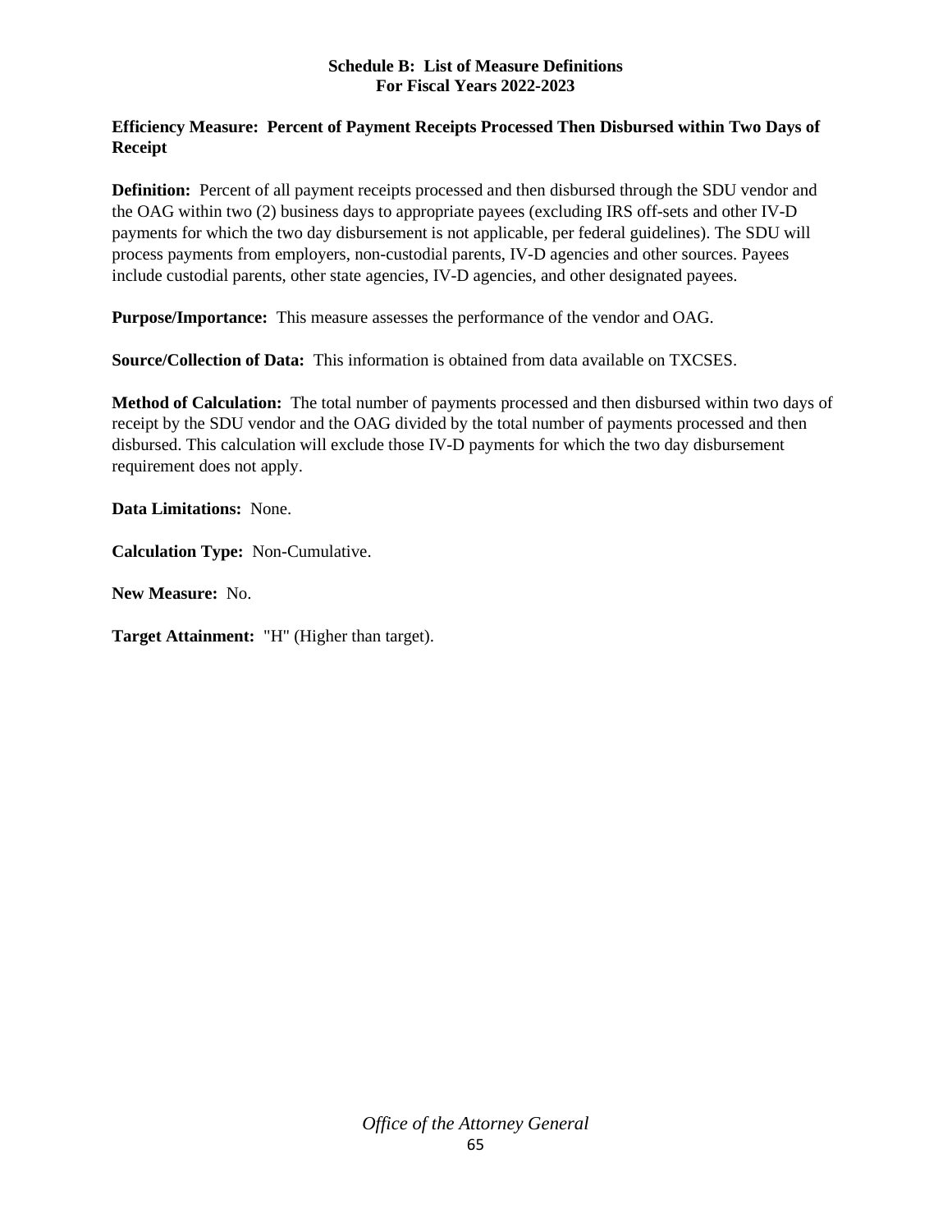**Schedule B: List of Measure Definitions**
**For Fiscal Years 2022-2023**

**Efficiency Measure: Percent of Payment Receipts Processed Then Disbursed within Two Days of Receipt**

**Definition:** Percent of all payment receipts processed and then disbursed through the SDU vendor and the OAG within two (2) business days to appropriate payees (excluding IRS off-sets and other IV-D payments for which the two day disbursement is not applicable, per federal guidelines). The SDU will process payments from employers, non-custodial parents, IV-D agencies and other sources. Payees include custodial parents, other state agencies, IV-D agencies, and other designated payees.

**Purpose/Importance:** This measure assesses the performance of the vendor and OAG.

**Source/Collection of Data:** This information is obtained from data available on TXCSES.

**Method of Calculation:** The total number of payments processed and then disbursed within two days of receipt by the SDU vendor and the OAG divided by the total number of payments processed and then disbursed. This calculation will exclude those IV-D payments for which the two day disbursement requirement does not apply.

**Data Limitations:** None.

**Calculation Type:** Non-Cumulative.

**New Measure:** No.

**Target Attainment:** "H" (Higher than target).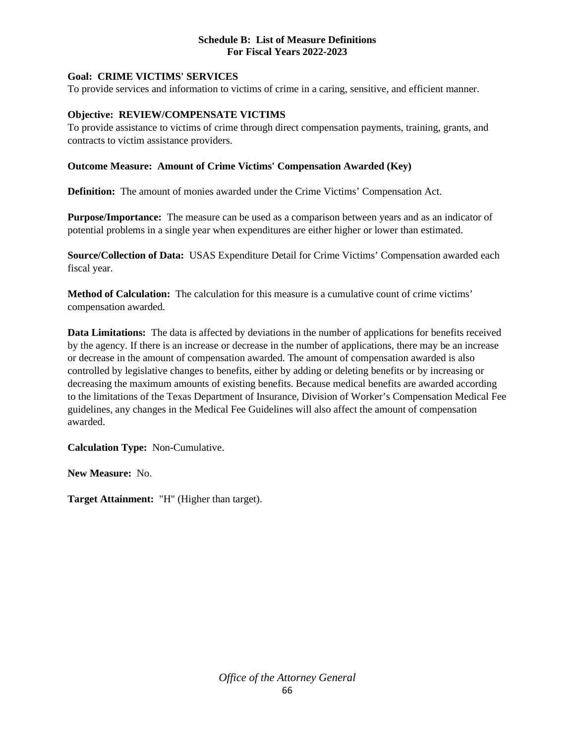**Schedule B: List of Measure Definitions**
**For Fiscal Years 2022-2023**

**Goal: CRIME VICTIMS' SERVICES**
To provide services and information to victims of crime in a caring, sensitive, and efficient manner.

**Objective: REVIEW/COMPENSATE VICTIMS**
To provide assistance to victims of crime through direct compensation payments, training, grants, and contracts to victim assistance providers.

**Outcome Measure: Amount of Crime Victims' Compensation Awarded (Key)**

**Definition:** The amount of monies awarded under the Crime Victims' Compensation Act.

**Purpose/Importance:** The measure can be used as a comparison between years and as an indicator of potential problems in a single year when expenditures are either higher or lower than estimated.

**Source/Collection of Data:** USAS Expenditure Detail for Crime Victims' Compensation awarded each fiscal year.

**Method of Calculation:** The calculation for this measure is a cumulative count of crime victims' compensation awarded.

**Data Limitations:** The data is affected by deviations in the number of applications for benefits received by the agency. If there is an increase or decrease in the number of applications, there may be an increase or decrease in the amount of compensation awarded. The amount of compensation awarded is also controlled by legislative changes to benefits, either by adding or deleting benefits or by increasing or decreasing the maximum amounts of existing benefits. Because medical benefits are awarded according to the limitations of the Texas Department of Insurance, Division of Worker's Compensation Medical Fee guidelines, any changes in the Medical Fee Guidelines will also affect the amount of compensation awarded.

**Calculation Type:** Non-Cumulative.

**New Measure:** No.

**Target Attainment:** "H" (Higher than target).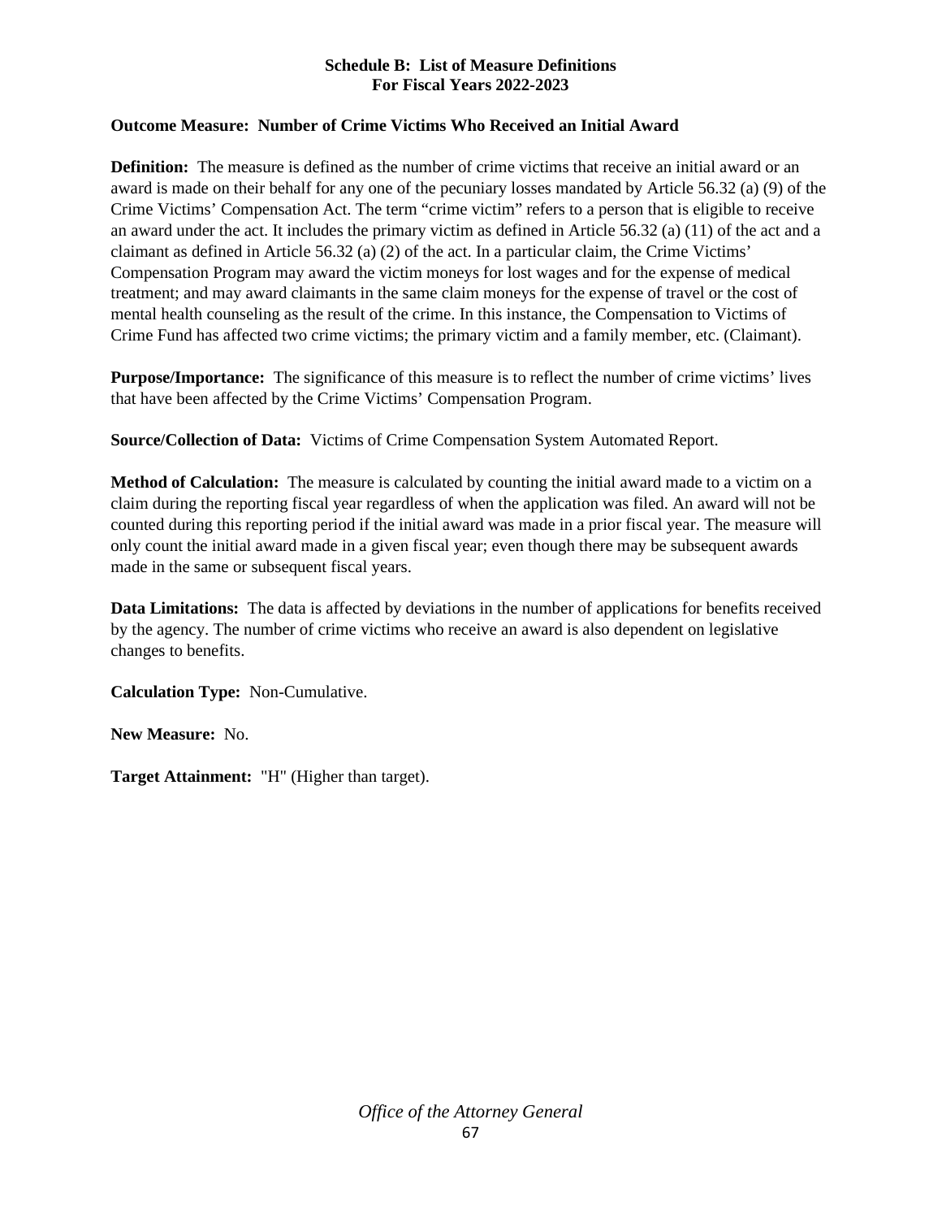**Schedule B: List of Measure Definitions**
**For Fiscal Years 2022-2023**

**Outcome Measure: Number of Crime Victims Who Received an Initial Award**

**Definition:** The measure is defined as the number of crime victims that receive an initial award or an award is made on their behalf for any one of the pecuniary losses mandated by Article 56.32 (a) (9) of the Crime Victims' Compensation Act. The term "crime victim" refers to a person that is eligible to receive an award under the act. It includes the primary victim as defined in Article 56.32 (a) (11) of the act and a claimant as defined in Article 56.32 (a) (2) of the act. In a particular claim, the Crime Victims' Compensation Program may award the victim moneys for lost wages and for the expense of medical treatment; and may award claimants in the same claim moneys for the expense of travel or the cost of mental health counseling as the result of the crime. In this instance, the Compensation to Victims of Crime Fund has affected two crime victims; the primary victim and a family member, etc. (Claimant).

**Purpose/Importance:** The significance of this measure is to reflect the number of crime victims' lives that have been affected by the Crime Victims' Compensation Program.

**Source/Collection of Data:** Victims of Crime Compensation System Automated Report.

**Method of Calculation:** The measure is calculated by counting the initial award made to a victim on a claim during the reporting fiscal year regardless of when the application was filed. An award will not be counted during this reporting period if the initial award was made in a prior fiscal year. The measure will only count the initial award made in a given fiscal year; even though there may be subsequent awards made in the same or subsequent fiscal years.

**Data Limitations:** The data is affected by deviations in the number of applications for benefits received by the agency. The number of crime victims who receive an award is also dependent on legislative changes to benefits.

**Calculation Type:** Non-Cumulative.

**New Measure:** No.

**Target Attainment:** "H" (Higher than target).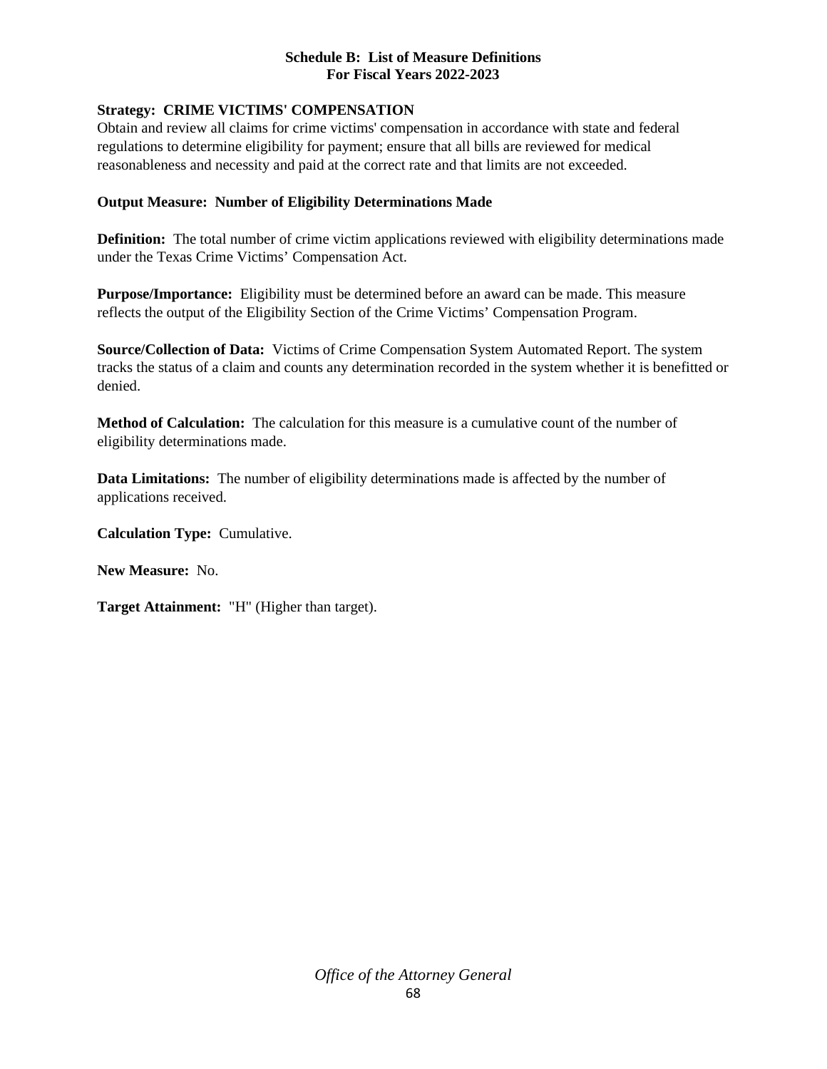**Schedule B: List of Measure Definitions**
**For Fiscal Years 2022-2023**

**Strategy: CRIME VICTIMS' COMPENSATION**

Obtain and review all claims for crime victims' compensation in accordance with state and federal regulations to determine eligibility for payment; ensure that all bills are reviewed for medical reasonableness and necessity and paid at the correct rate and that limits are not exceeded.

**Output Measure: Number of Eligibility Determinations Made**

**Definition:** The total number of crime victim applications reviewed with eligibility determinations made under the Texas Crime Victims' Compensation Act.

**Purpose/Importance:** Eligibility must be determined before an award can be made. This measure reflects the output of the Eligibility Section of the Crime Victims' Compensation Program.

**Source/Collection of Data:** Victims of Crime Compensation System Automated Report. The system tracks the status of a claim and counts any determination recorded in the system whether it is benefitted or denied.

**Method of Calculation:** The calculation for this measure is a cumulative count of the number of eligibility determinations made.

**Data Limitations:** The number of eligibility determinations made is affected by the number of applications received.

**Calculation Type:** Cumulative.

**New Measure:** No.

**Target Attainment:** "H" (Higher than target).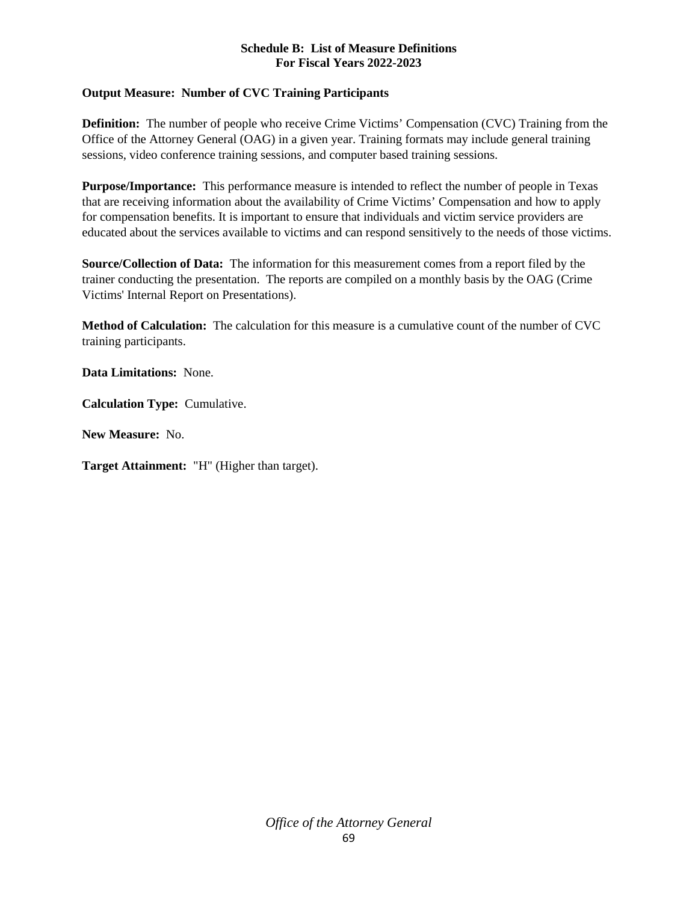**Schedule B: List of Measure Definitions**
**For Fiscal Years 2022-2023**

**Output Measure: Number of CVC Training Participants**

**Definition:** The number of people who receive Crime Victims' Compensation (CVC) Training from the Office of the Attorney General (OAG) in a given year. Training formats may include general training sessions, video conference training sessions, and computer based training sessions.

**Purpose/Importance:** This performance measure is intended to reflect the number of people in Texas that are receiving information about the availability of Crime Victims' Compensation and how to apply for compensation benefits. It is important to ensure that individuals and victim service providers are educated about the services available to victims and can respond sensitively to the needs of those victims.

**Source/Collection of Data:** The information for this measurement comes from a report filed by the trainer conducting the presentation. The reports are compiled on a monthly basis by the OAG (Crime Victims' Internal Report on Presentations).

**Method of Calculation:** The calculation for this measure is a cumulative count of the number of CVC training participants.

**Data Limitations:** None.

**Calculation Type:** Cumulative.

**New Measure:** No.

**Target Attainment:** "H" (Higher than target).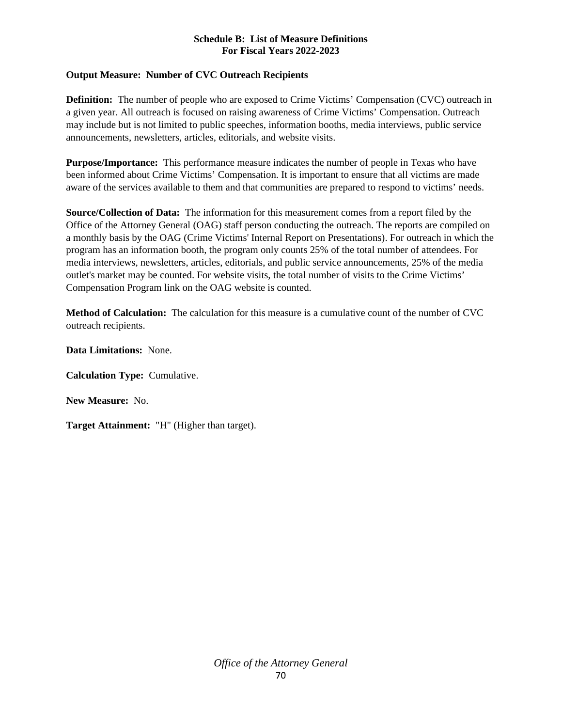**Schedule B: List of Measure Definitions**
**For Fiscal Years 2022-2023**

**Output Measure: Number of CVC Outreach Recipients**

**Definition:** The number of people who are exposed to Crime Victims' Compensation (CVC) outreach in a given year. All outreach is focused on raising awareness of Crime Victims' Compensation. Outreach may include but is not limited to public speeches, information booths, media interviews, public service announcements, newsletters, articles, editorials, and website visits.

**Purpose/Importance:** This performance measure indicates the number of people in Texas who have been informed about Crime Victims' Compensation. It is important to ensure that all victims are made aware of the services available to them and that communities are prepared to respond to victims' needs.

**Source/Collection of Data:** The information for this measurement comes from a report filed by the Office of the Attorney General (OAG) staff person conducting the outreach. The reports are compiled on a monthly basis by the OAG (Crime Victims' Internal Report on Presentations). For outreach in which the program has an information booth, the program only counts 25% of the total number of attendees. For media interviews, newsletters, articles, editorials, and public service announcements, 25% of the media outlet's market may be counted. For website visits, the total number of visits to the Crime Victims' Compensation Program link on the OAG website is counted.

**Method of Calculation:** The calculation for this measure is a cumulative count of the number of CVC outreach recipients.

**Data Limitations:** None.

**Calculation Type:** Cumulative.

**New Measure:** No.

**Target Attainment:** "H" (Higher than target).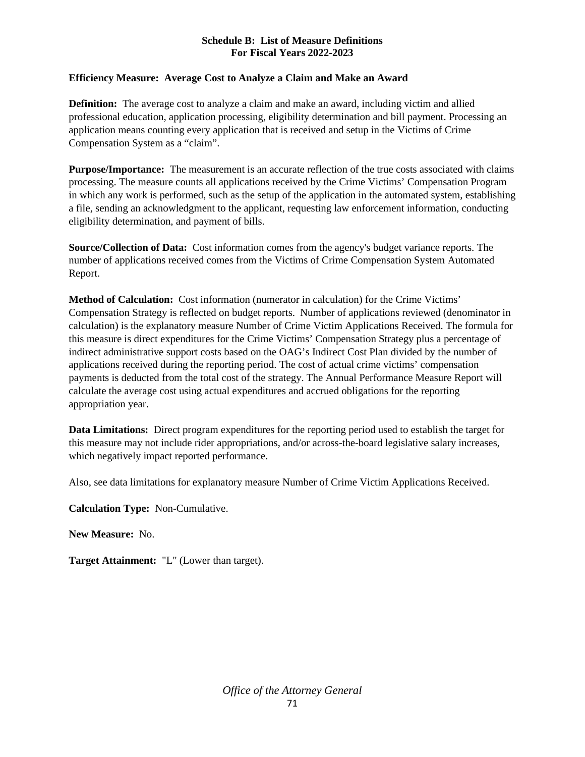**Schedule B: List of Measure Definitions**
**For Fiscal Years 2022-2023**

**Efficiency Measure: Average Cost to Analyze a Claim and Make an Award**

**Definition:** The average cost to analyze a claim and make an award, including victim and allied professional education, application processing, eligibility determination and bill payment. Processing an application means counting every application that is received and setup in the Victims of Crime Compensation System as a "claim".

**Purpose/Importance:** The measurement is an accurate reflection of the true costs associated with claims processing. The measure counts all applications received by the Crime Victims' Compensation Program in which any work is performed, such as the setup of the application in the automated system, establishing a file, sending an acknowledgment to the applicant, requesting law enforcement information, conducting eligibility determination, and payment of bills.

**Source/Collection of Data:** Cost information comes from the agency's budget variance reports. The number of applications received comes from the Victims of Crime Compensation System Automated Report.

**Method of Calculation:** Cost information (numerator in calculation) for the Crime Victims' Compensation Strategy is reflected on budget reports. Number of applications reviewed (denominator in calculation) is the explanatory measure Number of Crime Victim Applications Received. The formula for this measure is direct expenditures for the Crime Victims' Compensation Strategy plus a percentage of indirect administrative support costs based on the OAG's Indirect Cost Plan divided by the number of applications received during the reporting period. The cost of actual crime victims' compensation payments is deducted from the total cost of the strategy. The Annual Performance Measure Report will calculate the average cost using actual expenditures and accrued obligations for the reporting appropriation year.

**Data Limitations:** Direct program expenditures for the reporting period used to establish the target for this measure may not include rider appropriations, and/or across-the-board legislative salary increases, which negatively impact reported performance.

Also, see data limitations for explanatory measure Number of Crime Victim Applications Received.

**Calculation Type:** Non-Cumulative.

**New Measure:** No.

**Target Attainment:** "L" (Lower than target).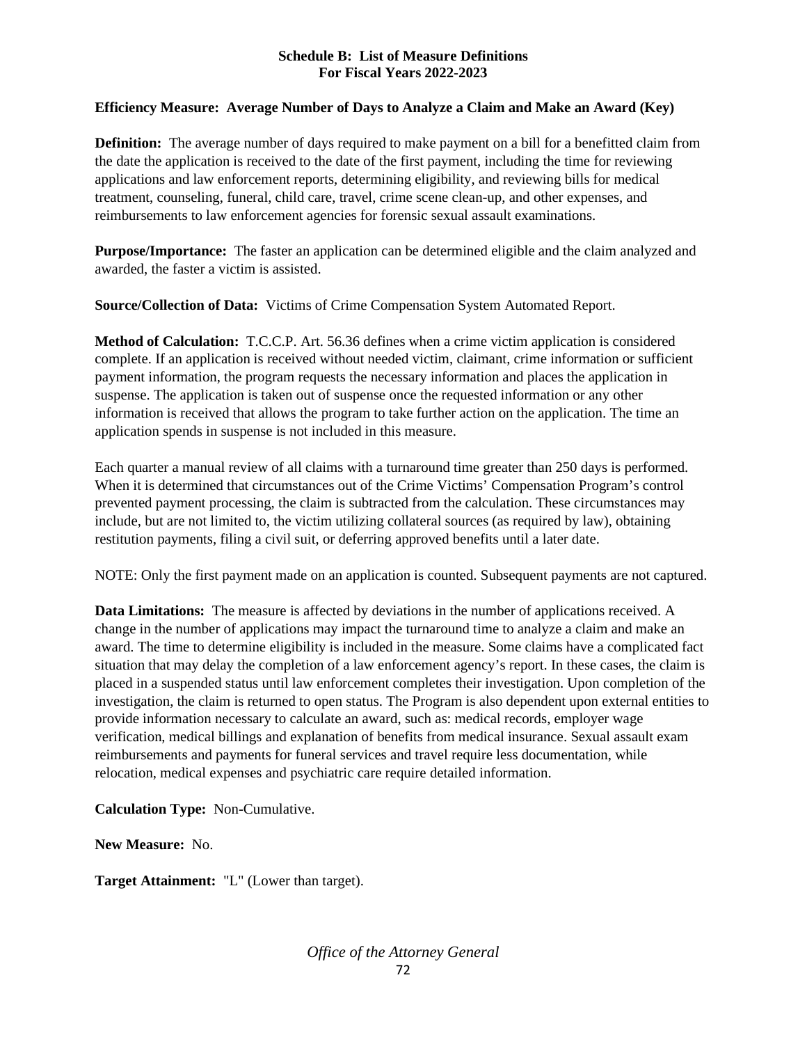## Schedule B: List of Measure Definitions For Fiscal Years 2022-2023

### Efficiency Measure: Average Number of Days to Analyze a Claim and Make an Award (Key)

**Definition:** The average number of days required to make payment on a bill for a benefitted claim from the date the application is received to the date of the first payment, including the time for reviewing applications and law enforcement reports, determining eligibility, and reviewing bills for medical treatment, counseling, funeral, child care, travel, crime scene clean-up, and other expenses, and reimbursements to law enforcement agencies for forensic sexual assault examinations.

**Purpose/Importance:** The faster an application can be determined eligible and the claim analyzed and awarded, the faster a victim is assisted.

**Source/Collection of Data:** Victims of Crime Compensation System Automated Report.

**Method of Calculation:** T.C.C.P. Art. 56.36 defines when a crime victim application is considered complete. If an application is received without needed victim, claimant, crime information or sufficient payment information, the program requests the necessary information and places the application in suspense. The application is taken out of suspense once the requested information or any other information is received that allows the program to take further action on the application. The time an application spends in suspense is not included in this measure.

Each quarter a manual review of all claims with a turnaround time greater than 250 days is performed. When it is determined that circumstances out of the Crime Victims' Compensation Program's control prevented payment processing, the claim is subtracted from the calculation. These circumstances may include, but are not limited to, the victim utilizing collateral sources (as required by law), obtaining restitution payments, filing a civil suit, or deferring approved benefits until a later date.

NOTE: Only the first payment made on an application is counted. Subsequent payments are not captured.

**Data Limitations:** The measure is affected by deviations in the number of applications received. A change in the number of applications may impact the turnaround time to analyze a claim and make an award. The time to determine eligibility is included in the measure. Some claims have a complicated fact situation that may delay the completion of a law enforcement agency's report. In these cases, the claim is placed in a suspended status until law enforcement completes their investigation. Upon completion of the investigation, the claim is returned to open status. The Program is also dependent upon external entities to provide information necessary to calculate an award, such as: medical records, employer wage verification, medical billings and explanation of benefits from medical insurance. Sexual assault exam reimbursements and payments for funeral services and travel require less documentation, while relocation, medical expenses and psychiatric care require detailed information.

**Calculation Type:** Non-Cumulative.

**New Measure:** No.

**Target Attainment:** "L" (Lower than target).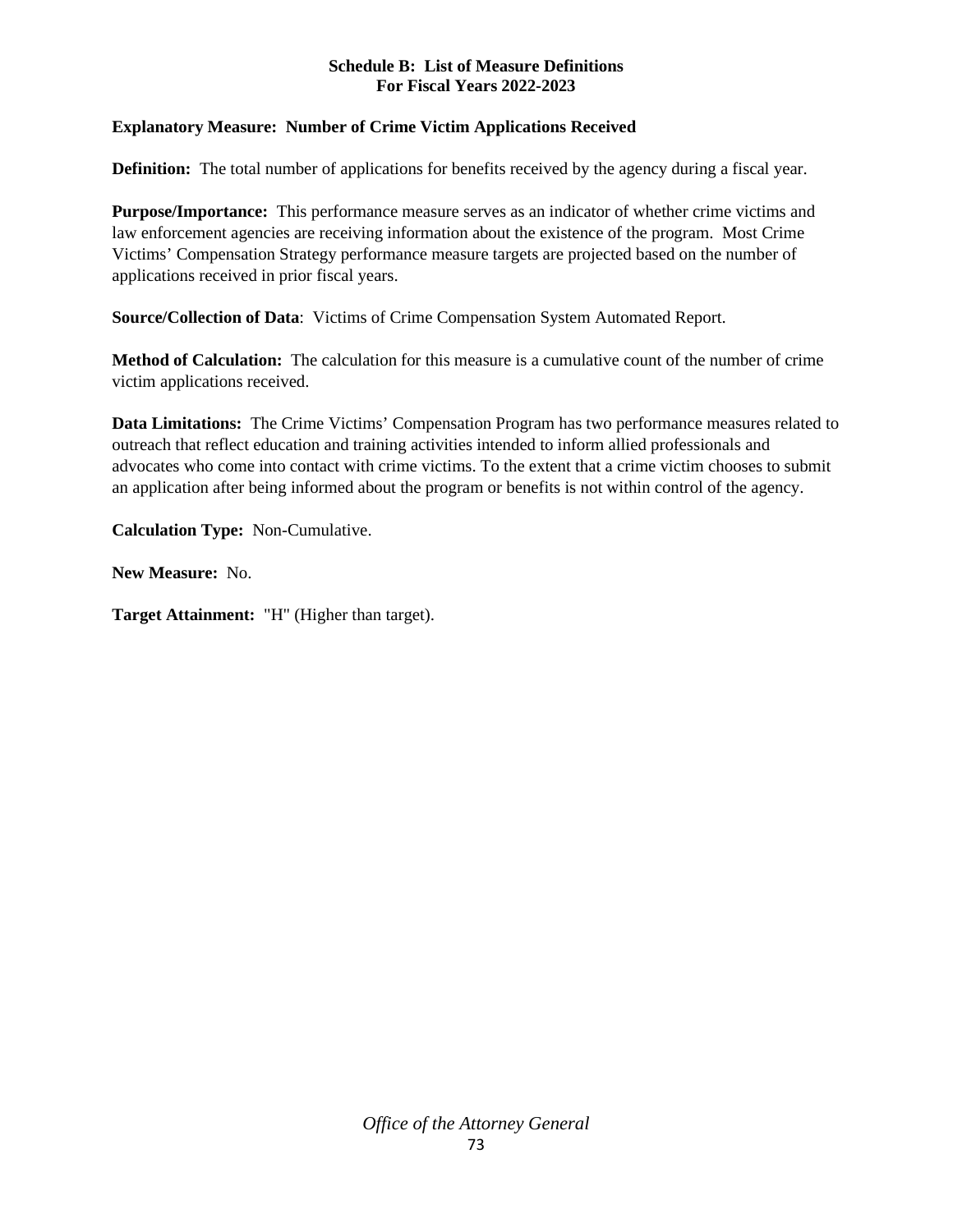**Schedule B: List of Measure Definitions**
**For Fiscal Years 2022-2023**

**Explanatory Measure: Number of Crime Victim Applications Received**

**Definition:** The total number of applications for benefits received by the agency during a fiscal year.

**Purpose/Importance:** This performance measure serves as an indicator of whether crime victims and law enforcement agencies are receiving information about the existence of the program. Most Crime Victims' Compensation Strategy performance measure targets are projected based on the number of applications received in prior fiscal years.

**Source/Collection of Data**: Victims of Crime Compensation System Automated Report.

**Method of Calculation:** The calculation for this measure is a cumulative count of the number of crime victim applications received.

**Data Limitations:** The Crime Victims' Compensation Program has two performance measures related to outreach that reflect education and training activities intended to inform allied professionals and advocates who come into contact with crime victims. To the extent that a crime victim chooses to submit an application after being informed about the program or benefits is not within control of the agency.

**Calculation Type:** Non-Cumulative.

**New Measure:** No.

**Target Attainment:** "H" (Higher than target).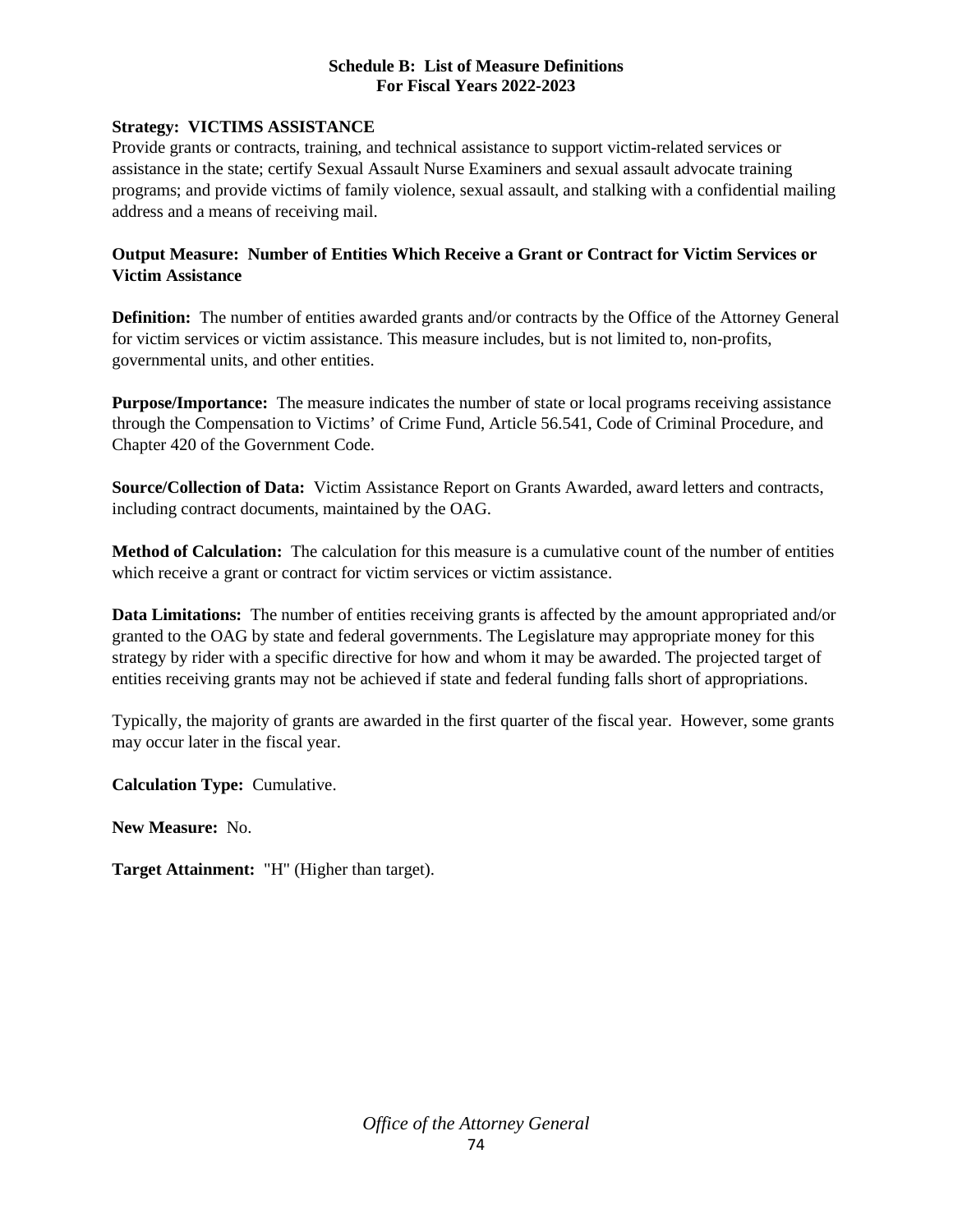**Schedule B: List of Measure Definitions**
**For Fiscal Years 2022-2023**

**Strategy: VICTIMS ASSISTANCE**

Provide grants or contracts, training, and technical assistance to support victim-related services or assistance in the state; certify Sexual Assault Nurse Examiners and sexual assault advocate training programs; and provide victims of family violence, sexual assault, and stalking with a confidential mailing address and a means of receiving mail.

**Output Measure: Number of Entities Which Receive a Grant or Contract for Victim Services or Victim Assistance**

**Definition:** The number of entities awarded grants and/or contracts by the Office of the Attorney General for victim services or victim assistance. This measure includes, but is not limited to, non-profits, governmental units, and other entities.

**Purpose/Importance:** The measure indicates the number of state or local programs receiving assistance through the Compensation to Victims' of Crime Fund, Article 56.541, Code of Criminal Procedure, and Chapter 420 of the Government Code.

**Source/Collection of Data:** Victim Assistance Report on Grants Awarded, award letters and contracts, including contract documents, maintained by the OAG.

**Method of Calculation:** The calculation for this measure is a cumulative count of the number of entities which receive a grant or contract for victim services or victim assistance.

**Data Limitations:** The number of entities receiving grants is affected by the amount appropriated and/or granted to the OAG by state and federal governments. The Legislature may appropriate money for this strategy by rider with a specific directive for how and whom it may be awarded. The projected target of entities receiving grants may not be achieved if state and federal funding falls short of appropriations.

Typically, the majority of grants are awarded in the first quarter of the fiscal year. However, some grants may occur later in the fiscal year.

**Calculation Type:** Cumulative.

**New Measure:** No.

**Target Attainment:** "H" (Higher than target).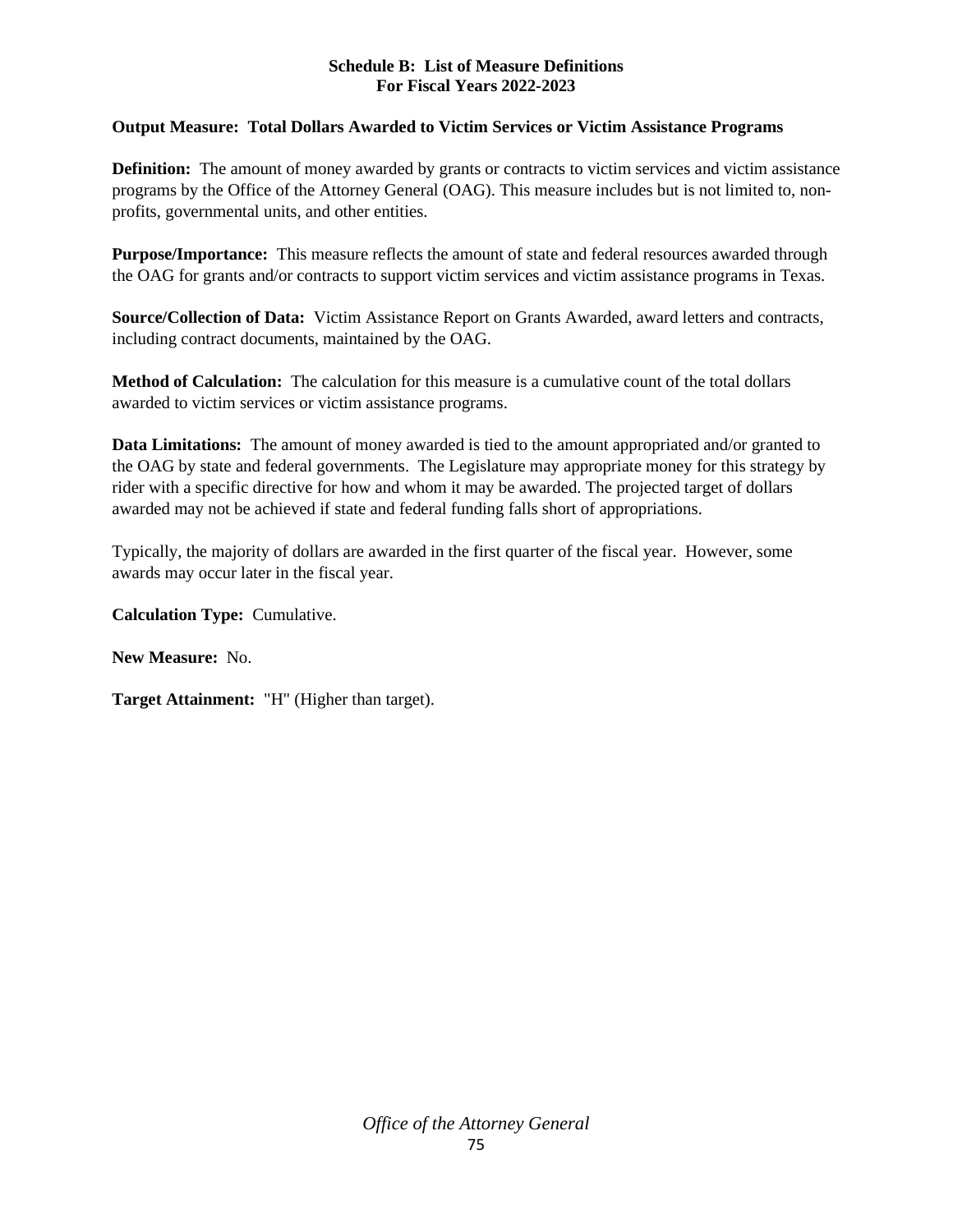**Schedule B: List of Measure Definitions**
**For Fiscal Years 2022-2023**

**Output Measure: Total Dollars Awarded to Victim Services or Victim Assistance Programs**

**Definition:** The amount of money awarded by grants or contracts to victim services and victim assistance programs by the Office of the Attorney General (OAG). This measure includes but is not limited to, non-profits, governmental units, and other entities.

**Purpose/Importance:** This measure reflects the amount of state and federal resources awarded through the OAG for grants and/or contracts to support victim services and victim assistance programs in Texas.

**Source/Collection of Data:** Victim Assistance Report on Grants Awarded, award letters and contracts, including contract documents, maintained by the OAG.

**Method of Calculation:** The calculation for this measure is a cumulative count of the total dollars awarded to victim services or victim assistance programs.

**Data Limitations:** The amount of money awarded is tied to the amount appropriated and/or granted to the OAG by state and federal governments. The Legislature may appropriate money for this strategy by rider with a specific directive for how and whom it may be awarded. The projected target of dollars awarded may not be achieved if state and federal funding falls short of appropriations.

Typically, the majority of dollars are awarded in the first quarter of the fiscal year. However, some awards may occur later in the fiscal year.

**Calculation Type:** Cumulative.

**New Measure:** No.

**Target Attainment:** "H" (Higher than target).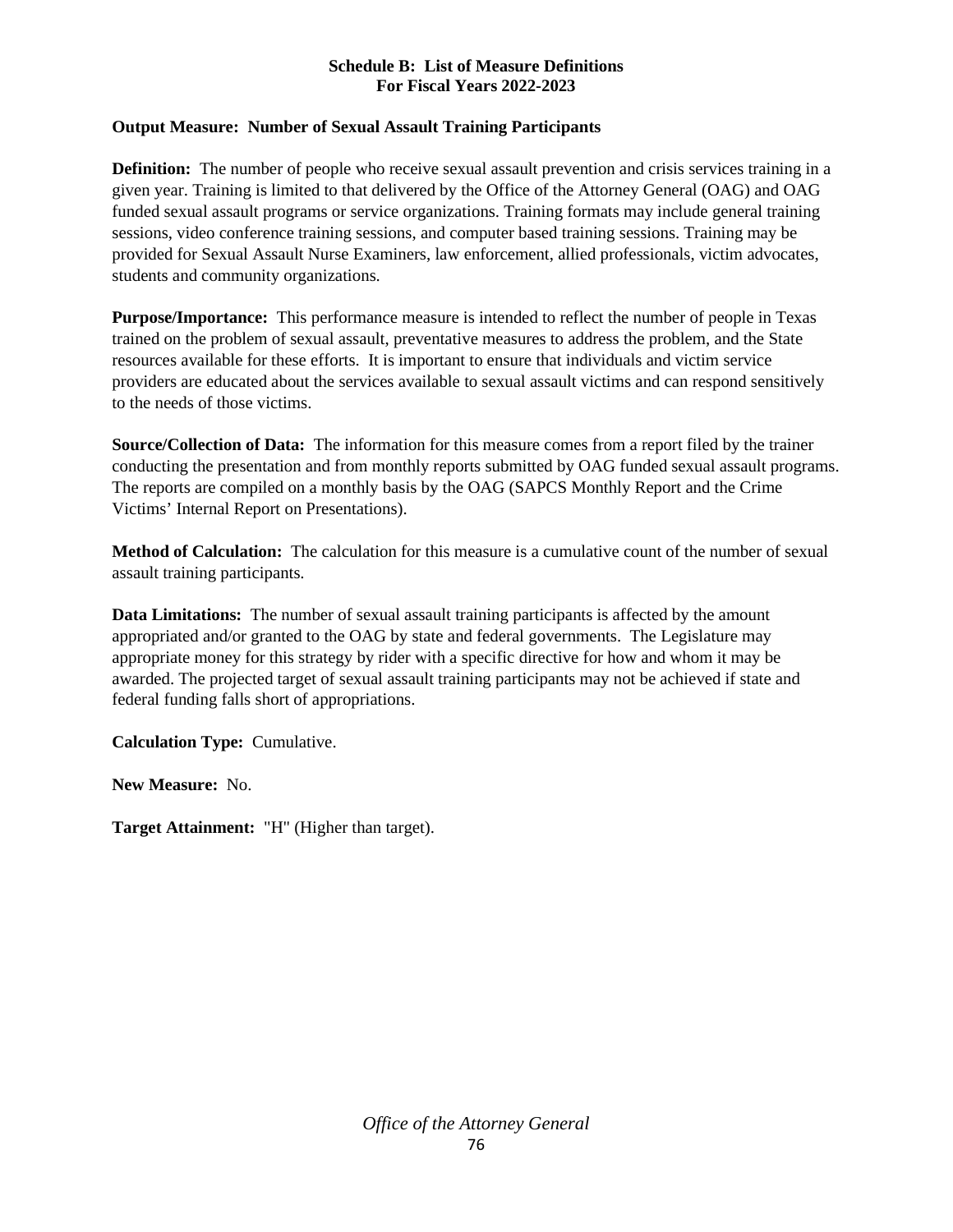**Schedule B: List of Measure Definitions**
**For Fiscal Years 2022-2023**

**Output Measure: Number of Sexual Assault Training Participants**

**Definition:** The number of people who receive sexual assault prevention and crisis services training in a given year. Training is limited to that delivered by the Office of the Attorney General (OAG) and OAG funded sexual assault programs or service organizations. Training formats may include general training sessions, video conference training sessions, and computer based training sessions. Training may be provided for Sexual Assault Nurse Examiners, law enforcement, allied professionals, victim advocates, students and community organizations.

**Purpose/Importance:** This performance measure is intended to reflect the number of people in Texas trained on the problem of sexual assault, preventative measures to address the problem, and the State resources available for these efforts. It is important to ensure that individuals and victim service providers are educated about the services available to sexual assault victims and can respond sensitively to the needs of those victims.

**Source/Collection of Data:** The information for this measure comes from a report filed by the trainer conducting the presentation and from monthly reports submitted by OAG funded sexual assault programs. The reports are compiled on a monthly basis by the OAG (SAPCS Monthly Report and the Crime Victims' Internal Report on Presentations).

**Method of Calculation:** The calculation for this measure is a cumulative count of the number of sexual assault training participants.

**Data Limitations:** The number of sexual assault training participants is affected by the amount appropriated and/or granted to the OAG by state and federal governments. The Legislature may appropriate money for this strategy by rider with a specific directive for how and whom it may be awarded. The projected target of sexual assault training participants may not be achieved if state and federal funding falls short of appropriations.

**Calculation Type:** Cumulative.

**New Measure:** No.

**Target Attainment:** "H" (Higher than target).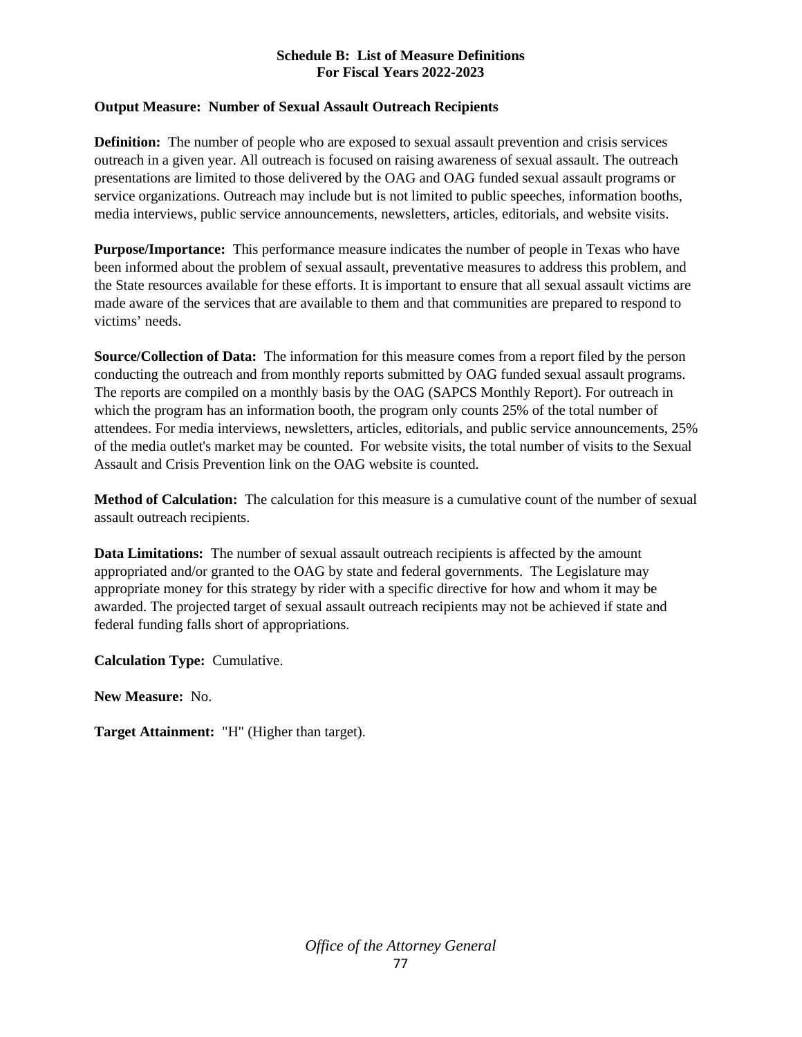**Schedule B: List of Measure Definitions**
**For Fiscal Years 2022-2023**

**Output Measure: Number of Sexual Assault Outreach Recipients**

**Definition:** The number of people who are exposed to sexual assault prevention and crisis services outreach in a given year. All outreach is focused on raising awareness of sexual assault. The outreach presentations are limited to those delivered by the OAG and OAG funded sexual assault programs or service organizations. Outreach may include but is not limited to public speeches, information booths, media interviews, public service announcements, newsletters, articles, editorials, and website visits.

**Purpose/Importance:** This performance measure indicates the number of people in Texas who have been informed about the problem of sexual assault, preventative measures to address this problem, and the State resources available for these efforts. It is important to ensure that all sexual assault victims are made aware of the services that are available to them and that communities are prepared to respond to victims' needs.

**Source/Collection of Data:** The information for this measure comes from a report filed by the person conducting the outreach and from monthly reports submitted by OAG funded sexual assault programs. The reports are compiled on a monthly basis by the OAG (SAPCS Monthly Report). For outreach in which the program has an information booth, the program only counts 25% of the total number of attendees. For media interviews, newsletters, articles, editorials, and public service announcements, 25% of the media outlet's market may be counted. For website visits, the total number of visits to the Sexual Assault and Crisis Prevention link on the OAG website is counted.

**Method of Calculation:** The calculation for this measure is a cumulative count of the number of sexual assault outreach recipients.

**Data Limitations:** The number of sexual assault outreach recipients is affected by the amount appropriated and/or granted to the OAG by state and federal governments. The Legislature may appropriate money for this strategy by rider with a specific directive for how and whom it may be awarded. The projected target of sexual assault outreach recipients may not be achieved if state and federal funding falls short of appropriations.

**Calculation Type:** Cumulative.

**New Measure:** No.

**Target Attainment:** "H" (Higher than target).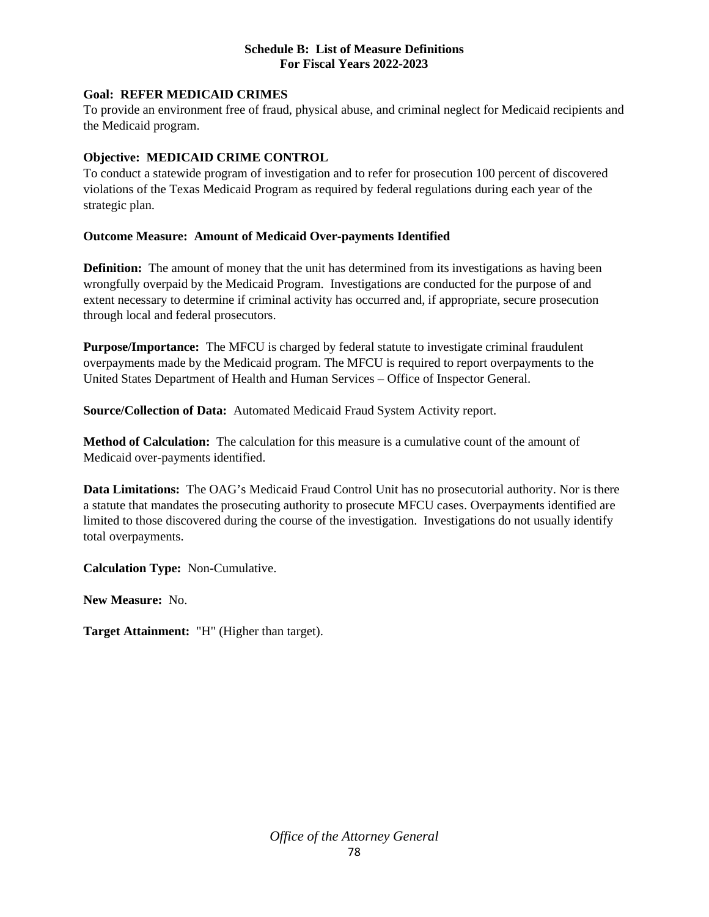**Schedule B: List of Measure Definitions**
**For Fiscal Years 2022-2023**

**Goal: REFER MEDICAID CRIMES**
To provide an environment free of fraud, physical abuse, and criminal neglect for Medicaid recipients and the Medicaid program.

**Objective: MEDICAID CRIME CONTROL**
To conduct a statewide program of investigation and to refer for prosecution 100 percent of discovered violations of the Texas Medicaid Program as required by federal regulations during each year of the strategic plan.

**Outcome Measure: Amount of Medicaid Over-payments Identified**

**Definition:** The amount of money that the unit has determined from its investigations as having been wrongfully overpaid by the Medicaid Program. Investigations are conducted for the purpose of and extent necessary to determine if criminal activity has occurred and, if appropriate, secure prosecution through local and federal prosecutors.

**Purpose/Importance:** The MFCU is charged by federal statute to investigate criminal fraudulent overpayments made by the Medicaid program. The MFCU is required to report overpayments to the United States Department of Health and Human Services – Office of Inspector General.

**Source/Collection of Data:** Automated Medicaid Fraud System Activity report.

**Method of Calculation:** The calculation for this measure is a cumulative count of the amount of Medicaid over-payments identified.

**Data Limitations:** The OAG's Medicaid Fraud Control Unit has no prosecutorial authority. Nor is there a statute that mandates the prosecuting authority to prosecute MFCU cases. Overpayments identified are limited to those discovered during the course of the investigation. Investigations do not usually identify total overpayments.

**Calculation Type:** Non-Cumulative.

**New Measure:** No.

**Target Attainment:** "H" (Higher than target).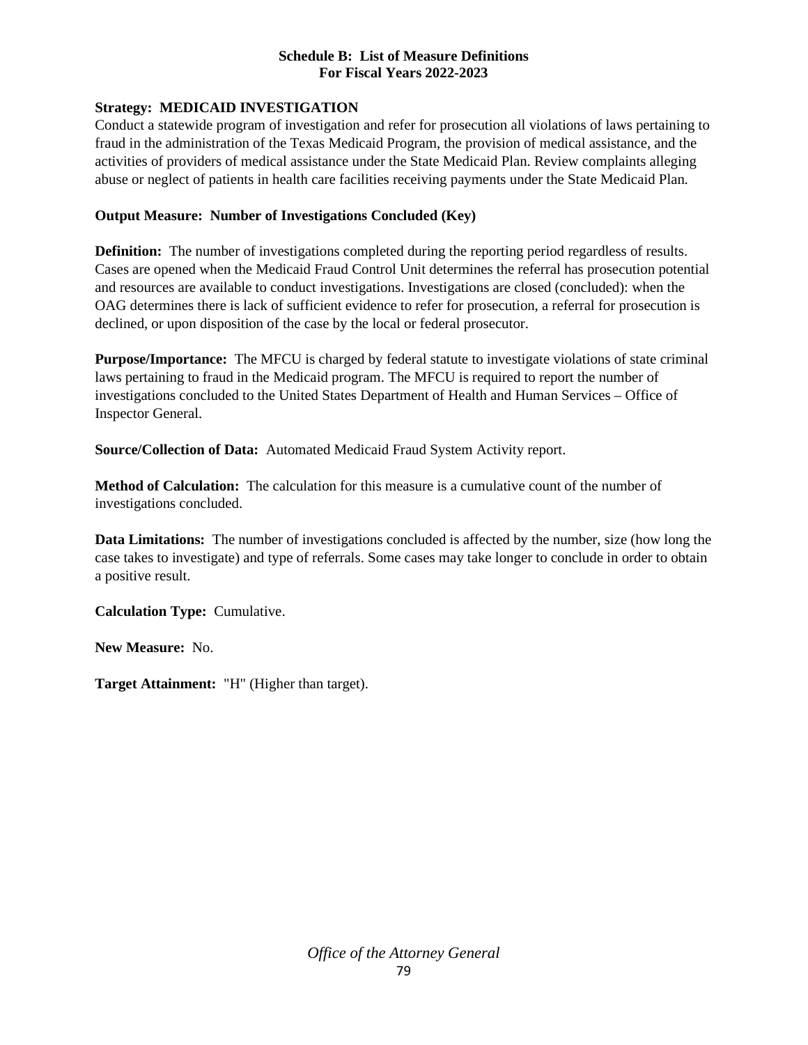**Schedule B: List of Measure Definitions**
**For Fiscal Years 2022-2023**

**Strategy: MEDICAID INVESTIGATION**
Conduct a statewide program of investigation and refer for prosecution all violations of laws pertaining to fraud in the administration of the Texas Medicaid Program, the provision of medical assistance, and the activities of providers of medical assistance under the State Medicaid Plan. Review complaints alleging abuse or neglect of patients in health care facilities receiving payments under the State Medicaid Plan.

**Output Measure: Number of Investigations Concluded (Key)**

**Definition:** The number of investigations completed during the reporting period regardless of results. Cases are opened when the Medicaid Fraud Control Unit determines the referral has prosecution potential and resources are available to conduct investigations. Investigations are closed (concluded): when the OAG determines there is lack of sufficient evidence to refer for prosecution, a referral for prosecution is declined, or upon disposition of the case by the local or federal prosecutor.

**Purpose/Importance:** The MFCU is charged by federal statute to investigate violations of state criminal laws pertaining to fraud in the Medicaid program. The MFCU is required to report the number of investigations concluded to the United States Department of Health and Human Services – Office of Inspector General.

**Source/Collection of Data:** Automated Medicaid Fraud System Activity report.

**Method of Calculation:** The calculation for this measure is a cumulative count of the number of investigations concluded.

**Data Limitations:** The number of investigations concluded is affected by the number, size (how long the case takes to investigate) and type of referrals. Some cases may take longer to conclude in order to obtain a positive result.

**Calculation Type:** Cumulative.

**New Measure:** No.

**Target Attainment:** "H" (Higher than target).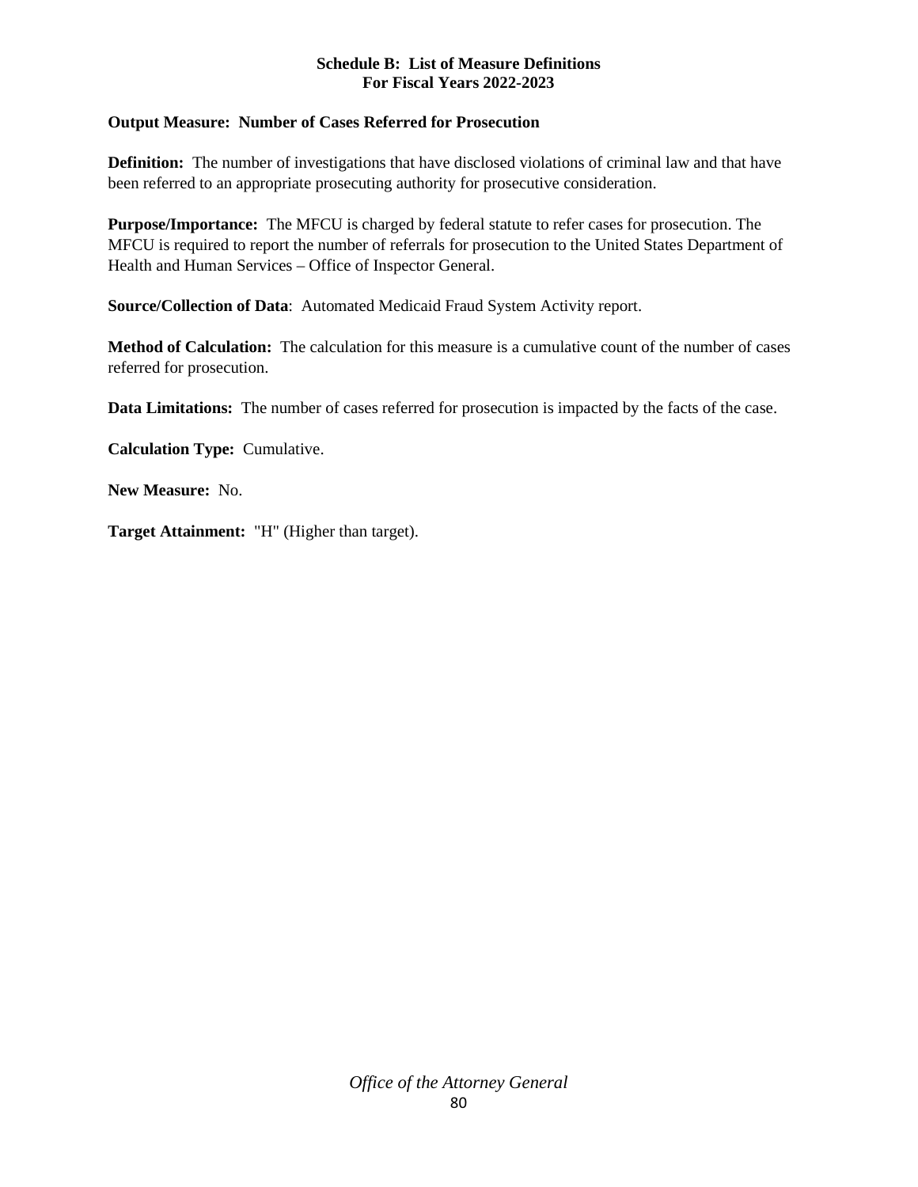**Schedule B: List of Measure Definitions**
**For Fiscal Years 2022-2023**

**Output Measure: Number of Cases Referred for Prosecution**

**Definition:** The number of investigations that have disclosed violations of criminal law and that have been referred to an appropriate prosecuting authority for prosecutive consideration.

**Purpose/Importance:** The MFCU is charged by federal statute to refer cases for prosecution. The MFCU is required to report the number of referrals for prosecution to the United States Department of Health and Human Services – Office of Inspector General.

**Source/Collection of Data**: Automated Medicaid Fraud System Activity report.

**Method of Calculation:** The calculation for this measure is a cumulative count of the number of cases referred for prosecution.

**Data Limitations:** The number of cases referred for prosecution is impacted by the facts of the case.

**Calculation Type:** Cumulative.

**New Measure:** No.

**Target Attainment:** "H" (Higher than target).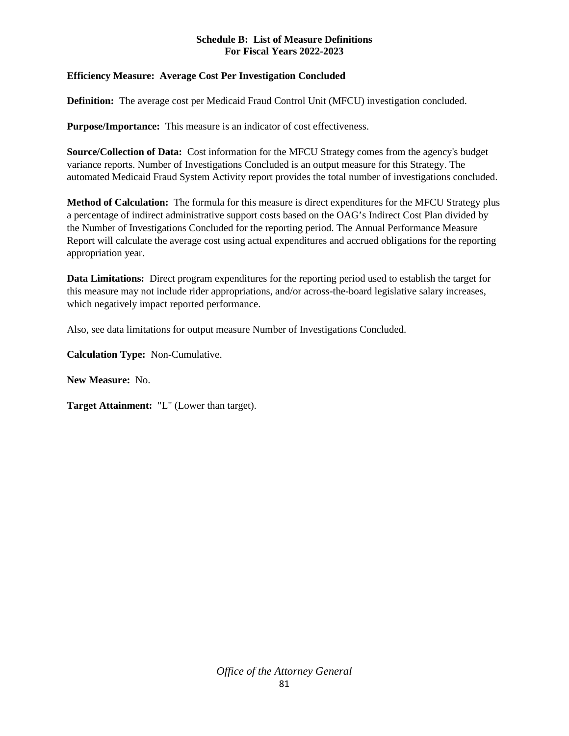**Schedule B: List of Measure Definitions**
**For Fiscal Years 2022-2023**

**Efficiency Measure: Average Cost Per Investigation Concluded**

**Definition:** The average cost per Medicaid Fraud Control Unit (MFCU) investigation concluded.

**Purpose/Importance:** This measure is an indicator of cost effectiveness.

**Source/Collection of Data:** Cost information for the MFCU Strategy comes from the agency's budget variance reports. Number of Investigations Concluded is an output measure for this Strategy. The automated Medicaid Fraud System Activity report provides the total number of investigations concluded.

**Method of Calculation:** The formula for this measure is direct expenditures for the MFCU Strategy plus a percentage of indirect administrative support costs based on the OAG's Indirect Cost Plan divided by the Number of Investigations Concluded for the reporting period. The Annual Performance Measure Report will calculate the average cost using actual expenditures and accrued obligations for the reporting appropriation year.

**Data Limitations:** Direct program expenditures for the reporting period used to establish the target for this measure may not include rider appropriations, and/or across-the-board legislative salary increases, which negatively impact reported performance.

Also, see data limitations for output measure Number of Investigations Concluded.

**Calculation Type:** Non-Cumulative.

**New Measure:** No.

**Target Attainment:** "L" (Lower than target).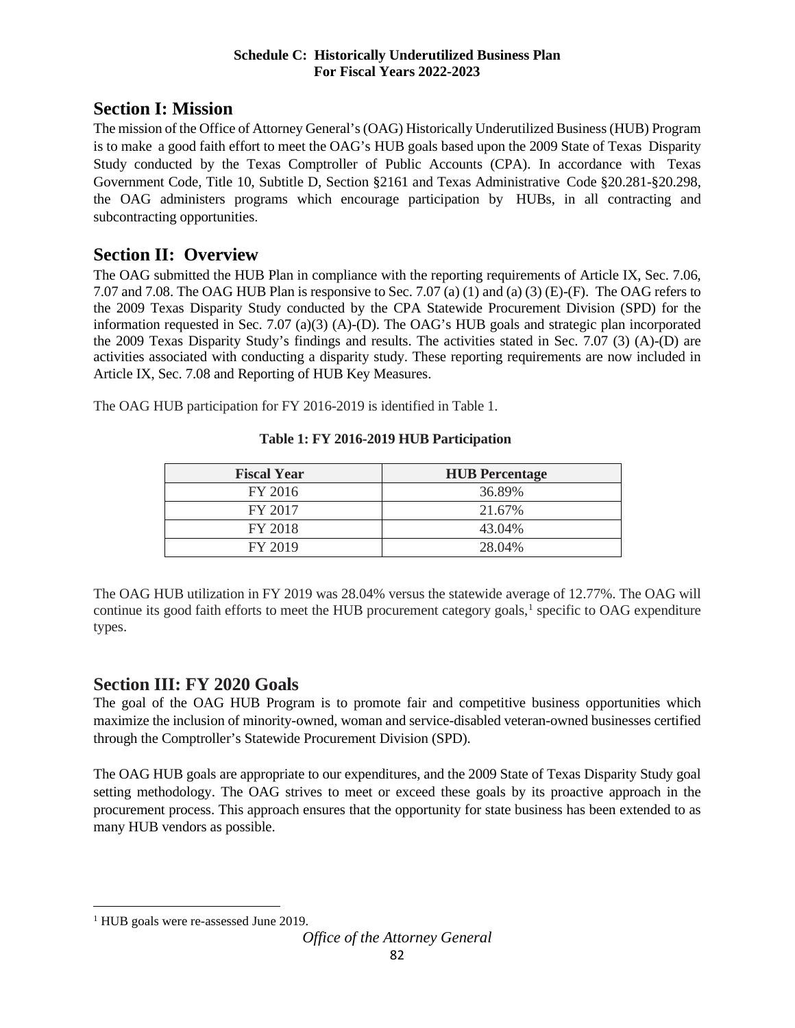**Schedule C: Historically Underutilized Business Plan**
**For Fiscal Years 2022-2023**

## Section I: Mission

The mission of the Office of Attorney General's (OAG) Historically Underutilized Business (HUB) Program is to make a good faith effort to meet the OAG's HUB goals based upon the 2009 State of Texas Disparity Study conducted by the Texas Comptroller of Public Accounts (CPA). In accordance with Texas Government Code, Title 10, Subtitle D, Section §2161 and Texas Administrative Code §20.281-§20.298, the OAG administers programs which encourage participation by HUBs, in all contracting and subcontracting opportunities.

## Section II: Overview

The OAG submitted the HUB Plan in compliance with the reporting requirements of Article IX, Sec. 7.06, 7.07 and 7.08. The OAG HUB Plan is responsive to Sec. 7.07 (a) (1) and (a) (3) (E)-(F). The OAG refers to the 2009 Texas Disparity Study conducted by the CPA Statewide Procurement Division (SPD) for the information requested in Sec. 7.07 (a)(3) (A)-(D). The OAG's HUB goals and strategic plan incorporated the 2009 Texas Disparity Study's findings and results. The activities stated in Sec. 7.07 (3) (A)-(D) are activities associated with conducting a disparity study. These reporting requirements are now included in Article IX, Sec. 7.08 and Reporting of HUB Key Measures.

The OAG HUB participation for FY 2016-2019 is identified in Table 1.

**Table 1: FY 2016-2019 HUB Participation**

| Fiscal Year | HUB Percentage |
|---|---|
| FY 2016 | 36.89% |
| FY 2017 | 21.67% |
| FY 2018 | 43.04% |
| FY 2019 | 28.04% |

The OAG HUB utilization in FY 2019 was 28.04% versus the statewide average of 12.77%. The OAG will continue its good faith efforts to meet the HUB procurement category goals,[1] specific to OAG expenditure types.

## Section III: FY 2020 Goals

The goal of the OAG HUB Program is to promote fair and competitive business opportunities which maximize the inclusion of minority-owned, woman and service-disabled veteran-owned businesses certified through the Comptroller's Statewide Procurement Division (SPD).

The OAG HUB goals are appropriate to our expenditures, and the 2009 State of Texas Disparity Study goal setting methodology. The OAG strives to meet or exceed these goals by its proactive approach in the procurement process. This approach ensures that the opportunity for state business has been extended to as many HUB vendors as possible.

[1] HUB goals were re-assessed June 2019.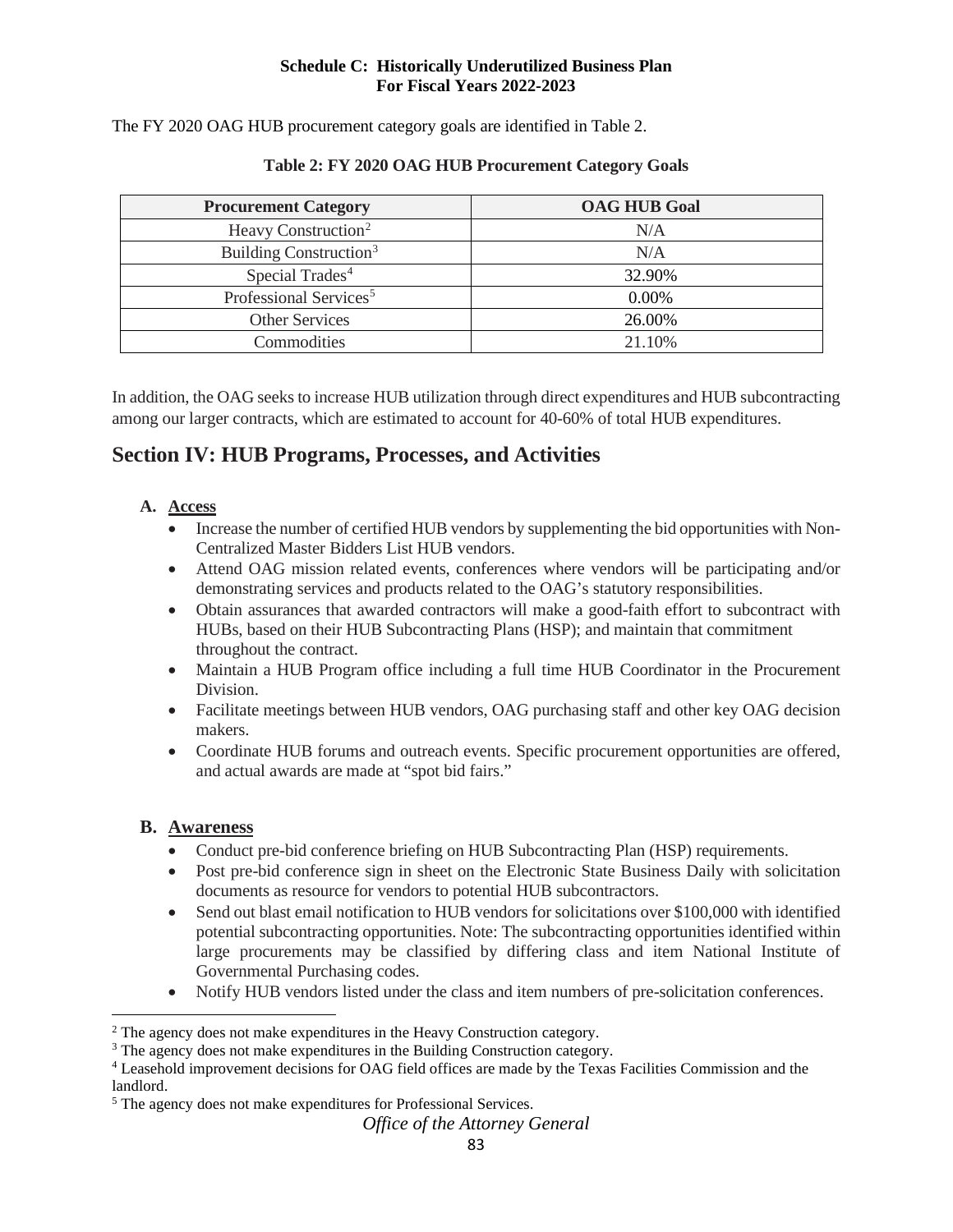**Schedule C: Historically Underutilized Business Plan**
**For Fiscal Years 2022-2023**

The FY 2020 OAG HUB procurement category goals are identified in Table 2.

**Table 2: FY 2020 OAG HUB Procurement Category Goals**

| Procurement Category | OAG HUB Goal |
|---|---|
| Heavy Construction[2] | N/A |
| Building Construction[3] | N/A |
| Special Trades[4] | 32.90% |
| Professional Services[5] | 0.00% |
| Other Services | 26.00% |
| Commodities | 21.10% |

In addition, the OAG seeks to increase HUB utilization through direct expenditures and HUB subcontracting among our larger contracts, which are estimated to account for 40-60% of total HUB expenditures.

## Section IV: HUB Programs, Processes, and Activities

**A. Access**

- Increase the number of certified HUB vendors by supplementing the bid opportunities with Non-Centralized Master Bidders List HUB vendors.
- Attend OAG mission related events, conferences where vendors will be participating and/or demonstrating services and products related to the OAG's statutory responsibilities.
- Obtain assurances that awarded contractors will make a good-faith effort to subcontract with HUBs, based on their HUB Subcontracting Plans (HSP); and maintain that commitment throughout the contract.
- Maintain a HUB Program office including a full time HUB Coordinator in the Procurement Division.
- Facilitate meetings between HUB vendors, OAG purchasing staff and other key OAG decision makers.
- Coordinate HUB forums and outreach events. Specific procurement opportunities are offered, and actual awards are made at "spot bid fairs."

**B. Awareness**

- Conduct pre-bid conference briefing on HUB Subcontracting Plan (HSP) requirements.
- Post pre-bid conference sign in sheet on the Electronic State Business Daily with solicitation documents as resource for vendors to potential HUB subcontractors.
- Send out blast email notification to HUB vendors for solicitations over $100,000 with identified potential subcontracting opportunities. Note: The subcontracting opportunities identified within large procurements may be classified by differing class and item National Institute of Governmental Purchasing codes.
- Notify HUB vendors listed under the class and item numbers of pre-solicitation conferences.

[2] The agency does not make expenditures in the Heavy Construction category.
[3] The agency does not make expenditures in the Building Construction category.
[4] Leasehold improvement decisions for OAG field offices are made by the Texas Facilities Commission and the landlord.
[5] The agency does not make expenditures for Professional Services.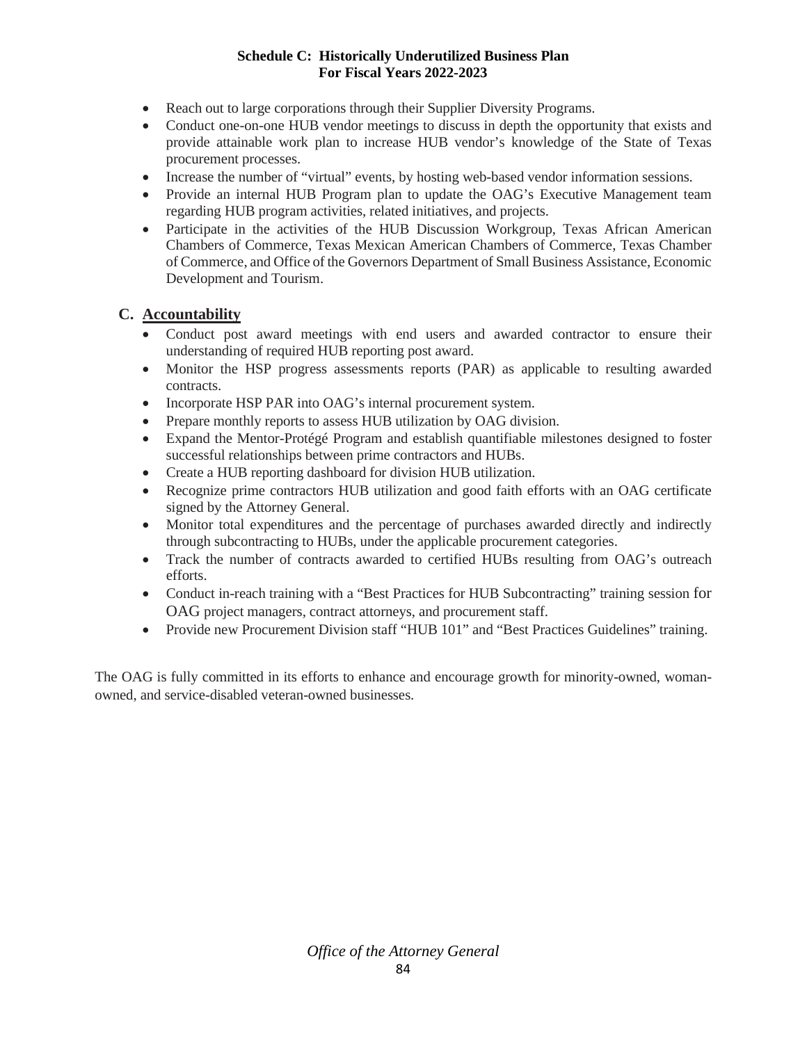- Reach out to large corporations through their Supplier Diversity Programs.
- Conduct one-on-one HUB vendor meetings to discuss in depth the opportunity that exists and provide attainable work plan to increase HUB vendor's knowledge of the State of Texas procurement processes.
- Increase the number of "virtual" events, by hosting web-based vendor information sessions.
- Provide an internal HUB Program plan to update the OAG's Executive Management team regarding HUB program activities, related initiatives, and projects.
- Participate in the activities of the HUB Discussion Workgroup, Texas African American Chambers of Commerce, Texas Mexican American Chambers of Commerce, Texas Chamber of Commerce, and Office of the Governors Department of Small Business Assistance, Economic Development and Tourism.

### C. Accountability

- Conduct post award meetings with end users and awarded contractor to ensure their understanding of required HUB reporting post award.
- Monitor the HSP progress assessments reports (PAR) as applicable to resulting awarded contracts.
- Incorporate HSP PAR into OAG's internal procurement system.
- Prepare monthly reports to assess HUB utilization by OAG division.
- Expand the Mentor-Protégé Program and establish quantifiable milestones designed to foster successful relationships between prime contractors and HUBs.
- Create a HUB reporting dashboard for division HUB utilization.
- Recognize prime contractors HUB utilization and good faith efforts with an OAG certificate signed by the Attorney General.
- Monitor total expenditures and the percentage of purchases awarded directly and indirectly through subcontracting to HUBs, under the applicable procurement categories.
- Track the number of contracts awarded to certified HUBs resulting from OAG's outreach efforts.
- Conduct in-reach training with a "Best Practices for HUB Subcontracting" training session for OAG project managers, contract attorneys, and procurement staff.
- Provide new Procurement Division staff "HUB 101" and "Best Practices Guidelines" training.

The OAG is fully committed in its efforts to enhance and encourage growth for minority-owned, woman-owned, and service-disabled veteran-owned businesses.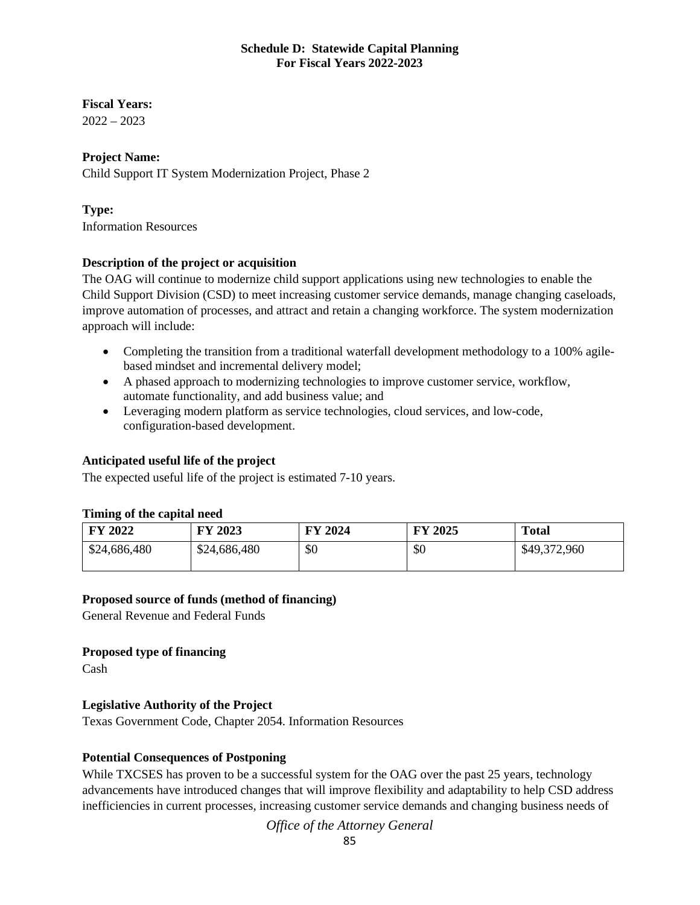**Schedule D: Statewide Capital Planning**
**For Fiscal Years 2022-2023**

**Fiscal Years:**
2022 – 2023

**Project Name:**
Child Support IT System Modernization Project, Phase 2

**Type:**
Information Resources

**Description of the project or acquisition**

The OAG will continue to modernize child support applications using new technologies to enable the Child Support Division (CSD) to meet increasing customer service demands, manage changing caseloads, improve automation of processes, and attract and retain a changing workforce. The system modernization approach will include:

- Completing the transition from a traditional waterfall development methodology to a 100% agile-based mindset and incremental delivery model;
- A phased approach to modernizing technologies to improve customer service, workflow, automate functionality, and add business value; and
- Leveraging modern platform as service technologies, cloud services, and low-code, configuration-based development.

**Anticipated useful life of the project**

The expected useful life of the project is estimated 7-10 years.

**Timing of the capital need**

| FY 2022 | FY 2023 | FY 2024 | FY 2025 | Total |
|---|---|---|---|---|
| $24,686,480 | $24,686,480 | $0 | $0 | $49,372,960 |

**Proposed source of funds (method of financing)**

General Revenue and Federal Funds

**Proposed type of financing**

Cash

**Legislative Authority of the Project**

Texas Government Code, Chapter 2054. Information Resources

**Potential Consequences of Postponing**

While TXCSES has proven to be a successful system for the OAG over the past 25 years, technology advancements have introduced changes that will improve flexibility and adaptability to help CSD address inefficiencies in current processes, increasing customer service demands and changing business needs of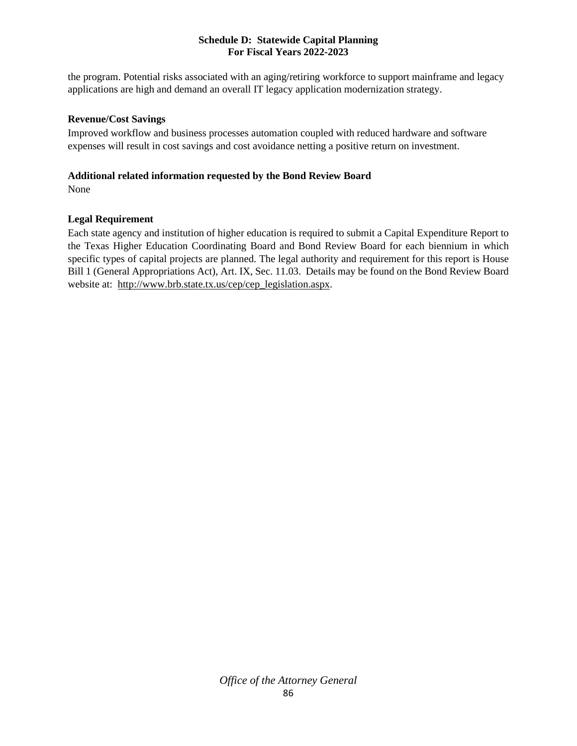the program. Potential risks associated with an aging/retiring workforce to support mainframe and legacy applications are high and demand an overall IT legacy application modernization strategy.

**Revenue/Cost Savings**

Improved workflow and business processes automation coupled with reduced hardware and software expenses will result in cost savings and cost avoidance netting a positive return on investment.

**Additional related information requested by the Bond Review Board**

None

**Legal Requirement**

Each state agency and institution of higher education is required to submit a Capital Expenditure Report to the Texas Higher Education Coordinating Board and Bond Review Board for each biennium in which specific types of capital projects are planned. The legal authority and requirement for this report is House Bill 1 (General Appropriations Act), Art. IX, Sec. 11.03. Details may be found on the Bond Review Board website at: http://www.brb.state.tx.us/cep/cep_legislation.aspx.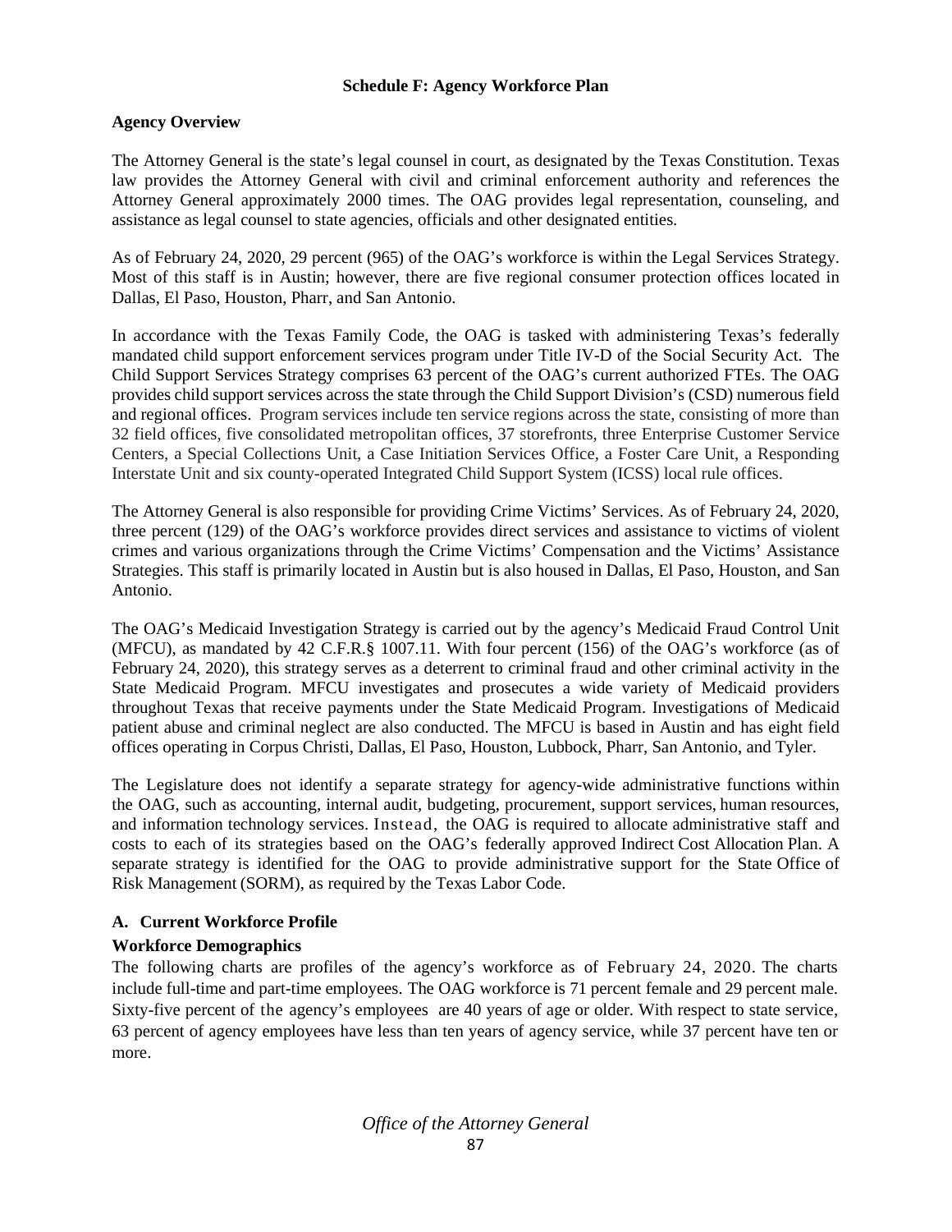## Schedule F: Agency Workforce Plan

### Agency Overview

The Attorney General is the state's legal counsel in court, as designated by the Texas Constitution. Texas law provides the Attorney General with civil and criminal enforcement authority and references the Attorney General approximately 2000 times. The OAG provides legal representation, counseling, and assistance as legal counsel to state agencies, officials and other designated entities.

As of February 24, 2020, 29 percent (965) of the OAG's workforce is within the Legal Services Strategy. Most of this staff is in Austin; however, there are five regional consumer protection offices located in Dallas, El Paso, Houston, Pharr, and San Antonio.

In accordance with the Texas Family Code, the OAG is tasked with administering Texas's federally mandated child support enforcement services program under Title IV-D of the Social Security Act. The Child Support Services Strategy comprises 63 percent of the OAG's current authorized FTEs. The OAG provides child support services across the state through the Child Support Division's (CSD) numerous field and regional offices. Program services include ten service regions across the state, consisting of more than 32 field offices, five consolidated metropolitan offices, 37 storefronts, three Enterprise Customer Service Centers, a Special Collections Unit, a Case Initiation Services Office, a Foster Care Unit, a Responding Interstate Unit and six county-operated Integrated Child Support System (ICSS) local rule offices.

The Attorney General is also responsible for providing Crime Victims' Services. As of February 24, 2020, three percent (129) of the OAG's workforce provides direct services and assistance to victims of violent crimes and various organizations through the Crime Victims' Compensation and the Victims' Assistance Strategies. This staff is primarily located in Austin but is also housed in Dallas, El Paso, Houston, and San Antonio.

The OAG's Medicaid Investigation Strategy is carried out by the agency's Medicaid Fraud Control Unit (MFCU), as mandated by 42 C.F.R.§ 1007.11. With four percent (156) of the OAG's workforce (as of February 24, 2020), this strategy serves as a deterrent to criminal fraud and other criminal activity in the State Medicaid Program. MFCU investigates and prosecutes a wide variety of Medicaid providers throughout Texas that receive payments under the State Medicaid Program. Investigations of Medicaid patient abuse and criminal neglect are also conducted. The MFCU is based in Austin and has eight field offices operating in Corpus Christi, Dallas, El Paso, Houston, Lubbock, Pharr, San Antonio, and Tyler.

The Legislature does not identify a separate strategy for agency-wide administrative functions within the OAG, such as accounting, internal audit, budgeting, procurement, support services, human resources, and information technology services. Instead, the OAG is required to allocate administrative staff and costs to each of its strategies based on the OAG's federally approved Indirect Cost Allocation Plan. A separate strategy is identified for the OAG to provide administrative support for the State Office of Risk Management (SORM), as required by the Texas Labor Code.

### A. Current Workforce Profile

#### Workforce Demographics

The following charts are profiles of the agency's workforce as of February 24, 2020. The charts include full-time and part-time employees. The OAG workforce is 71 percent female and 29 percent male. Sixty-five percent of the agency's employees are 40 years of age or older. With respect to state service, 63 percent of agency employees have less than ten years of agency service, while 37 percent have ten or more.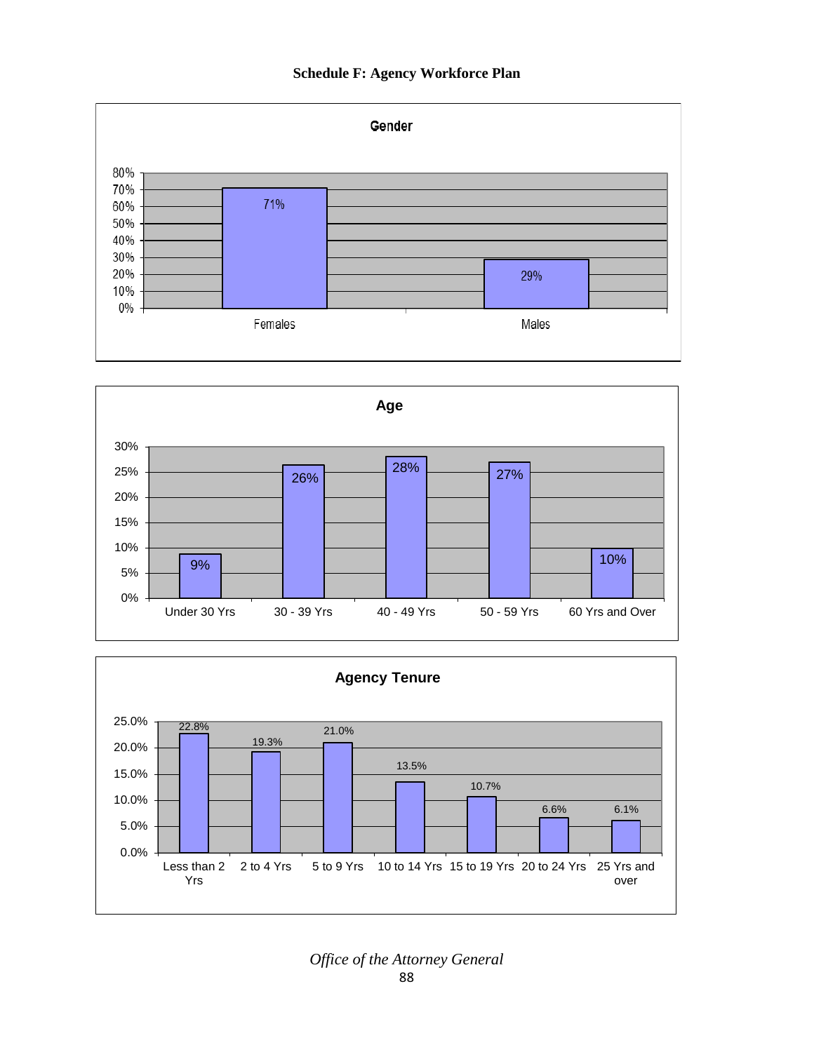## Schedule F: Agency Workforce Plan

### Gender

| | Females | Males |
|---|---|---|
| Percent | 71% | 29% |

### Age

| | Under 30 Yrs | 30 - 39 Yrs | 40 - 49 Yrs | 50 - 59 Yrs | 60 Yrs and Over |
|---|---|---|---|---|---|
| Percent | 9% | 26% | 28% | 27% | 10% |

### Agency Tenure

| | Less than 2 Yrs | 2 to 4 Yrs | 5 to 9 Yrs | 10 to 14 Yrs | 15 to 19 Yrs | 20 to 24 Yrs | 25 Yrs and over |
|---|---|---|---|---|---|---|---|
| Percent | 22.8% | 19.3% | 21.0% | 13.5% | 10.7% | 6.6% | 6.1% |

*Office of the Attorney General*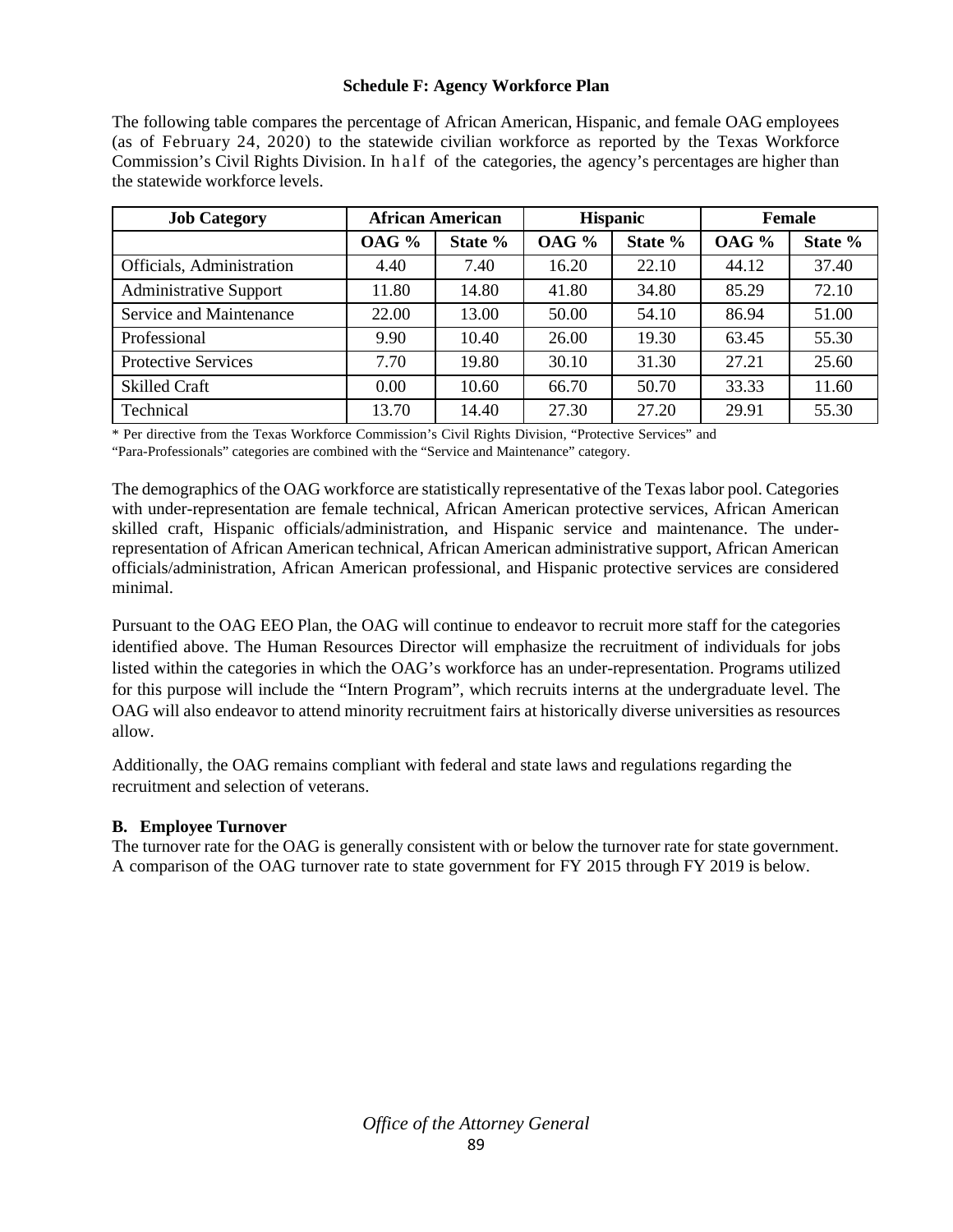**Schedule F: Agency Workforce Plan**

The following table compares the percentage of African American, Hispanic, and female OAG employees (as of February 24, 2020) to the statewide civilian workforce as reported by the Texas Workforce Commission's Civil Rights Division. In half of the categories, the agency's percentages are higher than the statewide workforce levels.

| Job Category | African American | | Hispanic | | Female | |
|---|---|---|---|---|---|---|
| | OAG % | State % | OAG % | State % | OAG % | State % |
| Officials, Administration | 4.40 | 7.40 | 16.20 | 22.10 | 44.12 | 37.40 |
| Administrative Support | 11.80 | 14.80 | 41.80 | 34.80 | 85.29 | 72.10 |
| Service and Maintenance | 22.00 | 13.00 | 50.00 | 54.10 | 86.94 | 51.00 |
| Professional | 9.90 | 10.40 | 26.00 | 19.30 | 63.45 | 55.30 |
| Protective Services | 7.70 | 19.80 | 30.10 | 31.30 | 27.21 | 25.60 |
| Skilled Craft | 0.00 | 10.60 | 66.70 | 50.70 | 33.33 | 11.60 |
| Technical | 13.70 | 14.40 | 27.30 | 27.20 | 29.91 | 55.30 |

* Per directive from the Texas Workforce Commission's Civil Rights Division, "Protective Services" and "Para-Professionals" categories are combined with the "Service and Maintenance" category.

The demographics of the OAG workforce are statistically representative of the Texas labor pool. Categories with under-representation are female technical, African American protective services, African American skilled craft, Hispanic officials/administration, and Hispanic service and maintenance. The under-representation of African American technical, African American administrative support, African American officials/administration, African American professional, and Hispanic protective services are considered minimal.

Pursuant to the OAG EEO Plan, the OAG will continue to endeavor to recruit more staff for the categories identified above. The Human Resources Director will emphasize the recruitment of individuals for jobs listed within the categories in which the OAG's workforce has an under-representation. Programs utilized for this purpose will include the "Intern Program", which recruits interns at the undergraduate level. The OAG will also endeavor to attend minority recruitment fairs at historically diverse universities as resources allow.

Additionally, the OAG remains compliant with federal and state laws and regulations regarding the recruitment and selection of veterans.

**B. Employee Turnover**

The turnover rate for the OAG is generally consistent with or below the turnover rate for state government. A comparison of the OAG turnover rate to state government for FY 2015 through FY 2019 is below.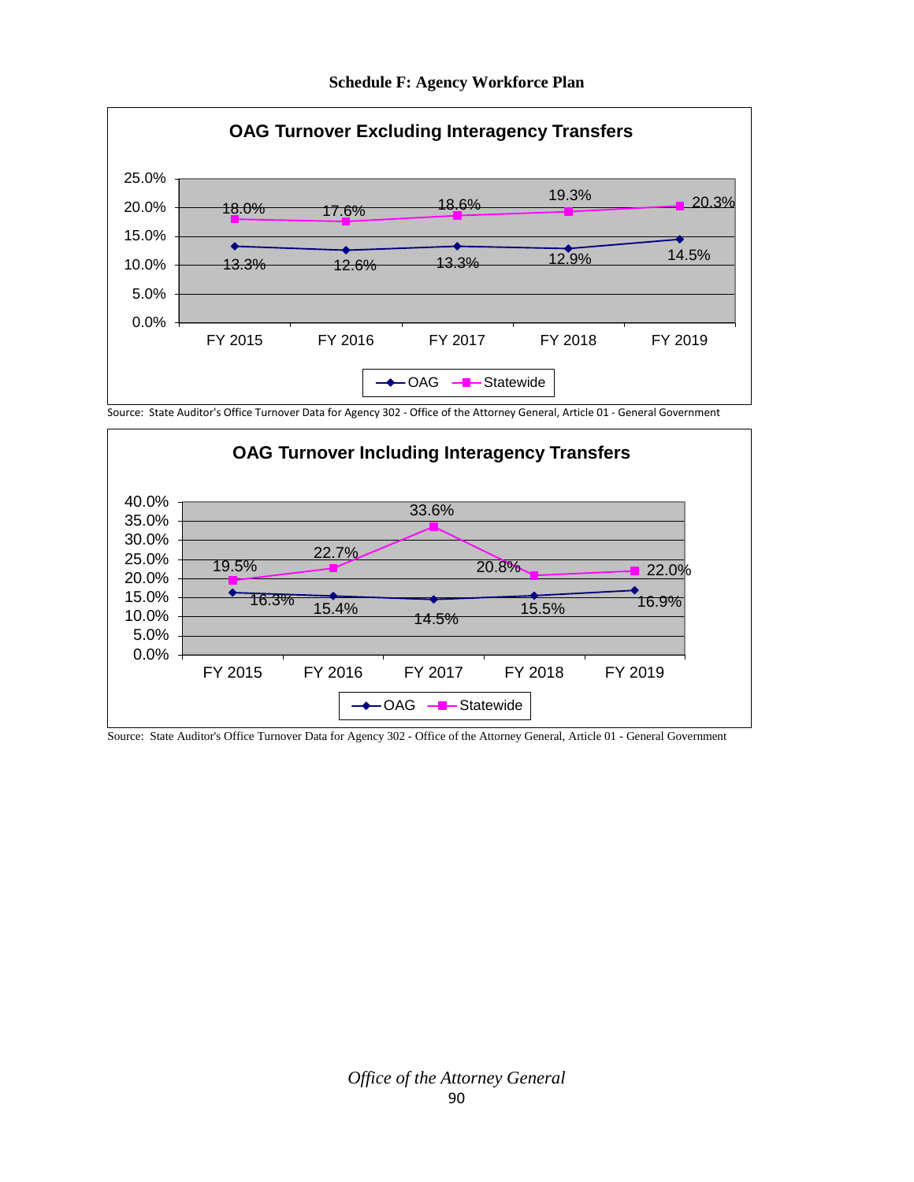**Schedule F: Agency Workforce Plan**

### OAG Turnover Excluding Interagency Transfers

| | FY 2015 | FY 2016 | FY 2017 | FY 2018 | FY 2019 |
|---|---|---|---|---|---|
| OAG | 13.3% | 12.6% | 13.3% | 12.9% | 14.5% |
| Statewide | 18.0% | 17.6% | 18.6% | 19.3% | 20.3% |

Source: State Auditor's Office Turnover Data for Agency 302 - Office of the Attorney General, Article 01 - General Government

### OAG Turnover Including Interagency Transfers

| | FY 2015 | FY 2016 | FY 2017 | FY 2018 | FY 2019 |
|---|---|---|---|---|---|
| OAG | 16.3% | 15.4% | 14.5% | 15.5% | 16.9% |
| Statewide | 19.5% | 22.7% | 33.6% | 20.8% | 22.0% |

Source: State Auditor's Office Turnover Data for Agency 302 - Office of the Attorney General, Article 01 - General Government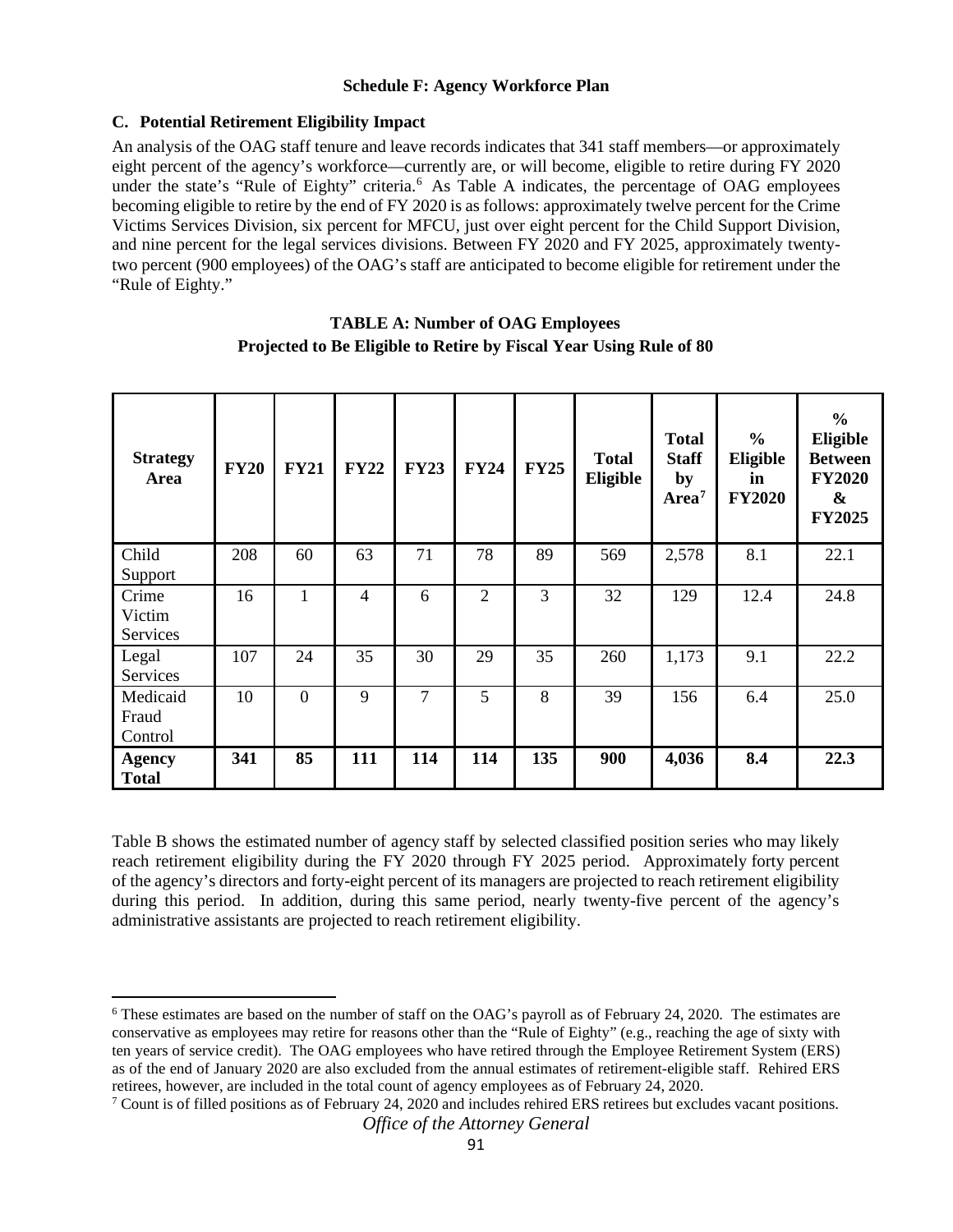**Schedule F: Agency Workforce Plan**

## C. Potential Retirement Eligibility Impact

An analysis of the OAG staff tenure and leave records indicates that 341 staff members—or approximately eight percent of the agency's workforce—currently are, or will become, eligible to retire during FY 2020 under the state's "Rule of Eighty" criteria.[6] As Table A indicates, the percentage of OAG employees becoming eligible to retire by the end of FY 2020 is as follows: approximately twelve percent for the Crime Victims Services Division, six percent for MFCU, just over eight percent for the Child Support Division, and nine percent for the legal services divisions. Between FY 2020 and FY 2025, approximately twenty-two percent (900 employees) of the OAG's staff are anticipated to become eligible for retirement under the "Rule of Eighty."

**TABLE A: Number of OAG Employees**
**Projected to Be Eligible to Retire by Fiscal Year Using Rule of 80**

| Strategy Area | FY20 | FY21 | FY22 | FY23 | FY24 | FY25 | Total Eligible | Total Staff by Area[7] | % Eligible in FY2020 | % Eligible Between FY2020 & FY2025 |
|---|---|---|---|---|---|---|---|---|---|---|
| Child Support | 208 | 60 | 63 | 71 | 78 | 89 | 569 | 2,578 | 8.1 | 22.1 |
| Crime Victim Services | 16 | 1 | 4 | 6 | 2 | 3 | 32 | 129 | 12.4 | 24.8 |
| Legal Services | 107 | 24 | 35 | 30 | 29 | 35 | 260 | 1,173 | 9.1 | 22.2 |
| Medicaid Fraud Control | 10 | 0 | 9 | 7 | 5 | 8 | 39 | 156 | 6.4 | 25.0 |
| **Agency Total** | **341** | **85** | **111** | **114** | **114** | **135** | **900** | **4,036** | **8.4** | **22.3** |

Table B shows the estimated number of agency staff by selected classified position series who may likely reach retirement eligibility during the FY 2020 through FY 2025 period. Approximately forty percent of the agency's directors and forty-eight percent of its managers are projected to reach retirement eligibility during this period. In addition, during this same period, nearly twenty-five percent of the agency's administrative assistants are projected to reach retirement eligibility.

---

[6] These estimates are based on the number of staff on the OAG's payroll as of February 24, 2020. The estimates are conservative as employees may retire for reasons other than the "Rule of Eighty" (e.g., reaching the age of sixty with ten years of service credit). The OAG employees who have retired through the Employee Retirement System (ERS) as of the end of January 2020 are also excluded from the annual estimates of retirement-eligible staff. Rehired ERS retirees, however, are included in the total count of agency employees as of February 24, 2020.

[7] Count is of filled positions as of February 24, 2020 and includes rehired ERS retirees but excludes vacant positions.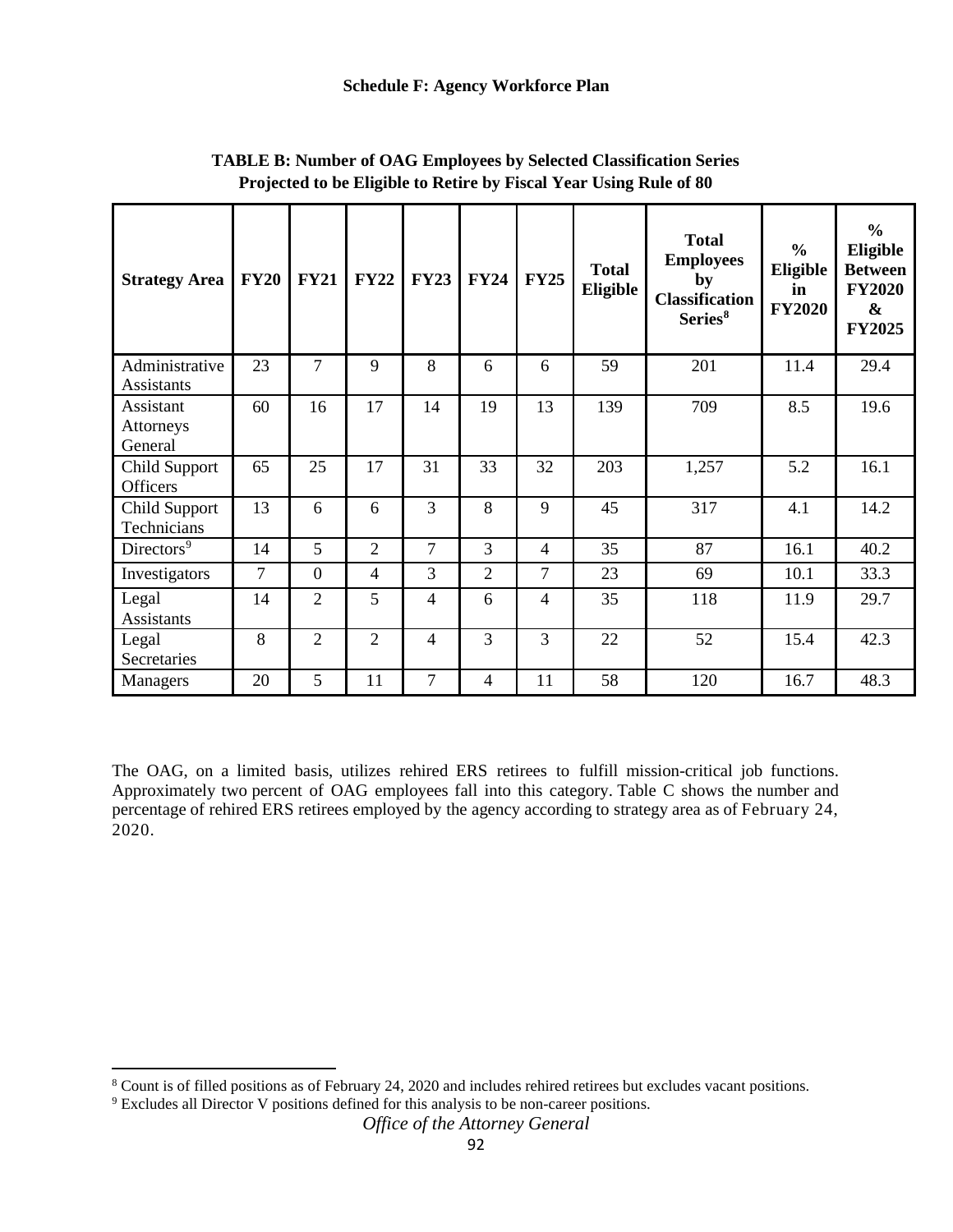**Schedule F: Agency Workforce Plan**

**TABLE B: Number of OAG Employees by Selected Classification Series Projected to be Eligible to Retire by Fiscal Year Using Rule of 80**

| Strategy Area | FY20 | FY21 | FY22 | FY23 | FY24 | FY25 | Total Eligible | Total Employees by Classification Series[8] | % Eligible in FY2020 | % Eligible Between FY2020 & FY2025 |
|---|---|---|---|---|---|---|---|---|---|---|
| Administrative Assistants | 23 | 7 | 9 | 8 | 6 | 6 | 59 | 201 | 11.4 | 29.4 |
| Assistant Attorneys General | 60 | 16 | 17 | 14 | 19 | 13 | 139 | 709 | 8.5 | 19.6 |
| Child Support Officers | 65 | 25 | 17 | 31 | 33 | 32 | 203 | 1,257 | 5.2 | 16.1 |
| Child Support Technicians | 13 | 6 | 6 | 3 | 8 | 9 | 45 | 317 | 4.1 | 14.2 |
| Directors[9] | 14 | 5 | 2 | 7 | 3 | 4 | 35 | 87 | 16.1 | 40.2 |
| Investigators | 7 | 0 | 4 | 3 | 2 | 7 | 23 | 69 | 10.1 | 33.3 |
| Legal Assistants | 14 | 2 | 5 | 4 | 6 | 4 | 35 | 118 | 11.9 | 29.7 |
| Legal Secretaries | 8 | 2 | 2 | 4 | 3 | 3 | 22 | 52 | 15.4 | 42.3 |
| Managers | 20 | 5 | 11 | 7 | 4 | 11 | 58 | 120 | 16.7 | 48.3 |

The OAG, on a limited basis, utilizes rehired ERS retirees to fulfill mission-critical job functions. Approximately two percent of OAG employees fall into this category. Table C shows the number and percentage of rehired ERS retirees employed by the agency according to strategy area as of February 24, 2020.

[8] Count is of filled positions as of February 24, 2020 and includes rehired retirees but excludes vacant positions.

[9] Excludes all Director V positions defined for this analysis to be non-career positions.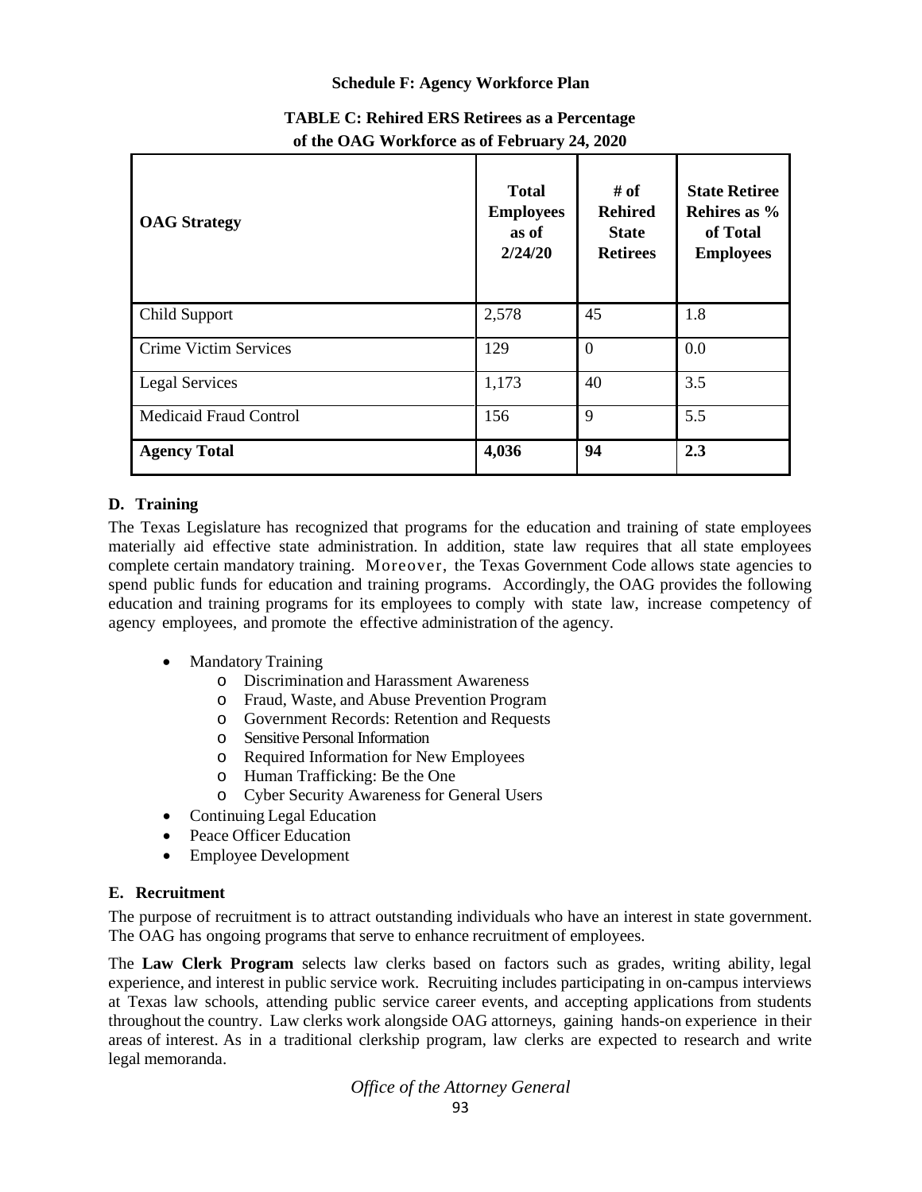**Schedule F: Agency Workforce Plan**

**TABLE C: Rehired ERS Retirees as a Percentage of the OAG Workforce as of February 24, 2020**

| OAG Strategy | Total Employees as of 2/24/20 | # of Rehired State Retirees | State Retiree Rehires as % of Total Employees |
|---|---|---|---|
| Child Support | 2,578 | 45 | 1.8 |
| Crime Victim Services | 129 | 0 | 0.0 |
| Legal Services | 1,173 | 40 | 3.5 |
| Medicaid Fraud Control | 156 | 9 | 5.5 |
| **Agency Total** | **4,036** | **94** | **2.3** |

### D. Training

The Texas Legislature has recognized that programs for the education and training of state employees materially aid effective state administration. In addition, state law requires that all state employees complete certain mandatory training. Moreover, the Texas Government Code allows state agencies to spend public funds for education and training programs. Accordingly, the OAG provides the following education and training programs for its employees to comply with state law, increase competency of agency employees, and promote the effective administration of the agency.

- Mandatory Training
  - Discrimination and Harassment Awareness
  - Fraud, Waste, and Abuse Prevention Program
  - Government Records: Retention and Requests
  - Sensitive Personal Information
  - Required Information for New Employees
  - Human Trafficking: Be the One
  - Cyber Security Awareness for General Users
- Continuing Legal Education
- Peace Officer Education
- Employee Development

### E. Recruitment

The purpose of recruitment is to attract outstanding individuals who have an interest in state government. The OAG has ongoing programs that serve to enhance recruitment of employees.

The **Law Clerk Program** selects law clerks based on factors such as grades, writing ability, legal experience, and interest in public service work. Recruiting includes participating in on-campus interviews at Texas law schools, attending public service career events, and accepting applications from students throughout the country. Law clerks work alongside OAG attorneys, gaining hands-on experience in their areas of interest. As in a traditional clerkship program, law clerks are expected to research and write legal memoranda.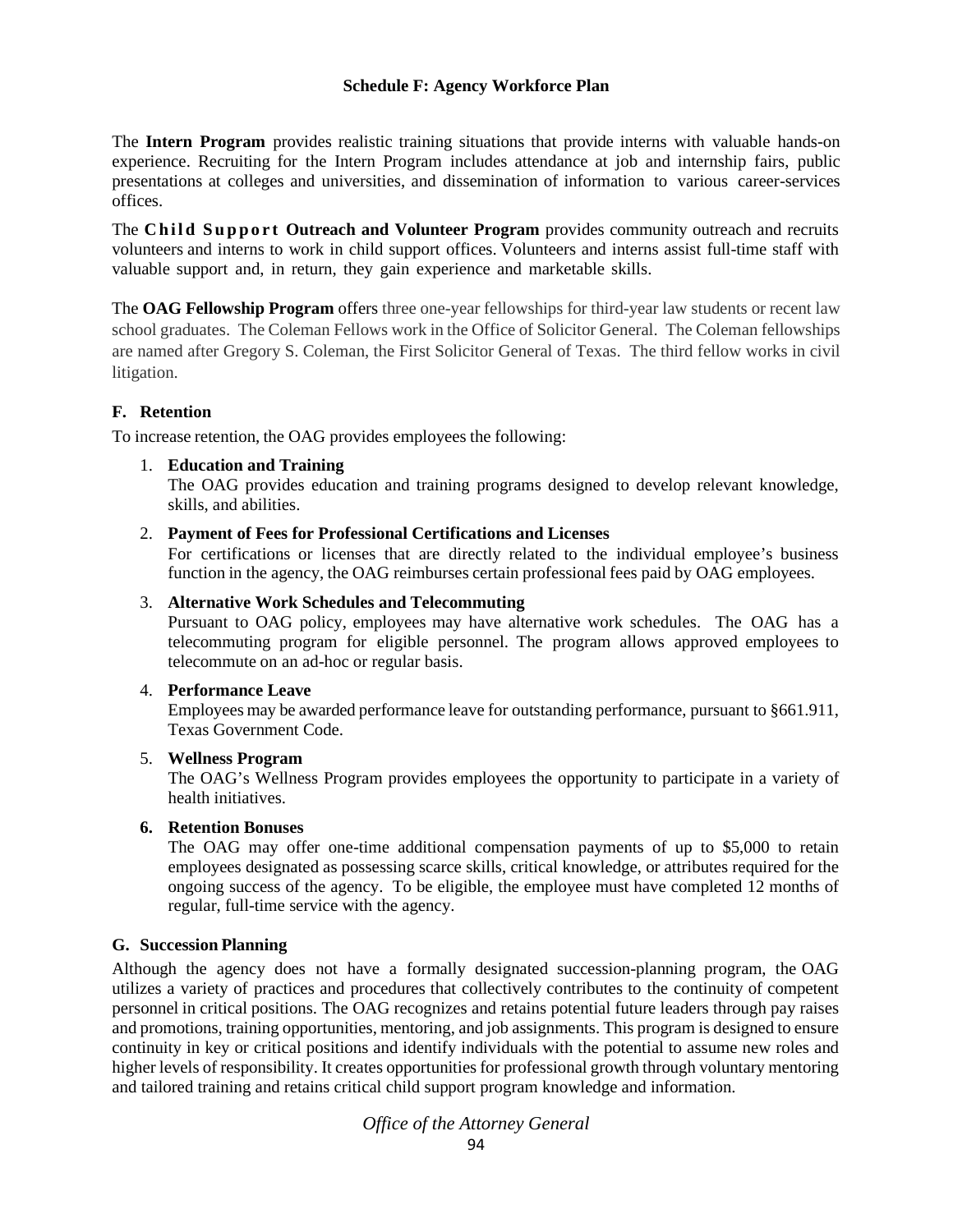**Schedule F: Agency Workforce Plan**

The **Intern Program** provides realistic training situations that provide interns with valuable hands-on experience. Recruiting for the Intern Program includes attendance at job and internship fairs, public presentations at colleges and universities, and dissemination of information to various career-services offices.

The **Child Support Outreach and Volunteer Program** provides community outreach and recruits volunteers and interns to work in child support offices. Volunteers and interns assist full-time staff with valuable support and, in return, they gain experience and marketable skills.

The **OAG Fellowship Program** offers three one-year fellowships for third-year law students or recent law school graduates. The Coleman Fellows work in the Office of Solicitor General. The Coleman fellowships are named after Gregory S. Coleman, the First Solicitor General of Texas. The third fellow works in civil litigation.

### F. Retention

To increase retention, the OAG provides employees the following:

1. **Education and Training**
   The OAG provides education and training programs designed to develop relevant knowledge, skills, and abilities.

2. **Payment of Fees for Professional Certifications and Licenses**
   For certifications or licenses that are directly related to the individual employee's business function in the agency, the OAG reimburses certain professional fees paid by OAG employees.

3. **Alternative Work Schedules and Telecommuting**
   Pursuant to OAG policy, employees may have alternative work schedules. The OAG has a telecommuting program for eligible personnel. The program allows approved employees to telecommute on an ad-hoc or regular basis.

4. **Performance Leave**
   Employees may be awarded performance leave for outstanding performance, pursuant to §661.911, Texas Government Code.

5. **Wellness Program**
   The OAG's Wellness Program provides employees the opportunity to participate in a variety of health initiatives.

6. **Retention Bonuses**
   The OAG may offer one-time additional compensation payments of up to $5,000 to retain employees designated as possessing scarce skills, critical knowledge, or attributes required for the ongoing success of the agency. To be eligible, the employee must have completed 12 months of regular, full-time service with the agency.

### G. Succession Planning

Although the agency does not have a formally designated succession-planning program, the OAG utilizes a variety of practices and procedures that collectively contributes to the continuity of competent personnel in critical positions. The OAG recognizes and retains potential future leaders through pay raises and promotions, training opportunities, mentoring, and job assignments. This program is designed to ensure continuity in key or critical positions and identify individuals with the potential to assume new roles and higher levels of responsibility. It creates opportunities for professional growth through voluntary mentoring and tailored training and retains critical child support program knowledge and information.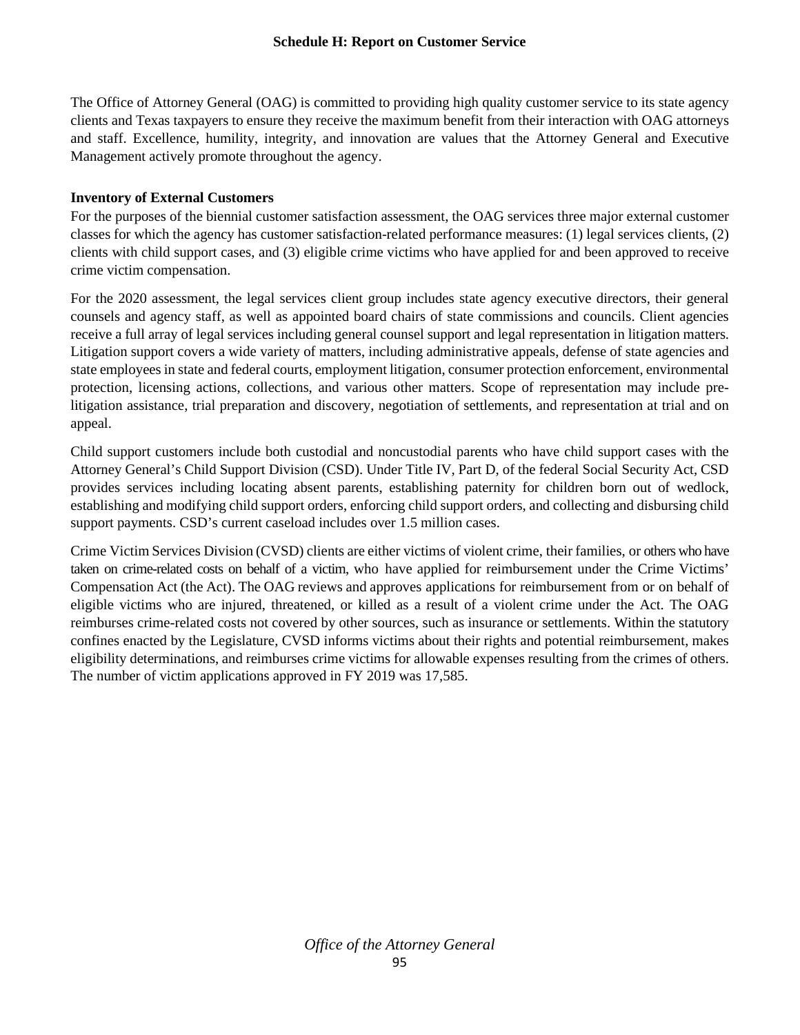# Schedule H: Report on Customer Service

The Office of Attorney General (OAG) is committed to providing high quality customer service to its state agency clients and Texas taxpayers to ensure they receive the maximum benefit from their interaction with OAG attorneys and staff. Excellence, humility, integrity, and innovation are values that the Attorney General and Executive Management actively promote throughout the agency.

**Inventory of External Customers**

For the purposes of the biennial customer satisfaction assessment, the OAG services three major external customer classes for which the agency has customer satisfaction-related performance measures: (1) legal services clients, (2) clients with child support cases, and (3) eligible crime victims who have applied for and been approved to receive crime victim compensation.

For the 2020 assessment, the legal services client group includes state agency executive directors, their general counsels and agency staff, as well as appointed board chairs of state commissions and councils. Client agencies receive a full array of legal services including general counsel support and legal representation in litigation matters. Litigation support covers a wide variety of matters, including administrative appeals, defense of state agencies and state employees in state and federal courts, employment litigation, consumer protection enforcement, environmental protection, licensing actions, collections, and various other matters. Scope of representation may include pre-litigation assistance, trial preparation and discovery, negotiation of settlements, and representation at trial and on appeal.

Child support customers include both custodial and noncustodial parents who have child support cases with the Attorney General's Child Support Division (CSD). Under Title IV, Part D, of the federal Social Security Act, CSD provides services including locating absent parents, establishing paternity for children born out of wedlock, establishing and modifying child support orders, enforcing child support orders, and collecting and disbursing child support payments. CSD's current caseload includes over 1.5 million cases.

Crime Victim Services Division (CVSD) clients are either victims of violent crime, their families, or others who have taken on crime-related costs on behalf of a victim, who have applied for reimbursement under the Crime Victims' Compensation Act (the Act). The OAG reviews and approves applications for reimbursement from or on behalf of eligible victims who are injured, threatened, or killed as a result of a violent crime under the Act. The OAG reimburses crime-related costs not covered by other sources, such as insurance or settlements. Within the statutory confines enacted by the Legislature, CVSD informs victims about their rights and potential reimbursement, makes eligibility determinations, and reimburses crime victims for allowable expenses resulting from the crimes of others. The number of victim applications approved in FY 2019 was 17,585.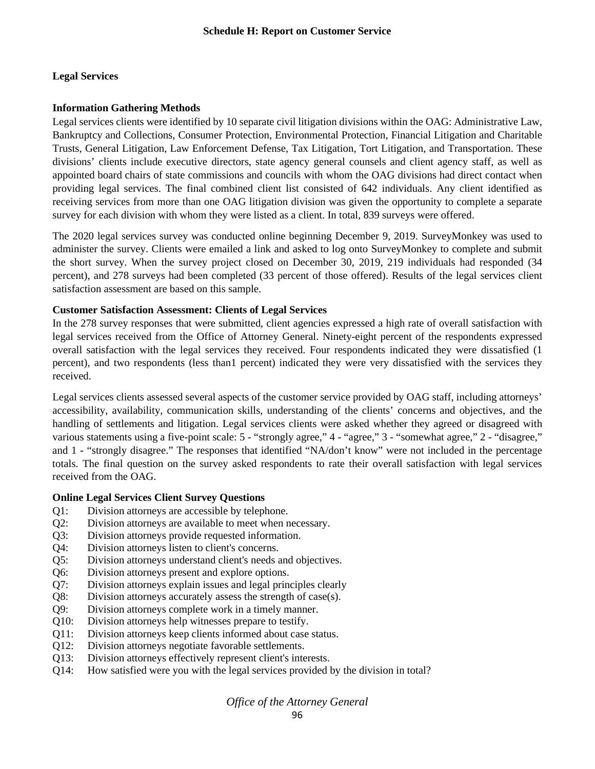## Schedule H: Report on Customer Service

### Legal Services

#### Information Gathering Methods

Legal services clients were identified by 10 separate civil litigation divisions within the OAG: Administrative Law, Bankruptcy and Collections, Consumer Protection, Environmental Protection, Financial Litigation and Charitable Trusts, General Litigation, Law Enforcement Defense, Tax Litigation, Tort Litigation, and Transportation. These divisions' clients include executive directors, state agency general counsels and client agency staff, as well as appointed board chairs of state commissions and councils with whom the OAG divisions had direct contact when providing legal services. The final combined client list consisted of 642 individuals. Any client identified as receiving services from more than one OAG litigation division was given the opportunity to complete a separate survey for each division with whom they were listed as a client. In total, 839 surveys were offered.

The 2020 legal services survey was conducted online beginning December 9, 2019. SurveyMonkey was used to administer the survey. Clients were emailed a link and asked to log onto SurveyMonkey to complete and submit the short survey. When the survey project closed on December 30, 2019, 219 individuals had responded (34 percent), and 278 surveys had been completed (33 percent of those offered). Results of the legal services client satisfaction assessment are based on this sample.

#### Customer Satisfaction Assessment: Clients of Legal Services

In the 278 survey responses that were submitted, client agencies expressed a high rate of overall satisfaction with legal services received from the Office of Attorney General. Ninety-eight percent of the respondents expressed overall satisfaction with the legal services they received. Four respondents indicated they were dissatisfied (1 percent), and two respondents (less than1 percent) indicated they were very dissatisfied with the services they received.

Legal services clients assessed several aspects of the customer service provided by OAG staff, including attorneys' accessibility, availability, communication skills, understanding of the clients' concerns and objectives, and the handling of settlements and litigation. Legal services clients were asked whether they agreed or disagreed with various statements using a five-point scale: 5 - "strongly agree," 4 - "agree," 3 - "somewhat agree," 2 - "disagree," and 1 - "strongly disagree." The responses that identified "NA/don't know" were not included in the percentage totals. The final question on the survey asked respondents to rate their overall satisfaction with legal services received from the OAG.

#### Online Legal Services Client Survey Questions

- Q1: Division attorneys are accessible by telephone.
- Q2: Division attorneys are available to meet when necessary.
- Q3: Division attorneys provide requested information.
- Q4: Division attorneys listen to client's concerns.
- Q5: Division attorneys understand client's needs and objectives.
- Q6: Division attorneys present and explore options.
- Q7: Division attorneys explain issues and legal principles clearly
- Q8: Division attorneys accurately assess the strength of case(s).
- Q9: Division attorneys complete work in a timely manner.
- Q10: Division attorneys help witnesses prepare to testify.
- Q11: Division attorneys keep clients informed about case status.
- Q12: Division attorneys negotiate favorable settlements.
- Q13: Division attorneys effectively represent client's interests.
- Q14: How satisfied were you with the legal services provided by the division in total?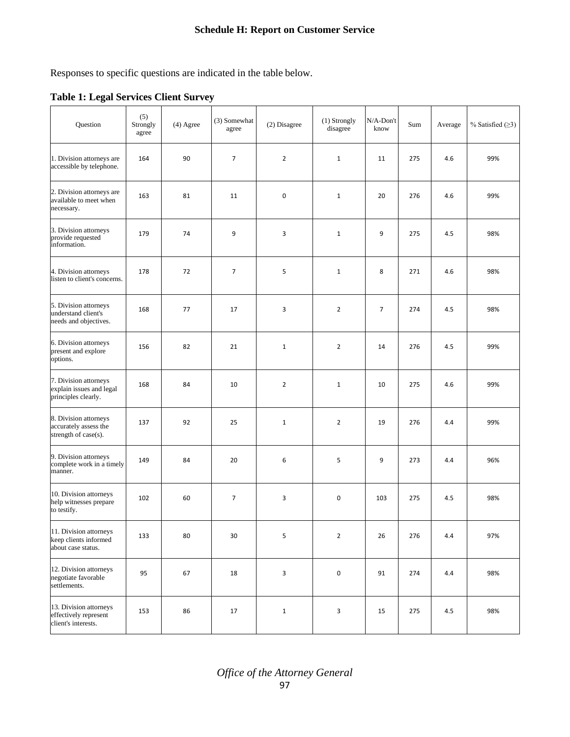## Schedule H: Report on Customer Service

Responses to specific questions are indicated in the table below.

**Table 1: Legal Services Client Survey**

| Question | (5) Strongly agree | (4) Agree | (3) Somewhat agree | (2) Disagree | (1) Strongly disagree | N/A-Don't know | Sum | Average | % Satisfied (≥3) |
|---|---|---|---|---|---|---|---|---|---|
| 1. Division attorneys are accessible by telephone. | 164 | 90 | 7 | 2 | 1 | 11 | 275 | 4.6 | 99% |
| 2. Division attorneys are available to meet when necessary. | 163 | 81 | 11 | 0 | 1 | 20 | 276 | 4.6 | 99% |
| 3. Division attorneys provide requested information. | 179 | 74 | 9 | 3 | 1 | 9 | 275 | 4.5 | 98% |
| 4. Division attorneys listen to client's concerns. | 178 | 72 | 7 | 5 | 1 | 8 | 271 | 4.6 | 98% |
| 5. Division attorneys understand client's needs and objectives. | 168 | 77 | 17 | 3 | 2 | 7 | 274 | 4.5 | 98% |
| 6. Division attorneys present and explore options. | 156 | 82 | 21 | 1 | 2 | 14 | 276 | 4.5 | 99% |
| 7. Division attorneys explain issues and legal principles clearly. | 168 | 84 | 10 | 2 | 1 | 10 | 275 | 4.6 | 99% |
| 8. Division attorneys accurately assess the strength of case(s). | 137 | 92 | 25 | 1 | 2 | 19 | 276 | 4.4 | 99% |
| 9. Division attorneys complete work in a timely manner. | 149 | 84 | 20 | 6 | 5 | 9 | 273 | 4.4 | 96% |
| 10. Division attorneys help witnesses prepare to testify. | 102 | 60 | 7 | 3 | 0 | 103 | 275 | 4.5 | 98% |
| 11. Division attorneys keep clients informed about case status. | 133 | 80 | 30 | 5 | 2 | 26 | 276 | 4.4 | 97% |
| 12. Division attorneys negotiate favorable settlements. | 95 | 67 | 18 | 3 | 0 | 91 | 274 | 4.4 | 98% |
| 13. Division attorneys effectively represent client's interests. | 153 | 86 | 17 | 1 | 3 | 15 | 275 | 4.5 | 98% |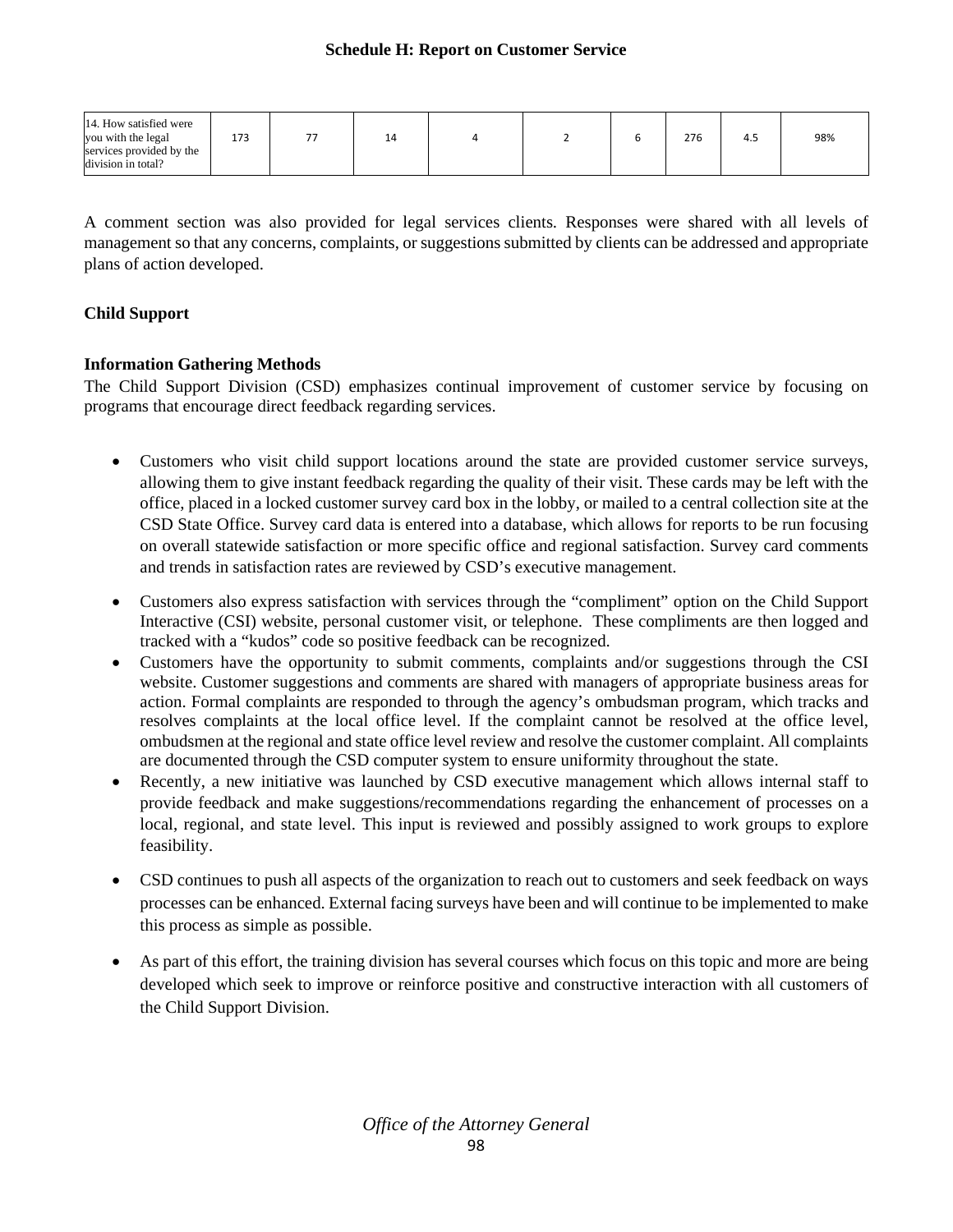**Schedule H: Report on Customer Service**

| | | | | | | | | | |
|---|---|---|---|---|---|---|---|---|---|
| 14. How satisfied were you with the legal services provided by the division in total? | 173 | 77 | 14 | 4 | 2 | 6 | 276 | 4.5 | 98% |

A comment section was also provided for legal services clients. Responses were shared with all levels of management so that any concerns, complaints, or suggestions submitted by clients can be addressed and appropriate plans of action developed.

**Child Support**

**Information Gathering Methods**

The Child Support Division (CSD) emphasizes continual improvement of customer service by focusing on programs that encourage direct feedback regarding services.

- Customers who visit child support locations around the state are provided customer service surveys, allowing them to give instant feedback regarding the quality of their visit. These cards may be left with the office, placed in a locked customer survey card box in the lobby, or mailed to a central collection site at the CSD State Office. Survey card data is entered into a database, which allows for reports to be run focusing on overall statewide satisfaction or more specific office and regional satisfaction. Survey card comments and trends in satisfaction rates are reviewed by CSD's executive management.
- Customers also express satisfaction with services through the "compliment" option on the Child Support Interactive (CSI) website, personal customer visit, or telephone. These compliments are then logged and tracked with a "kudos" code so positive feedback can be recognized.
- Customers have the opportunity to submit comments, complaints and/or suggestions through the CSI website. Customer suggestions and comments are shared with managers of appropriate business areas for action. Formal complaints are responded to through the agency's ombudsman program, which tracks and resolves complaints at the local office level. If the complaint cannot be resolved at the office level, ombudsmen at the regional and state office level review and resolve the customer complaint. All complaints are documented through the CSD computer system to ensure uniformity throughout the state.
- Recently, a new initiative was launched by CSD executive management which allows internal staff to provide feedback and make suggestions/recommendations regarding the enhancement of processes on a local, regional, and state level. This input is reviewed and possibly assigned to work groups to explore feasibility.
- CSD continues to push all aspects of the organization to reach out to customers and seek feedback on ways processes can be enhanced. External facing surveys have been and will continue to be implemented to make this process as simple as possible.
- As part of this effort, the training division has several courses which focus on this topic and more are being developed which seek to improve or reinforce positive and constructive interaction with all customers of the Child Support Division.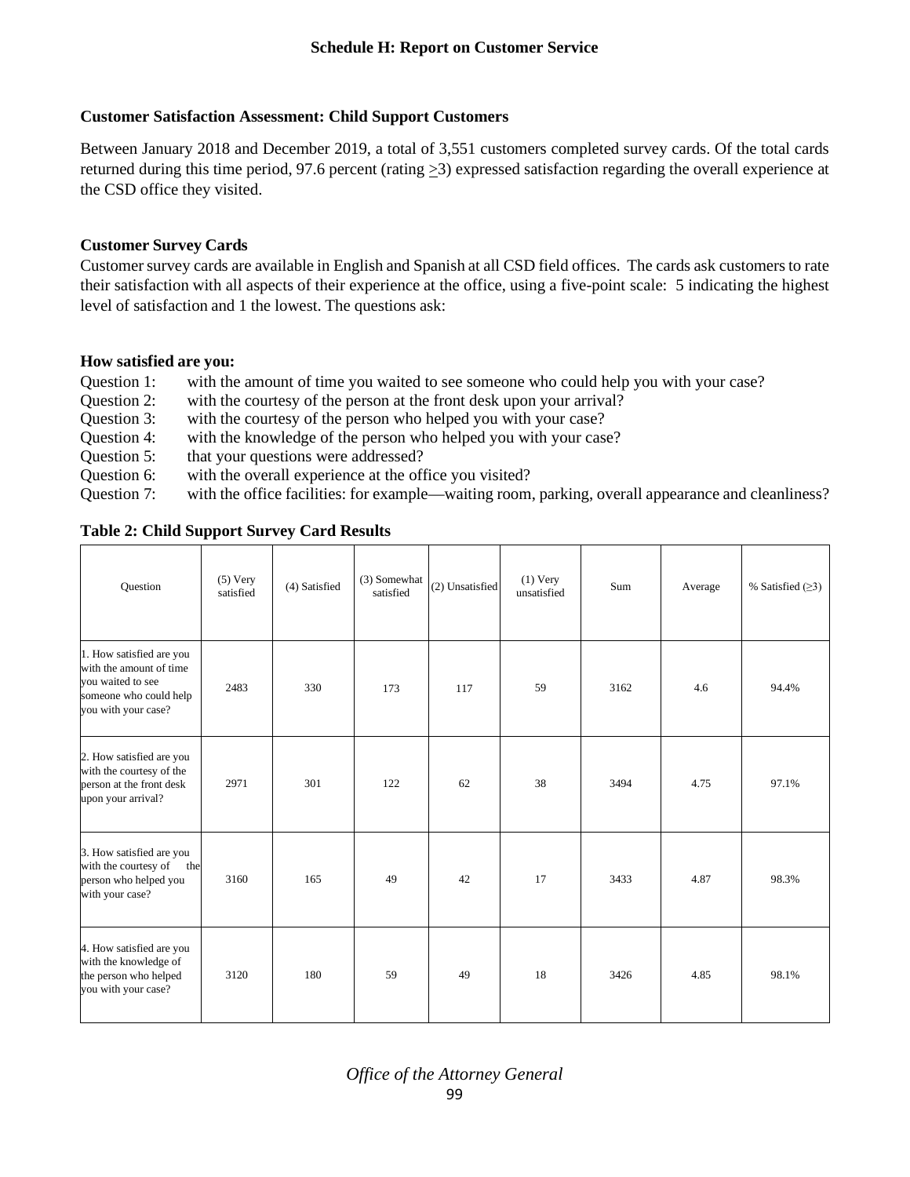### Schedule H: Report on Customer Service

**Customer Satisfaction Assessment: Child Support Customers**

Between January 2018 and December 2019, a total of 3,551 customers completed survey cards. Of the total cards returned during this time period, 97.6 percent (rating $\geq$3) expressed satisfaction regarding the overall experience at the CSD office they visited.

**Customer Survey Cards**

Customer survey cards are available in English and Spanish at all CSD field offices. The cards ask customers to rate their satisfaction with all aspects of their experience at the office, using a five-point scale: 5 indicating the highest level of satisfaction and 1 the lowest. The questions ask:

**How satisfied are you:**

Question 1: with the amount of time you waited to see someone who could help you with your case?
Question 2: with the courtesy of the person at the front desk upon your arrival?
Question 3: with the courtesy of the person who helped you with your case?
Question 4: with the knowledge of the person who helped you with your case?
Question 5: that your questions were addressed?
Question 6: with the overall experience at the office you visited?
Question 7: with the office facilities: for example—waiting room, parking, overall appearance and cleanliness?

**Table 2: Child Support Survey Card Results**

| Question | (5) Very satisfied | (4) Satisfied | (3) Somewhat satisfied | (2) Unsatisfied | (1) Very unsatisfied | Sum | Average | % Satisfied ($\geq$3) |
|---|---|---|---|---|---|---|---|---|
| 1. How satisfied are you with the amount of time you waited to see someone who could help you with your case? | 2483 | 330 | 173 | 117 | 59 | 3162 | 4.6 | 94.4% |
| 2. How satisfied are you with the courtesy of the person at the front desk upon your arrival? | 2971 | 301 | 122 | 62 | 38 | 3494 | 4.75 | 97.1% |
| 3. How satisfied are you with the courtesy of the person who helped you with your case? | 3160 | 165 | 49 | 42 | 17 | 3433 | 4.87 | 98.3% |
| 4. How satisfied are you with the knowledge of the person who helped you with your case? | 3120 | 180 | 59 | 49 | 18 | 3426 | 4.85 | 98.1% |

*Office of the Attorney General*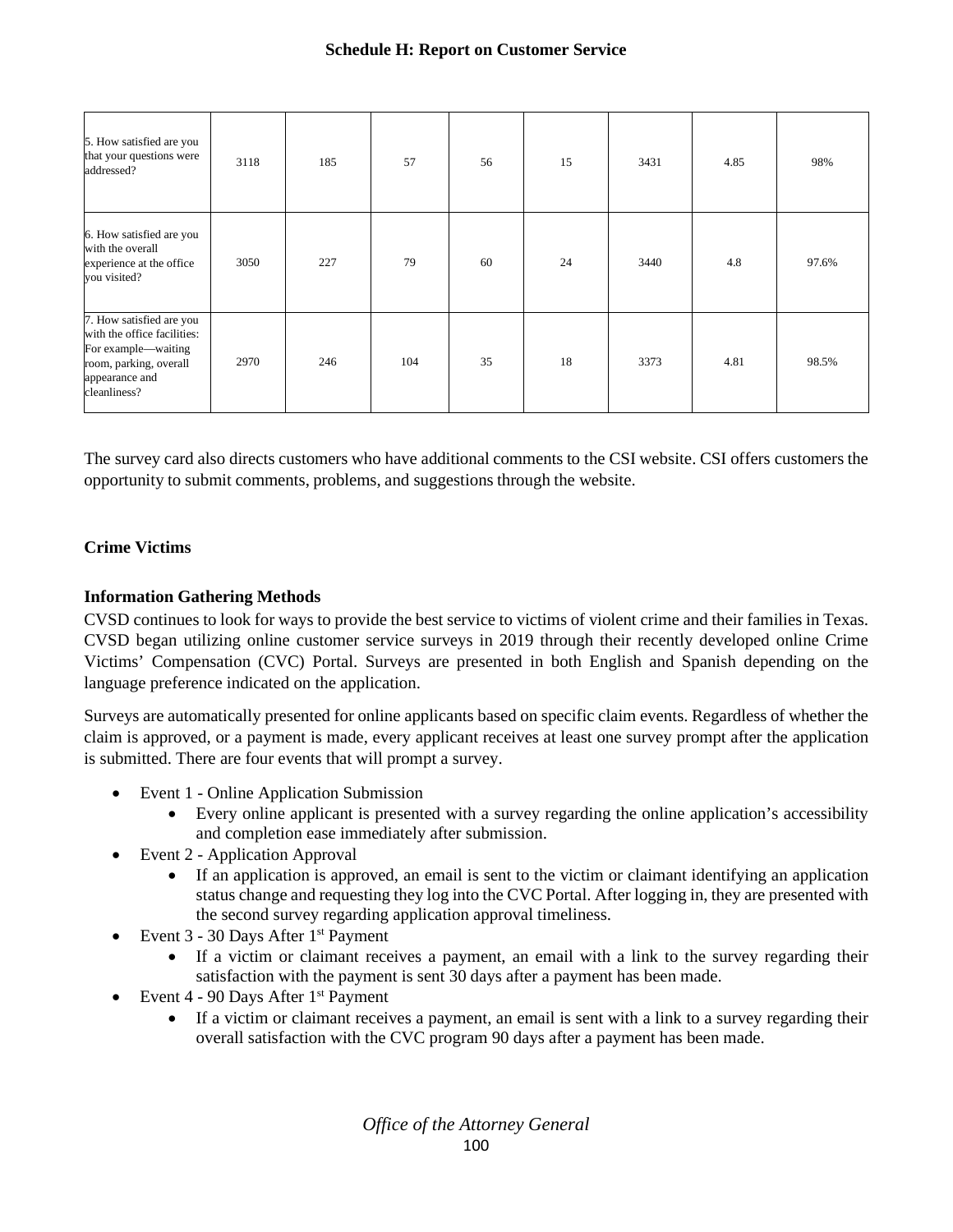## Schedule H: Report on Customer Service

| | | | | | | | | |
|---|---|---|---|---|---|---|---|---|
| 5. How satisfied are you that your questions were addressed? | 3118 | 185 | 57 | 56 | 15 | 3431 | 4.85 | 98% |
| 6. How satisfied are you with the overall experience at the office you visited? | 3050 | 227 | 79 | 60 | 24 | 3440 | 4.8 | 97.6% |
| 7. How satisfied are you with the office facilities: For example—waiting room, parking, overall appearance and cleanliness? | 2970 | 246 | 104 | 35 | 18 | 3373 | 4.81 | 98.5% |

The survey card also directs customers who have additional comments to the CSI website. CSI offers customers the opportunity to submit comments, problems, and suggestions through the website.

### Crime Victims

### Information Gathering Methods

CVSD continues to look for ways to provide the best service to victims of violent crime and their families in Texas. CVSD began utilizing online customer service surveys in 2019 through their recently developed online Crime Victims' Compensation (CVC) Portal. Surveys are presented in both English and Spanish depending on the language preference indicated on the application.

Surveys are automatically presented for online applicants based on specific claim events. Regardless of whether the claim is approved, or a payment is made, every applicant receives at least one survey prompt after the application is submitted. There are four events that will prompt a survey.

- Event 1 - Online Application Submission
  - Every online applicant is presented with a survey regarding the online application's accessibility and completion ease immediately after submission.
- Event 2 - Application Approval
  - If an application is approved, an email is sent to the victim or claimant identifying an application status change and requesting they log into the CVC Portal. After logging in, they are presented with the second survey regarding application approval timeliness.
- Event 3 - 30 Days After 1st Payment
  - If a victim or claimant receives a payment, an email with a link to the survey regarding their satisfaction with the payment is sent 30 days after a payment has been made.
- Event 4 - 90 Days After 1st Payment
  - If a victim or claimant receives a payment, an email is sent with a link to a survey regarding their overall satisfaction with the CVC program 90 days after a payment has been made.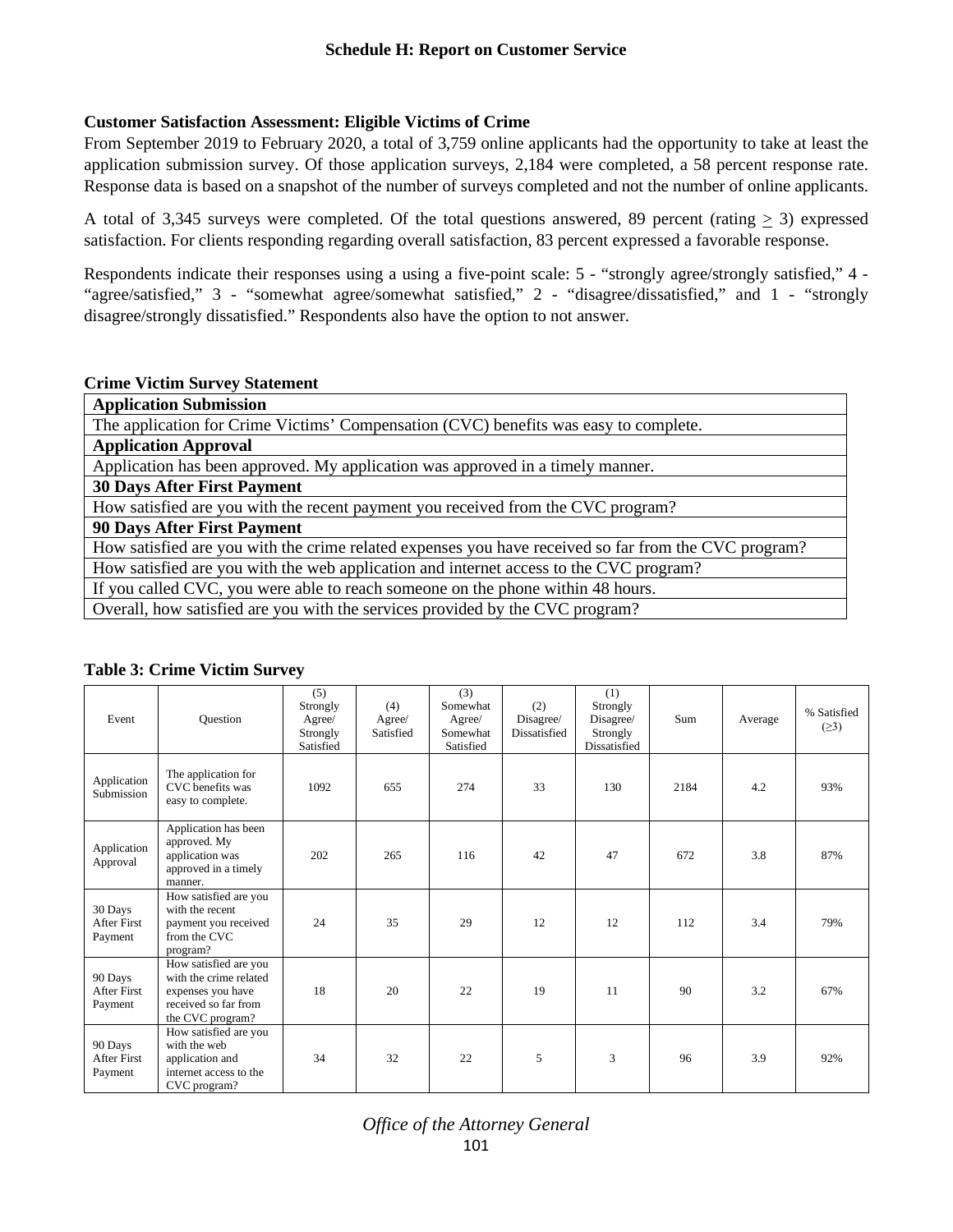**Schedule H: Report on Customer Service**

**Customer Satisfaction Assessment: Eligible Victims of Crime**

From September 2019 to February 2020, a total of 3,759 online applicants had the opportunity to take at least the application submission survey. Of those application surveys, 2,184 were completed, a 58 percent response rate. Response data is based on a snapshot of the number of surveys completed and not the number of online applicants.

A total of 3,345 surveys were completed. Of the total questions answered, 89 percent (rating $\geq$ 3) expressed satisfaction. For clients responding regarding overall satisfaction, 83 percent expressed a favorable response.

Respondents indicate their responses using a using a five-point scale: 5 - "strongly agree/strongly satisfied," 4 - "agree/satisfied," 3 - "somewhat agree/somewhat satisfied," 2 - "disagree/dissatisfied," and 1 - "strongly disagree/strongly dissatisfied." Respondents also have the option to not answer.

**Crime Victim Survey Statement**

| **Application Submission** |
|---|
| The application for Crime Victims' Compensation (CVC) benefits was easy to complete. |
| **Application Approval** |
| Application has been approved. My application was approved in a timely manner. |
| **30 Days After First Payment** |
| How satisfied are you with the recent payment you received from the CVC program? |
| **90 Days After First Payment** |
| How satisfied are you with the crime related expenses you have received so far from the CVC program? |
| How satisfied are you with the web application and internet access to the CVC program? |
| If you called CVC, you were able to reach someone on the phone within 48 hours. |
| Overall, how satisfied are you with the services provided by the CVC program? |

**Table 3: Crime Victim Survey**

| Event | Question | (5) Strongly Agree/ Strongly Satisfied | (4) Agree/ Satisfied | (3) Somewhat Agree/ Somewhat Satisfied | (2) Disagree/ Dissatisfied | (1) Strongly Disagree/ Strongly Dissatisfied | Sum | Average | % Satisfied (≥3) |
|---|---|---|---|---|---|---|---|---|---|
| Application Submission | The application for CVC benefits was easy to complete. | 1092 | 655 | 274 | 33 | 130 | 2184 | 4.2 | 93% |
| Application Approval | Application has been approved. My application was approved in a timely manner. | 202 | 265 | 116 | 42 | 47 | 672 | 3.8 | 87% |
| 30 Days After First Payment | How satisfied are you with the recent payment you received from the CVC program? | 24 | 35 | 29 | 12 | 12 | 112 | 3.4 | 79% |
| 90 Days After First Payment | How satisfied are you with the crime related expenses you have received so far from the CVC program? | 18 | 20 | 22 | 19 | 11 | 90 | 3.2 | 67% |
| 90 Days After First Payment | How satisfied are you with the web application and internet access to the CVC program? | 34 | 32 | 22 | 5 | 3 | 96 | 3.9 | 92% |

*Office of the Attorney General*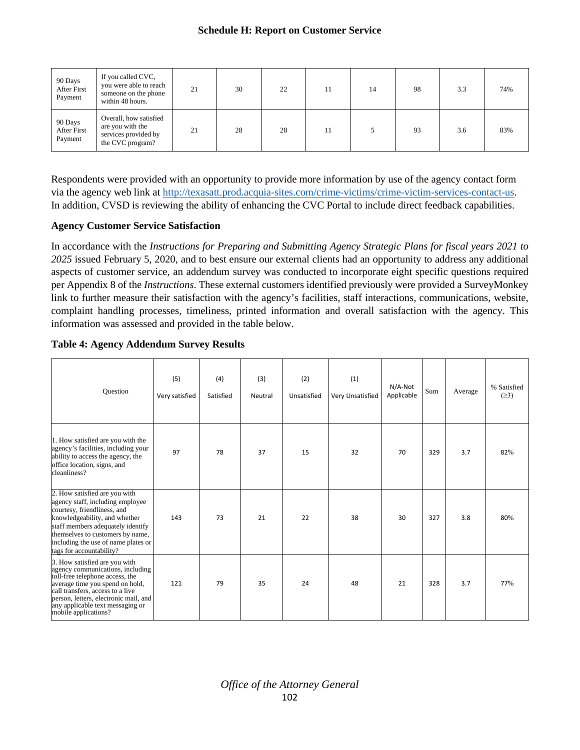## Schedule H: Report on Customer Service

| | | | | | | | | | |
|---|---|---|---|---|---|---|---|---|---|
| 90 Days After First Payment | If you called CVC, you were able to reach someone on the phone within 48 hours. | 21 | 30 | 22 | 11 | 14 | 98 | 3.3 | 74% |
| 90 Days After First Payment | Overall, how satisfied are you with the services provided by the CVC program? | 21 | 28 | 28 | 11 | 5 | 93 | 3.6 | 83% |

Respondents were provided with an opportunity to provide more information by use of the agency contact form via the agency web link at http://texasatt.prod.acquia-sites.com/crime-victims/crime-victim-services-contact-us. In addition, CVSD is reviewing the ability of enhancing the CVC Portal to include direct feedback capabilities.

### Agency Customer Service Satisfaction

In accordance with the *Instructions for Preparing and Submitting Agency Strategic Plans for fiscal years 2021 to 2025* issued February 5, 2020, and to best ensure our external clients had an opportunity to address any additional aspects of customer service, an addendum survey was conducted to incorporate eight specific questions required per Appendix 8 of the *Instructions*. These external customers identified previously were provided a SurveyMonkey link to further measure their satisfaction with the agency's facilities, staff interactions, communications, website, complaint handling processes, timeliness, printed information and overall satisfaction with the agency. This information was assessed and provided in the table below.

**Table 4: Agency Addendum Survey Results**

| Question | (5) Very satisfied | (4) Satisfied | (3) Neutral | (2) Unsatisfied | (1) Very Unsatisfied | N/A-Not Applicable | Sum | Average | % Satisfied (≥3) |
|---|---|---|---|---|---|---|---|---|---|
| 1. How satisfied are you with the agency's facilities, including your ability to access the agency, the office location, signs, and cleanliness? | 97 | 78 | 37 | 15 | 32 | 70 | 329 | 3.7 | 82% |
| 2. How satisfied are you with agency staff, including employee courtesy, friendliness, and knowledgeability, and whether staff members adequately identify themselves to customers by name, including the use of name plates or tags for accountability? | 143 | 73 | 21 | 22 | 38 | 30 | 327 | 3.8 | 80% |
| 3. How satisfied are you with agency communications, including toll-free telephone access, the average time you spend on hold, call transfers, access to a live person, letters, electronic mail, and any applicable text messaging or mobile applications? | 121 | 79 | 35 | 24 | 48 | 21 | 328 | 3.7 | 77% |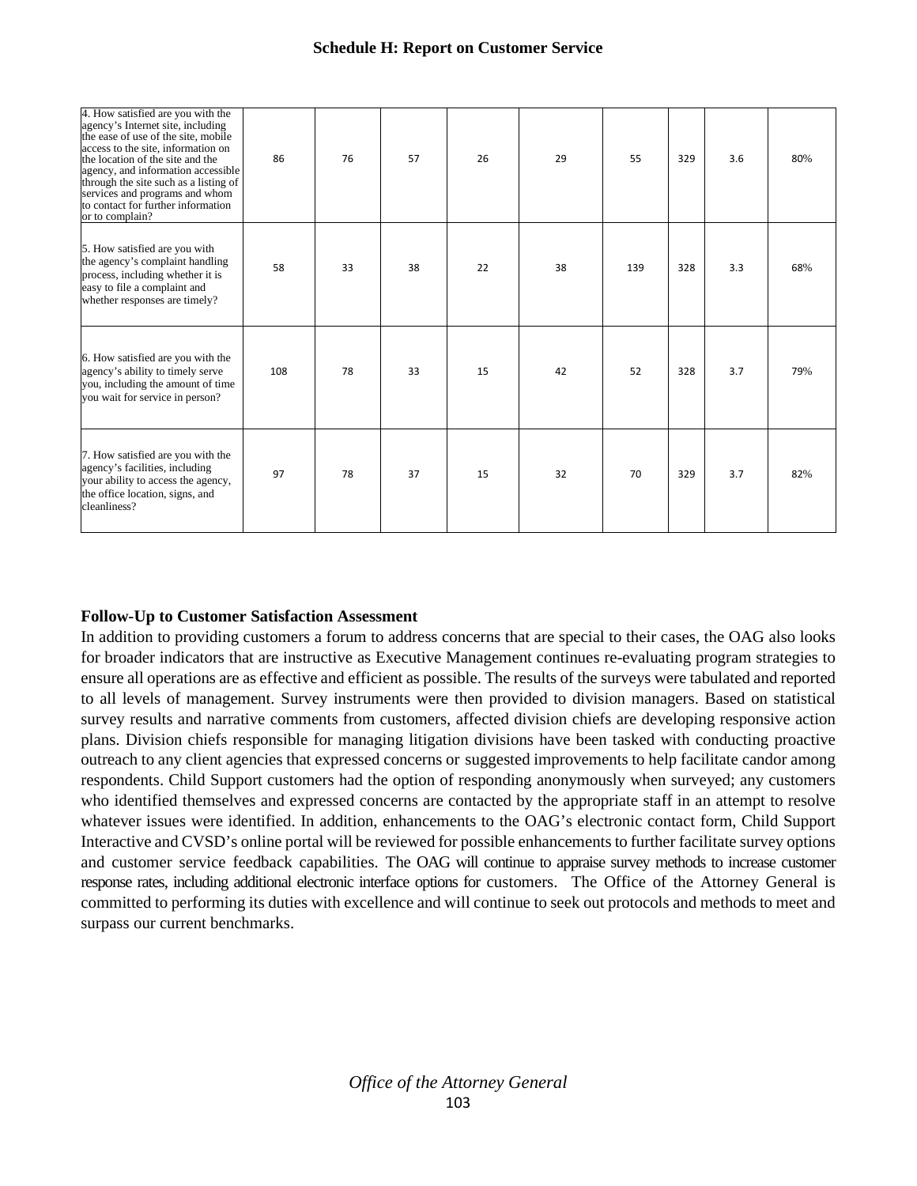| | | | | | | | | | |
|---|---|---|---|---|---|---|---|---|---|
| 4. How satisfied are you with the agency's Internet site, including the ease of use of the site, mobile access to the site, information on the location of the site and the agency, and information accessible through the site such as a listing of services and programs and whom to contact for further information or to complain? | 86 | 76 | 57 | 26 | 29 | 55 | 329 | 3.6 | 80% |
| 5. How satisfied are you with the agency's complaint handling process, including whether it is easy to file a complaint and whether responses are timely? | 58 | 33 | 38 | 22 | 38 | 139 | 328 | 3.3 | 68% |
| 6. How satisfied are you with the agency's ability to timely serve you, including the amount of time you wait for service in person? | 108 | 78 | 33 | 15 | 42 | 52 | 328 | 3.7 | 79% |
| 7. How satisfied are you with the agency's facilities, including your ability to access the agency, the office location, signs, and cleanliness? | 97 | 78 | 37 | 15 | 32 | 70 | 329 | 3.7 | 82% |

**Follow-Up to Customer Satisfaction Assessment**

In addition to providing customers a forum to address concerns that are special to their cases, the OAG also looks for broader indicators that are instructive as Executive Management continues re-evaluating program strategies to ensure all operations are as effective and efficient as possible. The results of the surveys were tabulated and reported to all levels of management. Survey instruments were then provided to division managers. Based on statistical survey results and narrative comments from customers, affected division chiefs are developing responsive action plans. Division chiefs responsible for managing litigation divisions have been tasked with conducting proactive outreach to any client agencies that expressed concerns or suggested improvements to help facilitate candor among respondents. Child Support customers had the option of responding anonymously when surveyed; any customers who identified themselves and expressed concerns are contacted by the appropriate staff in an attempt to resolve whatever issues were identified. In addition, enhancements to the OAG's electronic contact form, Child Support Interactive and CVSD's online portal will be reviewed for possible enhancements to further facilitate survey options and customer service feedback capabilities. The OAG will continue to appraise survey methods to increase customer response rates, including additional electronic interface options for customers. The Office of the Attorney General is committed to performing its duties with excellence and will continue to seek out protocols and methods to meet and surpass our current benchmarks.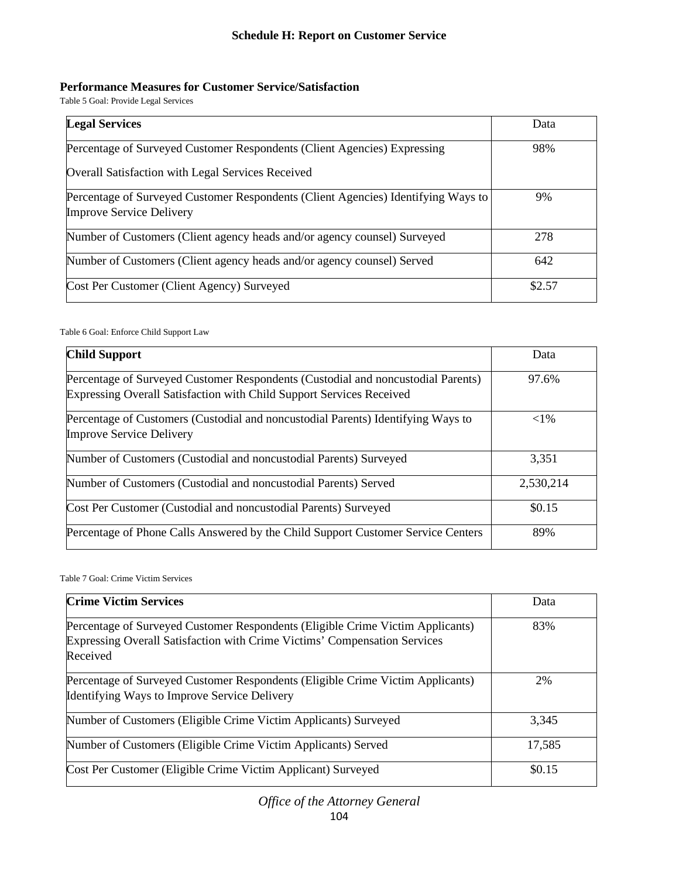## Schedule H: Report on Customer Service

### Performance Measures for Customer Service/Satisfaction

Table 5 Goal: Provide Legal Services

| **Legal Services** | Data |
|---|---|
| Percentage of Surveyed Customer Respondents (Client Agencies) Expressing Overall Satisfaction with Legal Services Received | 98% |
| Percentage of Surveyed Customer Respondents (Client Agencies) Identifying Ways to Improve Service Delivery | 9% |
| Number of Customers (Client agency heads and/or agency counsel) Surveyed | 278 |
| Number of Customers (Client agency heads and/or agency counsel) Served | 642 |
| Cost Per Customer (Client Agency) Surveyed | $2.57 |

Table 6 Goal: Enforce Child Support Law

| **Child Support** | Data |
|---|---|
| Percentage of Surveyed Customer Respondents (Custodial and noncustodial Parents) Expressing Overall Satisfaction with Child Support Services Received | 97.6% |
| Percentage of Customers (Custodial and noncustodial Parents) Identifying Ways to Improve Service Delivery | <1% |
| Number of Customers (Custodial and noncustodial Parents) Surveyed | 3,351 |
| Number of Customers (Custodial and noncustodial Parents) Served | 2,530,214 |
| Cost Per Customer (Custodial and noncustodial Parents) Surveyed | $0.15 |
| Percentage of Phone Calls Answered by the Child Support Customer Service Centers | 89% |

Table 7 Goal: Crime Victim Services

| **Crime Victim Services** | Data |
|---|---|
| Percentage of Surveyed Customer Respondents (Eligible Crime Victim Applicants) Expressing Overall Satisfaction with Crime Victims' Compensation Services Received | 83% |
| Percentage of Surveyed Customer Respondents (Eligible Crime Victim Applicants) Identifying Ways to Improve Service Delivery | 2% |
| Number of Customers (Eligible Crime Victim Applicants) Surveyed | 3,345 |
| Number of Customers (Eligible Crime Victim Applicants) Served | 17,585 |
| Cost Per Customer (Eligible Crime Victim Applicant) Surveyed | $0.15 |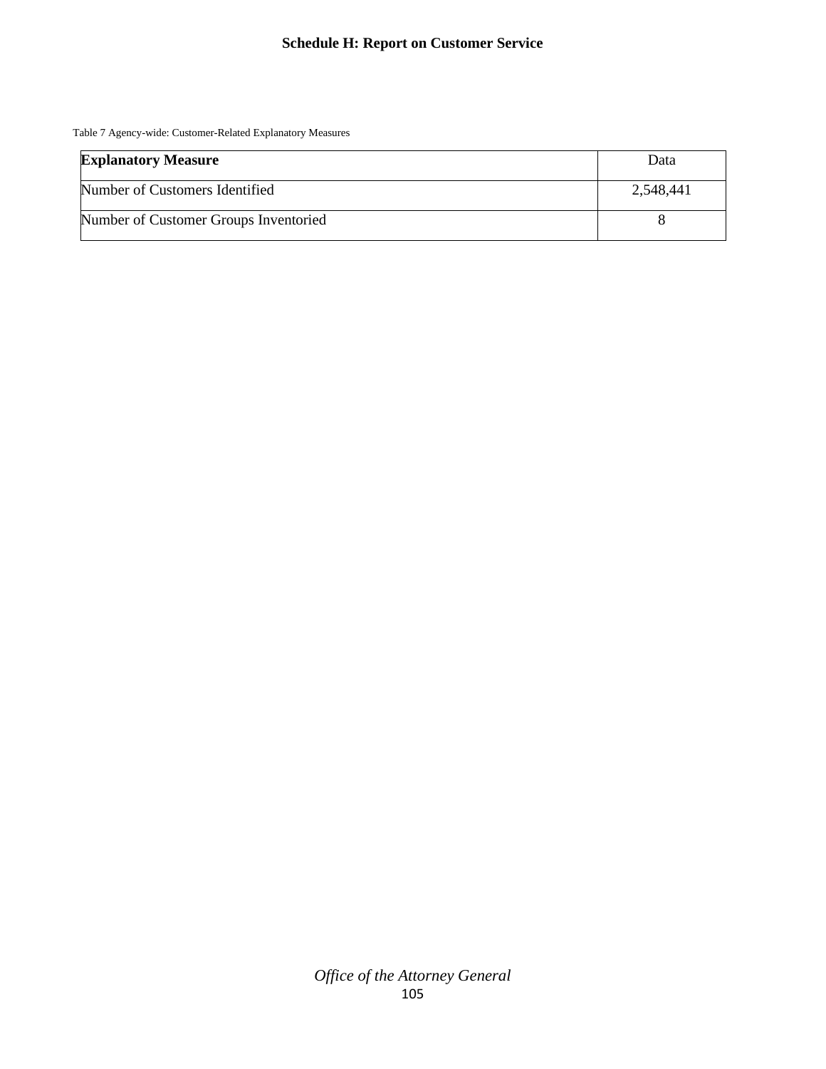## Schedule H: Report on Customer Service

Table 7 Agency-wide: Customer-Related Explanatory Measures

| **Explanatory Measure** | Data |
|---|---|
| Number of Customers Identified | 2,548,441 |
| Number of Customer Groups Inventoried | 8 |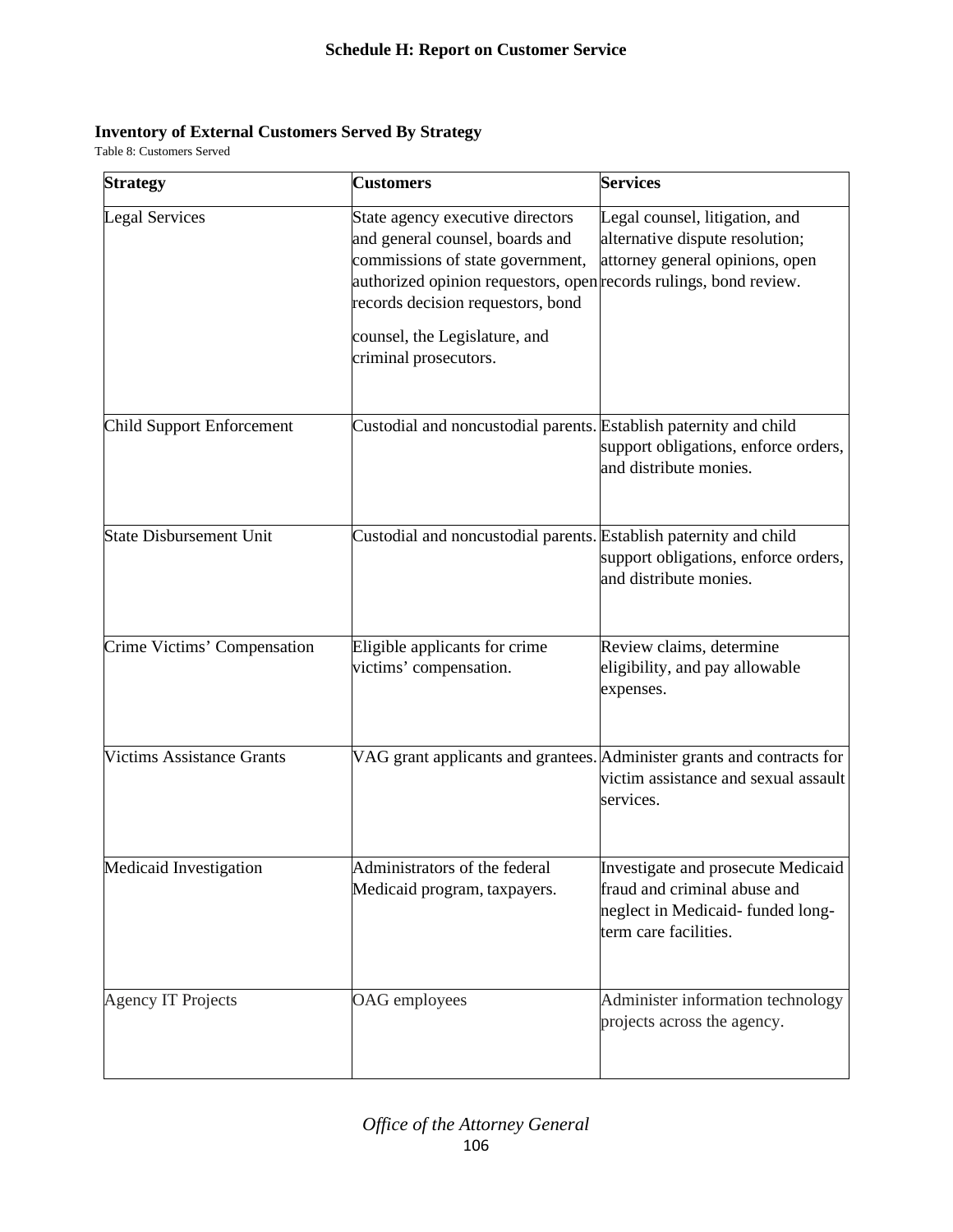## Schedule H: Report on Customer Service

### Inventory of External Customers Served By Strategy

Table 8: Customers Served

| Strategy | Customers | Services |
|---|---|---|
| Legal Services | State agency executive directors and general counsel, boards and commissions of state government, authorized opinion requestors, open records decision requestors, bond counsel, the Legislature, and criminal prosecutors. | Legal counsel, litigation, and alternative dispute resolution; attorney general opinions, open records rulings, bond review. |
| Child Support Enforcement | Custodial and noncustodial parents. | Establish paternity and child support obligations, enforce orders, and distribute monies. |
| State Disbursement Unit | Custodial and noncustodial parents. | Establish paternity and child support obligations, enforce orders, and distribute monies. |
| Crime Victims' Compensation | Eligible applicants for crime victims' compensation. | Review claims, determine eligibility, and pay allowable expenses. |
| Victims Assistance Grants | VAG grant applicants and grantees. | Administer grants and contracts for victim assistance and sexual assault services. |
| Medicaid Investigation | Administrators of the federal Medicaid program, taxpayers. | Investigate and prosecute Medicaid fraud and criminal abuse and neglect in Medicaid- funded long-term care facilities. |
| Agency IT Projects | OAG employees | Administer information technology projects across the agency. |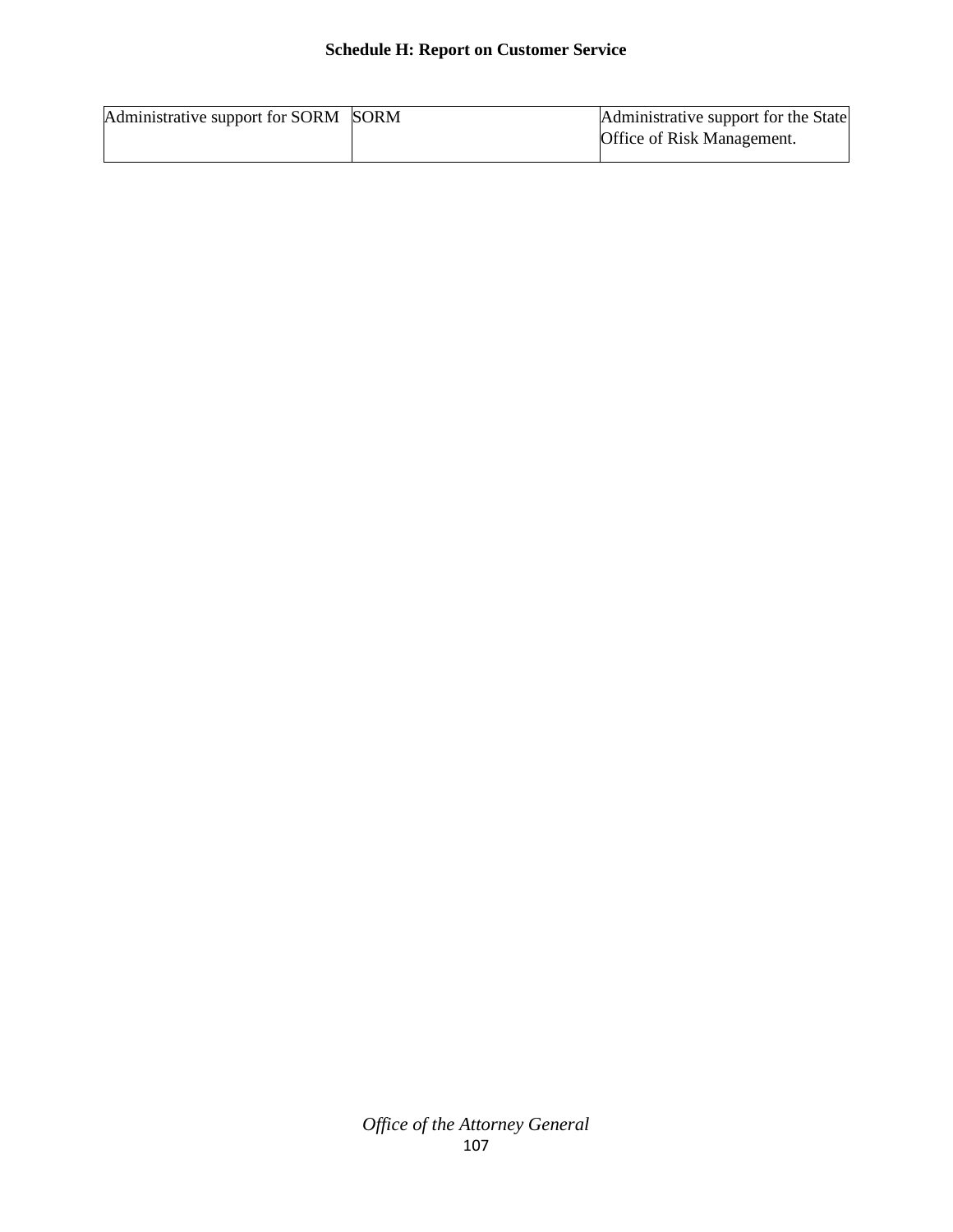| | | |
|---|---|---|
| Administrative support for SORM | SORM | Administrative support for the State Office of Risk Management. |